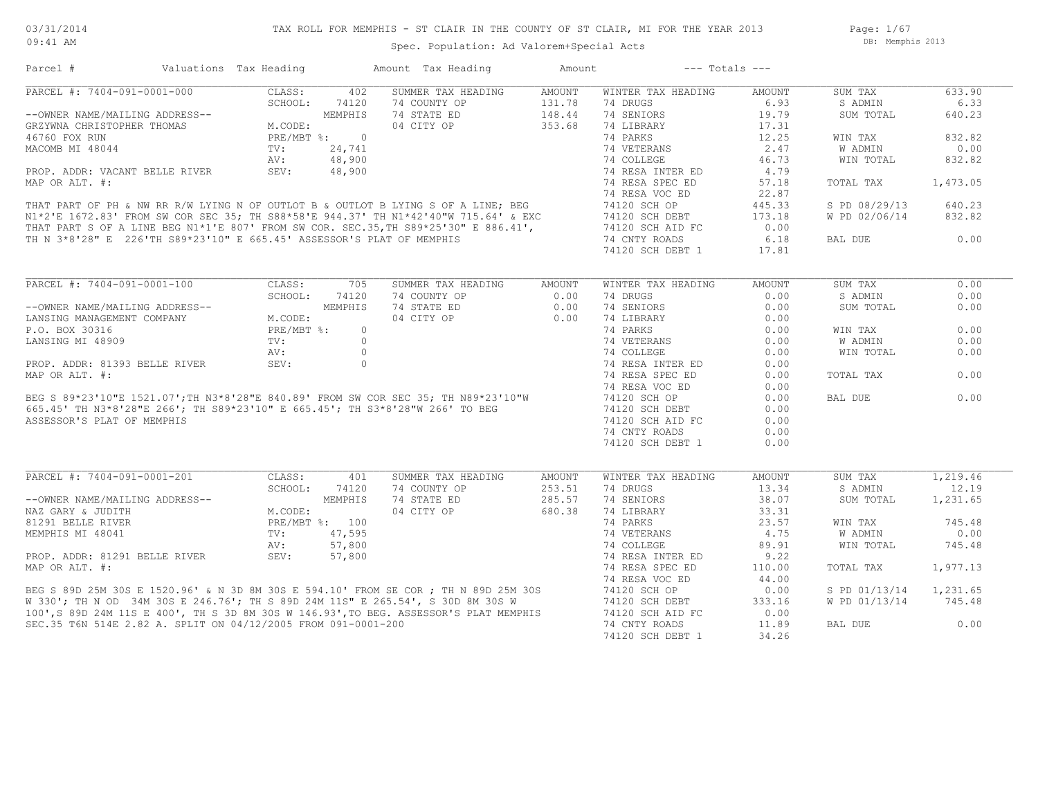# TAX ROLL FOR MEMPHIS - ST CLAIR IN THE COUNTY OF ST CLAIR, MI FOR THE YEAR 2013

Spec. Population: Ad Valorem+Special Acts

03/31/2014 09:41 AM — DB: Memphis 2013

| Parcel # | Valuations | Tax Heading | Amount | Tax Heading | Amount | --- Totals --- | |
|---|---|---|---|---|---|---|---|

## PARCEL #: 7404-091-0001-000

| | | | | | | | |
|---|---|---|---|---|---|---|---|
| --OWNER NAME/MAILING ADDRESS-- | CLASS: 402 | SUMMER TAX HEADING | AMOUNT | WINTER TAX HEADING | AMOUNT | SUM TAX | 633.90 |
| GRZYWNA CHRISTOPHER THOMAS | SCHOOL: 74120 | 74 COUNTY OP | 131.78 | 74 DRUGS | 6.93 | S ADMIN | 6.33 |
| 46760 FOX RUN | MEMPHIS | 74 STATE ED | 148.44 | 74 SENIORS | 19.79 | SUM TOTAL | 640.23 |
| MACOMB MI 48044 | M.CODE: | 04 CITY OP | 353.68 | 74 LIBRARY | 17.31 | | |
| | PRE/MBT %: 0 | | | 74 PARKS | 12.25 | WIN TAX | 832.82 |
| PROP. ADDR: VACANT BELLE RIVER | TV: 24,741 | | | 74 VETERANS | 2.47 | W ADMIN | 0.00 |
| MAP OR ALT. #: | AV: 48,900 | | | 74 COLLEGE | 46.73 | WIN TOTAL | 832.82 |
| | SEV: 48,900 | | | 74 RESA INTER ED | 4.79 | | |
| | | | | 74 RESA SPEC ED | 57.18 | TOTAL TAX | 1,473.05 |
| | | | | 74 RESA VOC ED | 22.87 | | |
| | | | | 74120 SCH OP | 445.33 | S PD 08/29/13 | 640.23 |
| | | | | 74120 SCH DEBT | 173.18 | W PD 02/06/14 | 832.82 |
| | | | | 74120 SCH AID FC | 0.00 | | |
| | | | | 74 CNTY ROADS | 6.18 | BAL DUE | 0.00 |
| | | | | 74120 SCH DEBT 1 | 17.81 | | |

THAT PART OF PH & NW RR R/W LYING N OF OUTLOT B & OUTLOT B LYING S OF A LINE; BEG N1*2'E 1672.83' FROM SW COR SEC 35; TH S88*58'E 944.37' TH N1*42'40"W 715.64' & EXC THAT PART S OF A LINE BEG N1*1'E 807' FROM SW COR. SEC.35,TH S89*25'30" E 886.41', TH N 3*8'28" E 226'TH S89*23'10" E 665.45' ASSESSOR'S PLAT OF MEMPHIS

## PARCEL #: 7404-091-0001-100

| | | | | | | | |
|---|---|---|---|---|---|---|---|
| --OWNER NAME/MAILING ADDRESS-- | CLASS: 705 | SUMMER TAX HEADING | AMOUNT | WINTER TAX HEADING | AMOUNT | SUM TAX | 0.00 |
| LANSING MANAGEMENT COMPANY | SCHOOL: 74120 | 74 COUNTY OP | 0.00 | 74 DRUGS | 0.00 | S ADMIN | 0.00 |
| P.O. BOX 30316 | MEMPHIS | 74 STATE ED | 0.00 | 74 SENIORS | 0.00 | SUM TOTAL | 0.00 |
| LANSING MI 48909 | M.CODE: | 04 CITY OP | 0.00 | 74 LIBRARY | 0.00 | | |
| | PRE/MBT %: 0 | | | 74 PARKS | 0.00 | WIN TAX | 0.00 |
| PROP. ADDR: 81393 BELLE RIVER | TV: 0 | | | 74 VETERANS | 0.00 | W ADMIN | 0.00 |
| MAP OR ALT. #: | AV: 0 | | | 74 COLLEGE | 0.00 | WIN TOTAL | 0.00 |
| | SEV: 0 | | | 74 RESA INTER ED | 0.00 | | |
| | | | | 74 RESA SPEC ED | 0.00 | TOTAL TAX | 0.00 |
| | | | | 74 RESA VOC ED | 0.00 | | |
| | | | | 74120 SCH OP | 0.00 | BAL DUE | 0.00 |
| | | | | 74120 SCH DEBT | 0.00 | | |
| | | | | 74120 SCH AID FC | 0.00 | | |
| | | | | 74 CNTY ROADS | 0.00 | | |
| | | | | 74120 SCH DEBT 1 | 0.00 | | |

BEG S 89*23'10"E 1521.07';TH N3*8'28"E 840.89' FROM SW COR SEC 35; TH N89*23'10"W 665.45' TH N3*8'28"E 266'; TH S89*23'10" E 665.45'; TH S3*8'28"W 266' TO BEG ASSESSOR'S PLAT OF MEMPHIS

## PARCEL #: 7404-091-0001-201

| | | | | | | | |
|---|---|---|---|---|---|---|---|
| --OWNER NAME/MAILING ADDRESS-- | CLASS: 401 | SUMMER TAX HEADING | AMOUNT | WINTER TAX HEADING | AMOUNT | SUM TAX | 1,219.46 |
| NAZ GARY & JUDITH | SCHOOL: 74120 | 74 COUNTY OP | 253.51 | 74 DRUGS | 13.34 | S ADMIN | 12.19 |
| 81291 BELLE RIVER | MEMPHIS | 74 STATE ED | 285.57 | 74 SENIORS | 38.07 | SUM TOTAL | 1,231.65 |
| MEMPHIS MI 48041 | M.CODE: | 04 CITY OP | 680.38 | 74 LIBRARY | 33.31 | | |
| | PRE/MBT %: 100 | | | 74 PARKS | 23.57 | WIN TAX | 745.48 |
| PROP. ADDR: 81291 BELLE RIVER | TV: 47,595 | | | 74 VETERANS | 4.75 | W ADMIN | 0.00 |
| MAP OR ALT. #: | AV: 57,800 | | | 74 COLLEGE | 89.91 | WIN TOTAL | 745.48 |
| | SEV: 57,800 | | | 74 RESA INTER ED | 9.22 | | |
| | | | | 74 RESA SPEC ED | 110.00 | TOTAL TAX | 1,977.13 |
| | | | | 74 RESA VOC ED | 44.00 | | |
| | | | | 74120 SCH OP | 0.00 | S PD 01/13/14 | 1,231.65 |
| | | | | 74120 SCH DEBT | 333.16 | W PD 01/13/14 | 745.48 |
| | | | | 74120 SCH AID FC | 0.00 | | |
| | | | | 74 CNTY ROADS | 11.89 | BAL DUE | 0.00 |
| | | | | 74120 SCH DEBT 1 | 34.26 | | |

BEG S 89D 25M 30S E 1520.96' & N 3D 8M 30S E 594.10' FROM SE COR ; TH N 89D 25M 30S W 330'; TH N OD 34M 30S E 246.76'; TH S 89D 24M 11S" E 265.54', S 30D 8M 30S W 100',S 89D 24M 11S E 400', TH S 3D 8M 30S W 146.93',TO BEG. ASSESSOR'S PLAT MEMPHIS SEC.35 T6N 514E 2.82 A. SPLIT ON 04/12/2005 FROM 091-0001-200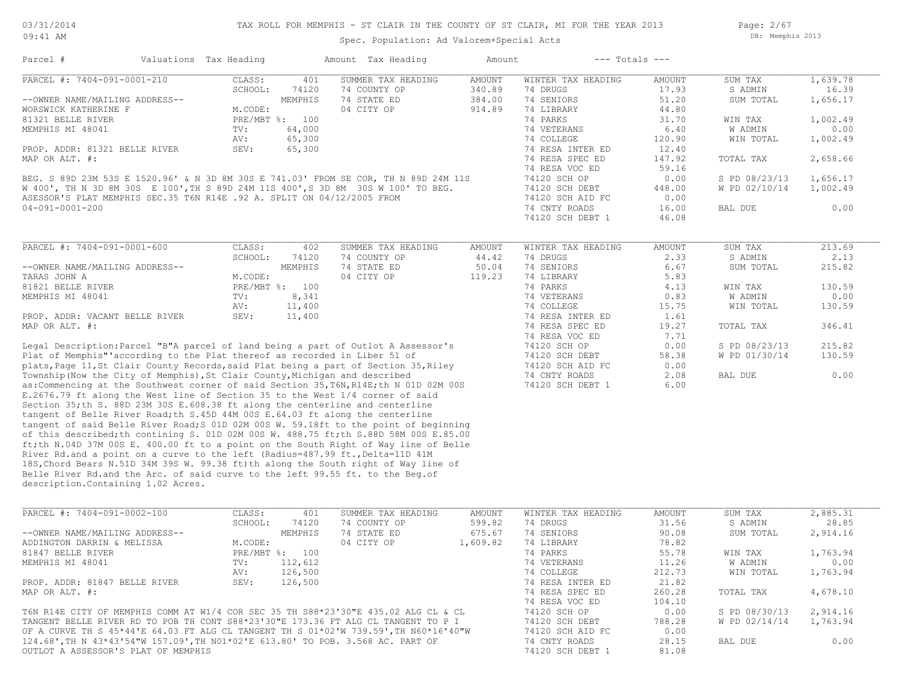TAX ROLL FOR MEMPHIS - ST CLAIR IN THE COUNTY OF ST CLAIR, MI FOR THE YEAR 2013

Spec. Population: Ad Valorem+Special Acts

| Parcel # | Valuations | Tax Heading | Amount | Tax Heading | Amount | --- Totals --- | |
|---|---|---|---|---|---|---|---|

## PARCEL #: 7404-091-0001-210

| | | | | | | | |
|---|---|---|---|---|---|---|---|
| CLASS: | 401 | SUMMER TAX HEADING | AMOUNT | WINTER TAX HEADING | AMOUNT | SUM TAX | 1,639.78 |
| SCHOOL: | 74120 | 74 COUNTY OP | 340.89 | 74 DRUGS | 17.93 | S ADMIN | 16.39 |
| | MEMPHIS | 74 STATE ED | 384.00 | 74 SENIORS | 51.20 | SUM TOTAL | 1,656.17 |
| M.CODE: | | 04 CITY OP | 914.89 | 74 LIBRARY | 44.80 | | |
| PRE/MBT %: | 100 | | | 74 PARKS | 31.70 | WIN TAX | 1,002.49 |
| TV: | 64,000 | | | 74 VETERANS | 6.40 | W ADMIN | 0.00 |
| AV: | 65,300 | | | 74 COLLEGE | 120.90 | WIN TOTAL | 1,002.49 |
| SEV: | 65,300 | | | 74 RESA INTER ED | 12.40 | | |
| | | | | 74 RESA SPEC ED | 147.92 | TOTAL TAX | 2,658.66 |
| | | | | 74 RESA VOC ED | 59.16 | | |
| | | | | 74120 SCH OP | 0.00 | S PD 08/23/13 | 1,656.17 |
| | | | | 74120 SCH DEBT | 448.00 | W PD 02/10/14 | 1,002.49 |
| | | | | 74120 SCH AID FC | 0.00 | | |
| | | | | 74 CNTY ROADS | 16.00 | BAL DUE | 0.00 |
| | | | | 74120 SCH DEBT 1 | 46.08 | | |

--OWNER NAME/MAILING ADDRESS--
WORSWICK KATHERINE F
81321 BELLE RIVER
MEMPHIS MI 48041

PROP. ADDR: 81321 BELLE RIVER
MAP OR ALT. #:

BEG. S 89D 23M 53S E 1520.96' & N 3D 8M 30S E 741.03' FROM SE COR, TH N 89D 24M 11S W 400', TH N 3D 8M 30S E 100',TH S 89D 24M 11S 400',S 3D 8M 30S W 100' TO BEG. ASESSOR'S PLAT MEMPHIS SEC.35 T6N R14E .92 A. SPLIT ON 04/12/2005 FROM 04-091-0001-200

## PARCEL #: 7404-091-0001-600

| | | | | | | | |
|---|---|---|---|---|---|---|---|
| CLASS: | 402 | SUMMER TAX HEADING | AMOUNT | WINTER TAX HEADING | AMOUNT | SUM TAX | 213.69 |
| SCHOOL: | 74120 | 74 COUNTY OP | 44.42 | 74 DRUGS | 2.33 | S ADMIN | 2.13 |
| | MEMPHIS | 74 STATE ED | 50.04 | 74 SENIORS | 6.67 | SUM TOTAL | 215.82 |
| M.CODE: | | 04 CITY OP | 119.23 | 74 LIBRARY | 5.83 | | |
| PRE/MBT %: | 100 | | | 74 PARKS | 4.13 | WIN TAX | 130.59 |
| TV: | 8,341 | | | 74 VETERANS | 0.83 | W ADMIN | 0.00 |
| AV: | 11,400 | | | 74 COLLEGE | 15.75 | WIN TOTAL | 130.59 |
| SEV: | 11,400 | | | 74 RESA INTER ED | 1.61 | | |
| | | | | 74 RESA SPEC ED | 19.27 | TOTAL TAX | 346.41 |
| | | | | 74 RESA VOC ED | 7.71 | | |
| | | | | 74120 SCH OP | 0.00 | S PD 08/23/13 | 215.82 |
| | | | | 74120 SCH DEBT | 58.38 | W PD 01/30/14 | 130.59 |
| | | | | 74120 SCH AID FC | 0.00 | | |
| | | | | 74 CNTY ROADS | 2.08 | BAL DUE | 0.00 |
| | | | | 74120 SCH DEBT 1 | 6.00 | | |

--OWNER NAME/MAILING ADDRESS--
TARAS JOHN A
81821 BELLE RIVER
MEMPHIS MI 48041

PROP. ADDR: VACANT BELLE RIVER
MAP OR ALT. #:

Legal Description:Parcel "B"A parcel of land being a part of Outlot A Assessor's Plat of Memphis"'according to the Plat thereof as recorded in Liber 51 of plats,Page 11,St Clair County Records,said Plat being a part of Section 35,Riley Township(Now the City of Memphis),St Clair County,Michigan and described as:Commencing at the Southwest corner of said Section 35,T6N,R14E;th N 01D 02M 00S E.2676.79 ft along the West line of Section 35 to the West 1/4 corner of said Section 35;th S. 88D 23M 30S E.608.38 ft along the centerline and centerline tangent of Belle River Road;th S.45D 44M 00S E.64.03 ft along the centerline tangent of said Belle River Road;S 01D 02M 00S W. 59.18ft to the point of beginning of this described;th contining S. 01D 02M 00S W. 488.75 ft;th S.88D 58M 00S E.85.00 ft;th N.04D 37M 00S E. 400.00 ft to a point on the South Right of Way line of Belle River Rd.and a point on a curve to the left (Radius=487.99 ft.,Delta=11D 41M 18S,Chord Bears N.51D 34M 39S W. 99.38 ft)th along the South right of Way line of Belle River Rd.and the Arc. of said curve to the left 99.55 ft. to the Beg.of description.Containing 1.02 Acres.

## PARCEL #: 7404-091-0002-100

| | | | | | | | |
|---|---|---|---|---|---|---|---|
| CLASS: | 401 | SUMMER TAX HEADING | AMOUNT | WINTER TAX HEADING | AMOUNT | SUM TAX | 2,885.31 |
| SCHOOL: | 74120 | 74 COUNTY OP | 599.82 | 74 DRUGS | 31.56 | S ADMIN | 28.85 |
| | MEMPHIS | 74 STATE ED | 675.67 | 74 SENIORS | 90.08 | SUM TOTAL | 2,914.16 |
| M.CODE: | | 04 CITY OP | 1,609.82 | 74 LIBRARY | 78.82 | | |
| PRE/MBT %: | 100 | | | 74 PARKS | 55.78 | WIN TAX | 1,763.94 |
| TV: | 112,612 | | | 74 VETERANS | 11.26 | W ADMIN | 0.00 |
| AV: | 126,500 | | | 74 COLLEGE | 212.73 | WIN TOTAL | 1,763.94 |
| SEV: | 126,500 | | | 74 RESA INTER ED | 21.82 | | |
| | | | | 74 RESA SPEC ED | 260.28 | TOTAL TAX | 4,678.10 |
| | | | | 74 RESA VOC ED | 104.10 | | |
| | | | | 74120 SCH OP | 0.00 | S PD 08/30/13 | 2,914.16 |
| | | | | 74120 SCH DEBT | 788.28 | W PD 02/14/14 | 1,763.94 |
| | | | | 74120 SCH AID FC | 0.00 | | |
| | | | | 74 CNTY ROADS | 28.15 | BAL DUE | 0.00 |
| | | | | 74120 SCH DEBT 1 | 81.08 | | |

--OWNER NAME/MAILING ADDRESS--
ADDINGTON DARRIN & MELISSA
81847 BELLE RIVER
MEMPHIS MI 48041

PROP. ADDR: 81847 BELLE RIVER
MAP OR ALT. #:

T6N R14E CITY OF MEMPHIS COMM AT W1/4 COR SEC 35 TH S88*23'30"E 435.02 ALG CL & CL TANGENT BELLE RIVER RD TO POB TH CONT S88*23'30"E 173.36 FT ALG CL TANGENT TO P I OF A CURVE TH S 45*44'E 64.03 FT ALG CL TANGENT TH S 01*02'W 739.59',TH N60*16'40"W 124.68',TH N 43*43'54"W 157.09',TH N01*02'E 613.80' TO POB. 3.568 AC. PART OF OUTLOT A ASSESSOR'S PLAT OF MEMPHIS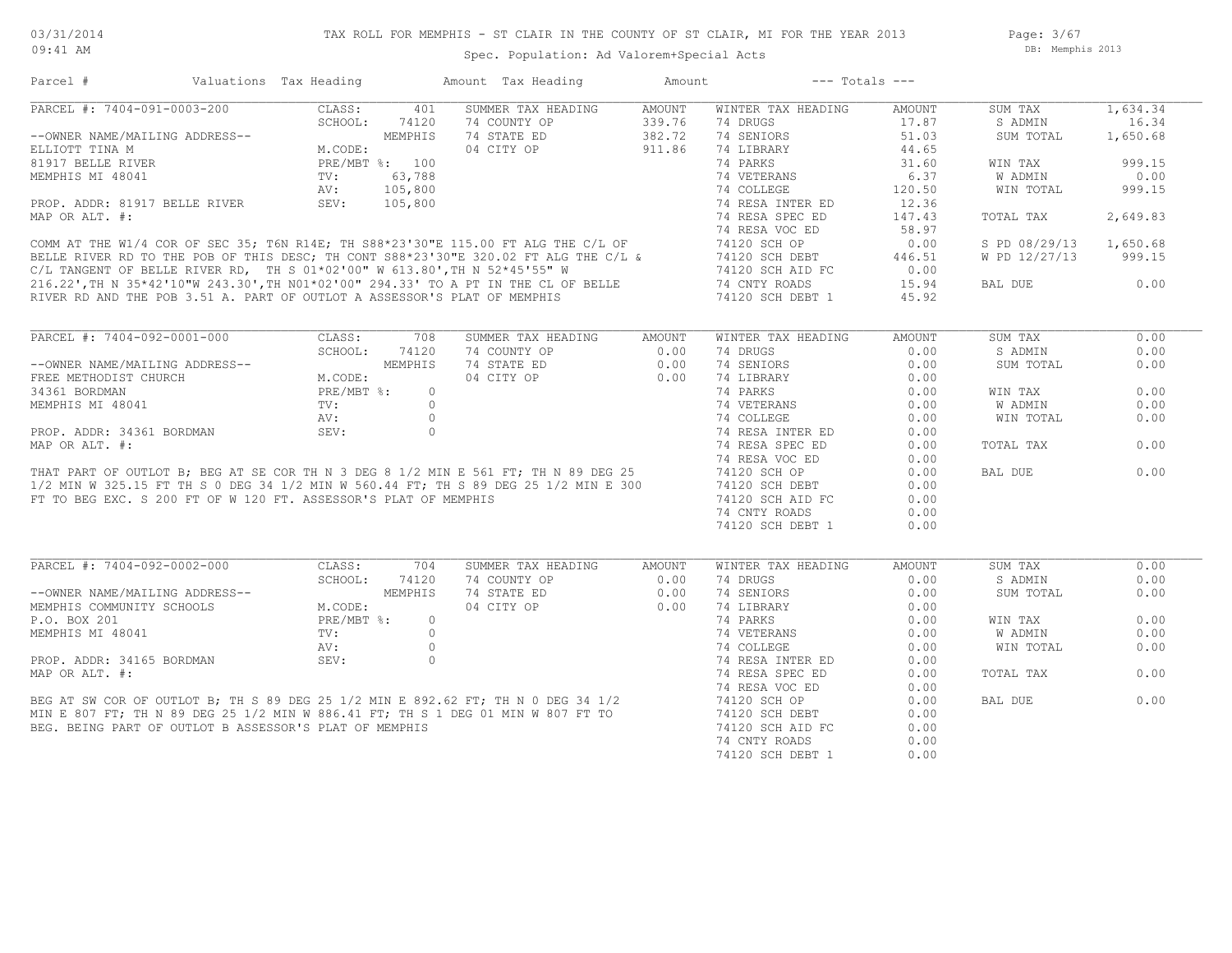# TAX ROLL FOR MEMPHIS - ST CLAIR IN THE COUNTY OF ST CLAIR, MI FOR THE YEAR 2013

03/31/2014
09:41 AM

Spec. Population: Ad Valorem+Special Acts

DB: Memphis 2013

| Parcel # | Valuations | Tax Heading | Amount | Tax Heading | Amount | --- Totals --- |
|---|---|---|---|---|---|---|

## PARCEL #: 7404-091-0003-200

| | | | | | | | |
|---|---|---|---|---|---|---|---|
| --OWNER NAME/MAILING ADDRESS-- | CLASS: 401 | SUMMER TAX HEADING | AMOUNT | WINTER TAX HEADING | AMOUNT | SUM TAX | 1,634.34 |
| ELLIOTT TINA M | SCHOOL: 74120 | 74 COUNTY OP | 339.76 | 74 DRUGS | 17.87 | S ADMIN | 16.34 |
| 81917 BELLE RIVER | MEMPHIS | 74 STATE ED | 382.72 | 74 SENIORS | 51.03 | SUM TOTAL | 1,650.68 |
| MEMPHIS MI 48041 | M.CODE: | 04 CITY OP | 911.86 | 74 LIBRARY | 44.65 | | |
| | PRE/MBT %: 100 | | | 74 PARKS | 31.60 | WIN TAX | 999.15 |
| PROP. ADDR: 81917 BELLE RIVER | TV: 63,788 | | | 74 VETERANS | 6.37 | W ADMIN | 0.00 |
| MAP OR ALT. #: | AV: 105,800 | | | 74 COLLEGE | 120.50 | WIN TOTAL | 999.15 |
| | SEV: 105,800 | | | 74 RESA INTER ED | 12.36 | | |
| | | | | 74 RESA SPEC ED | 147.43 | TOTAL TAX | 2,649.83 |
| | | | | 74 RESA VOC ED | 58.97 | | |
| | | | | 74120 SCH OP | 0.00 | S PD 08/29/13 | 1,650.68 |
| | | | | 74120 SCH DEBT | 446.51 | W PD 12/27/13 | 999.15 |
| | | | | 74120 SCH AID FC | 0.00 | | |
| | | | | 74 CNTY ROADS | 15.94 | BAL DUE | 0.00 |
| | | | | 74120 SCH DEBT 1 | 45.92 | | |

COMM AT THE W1/4 COR OF SEC 35; T6N R14E; TH S88*23'30"E 115.00 FT ALG THE C/L OF BELLE RIVER RD TO THE POB OF THIS DESC; TH CONT S88*23'30"E 320.02 FT ALG THE C/L & C/L TANGENT OF BELLE RIVER RD, TH S 01*02'00" W 613.80',TH N 52*45'55" W 216.22',TH N 35*42'10"W 243.30',TH N01*02'00" 294.33' TO A PT IN THE CL OF BELLE RIVER RD AND THE POB 3.51 A. PART OF OUTLOT A ASSESSOR'S PLAT OF MEMPHIS

## PARCEL #: 7404-092-0001-000

| | | | | | | | |
|---|---|---|---|---|---|---|---|
| --OWNER NAME/MAILING ADDRESS-- | CLASS: 708 | SUMMER TAX HEADING | AMOUNT | WINTER TAX HEADING | AMOUNT | SUM TAX | 0.00 |
| FREE METHODIST CHURCH | SCHOOL: 74120 | 74 COUNTY OP | 0.00 | 74 DRUGS | 0.00 | S ADMIN | 0.00 |
| 34361 BORDMAN | MEMPHIS | 74 STATE ED | 0.00 | 74 SENIORS | 0.00 | SUM TOTAL | 0.00 |
| MEMPHIS MI 48041 | M.CODE: | 04 CITY OP | 0.00 | 74 LIBRARY | 0.00 | | |
| | PRE/MBT %: 0 | | | 74 PARKS | 0.00 | WIN TAX | 0.00 |
| PROP. ADDR: 34361 BORDMAN | TV: 0 | | | 74 VETERANS | 0.00 | W ADMIN | 0.00 |
| MAP OR ALT. #: | AV: 0 | | | 74 COLLEGE | 0.00 | WIN TOTAL | 0.00 |
| | SEV: 0 | | | 74 RESA INTER ED | 0.00 | | |
| | | | | 74 RESA SPEC ED | 0.00 | TOTAL TAX | 0.00 |
| | | | | 74 RESA VOC ED | 0.00 | | |
| | | | | 74120 SCH OP | 0.00 | BAL DUE | 0.00 |
| | | | | 74120 SCH DEBT | 0.00 | | |
| | | | | 74120 SCH AID FC | 0.00 | | |
| | | | | 74 CNTY ROADS | 0.00 | | |
| | | | | 74120 SCH DEBT 1 | 0.00 | | |

THAT PART OF OUTLOT B; BEG AT SE COR TH N 3 DEG 8 1/2 MIN E 561 FT; TH N 89 DEG 25 1/2 MIN W 325.15 FT TH S 0 DEG 34 1/2 MIN W 560.44 FT; TH S 89 DEG 25 1/2 MIN E 300 FT TO BEG EXC. S 200 FT OF W 120 FT. ASSESSOR'S PLAT OF MEMPHIS

## PARCEL #: 7404-092-0002-000

| | | | | | | | |
|---|---|---|---|---|---|---|---|
| --OWNER NAME/MAILING ADDRESS-- | CLASS: 704 | SUMMER TAX HEADING | AMOUNT | WINTER TAX HEADING | AMOUNT | SUM TAX | 0.00 |
| MEMPHIS COMMUNITY SCHOOLS | SCHOOL: 74120 | 74 COUNTY OP | 0.00 | 74 DRUGS | 0.00 | S ADMIN | 0.00 |
| P.O. BOX 201 | MEMPHIS | 74 STATE ED | 0.00 | 74 SENIORS | 0.00 | SUM TOTAL | 0.00 |
| MEMPHIS MI 48041 | M.CODE: | 04 CITY OP | 0.00 | 74 LIBRARY | 0.00 | | |
| | PRE/MBT %: 0 | | | 74 PARKS | 0.00 | WIN TAX | 0.00 |
| PROP. ADDR: 34165 BORDMAN | TV: 0 | | | 74 VETERANS | 0.00 | W ADMIN | 0.00 |
| MAP OR ALT. #: | AV: 0 | | | 74 COLLEGE | 0.00 | WIN TOTAL | 0.00 |
| | SEV: 0 | | | 74 RESA INTER ED | 0.00 | | |
| | | | | 74 RESA SPEC ED | 0.00 | TOTAL TAX | 0.00 |
| | | | | 74 RESA VOC ED | 0.00 | | |
| | | | | 74120 SCH OP | 0.00 | BAL DUE | 0.00 |
| | | | | 74120 SCH DEBT | 0.00 | | |
| | | | | 74120 SCH AID FC | 0.00 | | |
| | | | | 74 CNTY ROADS | 0.00 | | |
| | | | | 74120 SCH DEBT 1 | 0.00 | | |

BEG AT SW COR OF OUTLOT B; TH S 89 DEG 25 1/2 MIN E 892.62 FT; TH N 0 DEG 34 1/2 MIN E 807 FT; TH N 89 DEG 25 1/2 MIN W 886.41 FT; TH S 1 DEG 01 MIN W 807 FT TO BEG. BEING PART OF OUTLOT B ASSESSOR'S PLAT OF MEMPHIS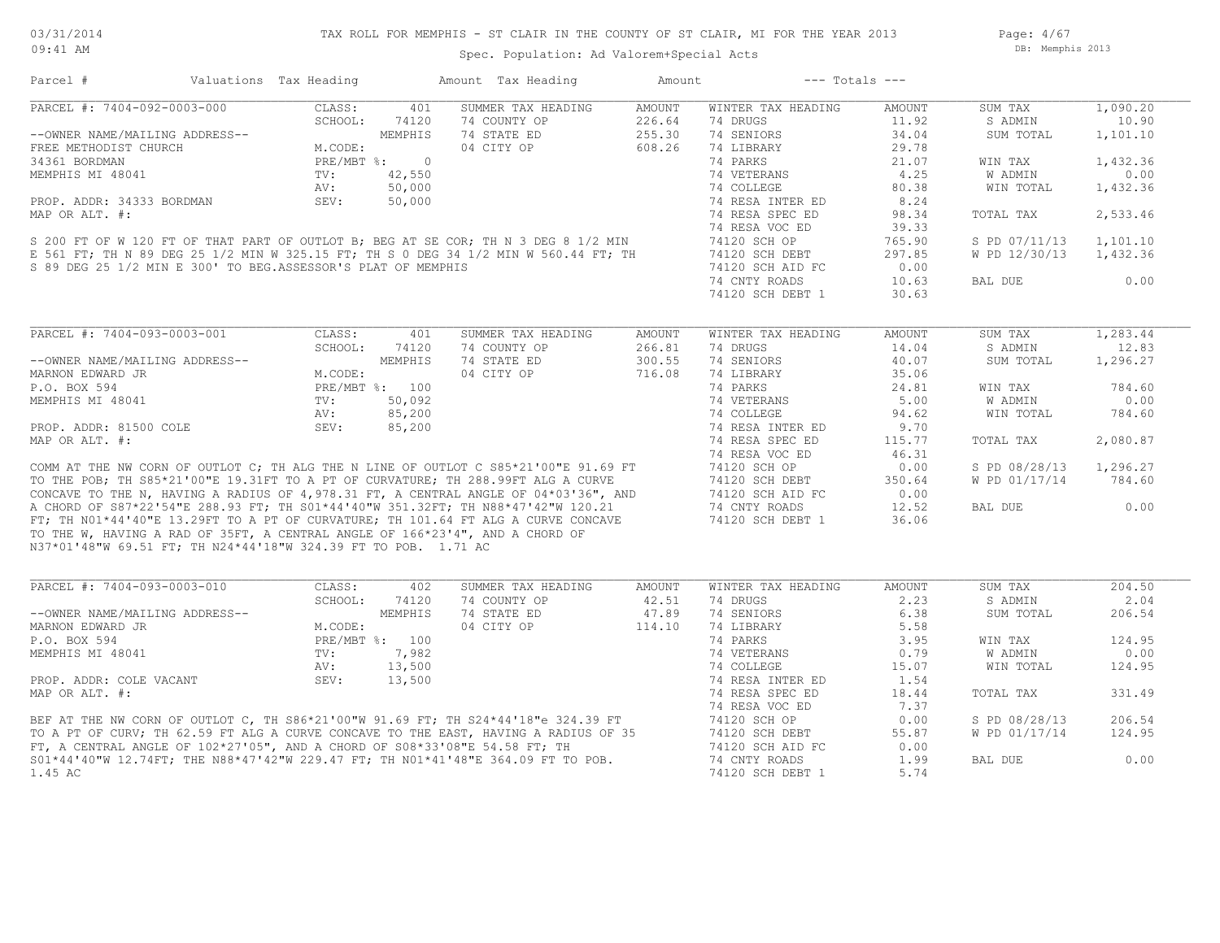TAX ROLL FOR MEMPHIS - ST CLAIR IN THE COUNTY OF ST CLAIR, MI FOR THE YEAR 2013

Spec. Population: Ad Valorem+Special Acts

| Parcel # | Valuations | Tax Heading | Amount | Tax Heading | Amount | --- Totals --- | |
|---|---|---|---|---|---|---|---|

## PARCEL #: 7404-092-0003-000

| | | | | | | | |
|---|---|---|---|---|---|---|---|
| CLASS: | 401 | SUMMER TAX HEADING | AMOUNT | WINTER TAX HEADING | AMOUNT | SUM TAX | 1,090.20 |
| SCHOOL: | 74120 | 74 COUNTY OP | 226.64 | 74 DRUGS | 11.92 | S ADMIN | 10.90 |
| | MEMPHIS | 74 STATE ED | 255.30 | 74 SENIORS | 34.04 | SUM TOTAL | 1,101.10 |
| M.CODE: | | 04 CITY OP | 608.26 | 74 LIBRARY | 29.78 | | |
| PRE/MBT %: | 0 | | | 74 PARKS | 21.07 | WIN TAX | 1,432.36 |
| TV: | 42,550 | | | 74 VETERANS | 4.25 | W ADMIN | 0.00 |
| AV: | 50,000 | | | 74 COLLEGE | 80.38 | WIN TOTAL | 1,432.36 |
| SEV: | 50,000 | | | 74 RESA INTER ED | 8.24 | | |
| | | | | 74 RESA SPEC ED | 98.34 | TOTAL TAX | 2,533.46 |
| | | | | 74 RESA VOC ED | 39.33 | | |
| | | | | 74120 SCH OP | 765.90 | S PD 07/11/13 | 1,101.10 |
| | | | | 74120 SCH DEBT | 297.85 | W PD 12/30/13 | 1,432.36 |
| | | | | 74120 SCH AID FC | 0.00 | | |
| | | | | 74 CNTY ROADS | 10.63 | BAL DUE | 0.00 |
| | | | | 74120 SCH DEBT 1 | 30.63 | | |

--OWNER NAME/MAILING ADDRESS--
FREE METHODIST CHURCH
34361 BORDMAN
MEMPHIS MI 48041

PROP. ADDR: 34333 BORDMAN
MAP OR ALT. #:

S 200 FT OF W 120 FT OF THAT PART OF OUTLOT B; BEG AT SE COR; TH N 3 DEG 8 1/2 MIN E 561 FT; TH N 89 DEG 25 1/2 MIN W 325.15 FT; TH S 0 DEG 34 1/2 MIN W 560.44 FT; TH S 89 DEG 25 1/2 MIN E 300' TO BEG.ASSESSOR'S PLAT OF MEMPHIS

## PARCEL #: 7404-093-0003-001

| | | | | | | | |
|---|---|---|---|---|---|---|---|
| CLASS: | 401 | SUMMER TAX HEADING | AMOUNT | WINTER TAX HEADING | AMOUNT | SUM TAX | 1,283.44 |
| SCHOOL: | 74120 | 74 COUNTY OP | 266.81 | 74 DRUGS | 14.04 | S ADMIN | 12.83 |
| | MEMPHIS | 74 STATE ED | 300.55 | 74 SENIORS | 40.07 | SUM TOTAL | 1,296.27 |
| M.CODE: | | 04 CITY OP | 716.08 | 74 LIBRARY | 35.06 | | |
| PRE/MBT %: | 100 | | | 74 PARKS | 24.81 | WIN TAX | 784.60 |
| TV: | 50,092 | | | 74 VETERANS | 5.00 | W ADMIN | 0.00 |
| AV: | 85,200 | | | 74 COLLEGE | 94.62 | WIN TOTAL | 784.60 |
| SEV: | 85,200 | | | 74 RESA INTER ED | 9.70 | | |
| | | | | 74 RESA SPEC ED | 115.77 | TOTAL TAX | 2,080.87 |
| | | | | 74 RESA VOC ED | 46.31 | | |
| | | | | 74120 SCH OP | 0.00 | S PD 08/28/13 | 1,296.27 |
| | | | | 74120 SCH DEBT | 350.64 | W PD 01/17/14 | 784.60 |
| | | | | 74120 SCH AID FC | 0.00 | | |
| | | | | 74 CNTY ROADS | 12.52 | BAL DUE | 0.00 |
| | | | | 74120 SCH DEBT 1 | 36.06 | | |

--OWNER NAME/MAILING ADDRESS--
MARNON EDWARD JR
P.O. BOX 594
MEMPHIS MI 48041

PROP. ADDR: 81500 COLE
MAP OR ALT. #:

COMM AT THE NW CORN OF OUTLOT C; TH ALG THE N LINE OF OUTLOT C S85*21'00"E 91.69 FT TO THE POB; TH S85*21'00"E 19.31FT TO A PT OF CURVATURE; TH 288.99FT ALG A CURVE CONCAVE TO THE N, HAVING A RADIUS OF 4,978.31 FT, A CENTRAL ANGLE OF 04*03'36", AND A CHORD OF S87*22'54"E 288.93 FT; TH S01*44'40"W 351.32FT; TH N88*47'42"W 120.21 FT; TH N01*44'40"E 13.29FT TO A PT OF CURVATURE; TH 101.64 FT ALG A CURVE CONCAVE TO THE W, HAVING A RAD OF 35FT, A CENTRAL ANGLE OF 166*23'4", AND A CHORD OF N37*01'48"W 69.51 FT; TH N24*44'18"W 324.39 FT TO POB. 1.71 AC

## PARCEL #: 7404-093-0003-010

| | | | | | | | |
|---|---|---|---|---|---|---|---|
| CLASS: | 402 | SUMMER TAX HEADING | AMOUNT | WINTER TAX HEADING | AMOUNT | SUM TAX | 204.50 |
| SCHOOL: | 74120 | 74 COUNTY OP | 42.51 | 74 DRUGS | 2.23 | S ADMIN | 2.04 |
| | MEMPHIS | 74 STATE ED | 47.89 | 74 SENIORS | 6.38 | SUM TOTAL | 206.54 |
| M.CODE: | | 04 CITY OP | 114.10 | 74 LIBRARY | 5.58 | | |
| PRE/MBT %: | 100 | | | 74 PARKS | 3.95 | WIN TAX | 124.95 |
| TV: | 7,982 | | | 74 VETERANS | 0.79 | W ADMIN | 0.00 |
| AV: | 13,500 | | | 74 COLLEGE | 15.07 | WIN TOTAL | 124.95 |
| SEV: | 13,500 | | | 74 RESA INTER ED | 1.54 | | |
| | | | | 74 RESA SPEC ED | 18.44 | TOTAL TAX | 331.49 |
| | | | | 74 RESA VOC ED | 7.37 | | |
| | | | | 74120 SCH OP | 0.00 | S PD 08/28/13 | 206.54 |
| | | | | 74120 SCH DEBT | 55.87 | W PD 01/17/14 | 124.95 |
| | | | | 74120 SCH AID FC | 0.00 | | |
| | | | | 74 CNTY ROADS | 1.99 | BAL DUE | 0.00 |
| | | | | 74120 SCH DEBT 1 | 5.74 | | |

--OWNER NAME/MAILING ADDRESS--
MARNON EDWARD JR
P.O. BOX 594
MEMPHIS MI 48041

PROP. ADDR: COLE VACANT
MAP OR ALT. #:

BEF AT THE NW CORN OF OUTLOT C, TH S86*21'00"W 91.69 FT; TH S24*44'18"e 324.39 FT TO A PT OF CURV; TH 62.59 FT ALG A CURVE CONCAVE TO THE EAST, HAVING A RADIUS OF 35 FT, A CENTRAL ANGLE OF 102*27'05", AND A CHORD OF S08*33'08"E 54.58 FT; TH S01*44'40"W 12.74FT; THE N88*47'42"W 229.47 FT; TH N01*41'48"E 364.09 FT TO POB. 1.45 AC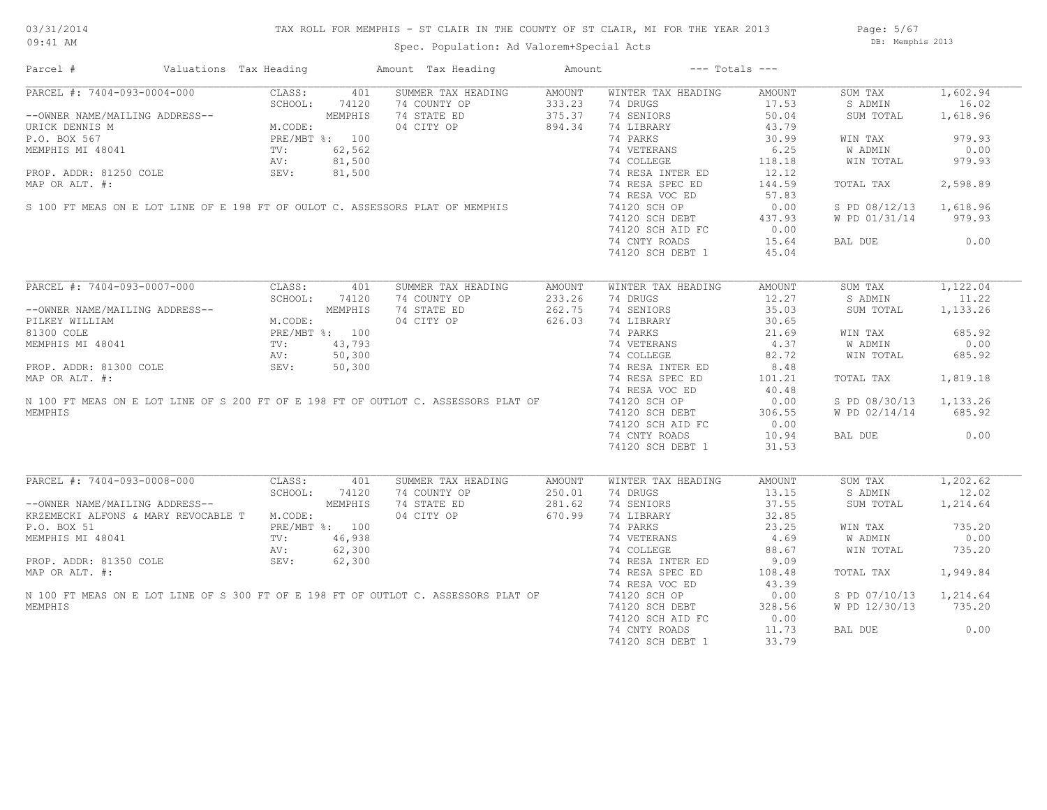# TAX ROLL FOR MEMPHIS - ST CLAIR IN THE COUNTY OF ST CLAIR, MI FOR THE YEAR 2013

03/31/2014
09:41 AM

Spec. Population: Ad Valorem+Special Acts

DB: Memphis 2013

| Parcel # | Valuations | Tax Heading | Amount | Tax Heading | Amount | --- Totals --- | | | |
|---|---|---|---|---|---|---|---|---|---|
| PARCEL #: 7404-093-0004-000 | CLASS: 401 | SUMMER TAX HEADING | AMOUNT | WINTER TAX HEADING | AMOUNT | SUM TAX | 1,602.94 | | |
| | SCHOOL: 74120 | 74 COUNTY OP | 333.23 | 74 DRUGS | 17.53 | S ADMIN | 16.02 | | |
| --OWNER NAME/MAILING ADDRESS-- | MEMPHIS | 74 STATE ED | 375.37 | 74 SENIORS | 50.04 | SUM TOTAL | 1,618.96 | | |
| URICK DENNIS M | M.CODE: | 04 CITY OP | 894.34 | 74 LIBRARY | 43.79 | | | | |
| P.O. BOX 567 | PRE/MBT %: 100 | | | 74 PARKS | 30.99 | WIN TAX | 979.93 | | |
| MEMPHIS MI 48041 | TV: 62,562 | | | 74 VETERANS | 6.25 | W ADMIN | 0.00 | | |
| | AV: 81,500 | | | 74 COLLEGE | 118.18 | WIN TOTAL | 979.93 | | |
| PROP. ADDR: 81250 COLE | SEV: 81,500 | | | 74 RESA INTER ED | 12.12 | | | | |
| MAP OR ALT. #: | | | | 74 RESA SPEC ED | 144.59 | TOTAL TAX | 2,598.89 | | |
| | | | | 74 RESA VOC ED | 57.83 | | | | |
| S 100 FT MEAS ON E LOT LINE OF E 198 FT OF OULOT C. ASSESSORS PLAT OF MEMPHIS | | | | 74120 SCH OP | 0.00 | S PD 08/12/13 | 1,618.96 | | |
| | | | | 74120 SCH DEBT | 437.93 | W PD 01/31/14 | 979.93 | | |
| | | | | 74120 SCH AID FC | 0.00 | | | | |
| | | | | 74 CNTY ROADS | 15.64 | BAL DUE | 0.00 | | |
| | | | | 74120 SCH DEBT 1 | 45.04 | | | | |
| PARCEL #: 7404-093-0007-000 | CLASS: 401 | SUMMER TAX HEADING | AMOUNT | WINTER TAX HEADING | AMOUNT | SUM TAX | 1,122.04 | | |
| | SCHOOL: 74120 | 74 COUNTY OP | 233.26 | 74 DRUGS | 12.27 | S ADMIN | 11.22 | | |
| --OWNER NAME/MAILING ADDRESS-- | MEMPHIS | 74 STATE ED | 262.75 | 74 SENIORS | 35.03 | SUM TOTAL | 1,133.26 | | |
| PILKEY WILLIAM | M.CODE: | 04 CITY OP | 626.03 | 74 LIBRARY | 30.65 | | | | |
| 81300 COLE | PRE/MBT %: 100 | | | 74 PARKS | 21.69 | WIN TAX | 685.92 | | |
| MEMPHIS MI 48041 | TV: 43,793 | | | 74 VETERANS | 4.37 | W ADMIN | 0.00 | | |
| | AV: 50,300 | | | 74 COLLEGE | 82.72 | WIN TOTAL | 685.92 | | |
| PROP. ADDR: 81300 COLE | SEV: 50,300 | | | 74 RESA INTER ED | 8.48 | | | | |
| MAP OR ALT. #: | | | | 74 RESA SPEC ED | 101.21 | TOTAL TAX | 1,819.18 | | |
| | | | | 74 RESA VOC ED | 40.48 | | | | |
| N 100 FT MEAS ON E LOT LINE OF S 200 FT OF E 198 FT OF OUTLOT C. ASSESSORS PLAT OF | | | | 74120 SCH OP | 0.00 | S PD 08/30/13 | 1,133.26 | | |
| MEMPHIS | | | | 74120 SCH DEBT | 306.55 | W PD 02/14/14 | 685.92 | | |
| | | | | 74120 SCH AID FC | 0.00 | | | | |
| | | | | 74 CNTY ROADS | 10.94 | BAL DUE | 0.00 | | |
| | | | | 74120 SCH DEBT 1 | 31.53 | | | | |
| PARCEL #: 7404-093-0008-000 | CLASS: 401 | SUMMER TAX HEADING | AMOUNT | WINTER TAX HEADING | AMOUNT | SUM TAX | 1,202.62 | | |
| | SCHOOL: 74120 | 74 COUNTY OP | 250.01 | 74 DRUGS | 13.15 | S ADMIN | 12.02 | | |
| --OWNER NAME/MAILING ADDRESS-- | MEMPHIS | 74 STATE ED | 281.62 | 74 SENIORS | 37.55 | SUM TOTAL | 1,214.64 | | |
| KRZEMECKI ALFONS & MARY REVOCABLE T | M.CODE: | 04 CITY OP | 670.99 | 74 LIBRARY | 32.85 | | | | |
| P.O. BOX 51 | PRE/MBT %: 100 | | | 74 PARKS | 23.25 | WIN TAX | 735.20 | | |
| MEMPHIS MI 48041 | TV: 46,938 | | | 74 VETERANS | 4.69 | W ADMIN | 0.00 | | |
| | AV: 62,300 | | | 74 COLLEGE | 88.67 | WIN TOTAL | 735.20 | | |
| PROP. ADDR: 81350 COLE | SEV: 62,300 | | | 74 RESA INTER ED | 9.09 | | | | |
| MAP OR ALT. #: | | | | 74 RESA SPEC ED | 108.48 | TOTAL TAX | 1,949.84 | | |
| | | | | 74 RESA VOC ED | 43.39 | | | | |
| N 100 FT MEAS ON E LOT LINE OF S 300 FT OF E 198 FT OF OUTLOT C. ASSESSORS PLAT OF | | | | 74120 SCH OP | 0.00 | S PD 07/10/13 | 1,214.64 | | |
| MEMPHIS | | | | 74120 SCH DEBT | 328.56 | W PD 12/30/13 | 735.20 | | |
| | | | | 74120 SCH AID FC | 0.00 | | | | |
| | | | | 74 CNTY ROADS | 11.73 | BAL DUE | 0.00 | | |
| | | | | 74120 SCH DEBT 1 | 33.79 | | | | |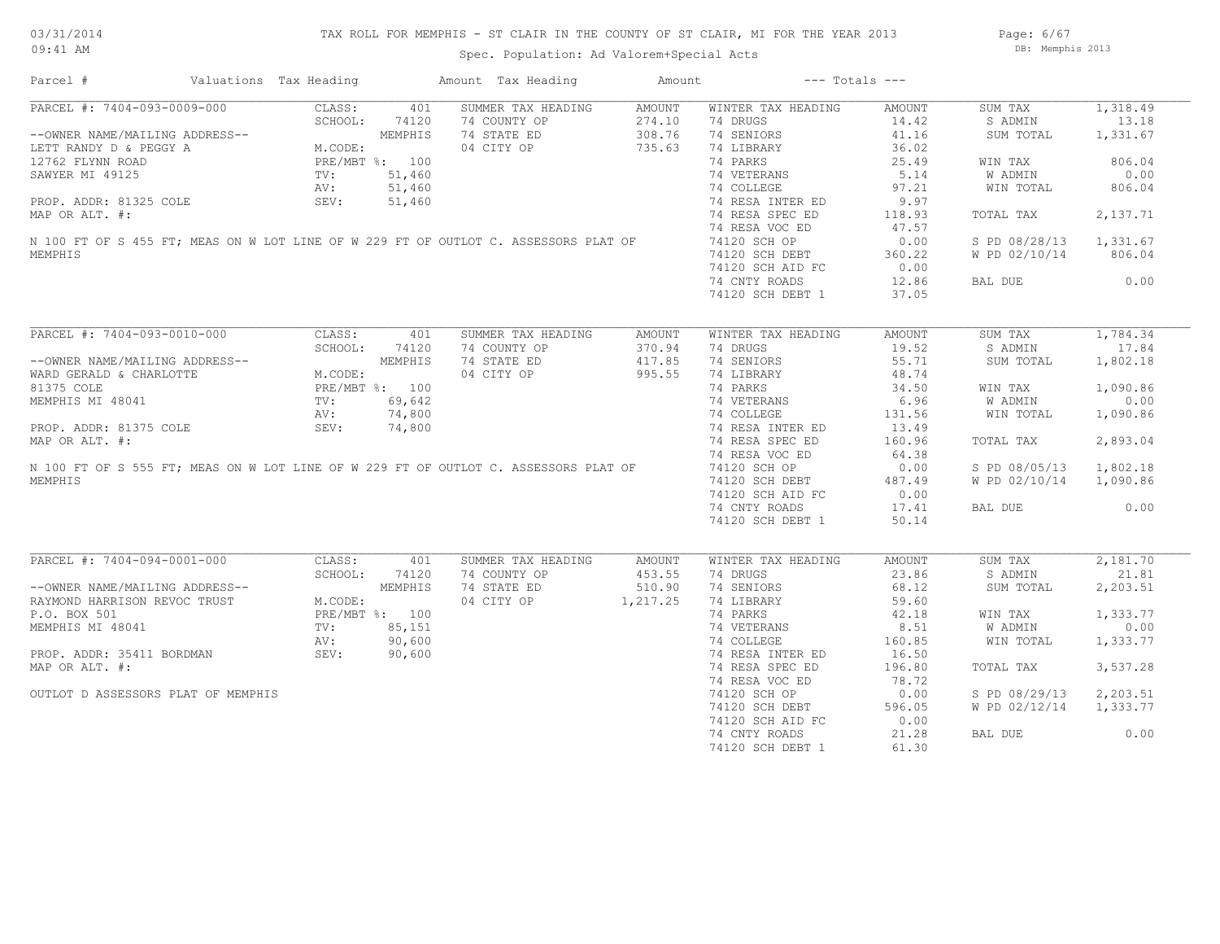# TAX ROLL FOR MEMPHIS - ST CLAIR IN THE COUNTY OF ST CLAIR, MI FOR THE YEAR 2013

Spec. Population: Ad Valorem+Special Acts

03/31/2014 09:41 AM — DB: Memphis 2013

| Parcel # | Valuations | Tax Heading | Amount | Tax Heading | Amount | --- Totals --- | |
|---|---|---|---|---|---|---|---|

## PARCEL #: 7404-093-0009-000

| Parcel Info | Valuations | Summer Tax Heading | Amount | Winter Tax Heading | Amount | Totals | |
|---|---|---|---|---|---|---|---|
| --OWNER NAME/MAILING ADDRESS-- | CLASS: 401 | 74 COUNTY OP | 274.10 | 74 DRUGS | 14.42 | SUM TAX | 1,318.49 |
| LETT RANDY D & PEGGY A | SCHOOL: 74120 | 74 STATE ED | 308.76 | 74 SENIORS | 41.16 | S ADMIN | 13.18 |
| 12762 FLYNN ROAD | MEMPHIS | 04 CITY OP | 735.63 | 74 LIBRARY | 36.02 | SUM TOTAL | 1,331.67 |
| SAWYER MI 49125 | M.CODE: | | | 74 PARKS | 25.49 | WIN TAX | 806.04 |
| PROP. ADDR: 81325 COLE | PRE/MBT %: 100 | | | 74 VETERANS | 5.14 | W ADMIN | 0.00 |
| MAP OR ALT. #: | TV: 51,460 | | | 74 COLLEGE | 97.21 | WIN TOTAL | 806.04 |
| | AV: 51,460 | | | 74 RESA INTER ED | 9.97 | | |
| | SEV: 51,460 | | | 74 RESA SPEC ED | 118.93 | TOTAL TAX | 2,137.71 |
| | | | | 74 RESA VOC ED | 47.57 | | |
| | | | | 74120 SCH OP | 0.00 | S PD 08/28/13 | 1,331.67 |
| | | | | 74120 SCH DEBT | 360.22 | W PD 02/10/14 | 806.04 |
| | | | | 74120 SCH AID FC | 0.00 | | |
| | | | | 74 CNTY ROADS | 12.86 | BAL DUE | 0.00 |
| | | | | 74120 SCH DEBT 1 | 37.05 | | |

N 100 FT OF S 455 FT; MEAS ON W LOT LINE OF W 229 FT OF OUTLOT C. ASSESSORS PLAT OF MEMPHIS

## PARCEL #: 7404-093-0010-000

| Parcel Info | Valuations | Summer Tax Heading | Amount | Winter Tax Heading | Amount | Totals | |
|---|---|---|---|---|---|---|---|
| --OWNER NAME/MAILING ADDRESS-- | CLASS: 401 | 74 COUNTY OP | 370.94 | 74 DRUGS | 19.52 | SUM TAX | 1,784.34 |
| WARD GERALD & CHARLOTTE | SCHOOL: 74120 | 74 STATE ED | 417.85 | 74 SENIORS | 55.71 | S ADMIN | 17.84 |
| 81375 COLE | MEMPHIS | 04 CITY OP | 995.55 | 74 LIBRARY | 48.74 | SUM TOTAL | 1,802.18 |
| MEMPHIS MI 48041 | M.CODE: | | | 74 PARKS | 34.50 | WIN TAX | 1,090.86 |
| PROP. ADDR: 81375 COLE | PRE/MBT %: 100 | | | 74 VETERANS | 6.96 | W ADMIN | 0.00 |
| MAP OR ALT. #: | TV: 69,642 | | | 74 COLLEGE | 131.56 | WIN TOTAL | 1,090.86 |
| | AV: 74,800 | | | 74 RESA INTER ED | 13.49 | | |
| | SEV: 74,800 | | | 74 RESA SPEC ED | 160.96 | TOTAL TAX | 2,893.04 |
| | | | | 74 RESA VOC ED | 64.38 | | |
| | | | | 74120 SCH OP | 0.00 | S PD 08/05/13 | 1,802.18 |
| | | | | 74120 SCH DEBT | 487.49 | W PD 02/10/14 | 1,090.86 |
| | | | | 74120 SCH AID FC | 0.00 | | |
| | | | | 74 CNTY ROADS | 17.41 | BAL DUE | 0.00 |
| | | | | 74120 SCH DEBT 1 | 50.14 | | |

N 100 FT OF S 555 FT; MEAS ON W LOT LINE OF W 229 FT OF OUTLOT C. ASSESSORS PLAT OF MEMPHIS

## PARCEL #: 7404-094-0001-000

| Parcel Info | Valuations | Summer Tax Heading | Amount | Winter Tax Heading | Amount | Totals | |
|---|---|---|---|---|---|---|---|
| --OWNER NAME/MAILING ADDRESS-- | CLASS: 401 | 74 COUNTY OP | 453.55 | 74 DRUGS | 23.86 | SUM TAX | 2,181.70 |
| RAYMOND HARRISON REVOC TRUST | SCHOOL: 74120 | 74 STATE ED | 510.90 | 74 SENIORS | 68.12 | S ADMIN | 21.81 |
| P.O. BOX 501 | MEMPHIS | 04 CITY OP | 1,217.25 | 74 LIBRARY | 59.60 | SUM TOTAL | 2,203.51 |
| MEMPHIS MI 48041 | M.CODE: | | | 74 PARKS | 42.18 | WIN TAX | 1,333.77 |
| PROP. ADDR: 35411 BORDMAN | PRE/MBT %: 100 | | | 74 VETERANS | 8.51 | W ADMIN | 0.00 |
| MAP OR ALT. #: | TV: 85,151 | | | 74 COLLEGE | 160.85 | WIN TOTAL | 1,333.77 |
| | AV: 90,600 | | | 74 RESA INTER ED | 16.50 | | |
| | SEV: 90,600 | | | 74 RESA SPEC ED | 196.80 | TOTAL TAX | 3,537.28 |
| | | | | 74 RESA VOC ED | 78.72 | | |
| | | | | 74120 SCH OP | 0.00 | S PD 08/29/13 | 2,203.51 |
| | | | | 74120 SCH DEBT | 596.05 | W PD 02/12/14 | 1,333.77 |
| | | | | 74120 SCH AID FC | 0.00 | | |
| | | | | 74 CNTY ROADS | 21.28 | BAL DUE | 0.00 |
| | | | | 74120 SCH DEBT 1 | 61.30 | | |

OUTLOT D ASSESSORS PLAT OF MEMPHIS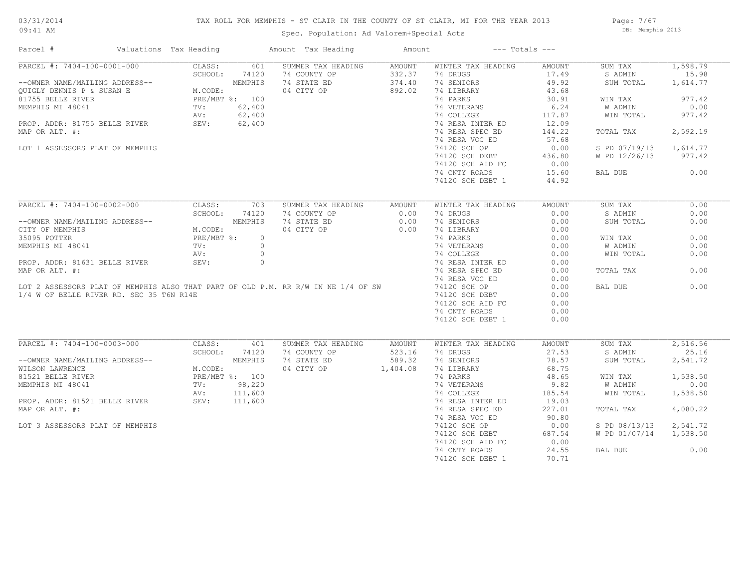# TAX ROLL FOR MEMPHIS - ST CLAIR IN THE COUNTY OF ST CLAIR, MI FOR THE YEAR 2013

Spec. Population: Ad Valorem+Special Acts

03/31/2014 09:41 AM — DB: Memphis 2013

| Parcel # | Valuations | Tax Heading | Amount | Tax Heading | Amount | --- Totals --- | |
|---|---|---|---|---|---|---|---|
| PARCEL #: 7404-100-0001-000 | CLASS: 401 | SUMMER TAX HEADING | AMOUNT | WINTER TAX HEADING | AMOUNT | SUM TAX | 1,598.79 |
| | SCHOOL: 74120 | 74 COUNTY OP | 332.37 | 74 DRUGS | 17.49 | S ADMIN | 15.98 |
| --OWNER NAME/MAILING ADDRESS-- | MEMPHIS | 74 STATE ED | 374.40 | 74 SENIORS | 49.92 | SUM TOTAL | 1,614.77 |
| QUIGLY DENNIS P & SUSAN E | M.CODE: | 04 CITY OP | 892.02 | 74 LIBRARY | 43.68 | | |
| 81755 BELLE RIVER | PRE/MBT %: 100 | | | 74 PARKS | 30.91 | WIN TAX | 977.42 |
| MEMPHIS MI 48041 | TV: 62,400 | | | 74 VETERANS | 6.24 | W ADMIN | 0.00 |
| | AV: 62,400 | | | 74 COLLEGE | 117.87 | WIN TOTAL | 977.42 |
| PROP. ADDR: 81755 BELLE RIVER | SEV: 62,400 | | | 74 RESA INTER ED | 12.09 | | |
| MAP OR ALT. #: | | | | 74 RESA SPEC ED | 144.22 | TOTAL TAX | 2,592.19 |
| | | | | 74 RESA VOC ED | 57.68 | | |
| LOT 1 ASSESSORS PLAT OF MEMPHIS | | | | 74120 SCH OP | 0.00 | S PD 07/19/13 | 1,614.77 |
| | | | | 74120 SCH DEBT | 436.80 | W PD 12/26/13 | 977.42 |
| | | | | 74120 SCH AID FC | 0.00 | | |
| | | | | 74 CNTY ROADS | 15.60 | BAL DUE | 0.00 |
| | | | | 74120 SCH DEBT 1 | 44.92 | | |
| PARCEL #: 7404-100-0002-000 | CLASS: 703 | SUMMER TAX HEADING | AMOUNT | WINTER TAX HEADING | AMOUNT | SUM TAX | 0.00 |
| | SCHOOL: 74120 | 74 COUNTY OP | 0.00 | 74 DRUGS | 0.00 | S ADMIN | 0.00 |
| --OWNER NAME/MAILING ADDRESS-- | MEMPHIS | 74 STATE ED | 0.00 | 74 SENIORS | 0.00 | SUM TOTAL | 0.00 |
| CITY OF MEMPHIS | M.CODE: | 04 CITY OP | 0.00 | 74 LIBRARY | 0.00 | | |
| 35095 POTTER | PRE/MBT %: 0 | | | 74 PARKS | 0.00 | WIN TAX | 0.00 |
| MEMPHIS MI 48041 | TV: 0 | | | 74 VETERANS | 0.00 | W ADMIN | 0.00 |
| | AV: 0 | | | 74 COLLEGE | 0.00 | WIN TOTAL | 0.00 |
| PROP. ADDR: 81631 BELLE RIVER | SEV: 0 | | | 74 RESA INTER ED | 0.00 | | |
| MAP OR ALT. #: | | | | 74 RESA SPEC ED | 0.00 | TOTAL TAX | 0.00 |
| | | | | 74 RESA VOC ED | 0.00 | | |
| LOT 2 ASSESSORS PLAT OF MEMPHIS ALSO THAT PART OF OLD P.M. RR R/W IN NE 1/4 OF SW 1/4 W OF BELLE RIVER RD. SEC 35 T6N R14E | | | | 74120 SCH OP | 0.00 | BAL DUE | 0.00 |
| | | | | 74120 SCH DEBT | 0.00 | | |
| | | | | 74120 SCH AID FC | 0.00 | | |
| | | | | 74 CNTY ROADS | 0.00 | | |
| | | | | 74120 SCH DEBT 1 | 0.00 | | |
| PARCEL #: 7404-100-0003-000 | CLASS: 401 | SUMMER TAX HEADING | AMOUNT | WINTER TAX HEADING | AMOUNT | SUM TAX | 2,516.56 |
| | SCHOOL: 74120 | 74 COUNTY OP | 523.16 | 74 DRUGS | 27.53 | S ADMIN | 25.16 |
| --OWNER NAME/MAILING ADDRESS-- | MEMPHIS | 74 STATE ED | 589.32 | 74 SENIORS | 78.57 | SUM TOTAL | 2,541.72 |
| WILSON LAWRENCE | M.CODE: | 04 CITY OP | 1,404.08 | 74 LIBRARY | 68.75 | | |
| 81521 BELLE RIVER | PRE/MBT %: 100 | | | 74 PARKS | 48.65 | WIN TAX | 1,538.50 |
| MEMPHIS MI 48041 | TV: 98,220 | | | 74 VETERANS | 9.82 | W ADMIN | 0.00 |
| | AV: 111,600 | | | 74 COLLEGE | 185.54 | WIN TOTAL | 1,538.50 |
| PROP. ADDR: 81521 BELLE RIVER | SEV: 111,600 | | | 74 RESA INTER ED | 19.03 | | |
| MAP OR ALT. #: | | | | 74 RESA SPEC ED | 227.01 | TOTAL TAX | 4,080.22 |
| | | | | 74 RESA VOC ED | 90.80 | | |
| LOT 3 ASSESSORS PLAT OF MEMPHIS | | | | 74120 SCH OP | 0.00 | S PD 08/13/13 | 2,541.72 |
| | | | | 74120 SCH DEBT | 687.54 | W PD 01/07/14 | 1,538.50 |
| | | | | 74120 SCH AID FC | 0.00 | | |
| | | | | 74 CNTY ROADS | 24.55 | BAL DUE | 0.00 |
| | | | | 74120 SCH DEBT 1 | 70.71 | | |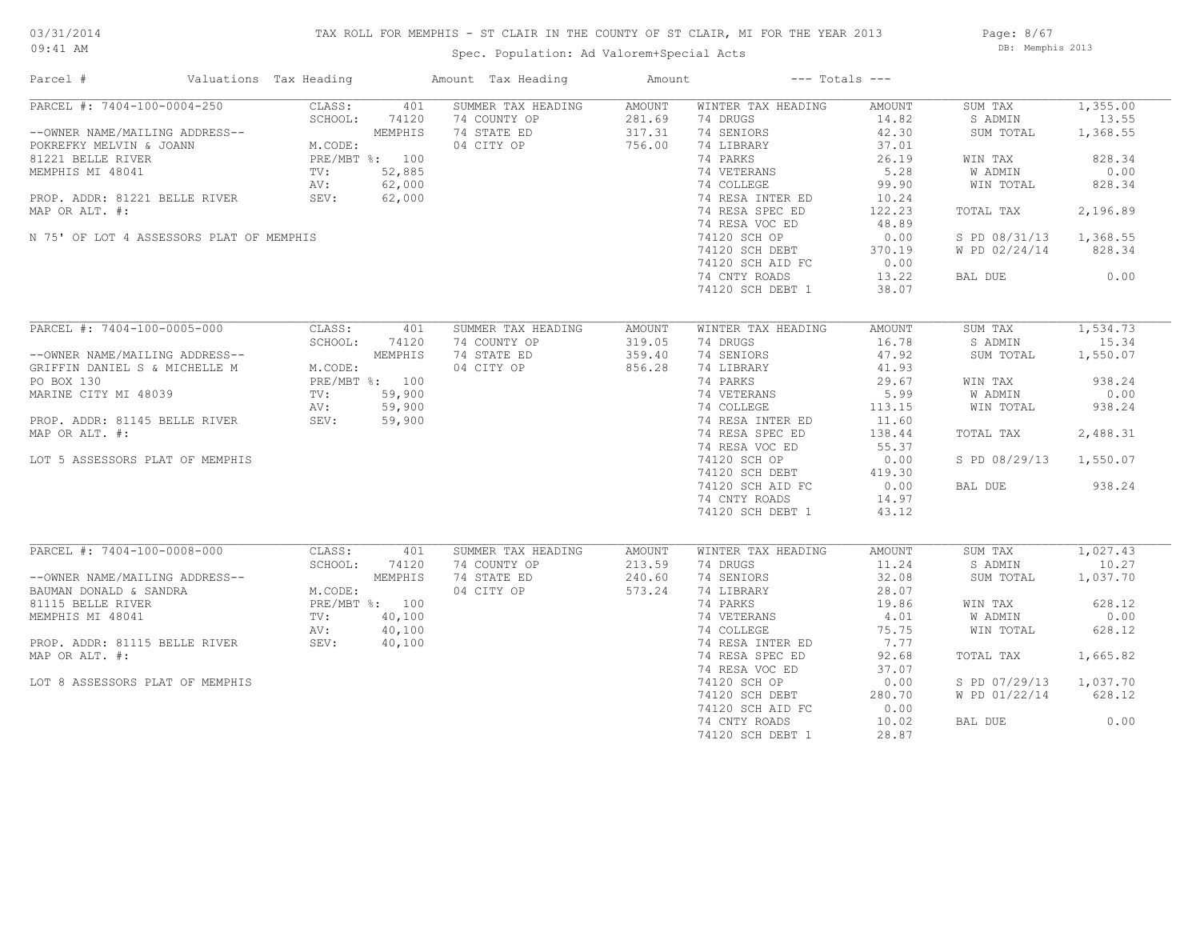# TAX ROLL FOR MEMPHIS - ST CLAIR IN THE COUNTY OF ST CLAIR, MI FOR THE YEAR 2013

03/31/2014
09:41 AM

Spec. Population: Ad Valorem+Special Acts

DB: Memphis 2013

| Parcel # | Valuations | Tax Heading | Amount | Tax Heading | Amount | --- Totals --- | |
|---|---|---|---|---|---|---|---|
| PARCEL #: 7404-100-0004-250 | CLASS: 401 | SUMMER TAX HEADING | AMOUNT | WINTER TAX HEADING | AMOUNT | SUM TAX | 1,355.00 |
| | SCHOOL: 74120 | 74 COUNTY OP | 281.69 | 74 DRUGS | 14.82 | S ADMIN | 13.55 |
| --OWNER NAME/MAILING ADDRESS-- | MEMPHIS | 74 STATE ED | 317.31 | 74 SENIORS | 42.30 | SUM TOTAL | 1,368.55 |
| POKREFKY MELVIN & JOANN | M.CODE: | 04 CITY OP | 756.00 | 74 LIBRARY | 37.01 | | |
| 81221 BELLE RIVER | PRE/MBT %: 100 | | | 74 PARKS | 26.19 | WIN TAX | 828.34 |
| MEMPHIS MI 48041 | TV: 52,885 | | | 74 VETERANS | 5.28 | W ADMIN | 0.00 |
| | AV: 62,000 | | | 74 COLLEGE | 99.90 | WIN TOTAL | 828.34 |
| PROP. ADDR: 81221 BELLE RIVER | SEV: 62,000 | | | 74 RESA INTER ED | 10.24 | | |
| MAP OR ALT. #: | | | | 74 RESA SPEC ED | 122.23 | TOTAL TAX | 2,196.89 |
| | | | | 74 RESA VOC ED | 48.89 | | |
| N 75' OF LOT 4 ASSESSORS PLAT OF MEMPHIS | | | | 74120 SCH OP | 0.00 | S PD 08/31/13 | 1,368.55 |
| | | | | 74120 SCH DEBT | 370.19 | W PD 02/24/14 | 828.34 |
| | | | | 74120 SCH AID FC | 0.00 | | |
| | | | | 74 CNTY ROADS | 13.22 | BAL DUE | 0.00 |
| | | | | 74120 SCH DEBT 1 | 38.07 | | |

| Parcel # | Valuations | Tax Heading | Amount | Tax Heading | Amount | --- Totals --- | |
|---|---|---|---|---|---|---|---|
| PARCEL #: 7404-100-0005-000 | CLASS: 401 | SUMMER TAX HEADING | AMOUNT | WINTER TAX HEADING | AMOUNT | SUM TAX | 1,534.73 |
| | SCHOOL: 74120 | 74 COUNTY OP | 319.05 | 74 DRUGS | 16.78 | S ADMIN | 15.34 |
| --OWNER NAME/MAILING ADDRESS-- | MEMPHIS | 74 STATE ED | 359.40 | 74 SENIORS | 47.92 | SUM TOTAL | 1,550.07 |
| GRIFFIN DANIEL S & MICHELLE M | M.CODE: | 04 CITY OP | 856.28 | 74 LIBRARY | 41.93 | | |
| PO BOX 130 | PRE/MBT %: 100 | | | 74 PARKS | 29.67 | WIN TAX | 938.24 |
| MARINE CITY MI 48039 | TV: 59,900 | | | 74 VETERANS | 5.99 | W ADMIN | 0.00 |
| | AV: 59,900 | | | 74 COLLEGE | 113.15 | WIN TOTAL | 938.24 |
| PROP. ADDR: 81145 BELLE RIVER | SEV: 59,900 | | | 74 RESA INTER ED | 11.60 | | |
| MAP OR ALT. #: | | | | 74 RESA SPEC ED | 138.44 | TOTAL TAX | 2,488.31 |
| | | | | 74 RESA VOC ED | 55.37 | | |
| LOT 5 ASSESSORS PLAT OF MEMPHIS | | | | 74120 SCH OP | 0.00 | S PD 08/29/13 | 1,550.07 |
| | | | | 74120 SCH DEBT | 419.30 | | |
| | | | | 74120 SCH AID FC | 0.00 | BAL DUE | 938.24 |
| | | | | 74 CNTY ROADS | 14.97 | | |
| | | | | 74120 SCH DEBT 1 | 43.12 | | |

| Parcel # | Valuations | Tax Heading | Amount | Tax Heading | Amount | --- Totals --- | |
|---|---|---|---|---|---|---|---|
| PARCEL #: 7404-100-0008-000 | CLASS: 401 | SUMMER TAX HEADING | AMOUNT | WINTER TAX HEADING | AMOUNT | SUM TAX | 1,027.43 |
| | SCHOOL: 74120 | 74 COUNTY OP | 213.59 | 74 DRUGS | 11.24 | S ADMIN | 10.27 |
| --OWNER NAME/MAILING ADDRESS-- | MEMPHIS | 74 STATE ED | 240.60 | 74 SENIORS | 32.08 | SUM TOTAL | 1,037.70 |
| BAUMAN DONALD & SANDRA | M.CODE: | 04 CITY OP | 573.24 | 74 LIBRARY | 28.07 | | |
| 81115 BELLE RIVER | PRE/MBT %: 100 | | | 74 PARKS | 19.86 | WIN TAX | 628.12 |
| MEMPHIS MI 48041 | TV: 40,100 | | | 74 VETERANS | 4.01 | W ADMIN | 0.00 |
| | AV: 40,100 | | | 74 COLLEGE | 75.75 | WIN TOTAL | 628.12 |
| PROP. ADDR: 81115 BELLE RIVER | SEV: 40,100 | | | 74 RESA INTER ED | 7.77 | | |
| MAP OR ALT. #: | | | | 74 RESA SPEC ED | 92.68 | TOTAL TAX | 1,665.82 |
| | | | | 74 RESA VOC ED | 37.07 | | |
| LOT 8 ASSESSORS PLAT OF MEMPHIS | | | | 74120 SCH OP | 0.00 | S PD 07/29/13 | 1,037.70 |
| | | | | 74120 SCH DEBT | 280.70 | W PD 01/22/14 | 628.12 |
| | | | | 74120 SCH AID FC | 0.00 | | |
| | | | | 74 CNTY ROADS | 10.02 | BAL DUE | 0.00 |
| | | | | 74120 SCH DEBT 1 | 28.87 | | |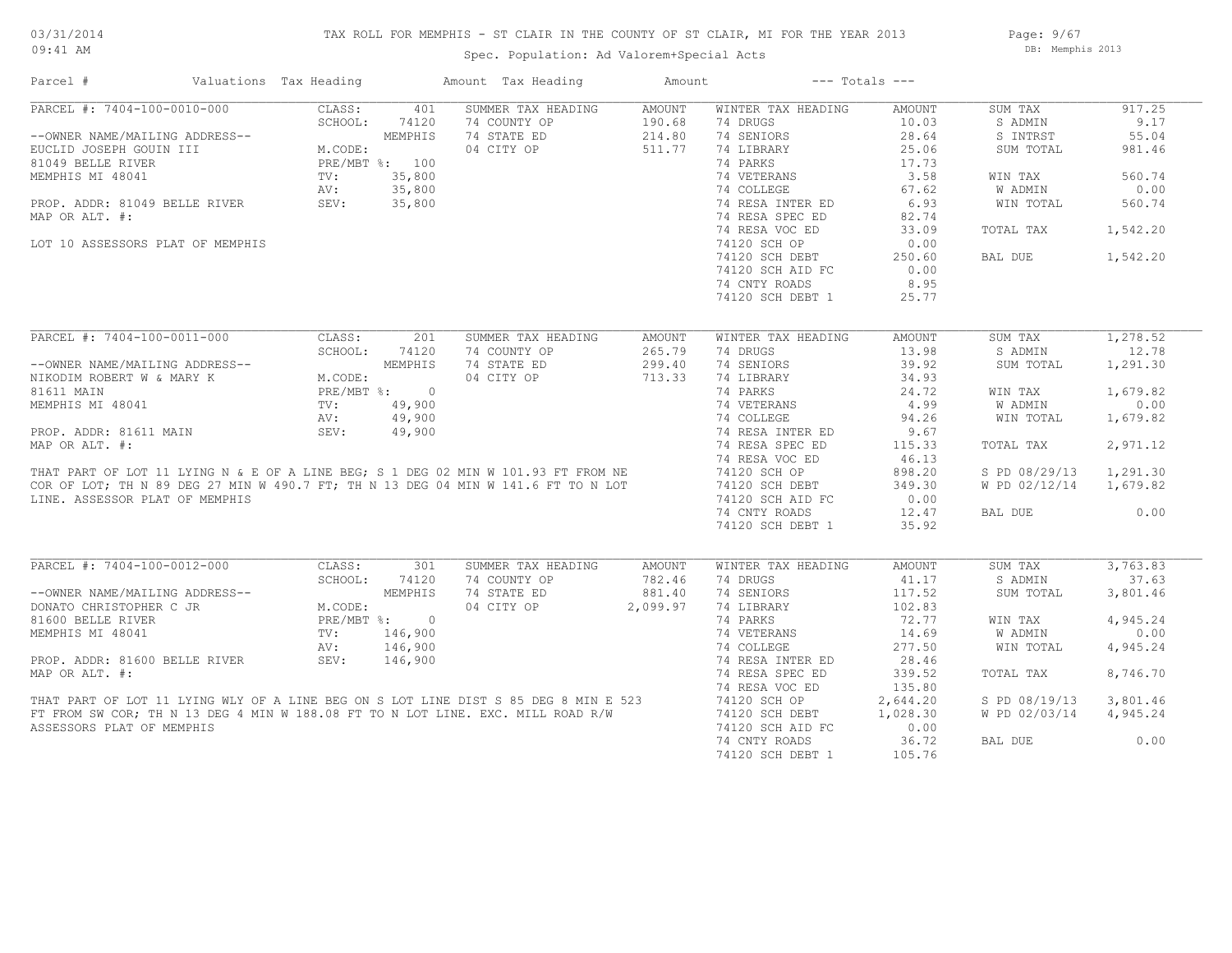# TAX ROLL FOR MEMPHIS - ST CLAIR IN THE COUNTY OF ST CLAIR, MI FOR THE YEAR 2013

03/31/2014
09:41 AM

Spec. Population: Ad Valorem+Special Acts

DB: Memphis 2013

| Parcel # | Valuations | Tax Heading | Amount | Tax Heading | Amount | --- Totals --- | |
|---|---|---|---|---|---|---|---|
| PARCEL #: 7404-100-0010-000 | CLASS: 401 | SUMMER TAX HEADING | AMOUNT | WINTER TAX HEADING | AMOUNT | SUM TAX | 917.25 |
| | SCHOOL: 74120 | 74 COUNTY OP | 190.68 | 74 DRUGS | 10.03 | S ADMIN | 9.17 |
| --OWNER NAME/MAILING ADDRESS-- | MEMPHIS | 74 STATE ED | 214.80 | 74 SENIORS | 28.64 | S INTRST | 55.04 |
| EUCLID JOSEPH GOUIN III | M.CODE: | 04 CITY OP | 511.77 | 74 LIBRARY | 25.06 | SUM TOTAL | 981.46 |
| 81049 BELLE RIVER | PRE/MBT %: 100 | | | 74 PARKS | 17.73 | | |
| MEMPHIS MI 48041 | TV: 35,800 | | | 74 VETERANS | 3.58 | WIN TAX | 560.74 |
| | AV: 35,800 | | | 74 COLLEGE | 67.62 | W ADMIN | 0.00 |
| PROP. ADDR: 81049 BELLE RIVER | SEV: 35,800 | | | 74 RESA INTER ED | 6.93 | WIN TOTAL | 560.74 |
| MAP OR ALT. #: | | | | 74 RESA SPEC ED | 82.74 | | |
| | | | | 74 RESA VOC ED | 33.09 | TOTAL TAX | 1,542.20 |
| LOT 10 ASSESSORS PLAT OF MEMPHIS | | | | 74120 SCH OP | 0.00 | | |
| | | | | 74120 SCH DEBT | 250.60 | BAL DUE | 1,542.20 |
| | | | | 74120 SCH AID FC | 0.00 | | |
| | | | | 74 CNTY ROADS | 8.95 | | |
| | | | | 74120 SCH DEBT 1 | 25.77 | | |

| Parcel # | Valuations | Tax Heading | Amount | Tax Heading | Amount | --- Totals --- | |
|---|---|---|---|---|---|---|---|
| PARCEL #: 7404-100-0011-000 | CLASS: 201 | SUMMER TAX HEADING | AMOUNT | WINTER TAX HEADING | AMOUNT | SUM TAX | 1,278.52 |
| | SCHOOL: 74120 | 74 COUNTY OP | 265.79 | 74 DRUGS | 13.98 | S ADMIN | 12.78 |
| --OWNER NAME/MAILING ADDRESS-- | MEMPHIS | 74 STATE ED | 299.40 | 74 SENIORS | 39.92 | SUM TOTAL | 1,291.30 |
| NIKODIM ROBERT W & MARY K | M.CODE: | 04 CITY OP | 713.33 | 74 LIBRARY | 34.93 | | |
| 81611 MAIN | PRE/MBT %: 0 | | | 74 PARKS | 24.72 | WIN TAX | 1,679.82 |
| MEMPHIS MI 48041 | TV: 49,900 | | | 74 VETERANS | 4.99 | W ADMIN | 0.00 |
| | AV: 49,900 | | | 74 COLLEGE | 94.26 | WIN TOTAL | 1,679.82 |
| PROP. ADDR: 81611 MAIN | SEV: 49,900 | | | 74 RESA INTER ED | 9.67 | | |
| MAP OR ALT. #: | | | | 74 RESA SPEC ED | 115.33 | TOTAL TAX | 2,971.12 |
| | | | | 74 RESA VOC ED | 46.13 | | |
| THAT PART OF LOT 11 LYING N & E OF A LINE BEG; S 1 DEG 02 MIN W 101.93 FT FROM NE | | | | 74120 SCH OP | 898.20 | S PD 08/29/13 | 1,291.30 |
| COR OF LOT; TH N 89 DEG 27 MIN W 490.7 FT; TH N 13 DEG 04 MIN W 141.6 FT TO N LOT | | | | 74120 SCH DEBT | 349.30 | W PD 02/12/14 | 1,679.82 |
| LINE. ASSESSOR PLAT OF MEMPHIS | | | | 74120 SCH AID FC | 0.00 | | |
| | | | | 74 CNTY ROADS | 12.47 | BAL DUE | 0.00 |
| | | | | 74120 SCH DEBT 1 | 35.92 | | |

| Parcel # | Valuations | Tax Heading | Amount | Tax Heading | Amount | --- Totals --- | |
|---|---|---|---|---|---|---|---|
| PARCEL #: 7404-100-0012-000 | CLASS: 301 | SUMMER TAX HEADING | AMOUNT | WINTER TAX HEADING | AMOUNT | SUM TAX | 3,763.83 |
| | SCHOOL: 74120 | 74 COUNTY OP | 782.46 | 74 DRUGS | 41.17 | S ADMIN | 37.63 |
| --OWNER NAME/MAILING ADDRESS-- | MEMPHIS | 74 STATE ED | 881.40 | 74 SENIORS | 117.52 | SUM TOTAL | 3,801.46 |
| DONATO CHRISTOPHER C JR | M.CODE: | 04 CITY OP | 2,099.97 | 74 LIBRARY | 102.83 | | |
| 81600 BELLE RIVER | PRE/MBT %: 0 | | | 74 PARKS | 72.77 | WIN TAX | 4,945.24 |
| MEMPHIS MI 48041 | TV: 146,900 | | | 74 VETERANS | 14.69 | W ADMIN | 0.00 |
| | AV: 146,900 | | | 74 COLLEGE | 277.50 | WIN TOTAL | 4,945.24 |
| PROP. ADDR: 81600 BELLE RIVER | SEV: 146,900 | | | 74 RESA INTER ED | 28.46 | | |
| MAP OR ALT. #: | | | | 74 RESA SPEC ED | 339.52 | TOTAL TAX | 8,746.70 |
| | | | | 74 RESA VOC ED | 135.80 | | |
| THAT PART OF LOT 11 LYING WLY OF A LINE BEG ON S LOT LINE DIST S 85 DEG 8 MIN E 523 | | | | 74120 SCH OP | 2,644.20 | S PD 08/19/13 | 3,801.46 |
| FT FROM SW COR; TH N 13 DEG 4 MIN W 188.08 FT TO N LOT LINE. EXC. MILL ROAD R/W | | | | 74120 SCH DEBT | 1,028.30 | W PD 02/03/14 | 4,945.24 |
| ASSESSORS PLAT OF MEMPHIS | | | | 74120 SCH AID FC | 0.00 | | |
| | | | | 74 CNTY ROADS | 36.72 | BAL DUE | 0.00 |
| | | | | 74120 SCH DEBT 1 | 105.76 | | |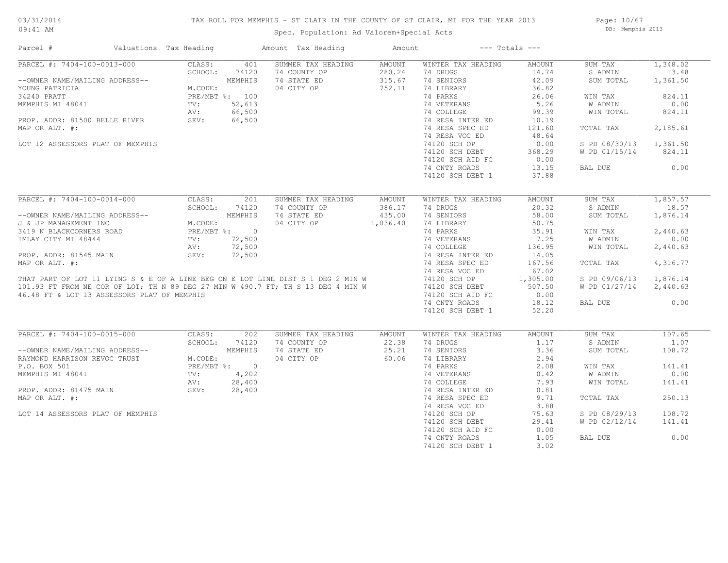# TAX ROLL FOR MEMPHIS - ST CLAIR IN THE COUNTY OF ST CLAIR, MI FOR THE YEAR 2013

Spec. Population: Ad Valorem+Special Acts

DB: Memphis 2013

03/31/2014 09:41 AM

| Parcel # | Valuations | Tax Heading | Amount | Tax Heading | Amount | --- Totals --- | |
|---|---|---|---|---|---|---|---|
| PARCEL #: 7404-100-0013-000 | CLASS: 401 | SUMMER TAX HEADING | AMOUNT | WINTER TAX HEADING | AMOUNT | SUM TAX | 1,348.02 |
| | SCHOOL: 74120 | 74 COUNTY OP | 280.24 | 74 DRUGS | 14.74 | S ADMIN | 13.48 |
| --OWNER NAME/MAILING ADDRESS-- | MEMPHIS | 74 STATE ED | 315.67 | 74 SENIORS | 42.09 | SUM TOTAL | 1,361.50 |
| YOUNG PATRICIA | M.CODE: | 04 CITY OP | 752.11 | 74 LIBRARY | 36.82 | | |
| 34240 PRATT | PRE/MBT %: 100 | | | 74 PARKS | 26.06 | WIN TAX | 824.11 |
| MEMPHIS MI 48041 | TV: 52,613 | | | 74 VETERANS | 5.26 | W ADMIN | 0.00 |
| | AV: 66,500 | | | 74 COLLEGE | 99.39 | WIN TOTAL | 824.11 |
| PROP. ADDR: 81500 BELLE RIVER | SEV: 66,500 | | | 74 RESA INTER ED | 10.19 | | |
| MAP OR ALT. #: | | | | 74 RESA SPEC ED | 121.60 | TOTAL TAX | 2,185.61 |
| | | | | 74 RESA VOC ED | 48.64 | | |
| LOT 12 ASSESSORS PLAT OF MEMPHIS | | | | 74120 SCH OP | 0.00 | S PD 08/30/13 | 1,361.50 |
| | | | | 74120 SCH DEBT | 368.29 | W PD 01/15/14 | 824.11 |
| | | | | 74120 SCH AID FC | 0.00 | | |
| | | | | 74 CNTY ROADS | 13.15 | BAL DUE | 0.00 |
| | | | | 74120 SCH DEBT 1 | 37.88 | | |

| Parcel # | Valuations | Tax Heading | Amount | Tax Heading | Amount | --- Totals --- | |
|---|---|---|---|---|---|---|---|
| PARCEL #: 7404-100-0014-000 | CLASS: 201 | SUMMER TAX HEADING | AMOUNT | WINTER TAX HEADING | AMOUNT | SUM TAX | 1,857.57 |
| | SCHOOL: 74120 | 74 COUNTY OP | 386.17 | 74 DRUGS | 20.32 | S ADMIN | 18.57 |
| --OWNER NAME/MAILING ADDRESS-- | MEMPHIS | 74 STATE ED | 435.00 | 74 SENIORS | 58.00 | SUM TOTAL | 1,876.14 |
| J & JP MANAGEMENT INC | M.CODE: | 04 CITY OP | 1,036.40 | 74 LIBRARY | 50.75 | | |
| 3419 N BLACKCORNERS ROAD | PRE/MBT %: 0 | | | 74 PARKS | 35.91 | WIN TAX | 2,440.63 |
| IMLAY CITY MI 48444 | TV: 72,500 | | | 74 VETERANS | 7.25 | W ADMIN | 0.00 |
| | AV: 72,500 | | | 74 COLLEGE | 136.95 | WIN TOTAL | 2,440.63 |
| PROP. ADDR: 81545 MAIN | SEV: 72,500 | | | 74 RESA INTER ED | 14.05 | | |
| MAP OR ALT. #: | | | | 74 RESA SPEC ED | 167.56 | TOTAL TAX | 4,316.77 |
| | | | | 74 RESA VOC ED | 67.02 | | |
| THAT PART OF LOT 11 LYING S & E OF A LINE BEG ON E LOT LINE DIST S 1 DEG 2 MIN W | | | | 74120 SCH OP | 1,305.00 | S PD 09/06/13 | 1,876.14 |
| 101.93 FT FROM NE COR OF LOT; TH N 89 DEG 27 MIN W 490.7 FT; TH S 13 DEG 4 MIN W | | | | 74120 SCH DEBT | 507.50 | W PD 01/27/14 | 2,440.63 |
| 46.48 FT & LOT 13 ASSESSORS PLAT OF MEMPHIS | | | | 74120 SCH AID FC | 0.00 | | |
| | | | | 74 CNTY ROADS | 18.12 | BAL DUE | 0.00 |
| | | | | 74120 SCH DEBT 1 | 52.20 | | |

| Parcel # | Valuations | Tax Heading | Amount | Tax Heading | Amount | --- Totals --- | |
|---|---|---|---|---|---|---|---|
| PARCEL #: 7404-100-0015-000 | CLASS: 202 | SUMMER TAX HEADING | AMOUNT | WINTER TAX HEADING | AMOUNT | SUM TAX | 107.65 |
| | SCHOOL: 74120 | 74 COUNTY OP | 22.38 | 74 DRUGS | 1.17 | S ADMIN | 1.07 |
| --OWNER NAME/MAILING ADDRESS-- | MEMPHIS | 74 STATE ED | 25.21 | 74 SENIORS | 3.36 | SUM TOTAL | 108.72 |
| RAYMOND HARRISON REVOC TRUST | M.CODE: | 04 CITY OP | 60.06 | 74 LIBRARY | 2.94 | | |
| P.O. BOX 501 | PRE/MBT %: 0 | | | 74 PARKS | 2.08 | WIN TAX | 141.41 |
| MEMPHIS MI 48041 | TV: 4,202 | | | 74 VETERANS | 0.42 | W ADMIN | 0.00 |
| | AV: 28,400 | | | 74 COLLEGE | 7.93 | WIN TOTAL | 141.41 |
| PROP. ADDR: 81475 MAIN | SEV: 28,400 | | | 74 RESA INTER ED | 0.81 | | |
| MAP OR ALT. #: | | | | 74 RESA SPEC ED | 9.71 | TOTAL TAX | 250.13 |
| | | | | 74 RESA VOC ED | 3.88 | | |
| LOT 14 ASSESSORS PLAT OF MEMPHIS | | | | 74120 SCH OP | 75.63 | S PD 08/29/13 | 108.72 |
| | | | | 74120 SCH DEBT | 29.41 | W PD 02/12/14 | 141.41 |
| | | | | 74120 SCH AID FC | 0.00 | | |
| | | | | 74 CNTY ROADS | 1.05 | BAL DUE | 0.00 |
| | | | | 74120 SCH DEBT 1 | 3.02 | | |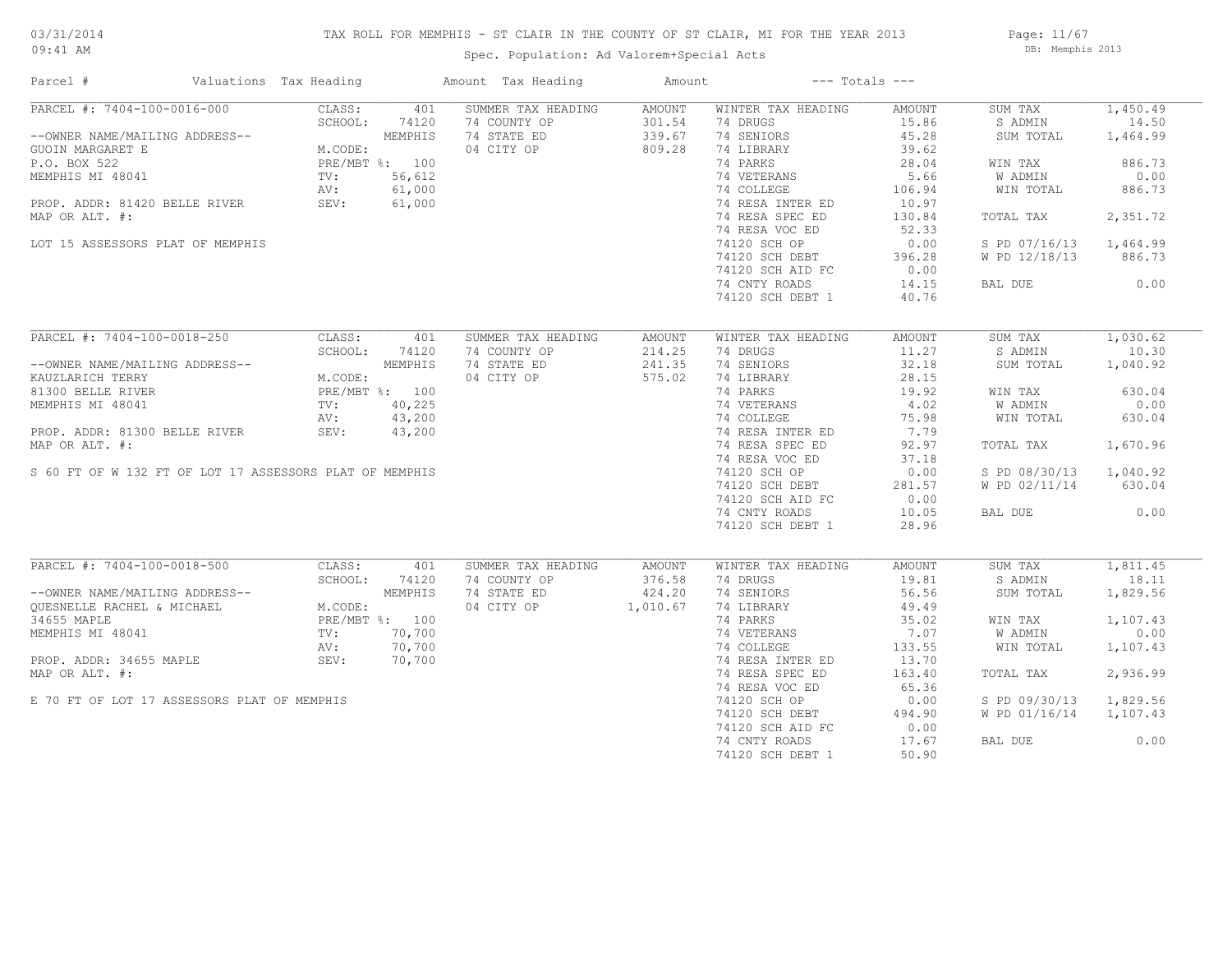# TAX ROLL FOR MEMPHIS - ST CLAIR IN THE COUNTY OF ST CLAIR, MI FOR THE YEAR 2013

Spec. Population: Ad Valorem+Special Acts

| Parcel # | Valuations | Tax Heading | Amount | Tax Heading | Amount | --- Totals --- | |
|---|---|---|---|---|---|---|---|
| PARCEL #: 7404-100-0016-000 | CLASS: 401 | SUMMER TAX HEADING | AMOUNT | WINTER TAX HEADING | AMOUNT | SUM TAX | 1,450.49 |
| | SCHOOL: 74120 | 74 COUNTY OP | 301.54 | 74 DRUGS | 15.86 | S ADMIN | 14.50 |
| --OWNER NAME/MAILING ADDRESS-- | MEMPHIS | 74 STATE ED | 339.67 | 74 SENIORS | 45.28 | SUM TOTAL | 1,464.99 |
| GUOIN MARGARET E | M.CODE: | 04 CITY OP | 809.28 | 74 LIBRARY | 39.62 | | |
| P.O. BOX 522 | PRE/MBT %: 100 | | | 74 PARKS | 28.04 | WIN TAX | 886.73 |
| MEMPHIS MI 48041 | TV: 56,612 | | | 74 VETERANS | 5.66 | W ADMIN | 0.00 |
| | AV: 61,000 | | | 74 COLLEGE | 106.94 | WIN TOTAL | 886.73 |
| PROP. ADDR: 81420 BELLE RIVER | SEV: 61,000 | | | 74 RESA INTER ED | 10.97 | | |
| MAP OR ALT. #: | | | | 74 RESA SPEC ED | 130.84 | TOTAL TAX | 2,351.72 |
| | | | | 74 RESA VOC ED | 52.33 | | |
| LOT 15 ASSESSORS PLAT OF MEMPHIS | | | | 74120 SCH OP | 0.00 | S PD 07/16/13 | 1,464.99 |
| | | | | 74120 SCH DEBT | 396.28 | W PD 12/18/13 | 886.73 |
| | | | | 74120 SCH AID FC | 0.00 | | |
| | | | | 74 CNTY ROADS | 14.15 | BAL DUE | 0.00 |
| | | | | 74120 SCH DEBT 1 | 40.76 | | |
| PARCEL #: 7404-100-0018-250 | CLASS: 401 | SUMMER TAX HEADING | AMOUNT | WINTER TAX HEADING | AMOUNT | SUM TAX | 1,030.62 |
| | SCHOOL: 74120 | 74 COUNTY OP | 214.25 | 74 DRUGS | 11.27 | S ADMIN | 10.30 |
| --OWNER NAME/MAILING ADDRESS-- | MEMPHIS | 74 STATE ED | 241.35 | 74 SENIORS | 32.18 | SUM TOTAL | 1,040.92 |
| KAUZLARICH TERRY | M.CODE: | 04 CITY OP | 575.02 | 74 LIBRARY | 28.15 | | |
| 81300 BELLE RIVER | PRE/MBT %: 100 | | | 74 PARKS | 19.92 | WIN TAX | 630.04 |
| MEMPHIS MI 48041 | TV: 40,225 | | | 74 VETERANS | 4.02 | W ADMIN | 0.00 |
| | AV: 43,200 | | | 74 COLLEGE | 75.98 | WIN TOTAL | 630.04 |
| PROP. ADDR: 81300 BELLE RIVER | SEV: 43,200 | | | 74 RESA INTER ED | 7.79 | | |
| MAP OR ALT. #: | | | | 74 RESA SPEC ED | 92.97 | TOTAL TAX | 1,670.96 |
| | | | | 74 RESA VOC ED | 37.18 | | |
| S 60 FT OF W 132 FT OF LOT 17 ASSESSORS PLAT OF MEMPHIS | | | | 74120 SCH OP | 0.00 | S PD 08/30/13 | 1,040.92 |
| | | | | 74120 SCH DEBT | 281.57 | W PD 02/11/14 | 630.04 |
| | | | | 74120 SCH AID FC | 0.00 | | |
| | | | | 74 CNTY ROADS | 10.05 | BAL DUE | 0.00 |
| | | | | 74120 SCH DEBT 1 | 28.96 | | |
| PARCEL #: 7404-100-0018-500 | CLASS: 401 | SUMMER TAX HEADING | AMOUNT | WINTER TAX HEADING | AMOUNT | SUM TAX | 1,811.45 |
| | SCHOOL: 74120 | 74 COUNTY OP | 376.58 | 74 DRUGS | 19.81 | S ADMIN | 18.11 |
| --OWNER NAME/MAILING ADDRESS-- | MEMPHIS | 74 STATE ED | 424.20 | 74 SENIORS | 56.56 | SUM TOTAL | 1,829.56 |
| QUESNELLE RACHEL & MICHAEL | M.CODE: | 04 CITY OP | 1,010.67 | 74 LIBRARY | 49.49 | | |
| 34655 MAPLE | PRE/MBT %: 100 | | | 74 PARKS | 35.02 | WIN TAX | 1,107.43 |
| MEMPHIS MI 48041 | TV: 70,700 | | | 74 VETERANS | 7.07 | W ADMIN | 0.00 |
| | AV: 70,700 | | | 74 COLLEGE | 133.55 | WIN TOTAL | 1,107.43 |
| PROP. ADDR: 34655 MAPLE | SEV: 70,700 | | | 74 RESA INTER ED | 13.70 | | |
| MAP OR ALT. #: | | | | 74 RESA SPEC ED | 163.40 | TOTAL TAX | 2,936.99 |
| | | | | 74 RESA VOC ED | 65.36 | | |
| E 70 FT OF LOT 17 ASSESSORS PLAT OF MEMPHIS | | | | 74120 SCH OP | 0.00 | S PD 09/30/13 | 1,829.56 |
| | | | | 74120 SCH DEBT | 494.90 | W PD 01/16/14 | 1,107.43 |
| | | | | 74120 SCH AID FC | 0.00 | | |
| | | | | 74 CNTY ROADS | 17.67 | BAL DUE | 0.00 |
| | | | | 74120 SCH DEBT 1 | 50.90 | | |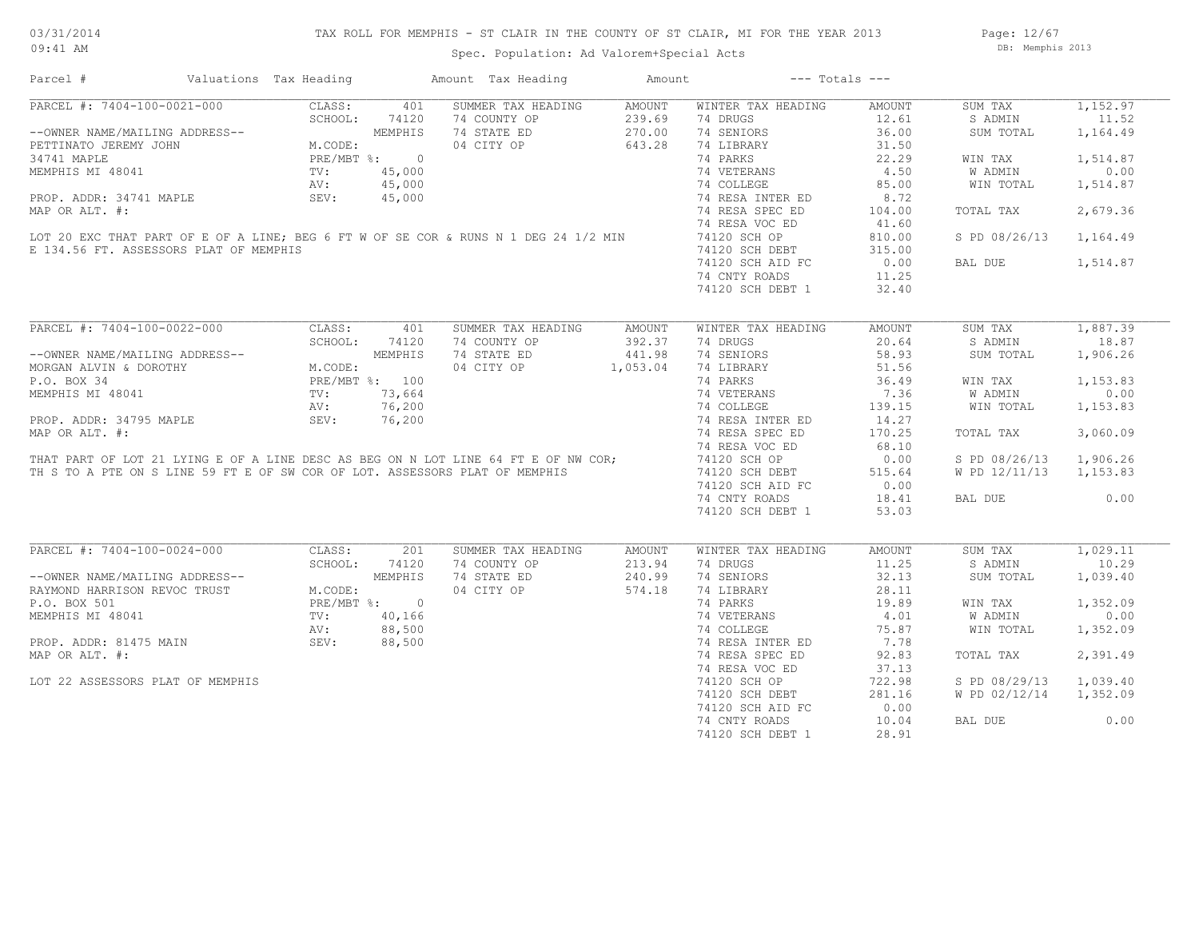# TAX ROLL FOR MEMPHIS - ST CLAIR IN THE COUNTY OF ST CLAIR, MI FOR THE YEAR 2013

03/31/2014 09:41 AM

Spec. Population: Ad Valorem+Special Acts

DB: Memphis 2013

| Parcel # | Valuations | Tax Heading | Amount | Tax Heading | Amount | --- Totals --- | |
|---|---|---|---|---|---|---|---|

## PARCEL #: 7404-100-0021-000

--OWNER NAME/MAILING ADDRESS--
PETTINATO JEREMY JOHN
34741 MAPLE
MEMPHIS MI 48041

PROP. ADDR: 34741 MAPLE
MAP OR ALT. #:

LOT 20 EXC THAT PART OF E OF A LINE; BEG 6 FT W OF SE COR & RUNS N 1 DEG 24 1/2 MIN E 134.56 FT. ASSESSORS PLAT OF MEMPHIS

| Valuations | | Summer Tax Heading | Amount | Winter Tax Heading | Amount | Totals | |
|---|---|---|---|---|---|---|---|
| CLASS: | 401 | 74 COUNTY OP | 239.69 | 74 DRUGS | 12.61 | SUM TAX | 1,152.97 |
| SCHOOL: | 74120 | 74 STATE ED | 270.00 | 74 SENIORS | 36.00 | S ADMIN | 11.52 |
| | MEMPHIS | 04 CITY OP | 643.28 | 74 LIBRARY | 31.50 | SUM TOTAL | 1,164.49 |
| M.CODE: | | | | 74 PARKS | 22.29 | | |
| PRE/MBT %: | 0 | | | 74 VETERANS | 4.50 | WIN TAX | 1,514.87 |
| TV: | 45,000 | | | 74 COLLEGE | 85.00 | W ADMIN | 0.00 |
| AV: | 45,000 | | | 74 RESA INTER ED | 8.72 | WIN TOTAL | 1,514.87 |
| SEV: | 45,000 | | | 74 RESA SPEC ED | 104.00 | | |
| | | | | 74 RESA VOC ED | 41.60 | TOTAL TAX | 2,679.36 |
| | | | | 74120 SCH OP | 810.00 | | |
| | | | | 74120 SCH DEBT | 315.00 | S PD 08/26/13 | 1,164.49 |
| | | | | 74120 SCH AID FC | 0.00 | | |
| | | | | 74 CNTY ROADS | 11.25 | BAL DUE | 1,514.87 |
| | | | | 74120 SCH DEBT 1 | 32.40 | | |

## PARCEL #: 7404-100-0022-000

--OWNER NAME/MAILING ADDRESS--
MORGAN ALVIN & DOROTHY
P.O. BOX 34
MEMPHIS MI 48041

PROP. ADDR: 34795 MAPLE
MAP OR ALT. #:

THAT PART OF LOT 21 LYING E OF A LINE DESC AS BEG ON N LOT LINE 64 FT E OF NW COR; TH S TO A PTE ON S LINE 59 FT E OF SW COR OF LOT. ASSESSORS PLAT OF MEMPHIS

| Valuations | | Summer Tax Heading | Amount | Winter Tax Heading | Amount | Totals | |
|---|---|---|---|---|---|---|---|
| CLASS: | 401 | 74 COUNTY OP | 392.37 | 74 DRUGS | 20.64 | SUM TAX | 1,887.39 |
| SCHOOL: | 74120 | 74 STATE ED | 441.98 | 74 SENIORS | 58.93 | S ADMIN | 18.87 |
| | MEMPHIS | 04 CITY OP | 1,053.04 | 74 LIBRARY | 51.56 | SUM TOTAL | 1,906.26 |
| M.CODE: | | | | 74 PARKS | 36.49 | | |
| PRE/MBT %: | 100 | | | 74 VETERANS | 7.36 | WIN TAX | 1,153.83 |
| TV: | 73,664 | | | 74 COLLEGE | 139.15 | W ADMIN | 0.00 |
| AV: | 76,200 | | | 74 RESA INTER ED | 14.27 | WIN TOTAL | 1,153.83 |
| SEV: | 76,200 | | | 74 RESA SPEC ED | 170.25 | | |
| | | | | 74 RESA VOC ED | 68.10 | TOTAL TAX | 3,060.09 |
| | | | | 74120 SCH OP | 0.00 | | |
| | | | | 74120 SCH DEBT | 515.64 | S PD 08/26/13 | 1,906.26 |
| | | | | 74120 SCH AID FC | 0.00 | W PD 12/11/13 | 1,153.83 |
| | | | | 74 CNTY ROADS | 18.41 | BAL DUE | 0.00 |
| | | | | 74120 SCH DEBT 1 | 53.03 | | |

## PARCEL #: 7404-100-0024-000

--OWNER NAME/MAILING ADDRESS--
RAYMOND HARRISON REVOC TRUST
P.O. BOX 501
MEMPHIS MI 48041

PROP. ADDR: 81475 MAIN
MAP OR ALT. #:

LOT 22 ASSESSORS PLAT OF MEMPHIS

| Valuations | | Summer Tax Heading | Amount | Winter Tax Heading | Amount | Totals | |
|---|---|---|---|---|---|---|---|
| CLASS: | 201 | 74 COUNTY OP | 213.94 | 74 DRUGS | 11.25 | SUM TAX | 1,029.11 |
| SCHOOL: | 74120 | 74 STATE ED | 240.99 | 74 SENIORS | 32.13 | S ADMIN | 10.29 |
| | MEMPHIS | 04 CITY OP | 574.18 | 74 LIBRARY | 28.11 | SUM TOTAL | 1,039.40 |
| M.CODE: | | | | 74 PARKS | 19.89 | | |
| PRE/MBT %: | 0 | | | 74 VETERANS | 4.01 | WIN TAX | 1,352.09 |
| TV: | 40,166 | | | 74 COLLEGE | 75.87 | W ADMIN | 0.00 |
| AV: | 88,500 | | | 74 RESA INTER ED | 7.78 | WIN TOTAL | 1,352.09 |
| SEV: | 88,500 | | | 74 RESA SPEC ED | 92.83 | | |
| | | | | 74 RESA VOC ED | 37.13 | TOTAL TAX | 2,391.49 |
| | | | | 74120 SCH OP | 722.98 | | |
| | | | | 74120 SCH DEBT | 281.16 | S PD 08/29/13 | 1,039.40 |
| | | | | 74120 SCH AID FC | 0.00 | W PD 02/12/14 | 1,352.09 |
| | | | | 74 CNTY ROADS | 10.04 | BAL DUE | 0.00 |
| | | | | 74120 SCH DEBT 1 | 28.91 | | |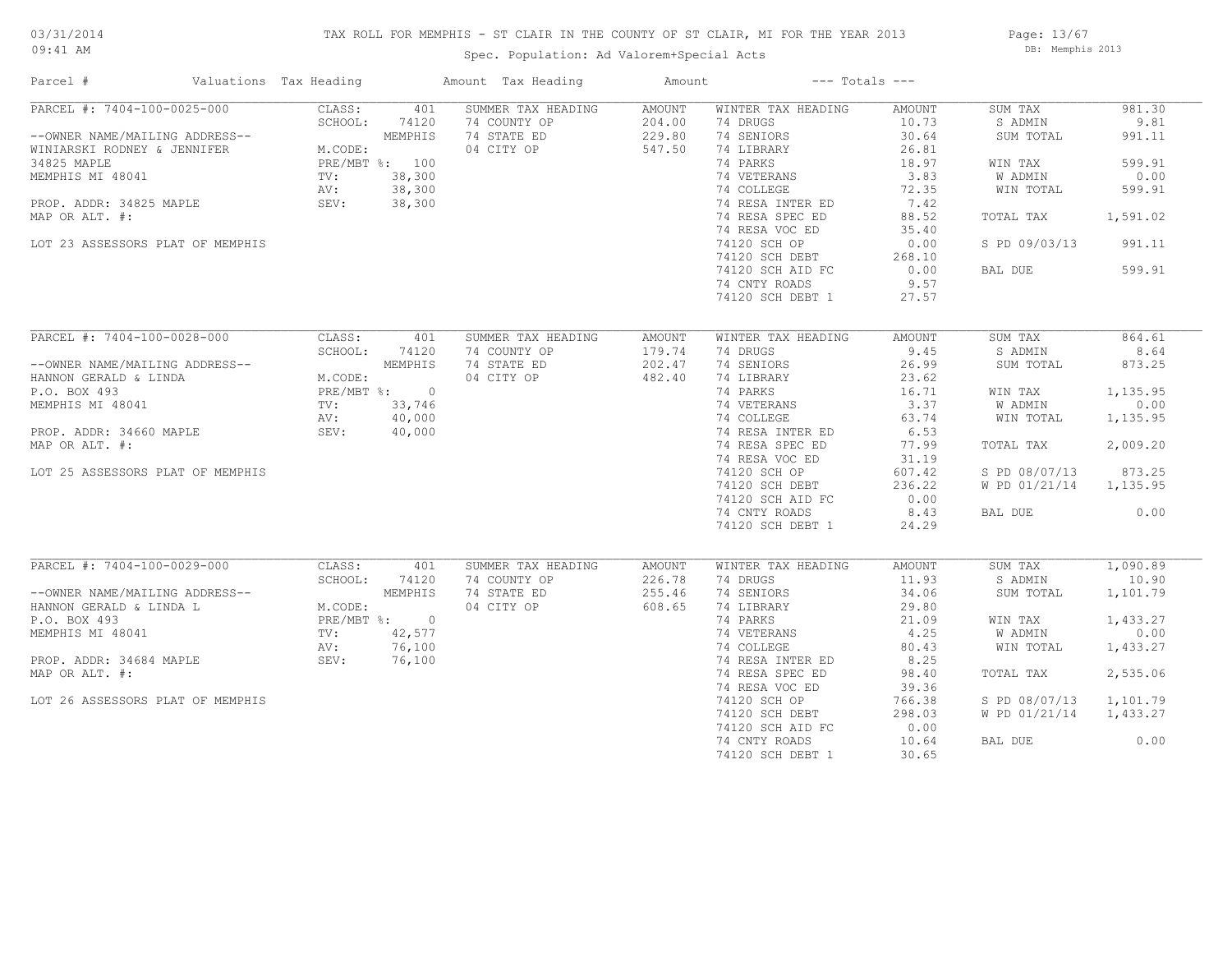# TAX ROLL FOR MEMPHIS - ST CLAIR IN THE COUNTY OF ST CLAIR, MI FOR THE YEAR 2013

Spec. Population: Ad Valorem+Special Acts

03/31/2014 09:41 AM — DB: Memphis 2013

| Parcel # | Valuations | Tax Heading | Amount | Tax Heading | Amount | --- Totals --- | |
|---|---|---|---|---|---|---|---|
| PARCEL #: 7404-100-0025-000 | CLASS: 401 | SUMMER TAX HEADING | AMOUNT | WINTER TAX HEADING | AMOUNT | SUM TAX | 981.30 |
| | SCHOOL: 74120 | 74 COUNTY OP | 204.00 | 74 DRUGS | 10.73 | S ADMIN | 9.81 |
| --OWNER NAME/MAILING ADDRESS-- | MEMPHIS | 74 STATE ED | 229.80 | 74 SENIORS | 30.64 | SUM TOTAL | 991.11 |
| WINIARSKI RODNEY & JENNIFER | M.CODE: | 04 CITY OP | 547.50 | 74 LIBRARY | 26.81 | | |
| 34825 MAPLE | PRE/MBT %: 100 | | | 74 PARKS | 18.97 | WIN TAX | 599.91 |
| MEMPHIS MI 48041 | TV: 38,300 | | | 74 VETERANS | 3.83 | W ADMIN | 0.00 |
| | AV: 38,300 | | | 74 COLLEGE | 72.35 | WIN TOTAL | 599.91 |
| PROP. ADDR: 34825 MAPLE | SEV: 38,300 | | | 74 RESA INTER ED | 7.42 | | |
| MAP OR ALT. #: | | | | 74 RESA SPEC ED | 88.52 | TOTAL TAX | 1,591.02 |
| | | | | 74 RESA VOC ED | 35.40 | | |
| LOT 23 ASSESSORS PLAT OF MEMPHIS | | | | 74120 SCH OP | 0.00 | S PD 09/03/13 | 991.11 |
| | | | | 74120 SCH DEBT | 268.10 | | |
| | | | | 74120 SCH AID FC | 0.00 | BAL DUE | 599.91 |
| | | | | 74 CNTY ROADS | 9.57 | | |
| | | | | 74120 SCH DEBT 1 | 27.57 | | |

| Parcel # | Valuations | Tax Heading | Amount | Tax Heading | Amount | --- Totals --- | |
|---|---|---|---|---|---|---|---|
| PARCEL #: 7404-100-0028-000 | CLASS: 401 | SUMMER TAX HEADING | AMOUNT | WINTER TAX HEADING | AMOUNT | SUM TAX | 864.61 |
| | SCHOOL: 74120 | 74 COUNTY OP | 179.74 | 74 DRUGS | 9.45 | S ADMIN | 8.64 |
| --OWNER NAME/MAILING ADDRESS-- | MEMPHIS | 74 STATE ED | 202.47 | 74 SENIORS | 26.99 | SUM TOTAL | 873.25 |
| HANNON GERALD & LINDA | M.CODE: | 04 CITY OP | 482.40 | 74 LIBRARY | 23.62 | | |
| P.O. BOX 493 | PRE/MBT %: 0 | | | 74 PARKS | 16.71 | WIN TAX | 1,135.95 |
| MEMPHIS MI 48041 | TV: 33,746 | | | 74 VETERANS | 3.37 | W ADMIN | 0.00 |
| | AV: 40,000 | | | 74 COLLEGE | 63.74 | WIN TOTAL | 1,135.95 |
| PROP. ADDR: 34660 MAPLE | SEV: 40,000 | | | 74 RESA INTER ED | 6.53 | | |
| MAP OR ALT. #: | | | | 74 RESA SPEC ED | 77.99 | TOTAL TAX | 2,009.20 |
| | | | | 74 RESA VOC ED | 31.19 | | |
| LOT 25 ASSESSORS PLAT OF MEMPHIS | | | | 74120 SCH OP | 607.42 | S PD 08/07/13 | 873.25 |
| | | | | 74120 SCH DEBT | 236.22 | W PD 01/21/14 | 1,135.95 |
| | | | | 74120 SCH AID FC | 0.00 | | |
| | | | | 74 CNTY ROADS | 8.43 | BAL DUE | 0.00 |
| | | | | 74120 SCH DEBT 1 | 24.29 | | |

| Parcel # | Valuations | Tax Heading | Amount | Tax Heading | Amount | --- Totals --- | |
|---|---|---|---|---|---|---|---|
| PARCEL #: 7404-100-0029-000 | CLASS: 401 | SUMMER TAX HEADING | AMOUNT | WINTER TAX HEADING | AMOUNT | SUM TAX | 1,090.89 |
| | SCHOOL: 74120 | 74 COUNTY OP | 226.78 | 74 DRUGS | 11.93 | S ADMIN | 10.90 |
| --OWNER NAME/MAILING ADDRESS-- | MEMPHIS | 74 STATE ED | 255.46 | 74 SENIORS | 34.06 | SUM TOTAL | 1,101.79 |
| HANNON GERALD & LINDA L | M.CODE: | 04 CITY OP | 608.65 | 74 LIBRARY | 29.80 | | |
| P.O. BOX 493 | PRE/MBT %: 0 | | | 74 PARKS | 21.09 | WIN TAX | 1,433.27 |
| MEMPHIS MI 48041 | TV: 42,577 | | | 74 VETERANS | 4.25 | W ADMIN | 0.00 |
| | AV: 76,100 | | | 74 COLLEGE | 80.43 | WIN TOTAL | 1,433.27 |
| PROP. ADDR: 34684 MAPLE | SEV: 76,100 | | | 74 RESA INTER ED | 8.25 | | |
| MAP OR ALT. #: | | | | 74 RESA SPEC ED | 98.40 | TOTAL TAX | 2,535.06 |
| | | | | 74 RESA VOC ED | 39.36 | | |
| LOT 26 ASSESSORS PLAT OF MEMPHIS | | | | 74120 SCH OP | 766.38 | S PD 08/07/13 | 1,101.79 |
| | | | | 74120 SCH DEBT | 298.03 | W PD 01/21/14 | 1,433.27 |
| | | | | 74120 SCH AID FC | 0.00 | | |
| | | | | 74 CNTY ROADS | 10.64 | BAL DUE | 0.00 |
| | | | | 74120 SCH DEBT 1 | 30.65 | | |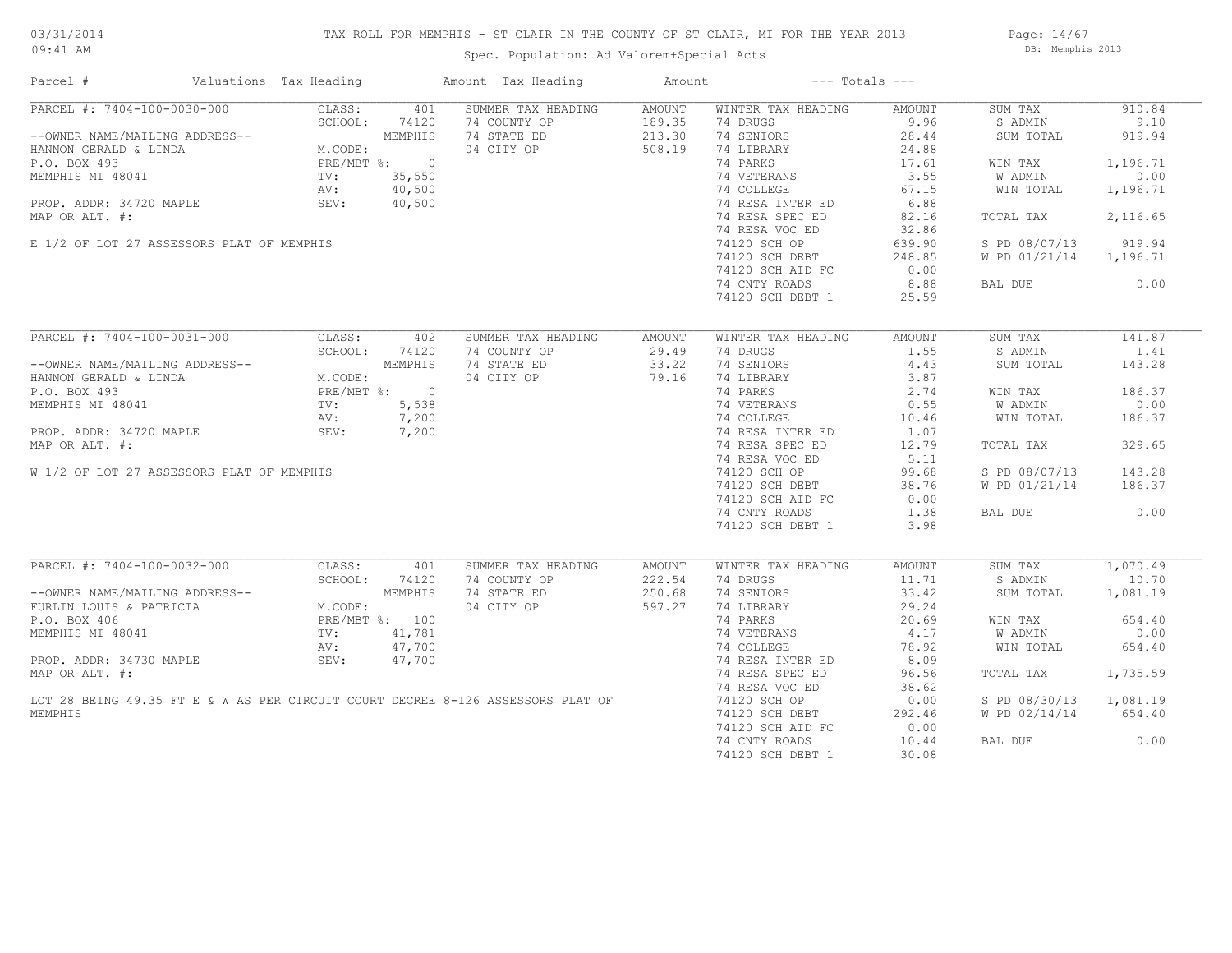# TAX ROLL FOR MEMPHIS - ST CLAIR IN THE COUNTY OF ST CLAIR, MI FOR THE YEAR 2013

Spec. Population: Ad Valorem+Special Acts

| Parcel # | Valuations | Tax Heading | Amount | Tax Heading | Amount | --- Totals --- | |
|---|---|---|---|---|---|---|---|
| PARCEL #: 7404-100-0030-000 | CLASS: 401 | SUMMER TAX HEADING | AMOUNT | WINTER TAX HEADING | AMOUNT | SUM TAX | 910.84 |
| | SCHOOL: 74120 | 74 COUNTY OP | 189.35 | 74 DRUGS | 9.96 | S ADMIN | 9.10 |
| --OWNER NAME/MAILING ADDRESS-- | MEMPHIS | 74 STATE ED | 213.30 | 74 SENIORS | 28.44 | SUM TOTAL | 919.94 |
| HANNON GERALD & LINDA | M.CODE: | 04 CITY OP | 508.19 | 74 LIBRARY | 24.88 | | |
| P.O. BOX 493 | PRE/MBT %: 0 | | | 74 PARKS | 17.61 | WIN TAX | 1,196.71 |
| MEMPHIS MI 48041 | TV: 35,550 | | | 74 VETERANS | 3.55 | W ADMIN | 0.00 |
| | AV: 40,500 | | | 74 COLLEGE | 67.15 | WIN TOTAL | 1,196.71 |
| PROP. ADDR: 34720 MAPLE | SEV: 40,500 | | | 74 RESA INTER ED | 6.88 | | |
| MAP OR ALT. #: | | | | 74 RESA SPEC ED | 82.16 | TOTAL TAX | 2,116.65 |
| | | | | 74 RESA VOC ED | 32.86 | | |
| E 1/2 OF LOT 27 ASSESSORS PLAT OF MEMPHIS | | | | 74120 SCH OP | 639.90 | S PD 08/07/13 | 919.94 |
| | | | | 74120 SCH DEBT | 248.85 | W PD 01/21/14 | 1,196.71 |
| | | | | 74120 SCH AID FC | 0.00 | | |
| | | | | 74 CNTY ROADS | 8.88 | BAL DUE | 0.00 |
| | | | | 74120 SCH DEBT 1 | 25.59 | | |
| PARCEL #: 7404-100-0031-000 | CLASS: 402 | SUMMER TAX HEADING | AMOUNT | WINTER TAX HEADING | AMOUNT | SUM TAX | 141.87 |
| | SCHOOL: 74120 | 74 COUNTY OP | 29.49 | 74 DRUGS | 1.55 | S ADMIN | 1.41 |
| --OWNER NAME/MAILING ADDRESS-- | MEMPHIS | 74 STATE ED | 33.22 | 74 SENIORS | 4.43 | SUM TOTAL | 143.28 |
| HANNON GERALD & LINDA | M.CODE: | 04 CITY OP | 79.16 | 74 LIBRARY | 3.87 | | |
| P.O. BOX 493 | PRE/MBT %: 0 | | | 74 PARKS | 2.74 | WIN TAX | 186.37 |
| MEMPHIS MI 48041 | TV: 5,538 | | | 74 VETERANS | 0.55 | W ADMIN | 0.00 |
| | AV: 7,200 | | | 74 COLLEGE | 10.46 | WIN TOTAL | 186.37 |
| PROP. ADDR: 34720 MAPLE | SEV: 7,200 | | | 74 RESA INTER ED | 1.07 | | |
| MAP OR ALT. #: | | | | 74 RESA SPEC ED | 12.79 | TOTAL TAX | 329.65 |
| | | | | 74 RESA VOC ED | 5.11 | | |
| W 1/2 OF LOT 27 ASSESSORS PLAT OF MEMPHIS | | | | 74120 SCH OP | 99.68 | S PD 08/07/13 | 143.28 |
| | | | | 74120 SCH DEBT | 38.76 | W PD 01/21/14 | 186.37 |
| | | | | 74120 SCH AID FC | 0.00 | | |
| | | | | 74 CNTY ROADS | 1.38 | BAL DUE | 0.00 |
| | | | | 74120 SCH DEBT 1 | 3.98 | | |
| PARCEL #: 7404-100-0032-000 | CLASS: 401 | SUMMER TAX HEADING | AMOUNT | WINTER TAX HEADING | AMOUNT | SUM TAX | 1,070.49 |
| | SCHOOL: 74120 | 74 COUNTY OP | 222.54 | 74 DRUGS | 11.71 | S ADMIN | 10.70 |
| --OWNER NAME/MAILING ADDRESS-- | MEMPHIS | 74 STATE ED | 250.68 | 74 SENIORS | 33.42 | SUM TOTAL | 1,081.19 |
| FURLIN LOUIS & PATRICIA | M.CODE: | 04 CITY OP | 597.27 | 74 LIBRARY | 29.24 | | |
| P.O. BOX 406 | PRE/MBT %: 100 | | | 74 PARKS | 20.69 | WIN TAX | 654.40 |
| MEMPHIS MI 48041 | TV: 41,781 | | | 74 VETERANS | 4.17 | W ADMIN | 0.00 |
| | AV: 47,700 | | | 74 COLLEGE | 78.92 | WIN TOTAL | 654.40 |
| PROP. ADDR: 34730 MAPLE | SEV: 47,700 | | | 74 RESA INTER ED | 8.09 | | |
| MAP OR ALT. #: | | | | 74 RESA SPEC ED | 96.56 | TOTAL TAX | 1,735.59 |
| | | | | 74 RESA VOC ED | 38.62 | | |
| LOT 28 BEING 49.35 FT E & W AS PER CIRCUIT COURT DECREE 8-126 ASSESSORS PLAT OF MEMPHIS | | | | 74120 SCH OP | 0.00 | S PD 08/30/13 | 1,081.19 |
| | | | | 74120 SCH DEBT | 292.46 | W PD 02/14/14 | 654.40 |
| | | | | 74120 SCH AID FC | 0.00 | | |
| | | | | 74 CNTY ROADS | 10.44 | BAL DUE | 0.00 |
| | | | | 74120 SCH DEBT 1 | 30.08 | | |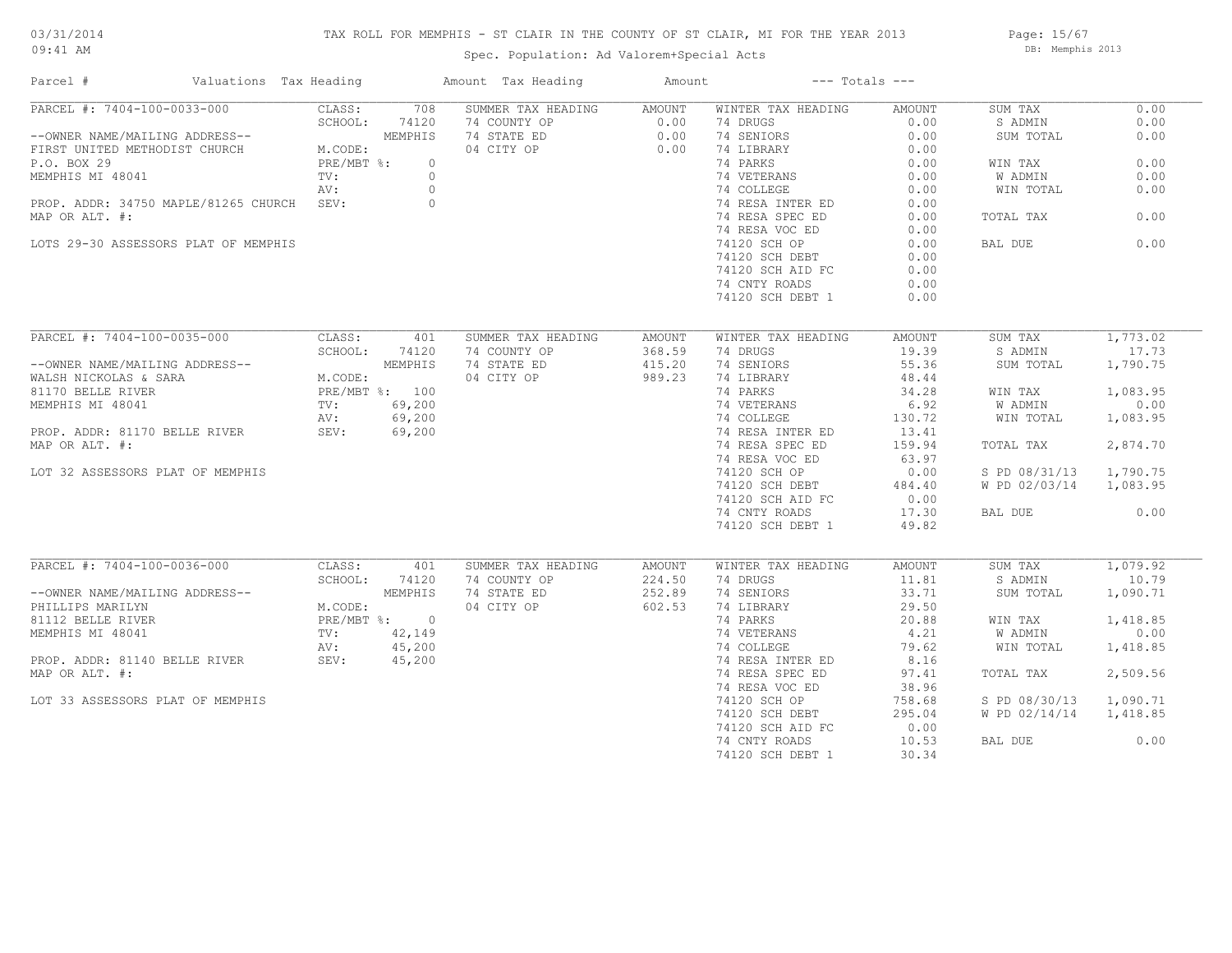TAX ROLL FOR MEMPHIS - ST CLAIR IN THE COUNTY OF ST CLAIR, MI FOR THE YEAR 2013

Spec. Population: Ad Valorem+Special Acts

03/31/2014 09:41 AM — DB: Memphis 2013

| Parcel # | Valuations | Tax Heading | Amount | Tax Heading | Amount | --- Totals --- | |
|---|---|---|---|---|---|---|---|
| PARCEL #: 7404-100-0033-000 | CLASS: 708 | SUMMER TAX HEADING | AMOUNT | WINTER TAX HEADING | AMOUNT | SUM TAX | 0.00 |
| | SCHOOL: 74120 | 74 COUNTY OP | 0.00 | 74 DRUGS | 0.00 | S ADMIN | 0.00 |
| --OWNER NAME/MAILING ADDRESS-- | MEMPHIS | 74 STATE ED | 0.00 | 74 SENIORS | 0.00 | SUM TOTAL | 0.00 |
| FIRST UNITED METHODIST CHURCH | M.CODE: | 04 CITY OP | 0.00 | 74 LIBRARY | 0.00 | | |
| P.O. BOX 29 | PRE/MBT %: 0 | | | 74 PARKS | 0.00 | WIN TAX | 0.00 |
| MEMPHIS MI 48041 | TV: 0 | | | 74 VETERANS | 0.00 | W ADMIN | 0.00 |
| | AV: 0 | | | 74 COLLEGE | 0.00 | WIN TOTAL | 0.00 |
| PROP. ADDR: 34750 MAPLE/81265 CHURCH | SEV: 0 | | | 74 RESA INTER ED | 0.00 | | |
| MAP OR ALT. #: | | | | 74 RESA SPEC ED | 0.00 | TOTAL TAX | 0.00 |
| | | | | 74 RESA VOC ED | 0.00 | | |
| LOTS 29-30 ASSESSORS PLAT OF MEMPHIS | | | | 74120 SCH OP | 0.00 | BAL DUE | 0.00 |
| | | | | 74120 SCH DEBT | 0.00 | | |
| | | | | 74120 SCH AID FC | 0.00 | | |
| | | | | 74 CNTY ROADS | 0.00 | | |
| | | | | 74120 SCH DEBT 1 | 0.00 | | |
| PARCEL #: 7404-100-0035-000 | CLASS: 401 | SUMMER TAX HEADING | AMOUNT | WINTER TAX HEADING | AMOUNT | SUM TAX | 1,773.02 |
| | SCHOOL: 74120 | 74 COUNTY OP | 368.59 | 74 DRUGS | 19.39 | S ADMIN | 17.73 |
| --OWNER NAME/MAILING ADDRESS-- | MEMPHIS | 74 STATE ED | 415.20 | 74 SENIORS | 55.36 | SUM TOTAL | 1,790.75 |
| WALSH NICKOLAS & SARA | M.CODE: | 04 CITY OP | 989.23 | 74 LIBRARY | 48.44 | | |
| 81170 BELLE RIVER | PRE/MBT %: 100 | | | 74 PARKS | 34.28 | WIN TAX | 1,083.95 |
| MEMPHIS MI 48041 | TV: 69,200 | | | 74 VETERANS | 6.92 | W ADMIN | 0.00 |
| | AV: 69,200 | | | 74 COLLEGE | 130.72 | WIN TOTAL | 1,083.95 |
| PROP. ADDR: 81170 BELLE RIVER | SEV: 69,200 | | | 74 RESA INTER ED | 13.41 | | |
| MAP OR ALT. #: | | | | 74 RESA SPEC ED | 159.94 | TOTAL TAX | 2,874.70 |
| | | | | 74 RESA VOC ED | 63.97 | | |
| LOT 32 ASSESSORS PLAT OF MEMPHIS | | | | 74120 SCH OP | 0.00 | S PD 08/31/13 | 1,790.75 |
| | | | | 74120 SCH DEBT | 484.40 | W PD 02/03/14 | 1,083.95 |
| | | | | 74120 SCH AID FC | 0.00 | | |
| | | | | 74 CNTY ROADS | 17.30 | BAL DUE | 0.00 |
| | | | | 74120 SCH DEBT 1 | 49.82 | | |
| PARCEL #: 7404-100-0036-000 | CLASS: 401 | SUMMER TAX HEADING | AMOUNT | WINTER TAX HEADING | AMOUNT | SUM TAX | 1,079.92 |
| | SCHOOL: 74120 | 74 COUNTY OP | 224.50 | 74 DRUGS | 11.81 | S ADMIN | 10.79 |
| --OWNER NAME/MAILING ADDRESS-- | MEMPHIS | 74 STATE ED | 252.89 | 74 SENIORS | 33.71 | SUM TOTAL | 1,090.71 |
| PHILLIPS MARILYN | M.CODE: | 04 CITY OP | 602.53 | 74 LIBRARY | 29.50 | | |
| 81112 BELLE RIVER | PRE/MBT %: 0 | | | 74 PARKS | 20.88 | WIN TAX | 1,418.85 |
| MEMPHIS MI 48041 | TV: 42,149 | | | 74 VETERANS | 4.21 | W ADMIN | 0.00 |
| | AV: 45,200 | | | 74 COLLEGE | 79.62 | WIN TOTAL | 1,418.85 |
| PROP. ADDR: 81140 BELLE RIVER | SEV: 45,200 | | | 74 RESA INTER ED | 8.16 | | |
| MAP OR ALT. #: | | | | 74 RESA SPEC ED | 97.41 | TOTAL TAX | 2,509.56 |
| | | | | 74 RESA VOC ED | 38.96 | | |
| LOT 33 ASSESSORS PLAT OF MEMPHIS | | | | 74120 SCH OP | 758.68 | S PD 08/30/13 | 1,090.71 |
| | | | | 74120 SCH DEBT | 295.04 | W PD 02/14/14 | 1,418.85 |
| | | | | 74120 SCH AID FC | 0.00 | | |
| | | | | 74 CNTY ROADS | 10.53 | BAL DUE | 0.00 |
| | | | | 74120 SCH DEBT 1 | 30.34 | | |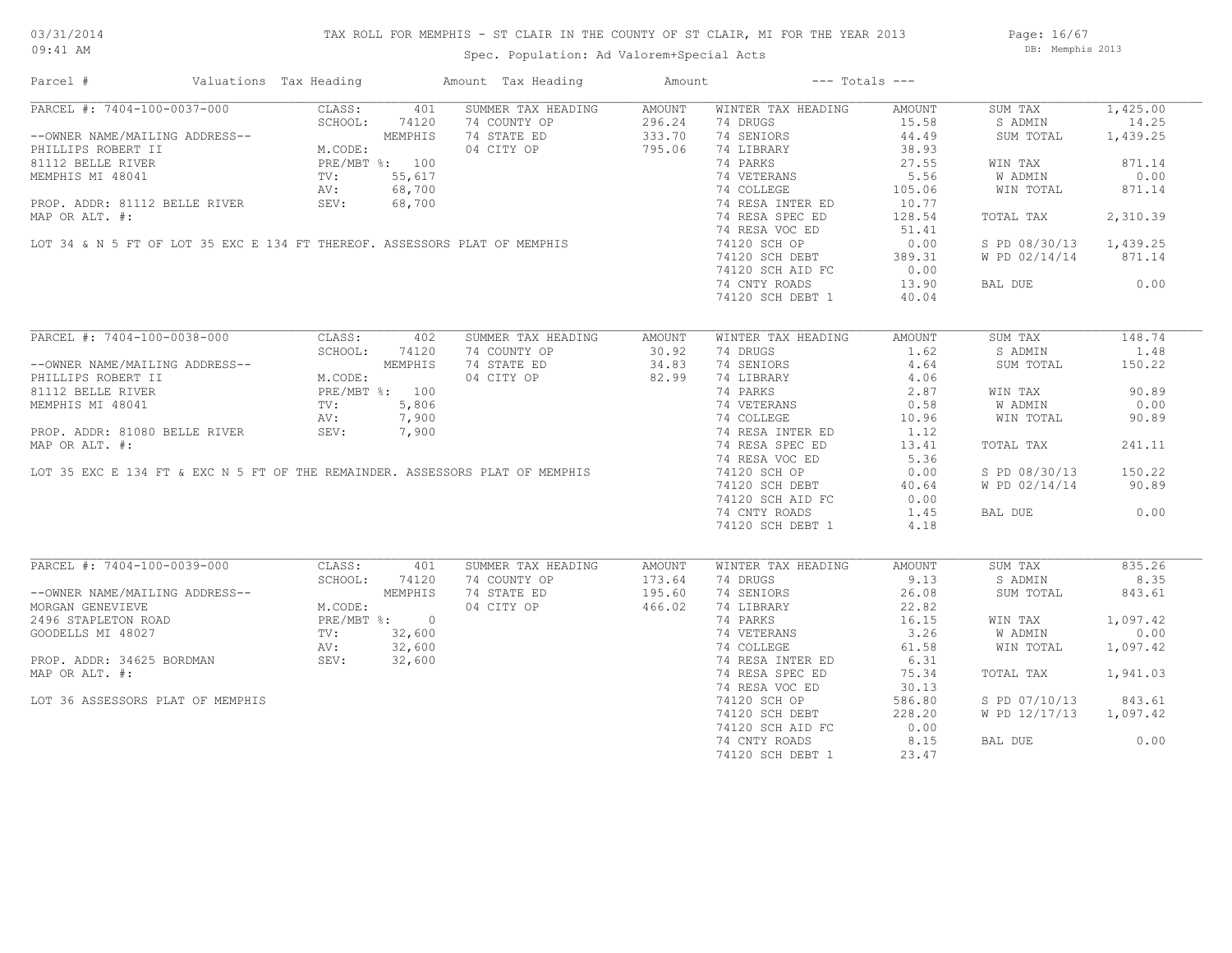# TAX ROLL FOR MEMPHIS - ST CLAIR IN THE COUNTY OF ST CLAIR, MI FOR THE YEAR 2013

Spec. Population: Ad Valorem+Special Acts

03/31/2014 09:41 AM — DB: Memphis 2013

| Parcel # | Valuations | Tax Heading | Amount | Tax Heading | Amount | --- Totals --- | |
|---|---|---|---|---|---|---|---|

## PARCEL #: 7404-100-0037-000

| | | | | | | | |
|---|---|---|---|---|---|---|---|
| CLASS: | 401 | SUMMER TAX HEADING | AMOUNT | WINTER TAX HEADING | AMOUNT | SUM TAX | 1,425.00 |
| SCHOOL: | 74120 | 74 COUNTY OP | 296.24 | 74 DRUGS | 15.58 | S ADMIN | 14.25 |
| | MEMPHIS | 74 STATE ED | 333.70 | 74 SENIORS | 44.49 | SUM TOTAL | 1,439.25 |
| M.CODE: | | 04 CITY OP | 795.06 | 74 LIBRARY | 38.93 | | |
| PRE/MBT %: | 100 | | | 74 PARKS | 27.55 | WIN TAX | 871.14 |
| TV: | 55,617 | | | 74 VETERANS | 5.56 | W ADMIN | 0.00 |
| AV: | 68,700 | | | 74 COLLEGE | 105.06 | WIN TOTAL | 871.14 |
| SEV: | 68,700 | | | 74 RESA INTER ED | 10.77 | | |
| | | | | 74 RESA SPEC ED | 128.54 | TOTAL TAX | 2,310.39 |
| | | | | 74 RESA VOC ED | 51.41 | | |
| | | | | 74120 SCH OP | 0.00 | S PD 08/30/13 | 1,439.25 |
| | | | | 74120 SCH DEBT | 389.31 | W PD 02/14/14 | 871.14 |
| | | | | 74120 SCH AID FC | 0.00 | | |
| | | | | 74 CNTY ROADS | 13.90 | BAL DUE | 0.00 |
| | | | | 74120 SCH DEBT 1 | 40.04 | | |

--OWNER NAME/MAILING ADDRESS--
PHILLIPS ROBERT II
81112 BELLE RIVER
MEMPHIS MI 48041

PROP. ADDR: 81112 BELLE RIVER
MAP OR ALT. #:

LOT 34 & N 5 FT OF LOT 35 EXC E 134 FT THEREOF. ASSESSORS PLAT OF MEMPHIS

## PARCEL #: 7404-100-0038-000

| | | | | | | | |
|---|---|---|---|---|---|---|---|
| CLASS: | 402 | SUMMER TAX HEADING | AMOUNT | WINTER TAX HEADING | AMOUNT | SUM TAX | 148.74 |
| SCHOOL: | 74120 | 74 COUNTY OP | 30.92 | 74 DRUGS | 1.62 | S ADMIN | 1.48 |
| | MEMPHIS | 74 STATE ED | 34.83 | 74 SENIORS | 4.64 | SUM TOTAL | 150.22 |
| M.CODE: | | 04 CITY OP | 82.99 | 74 LIBRARY | 4.06 | | |
| PRE/MBT %: | 100 | | | 74 PARKS | 2.87 | WIN TAX | 90.89 |
| TV: | 5,806 | | | 74 VETERANS | 0.58 | W ADMIN | 0.00 |
| AV: | 7,900 | | | 74 COLLEGE | 10.96 | WIN TOTAL | 90.89 |
| SEV: | 7,900 | | | 74 RESA INTER ED | 1.12 | | |
| | | | | 74 RESA SPEC ED | 13.41 | TOTAL TAX | 241.11 |
| | | | | 74 RESA VOC ED | 5.36 | | |
| | | | | 74120 SCH OP | 0.00 | S PD 08/30/13 | 150.22 |
| | | | | 74120 SCH DEBT | 40.64 | W PD 02/14/14 | 90.89 |
| | | | | 74120 SCH AID FC | 0.00 | | |
| | | | | 74 CNTY ROADS | 1.45 | BAL DUE | 0.00 |
| | | | | 74120 SCH DEBT 1 | 4.18 | | |

--OWNER NAME/MAILING ADDRESS--
PHILLIPS ROBERT II
81112 BELLE RIVER
MEMPHIS MI 48041

PROP. ADDR: 81080 BELLE RIVER
MAP OR ALT. #:

LOT 35 EXC E 134 FT & EXC N 5 FT OF THE REMAINDER. ASSESSORS PLAT OF MEMPHIS

## PARCEL #: 7404-100-0039-000

| | | | | | | | |
|---|---|---|---|---|---|---|---|
| CLASS: | 401 | SUMMER TAX HEADING | AMOUNT | WINTER TAX HEADING | AMOUNT | SUM TAX | 835.26 |
| SCHOOL: | 74120 | 74 COUNTY OP | 173.64 | 74 DRUGS | 9.13 | S ADMIN | 8.35 |
| | MEMPHIS | 74 STATE ED | 195.60 | 74 SENIORS | 26.08 | SUM TOTAL | 843.61 |
| M.CODE: | | 04 CITY OP | 466.02 | 74 LIBRARY | 22.82 | | |
| PRE/MBT %: | 0 | | | 74 PARKS | 16.15 | WIN TAX | 1,097.42 |
| TV: | 32,600 | | | 74 VETERANS | 3.26 | W ADMIN | 0.00 |
| AV: | 32,600 | | | 74 COLLEGE | 61.58 | WIN TOTAL | 1,097.42 |
| SEV: | 32,600 | | | 74 RESA INTER ED | 6.31 | | |
| | | | | 74 RESA SPEC ED | 75.34 | TOTAL TAX | 1,941.03 |
| | | | | 74 RESA VOC ED | 30.13 | | |
| | | | | 74120 SCH OP | 586.80 | S PD 07/10/13 | 843.61 |
| | | | | 74120 SCH DEBT | 228.20 | W PD 12/17/13 | 1,097.42 |
| | | | | 74120 SCH AID FC | 0.00 | | |
| | | | | 74 CNTY ROADS | 8.15 | BAL DUE | 0.00 |
| | | | | 74120 SCH DEBT 1 | 23.47 | | |

--OWNER NAME/MAILING ADDRESS--
MORGAN GENEVIEVE
2496 STAPLETON ROAD
GOODELLS MI 48027

PROP. ADDR: 34625 BORDMAN
MAP OR ALT. #:

LOT 36 ASSESSORS PLAT OF MEMPHIS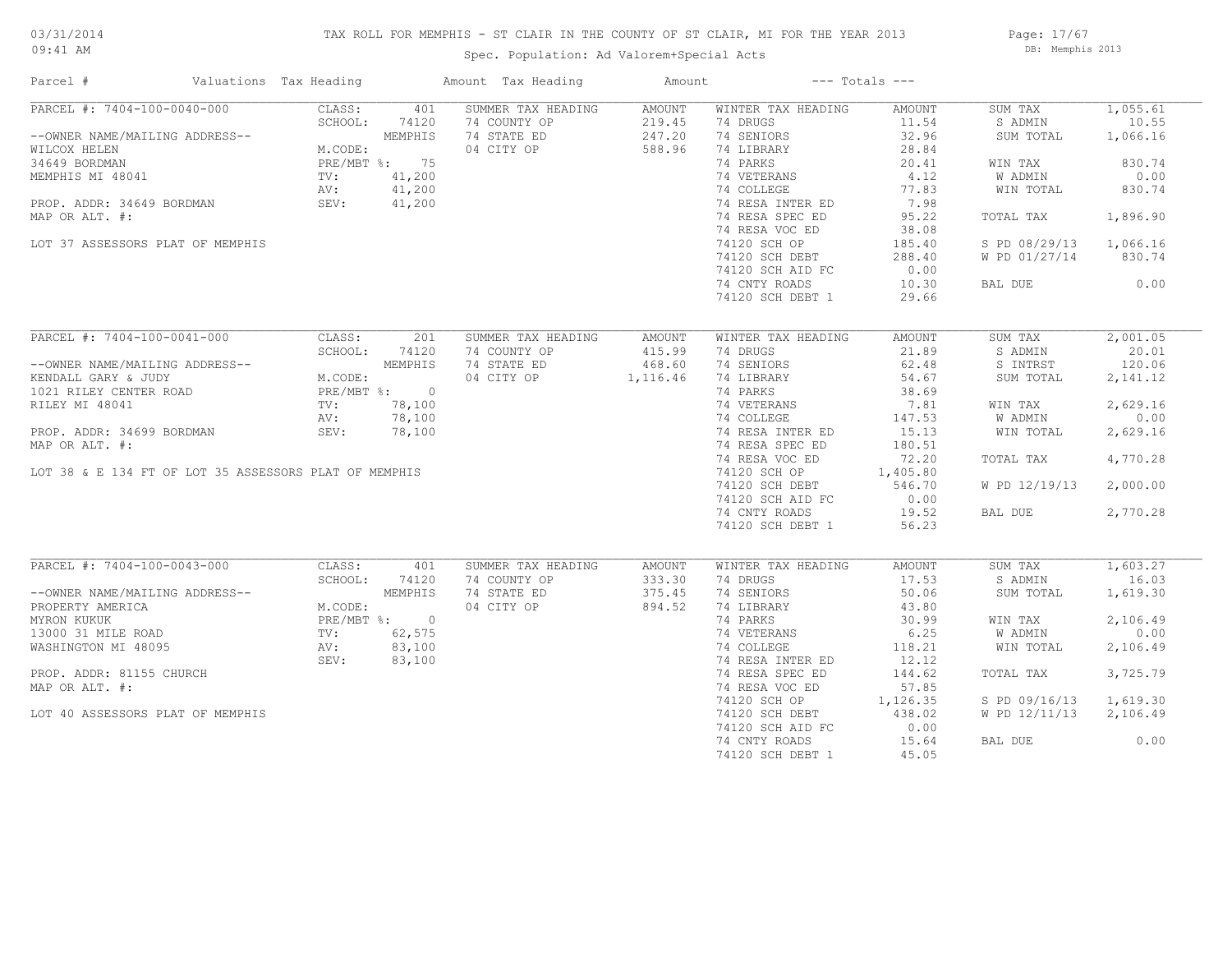# TAX ROLL FOR MEMPHIS - ST CLAIR IN THE COUNTY OF ST CLAIR, MI FOR THE YEAR 2013

03/31/2014
09:41 AM

Spec. Population: Ad Valorem+Special Acts

DB: Memphis 2013

| Parcel # | Valuations | Tax Heading | Amount | Tax Heading | Amount | --- Totals --- | |
|---|---|---|---|---|---|---|---|
| PARCEL #: 7404-100-0040-000 | CLASS: 401 | SUMMER TAX HEADING | AMOUNT | WINTER TAX HEADING | AMOUNT | SUM TAX | 1,055.61 |
| | SCHOOL: 74120 | 74 COUNTY OP | 219.45 | 74 DRUGS | 11.54 | S ADMIN | 10.55 |
| --OWNER NAME/MAILING ADDRESS-- | MEMPHIS | 74 STATE ED | 247.20 | 74 SENIORS | 32.96 | SUM TOTAL | 1,066.16 |
| WILCOX HELEN | M.CODE: | 04 CITY OP | 588.96 | 74 LIBRARY | 28.84 | | |
| 34649 BORDMAN | PRE/MBT %: 75 | | | 74 PARKS | 20.41 | WIN TAX | 830.74 |
| MEMPHIS MI 48041 | TV: 41,200 | | | 74 VETERANS | 4.12 | W ADMIN | 0.00 |
| | AV: 41,200 | | | 74 COLLEGE | 77.83 | WIN TOTAL | 830.74 |
| PROP. ADDR: 34649 BORDMAN | SEV: 41,200 | | | 74 RESA INTER ED | 7.98 | | |
| MAP OR ALT. #: | | | | 74 RESA SPEC ED | 95.22 | TOTAL TAX | 1,896.90 |
| | | | | 74 RESA VOC ED | 38.08 | | |
| LOT 37 ASSESSORS PLAT OF MEMPHIS | | | | 74120 SCH OP | 185.40 | S PD 08/29/13 | 1,066.16 |
| | | | | 74120 SCH DEBT | 288.40 | W PD 01/27/14 | 830.74 |
| | | | | 74120 SCH AID FC | 0.00 | | |
| | | | | 74 CNTY ROADS | 10.30 | BAL DUE | 0.00 |
| | | | | 74120 SCH DEBT 1 | 29.66 | | |
| PARCEL #: 7404-100-0041-000 | CLASS: 201 | SUMMER TAX HEADING | AMOUNT | WINTER TAX HEADING | AMOUNT | SUM TAX | 2,001.05 |
| | SCHOOL: 74120 | 74 COUNTY OP | 415.99 | 74 DRUGS | 21.89 | S ADMIN | 20.01 |
| --OWNER NAME/MAILING ADDRESS-- | MEMPHIS | 74 STATE ED | 468.60 | 74 SENIORS | 62.48 | S INTRST | 120.06 |
| KENDALL GARY & JUDY | M.CODE: | 04 CITY OP | 1,116.46 | 74 LIBRARY | 54.67 | SUM TOTAL | 2,141.12 |
| 1021 RILEY CENTER ROAD | PRE/MBT %: 0 | | | 74 PARKS | 38.69 | | |
| RILEY MI 48041 | TV: 78,100 | | | 74 VETERANS | 7.81 | WIN TAX | 2,629.16 |
| | AV: 78,100 | | | 74 COLLEGE | 147.53 | W ADMIN | 0.00 |
| PROP. ADDR: 34699 BORDMAN | SEV: 78,100 | | | 74 RESA INTER ED | 15.13 | WIN TOTAL | 2,629.16 |
| MAP OR ALT. #: | | | | 74 RESA SPEC ED | 180.51 | | |
| | | | | 74 RESA VOC ED | 72.20 | TOTAL TAX | 4,770.28 |
| LOT 38 & E 134 FT OF LOT 35 ASSESSORS PLAT OF MEMPHIS | | | | 74120 SCH OP | 1,405.80 | | |
| | | | | 74120 SCH DEBT | 546.70 | W PD 12/19/13 | 2,000.00 |
| | | | | 74120 SCH AID FC | 0.00 | | |
| | | | | 74 CNTY ROADS | 19.52 | BAL DUE | 2,770.28 |
| | | | | 74120 SCH DEBT 1 | 56.23 | | |
| PARCEL #: 7404-100-0043-000 | CLASS: 401 | SUMMER TAX HEADING | AMOUNT | WINTER TAX HEADING | AMOUNT | SUM TAX | 1,603.27 |
| | SCHOOL: 74120 | 74 COUNTY OP | 333.30 | 74 DRUGS | 17.53 | S ADMIN | 16.03 |
| --OWNER NAME/MAILING ADDRESS-- | MEMPHIS | 74 STATE ED | 375.45 | 74 SENIORS | 50.06 | SUM TOTAL | 1,619.30 |
| PROPERTY AMERICA | M.CODE: | 04 CITY OP | 894.52 | 74 LIBRARY | 43.80 | | |
| MYRON KUKUK | PRE/MBT %: 0 | | | 74 PARKS | 30.99 | WIN TAX | 2,106.49 |
| 13000 31 MILE ROAD | TV: 62,575 | | | 74 VETERANS | 6.25 | W ADMIN | 0.00 |
| WASHINGTON MI 48095 | AV: 83,100 | | | 74 COLLEGE | 118.21 | WIN TOTAL | 2,106.49 |
| | SEV: 83,100 | | | 74 RESA INTER ED | 12.12 | | |
| PROP. ADDR: 81155 CHURCH | | | | 74 RESA SPEC ED | 144.62 | TOTAL TAX | 3,725.79 |
| MAP OR ALT. #: | | | | 74 RESA VOC ED | 57.85 | | |
| | | | | 74120 SCH OP | 1,126.35 | S PD 09/16/13 | 1,619.30 |
| LOT 40 ASSESSORS PLAT OF MEMPHIS | | | | 74120 SCH DEBT | 438.02 | W PD 12/11/13 | 2,106.49 |
| | | | | 74120 SCH AID FC | 0.00 | | |
| | | | | 74 CNTY ROADS | 15.64 | BAL DUE | 0.00 |
| | | | | 74120 SCH DEBT 1 | 45.05 | | |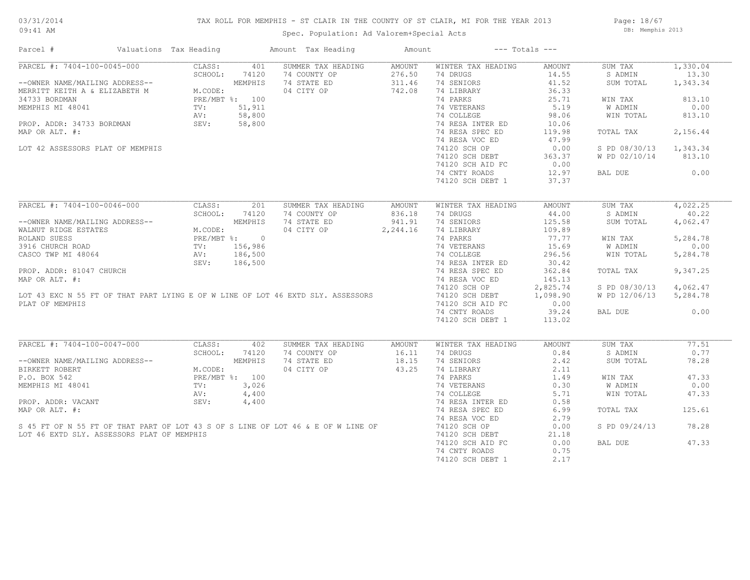# TAX ROLL FOR MEMPHIS - ST CLAIR IN THE COUNTY OF ST CLAIR, MI FOR THE YEAR 2013

03/31/2014
09:41 AM

Spec. Population: Ad Valorem+Special Acts

DB: Memphis 2013

| Parcel # | Valuations | Tax Heading | Amount | Tax Heading | Amount | --- Totals --- | |
|---|---|---|---|---|---|---|---|

## PARCEL #: 7404-100-0045-000

| | | | | | | | |
|---|---|---|---|---|---|---|---|
| PARCEL #: 7404-100-0045-000 | CLASS: 401 | SUMMER TAX HEADING | AMOUNT | WINTER TAX HEADING | AMOUNT | SUM TAX | 1,330.04 |
| | SCHOOL: 74120 | 74 COUNTY OP | 276.50 | 74 DRUGS | 14.55 | S ADMIN | 13.30 |
| --OWNER NAME/MAILING ADDRESS-- | MEMPHIS | 74 STATE ED | 311.46 | 74 SENIORS | 41.52 | SUM TOTAL | 1,343.34 |
| MERRITT KEITH A & ELIZABETH M | M.CODE: | 04 CITY OP | 742.08 | 74 LIBRARY | 36.33 | | |
| 34733 BORDMAN | PRE/MBT %: 100 | | | 74 PARKS | 25.71 | WIN TAX | 813.10 |
| MEMPHIS MI 48041 | TV: 51,911 | | | 74 VETERANS | 5.19 | W ADMIN | 0.00 |
| | AV: 58,800 | | | 74 COLLEGE | 98.06 | WIN TOTAL | 813.10 |
| PROP. ADDR: 34733 BORDMAN | SEV: 58,800 | | | 74 RESA INTER ED | 10.06 | | |
| MAP OR ALT. #: | | | | 74 RESA SPEC ED | 119.98 | TOTAL TAX | 2,156.44 |
| | | | | 74 RESA VOC ED | 47.99 | | |
| LOT 42 ASSESSORS PLAT OF MEMPHIS | | | | 74120 SCH OP | 0.00 | S PD 08/30/13 | 1,343.34 |
| | | | | 74120 SCH DEBT | 363.37 | W PD 02/10/14 | 813.10 |
| | | | | 74120 SCH AID FC | 0.00 | | |
| | | | | 74 CNTY ROADS | 12.97 | BAL DUE | 0.00 |
| | | | | 74120 SCH DEBT 1 | 37.37 | | |

## PARCEL #: 7404-100-0046-000

| | | | | | | | |
|---|---|---|---|---|---|---|---|
| PARCEL #: 7404-100-0046-000 | CLASS: 201 | SUMMER TAX HEADING | AMOUNT | WINTER TAX HEADING | AMOUNT | SUM TAX | 4,022.25 |
| | SCHOOL: 74120 | 74 COUNTY OP | 836.18 | 74 DRUGS | 44.00 | S ADMIN | 40.22 |
| --OWNER NAME/MAILING ADDRESS-- | MEMPHIS | 74 STATE ED | 941.91 | 74 SENIORS | 125.58 | SUM TOTAL | 4,062.47 |
| WALNUT RIDGE ESTATES | M.CODE: | 04 CITY OP | 2,244.16 | 74 LIBRARY | 109.89 | | |
| ROLAND SUESS | PRE/MBT %: 0 | | | 74 PARKS | 77.77 | WIN TAX | 5,284.78 |
| 3916 CHURCH ROAD | TV: 156,986 | | | 74 VETERANS | 15.69 | W ADMIN | 0.00 |
| CASCO TWP MI 48064 | AV: 186,500 | | | 74 COLLEGE | 296.56 | WIN TOTAL | 5,284.78 |
| | SEV: 186,500 | | | 74 RESA INTER ED | 30.42 | | |
| PROP. ADDR: 81047 CHURCH | | | | 74 RESA SPEC ED | 362.84 | TOTAL TAX | 9,347.25 |
| MAP OR ALT. #: | | | | 74 RESA VOC ED | 145.13 | | |
| | | | | 74120 SCH OP | 2,825.74 | S PD 08/30/13 | 4,062.47 |
| LOT 43 EXC N 55 FT OF THAT PART LYING E OF W LINE OF LOT 46 EXTD SLY. ASSESSORS PLAT OF MEMPHIS | | | | 74120 SCH DEBT | 1,098.90 | W PD 12/06/13 | 5,284.78 |
| | | | | 74120 SCH AID FC | 0.00 | | |
| | | | | 74 CNTY ROADS | 39.24 | BAL DUE | 0.00 |
| | | | | 74120 SCH DEBT 1 | 113.02 | | |

## PARCEL #: 7404-100-0047-000

| | | | | | | | |
|---|---|---|---|---|---|---|---|
| PARCEL #: 7404-100-0047-000 | CLASS: 402 | SUMMER TAX HEADING | AMOUNT | WINTER TAX HEADING | AMOUNT | SUM TAX | 77.51 |
| | SCHOOL: 74120 | 74 COUNTY OP | 16.11 | 74 DRUGS | 0.84 | S ADMIN | 0.77 |
| --OWNER NAME/MAILING ADDRESS-- | MEMPHIS | 74 STATE ED | 18.15 | 74 SENIORS | 2.42 | SUM TOTAL | 78.28 |
| BIRKETT ROBERT | M.CODE: | 04 CITY OP | 43.25 | 74 LIBRARY | 2.11 | | |
| P.O. BOX 542 | PRE/MBT %: 100 | | | 74 PARKS | 1.49 | WIN TAX | 47.33 |
| MEMPHIS MI 48041 | TV: 3,026 | | | 74 VETERANS | 0.30 | W ADMIN | 0.00 |
| | AV: 4,400 | | | 74 COLLEGE | 5.71 | WIN TOTAL | 47.33 |
| PROP. ADDR: VACANT | SEV: 4,400 | | | 74 RESA INTER ED | 0.58 | | |
| MAP OR ALT. #: | | | | 74 RESA SPEC ED | 6.99 | TOTAL TAX | 125.61 |
| | | | | 74 RESA VOC ED | 2.79 | | |
| S 45 FT OF N 55 FT OF THAT PART OF LOT 43 S OF S LINE OF LOT 46 & E OF W LINE OF LOT 46 EXTD SLY. ASSESSORS PLAT OF MEMPHIS | | | | 74120 SCH OP | 0.00 | S PD 09/24/13 | 78.28 |
| | | | | 74120 SCH DEBT | 21.18 | | |
| | | | | 74120 SCH AID FC | 0.00 | BAL DUE | 47.33 |
| | | | | 74 CNTY ROADS | 0.75 | | |
| | | | | 74120 SCH DEBT 1 | 2.17 | | |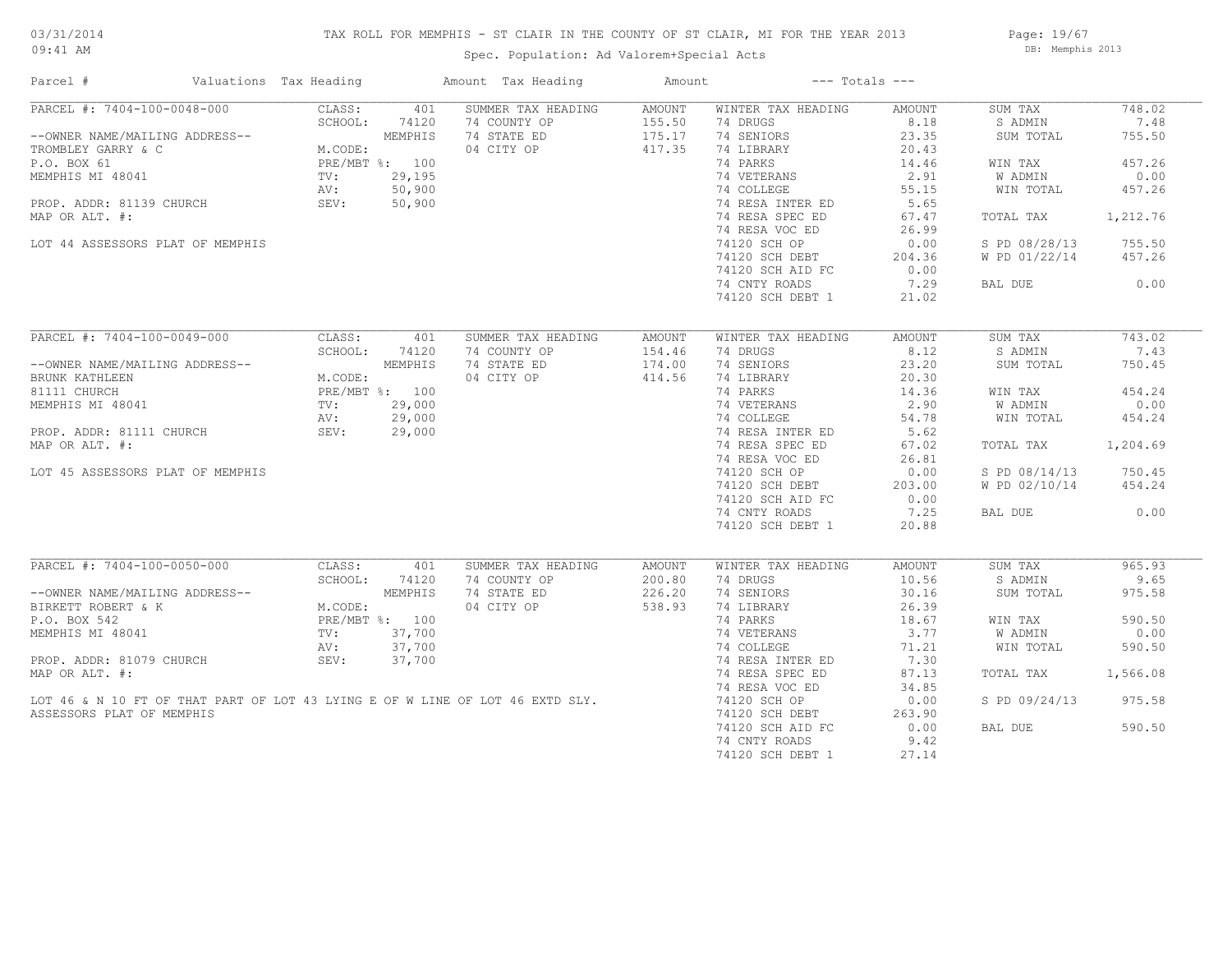TAX ROLL FOR MEMPHIS - ST CLAIR IN THE COUNTY OF ST CLAIR, MI FOR THE YEAR 2013

Spec. Population: Ad Valorem+Special Acts

03/31/2014 09:41 AM — DB: Memphis 2013

| Parcel # | Valuations | Tax Heading | Amount | Tax Heading | Amount | --- Totals --- | |
|---|---|---|---|---|---|---|---|
| PARCEL #: 7404-100-0048-000 | CLASS: 401 | SUMMER TAX HEADING | AMOUNT | WINTER TAX HEADING | AMOUNT | SUM TAX | 748.02 |
| | SCHOOL: 74120 | 74 COUNTY OP | 155.50 | 74 DRUGS | 8.18 | S ADMIN | 7.48 |
| --OWNER NAME/MAILING ADDRESS-- | MEMPHIS | 74 STATE ED | 175.17 | 74 SENIORS | 23.35 | SUM TOTAL | 755.50 |
| TROMBLEY GARRY & C | M.CODE: | 04 CITY OP | 417.35 | 74 LIBRARY | 20.43 | | |
| P.O. BOX 61 | PRE/MBT %: 100 | | | 74 PARKS | 14.46 | WIN TAX | 457.26 |
| MEMPHIS MI 48041 | TV: 29,195 | | | 74 VETERANS | 2.91 | W ADMIN | 0.00 |
| | AV: 50,900 | | | 74 COLLEGE | 55.15 | WIN TOTAL | 457.26 |
| PROP. ADDR: 81139 CHURCH | SEV: 50,900 | | | 74 RESA INTER ED | 5.65 | | |
| MAP OR ALT. #: | | | | 74 RESA SPEC ED | 67.47 | TOTAL TAX | 1,212.76 |
| | | | | 74 RESA VOC ED | 26.99 | | |
| LOT 44 ASSESSORS PLAT OF MEMPHIS | | | | 74120 SCH OP | 0.00 | S PD 08/28/13 | 755.50 |
| | | | | 74120 SCH DEBT | 204.36 | W PD 01/22/14 | 457.26 |
| | | | | 74120 SCH AID FC | 0.00 | | |
| | | | | 74 CNTY ROADS | 7.29 | BAL DUE | 0.00 |
| | | | | 74120 SCH DEBT 1 | 21.02 | | |
| PARCEL #: 7404-100-0049-000 | CLASS: 401 | SUMMER TAX HEADING | AMOUNT | WINTER TAX HEADING | AMOUNT | SUM TAX | 743.02 |
| | SCHOOL: 74120 | 74 COUNTY OP | 154.46 | 74 DRUGS | 8.12 | S ADMIN | 7.43 |
| --OWNER NAME/MAILING ADDRESS-- | MEMPHIS | 74 STATE ED | 174.00 | 74 SENIORS | 23.20 | SUM TOTAL | 750.45 |
| BRUNK KATHLEEN | M.CODE: | 04 CITY OP | 414.56 | 74 LIBRARY | 20.30 | | |
| 81111 CHURCH | PRE/MBT %: 100 | | | 74 PARKS | 14.36 | WIN TAX | 454.24 |
| MEMPHIS MI 48041 | TV: 29,000 | | | 74 VETERANS | 2.90 | W ADMIN | 0.00 |
| | AV: 29,000 | | | 74 COLLEGE | 54.78 | WIN TOTAL | 454.24 |
| PROP. ADDR: 81111 CHURCH | SEV: 29,000 | | | 74 RESA INTER ED | 5.62 | | |
| MAP OR ALT. #: | | | | 74 RESA SPEC ED | 67.02 | TOTAL TAX | 1,204.69 |
| | | | | 74 RESA VOC ED | 26.81 | | |
| LOT 45 ASSESSORS PLAT OF MEMPHIS | | | | 74120 SCH OP | 0.00 | S PD 08/14/13 | 750.45 |
| | | | | 74120 SCH DEBT | 203.00 | W PD 02/10/14 | 454.24 |
| | | | | 74120 SCH AID FC | 0.00 | | |
| | | | | 74 CNTY ROADS | 7.25 | BAL DUE | 0.00 |
| | | | | 74120 SCH DEBT 1 | 20.88 | | |
| PARCEL #: 7404-100-0050-000 | CLASS: 401 | SUMMER TAX HEADING | AMOUNT | WINTER TAX HEADING | AMOUNT | SUM TAX | 965.93 |
| | SCHOOL: 74120 | 74 COUNTY OP | 200.80 | 74 DRUGS | 10.56 | S ADMIN | 9.65 |
| --OWNER NAME/MAILING ADDRESS-- | MEMPHIS | 74 STATE ED | 226.20 | 74 SENIORS | 30.16 | SUM TOTAL | 975.58 |
| BIRKETT ROBERT & K | M.CODE: | 04 CITY OP | 538.93 | 74 LIBRARY | 26.39 | | |
| P.O. BOX 542 | PRE/MBT %: 100 | | | 74 PARKS | 18.67 | WIN TAX | 590.50 |
| MEMPHIS MI 48041 | TV: 37,700 | | | 74 VETERANS | 3.77 | W ADMIN | 0.00 |
| | AV: 37,700 | | | 74 COLLEGE | 71.21 | WIN TOTAL | 590.50 |
| PROP. ADDR: 81079 CHURCH | SEV: 37,700 | | | 74 RESA INTER ED | 7.30 | | |
| MAP OR ALT. #: | | | | 74 RESA SPEC ED | 87.13 | TOTAL TAX | 1,566.08 |
| | | | | 74 RESA VOC ED | 34.85 | | |
| LOT 46 & N 10 FT OF THAT PART OF LOT 43 LYING E OF W LINE OF LOT 46 EXTD SLY. | | | | 74120 SCH OP | 0.00 | S PD 09/24/13 | 975.58 |
| ASSESSORS PLAT OF MEMPHIS | | | | 74120 SCH DEBT | 263.90 | | |
| | | | | 74120 SCH AID FC | 0.00 | BAL DUE | 590.50 |
| | | | | 74 CNTY ROADS | 9.42 | | |
| | | | | 74120 SCH DEBT 1 | 27.14 | | |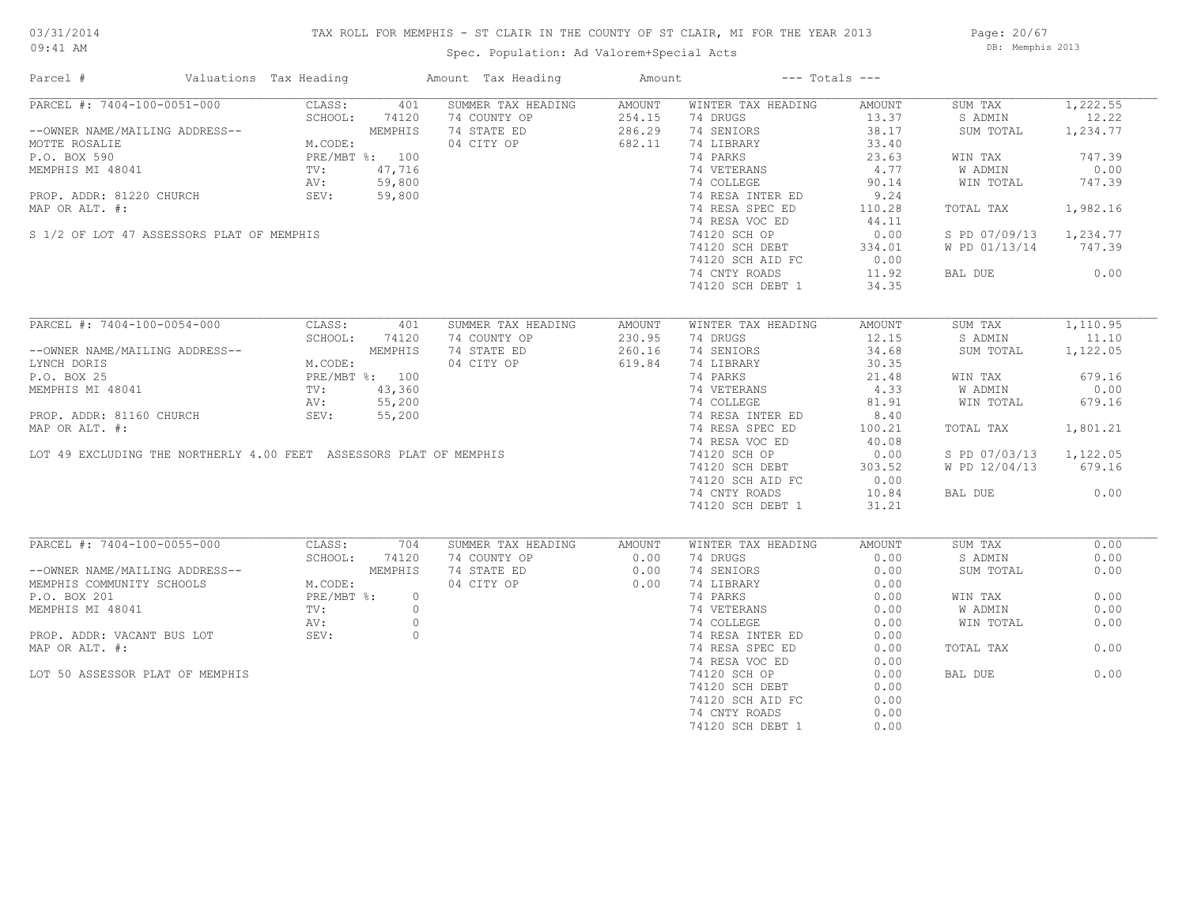# TAX ROLL FOR MEMPHIS - ST CLAIR IN THE COUNTY OF ST CLAIR, MI FOR THE YEAR 2013

Spec. Population: Ad Valorem+Special Acts

03/31/2014 09:41 AM — DB: Memphis 2013

| Parcel # | Valuations | Tax Heading | Amount | Tax Heading | Amount | --- Totals --- | |
|---|---|---|---|---|---|---|---|
| PARCEL #: 7404-100-0051-000 | CLASS: 401 | SUMMER TAX HEADING | AMOUNT | WINTER TAX HEADING | AMOUNT | SUM TAX | 1,222.55 |
| | SCHOOL: 74120 | 74 COUNTY OP | 254.15 | 74 DRUGS | 13.37 | S ADMIN | 12.22 |
| --OWNER NAME/MAILING ADDRESS-- | MEMPHIS | 74 STATE ED | 286.29 | 74 SENIORS | 38.17 | SUM TOTAL | 1,234.77 |
| MOTTE ROSALIE | M.CODE: | 04 CITY OP | 682.11 | 74 LIBRARY | 33.40 | | |
| P.O. BOX 590 | PRE/MBT %: 100 | | | 74 PARKS | 23.63 | WIN TAX | 747.39 |
| MEMPHIS MI 48041 | TV: 47,716 | | | 74 VETERANS | 4.77 | W ADMIN | 0.00 |
| | AV: 59,800 | | | 74 COLLEGE | 90.14 | WIN TOTAL | 747.39 |
| PROP. ADDR: 81220 CHURCH | SEV: 59,800 | | | 74 RESA INTER ED | 9.24 | | |
| MAP OR ALT. #: | | | | 74 RESA SPEC ED | 110.28 | TOTAL TAX | 1,982.16 |
| | | | | 74 RESA VOC ED | 44.11 | | |
| S 1/2 OF LOT 47 ASSESSORS PLAT OF MEMPHIS | | | | 74120 SCH OP | 0.00 | S PD 07/09/13 | 1,234.77 |
| | | | | 74120 SCH DEBT | 334.01 | W PD 01/13/14 | 747.39 |
| | | | | 74120 SCH AID FC | 0.00 | | |
| | | | | 74 CNTY ROADS | 11.92 | BAL DUE | 0.00 |
| | | | | 74120 SCH DEBT 1 | 34.35 | | |

| Parcel # | Valuations | Tax Heading | Amount | Tax Heading | Amount | --- Totals --- | |
|---|---|---|---|---|---|---|---|
| PARCEL #: 7404-100-0054-000 | CLASS: 401 | SUMMER TAX HEADING | AMOUNT | WINTER TAX HEADING | AMOUNT | SUM TAX | 1,110.95 |
| | SCHOOL: 74120 | 74 COUNTY OP | 230.95 | 74 DRUGS | 12.15 | S ADMIN | 11.10 |
| --OWNER NAME/MAILING ADDRESS-- | MEMPHIS | 74 STATE ED | 260.16 | 74 SENIORS | 34.68 | SUM TOTAL | 1,122.05 |
| LYNCH DORIS | M.CODE: | 04 CITY OP | 619.84 | 74 LIBRARY | 30.35 | | |
| P.O. BOX 25 | PRE/MBT %: 100 | | | 74 PARKS | 21.48 | WIN TAX | 679.16 |
| MEMPHIS MI 48041 | TV: 43,360 | | | 74 VETERANS | 4.33 | W ADMIN | 0.00 |
| | AV: 55,200 | | | 74 COLLEGE | 81.91 | WIN TOTAL | 679.16 |
| PROP. ADDR: 81160 CHURCH | SEV: 55,200 | | | 74 RESA INTER ED | 8.40 | | |
| MAP OR ALT. #: | | | | 74 RESA SPEC ED | 100.21 | TOTAL TAX | 1,801.21 |
| | | | | 74 RESA VOC ED | 40.08 | | |
| LOT 49 EXCLUDING THE NORTHERLY 4.00 FEET ASSESSORS PLAT OF MEMPHIS | | | | 74120 SCH OP | 0.00 | S PD 07/03/13 | 1,122.05 |
| | | | | 74120 SCH DEBT | 303.52 | W PD 12/04/13 | 679.16 |
| | | | | 74120 SCH AID FC | 0.00 | | |
| | | | | 74 CNTY ROADS | 10.84 | BAL DUE | 0.00 |
| | | | | 74120 SCH DEBT 1 | 31.21 | | |

| Parcel # | Valuations | Tax Heading | Amount | Tax Heading | Amount | --- Totals --- | |
|---|---|---|---|---|---|---|---|
| PARCEL #: 7404-100-0055-000 | CLASS: 704 | SUMMER TAX HEADING | AMOUNT | WINTER TAX HEADING | AMOUNT | SUM TAX | 0.00 |
| | SCHOOL: 74120 | 74 COUNTY OP | 0.00 | 74 DRUGS | 0.00 | S ADMIN | 0.00 |
| --OWNER NAME/MAILING ADDRESS-- | MEMPHIS | 74 STATE ED | 0.00 | 74 SENIORS | 0.00 | SUM TOTAL | 0.00 |
| MEMPHIS COMMUNITY SCHOOLS | M.CODE: | 04 CITY OP | 0.00 | 74 LIBRARY | 0.00 | | |
| P.O. BOX 201 | PRE/MBT %: 0 | | | 74 PARKS | 0.00 | WIN TAX | 0.00 |
| MEMPHIS MI 48041 | TV: 0 | | | 74 VETERANS | 0.00 | W ADMIN | 0.00 |
| | AV: 0 | | | 74 COLLEGE | 0.00 | WIN TOTAL | 0.00 |
| PROP. ADDR: VACANT BUS LOT | SEV: 0 | | | 74 RESA INTER ED | 0.00 | | |
| MAP OR ALT. #: | | | | 74 RESA SPEC ED | 0.00 | TOTAL TAX | 0.00 |
| | | | | 74 RESA VOC ED | 0.00 | | |
| LOT 50 ASSESSOR PLAT OF MEMPHIS | | | | 74120 SCH OP | 0.00 | BAL DUE | 0.00 |
| | | | | 74120 SCH DEBT | 0.00 | | |
| | | | | 74120 SCH AID FC | 0.00 | | |
| | | | | 74 CNTY ROADS | 0.00 | | |
| | | | | 74120 SCH DEBT 1 | 0.00 | | |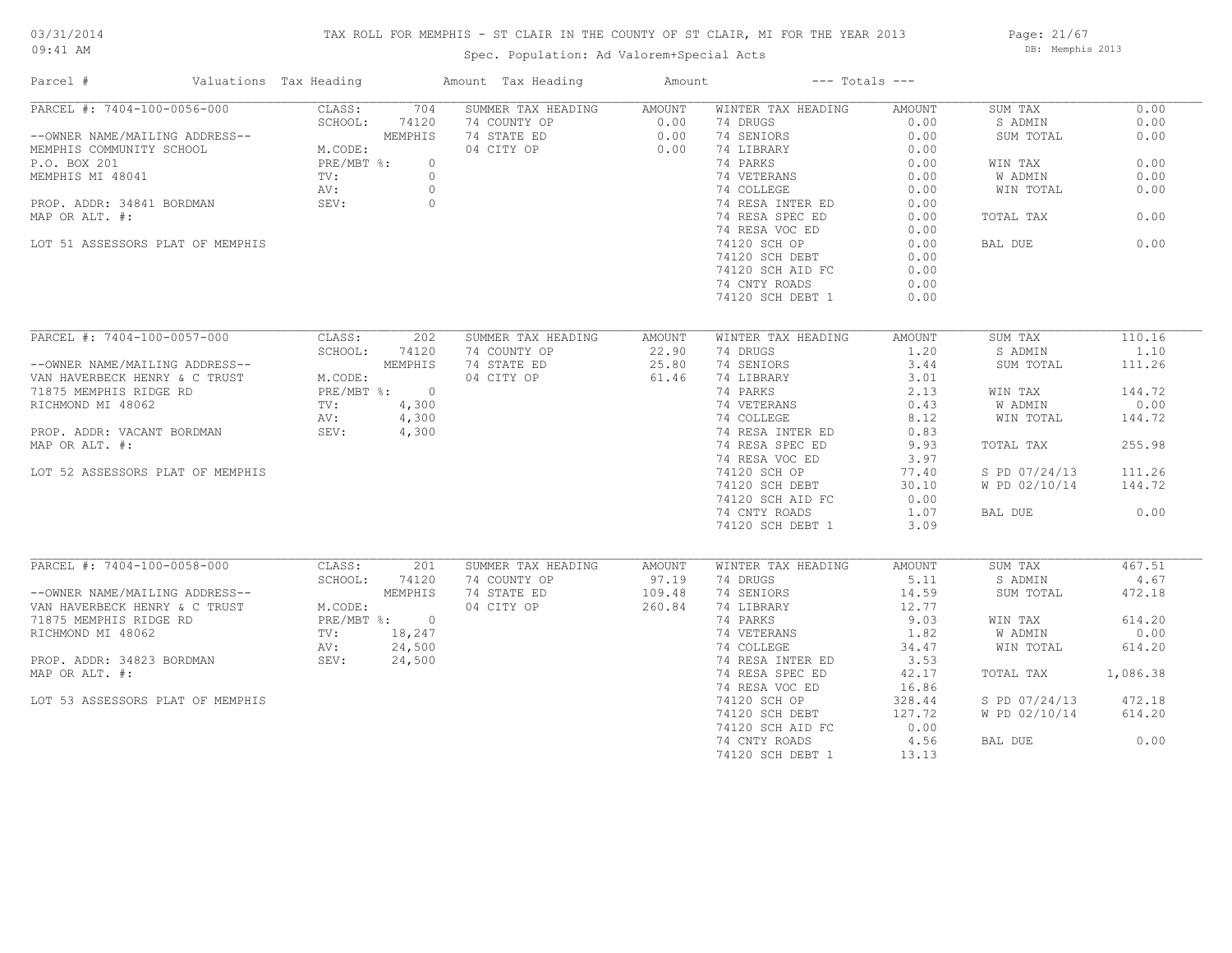# TAX ROLL FOR MEMPHIS - ST CLAIR IN THE COUNTY OF ST CLAIR, MI FOR THE YEAR 2013

Spec. Population: Ad Valorem+Special Acts

| Parcel # | Valuations | Tax Heading | Amount | Tax Heading | Amount | --- Totals --- | |
|---|---|---|---|---|---|---|---|
| PARCEL #: 7404-100-0056-000 | CLASS: 704 | SUMMER TAX HEADING | AMOUNT | WINTER TAX HEADING | AMOUNT | SUM TAX | 0.00 |
| | SCHOOL: 74120 | 74 COUNTY OP | 0.00 | 74 DRUGS | 0.00 | S ADMIN | 0.00 |
| --OWNER NAME/MAILING ADDRESS-- | MEMPHIS | 74 STATE ED | 0.00 | 74 SENIORS | 0.00 | SUM TOTAL | 0.00 |
| MEMPHIS COMMUNITY SCHOOL | M.CODE: | 04 CITY OP | 0.00 | 74 LIBRARY | 0.00 | | |
| P.O. BOX 201 | PRE/MBT %: 0 | | | 74 PARKS | 0.00 | WIN TAX | 0.00 |
| MEMPHIS MI 48041 | TV: 0 | | | 74 VETERANS | 0.00 | W ADMIN | 0.00 |
| | AV: 0 | | | 74 COLLEGE | 0.00 | WIN TOTAL | 0.00 |
| PROP. ADDR: 34841 BORDMAN | SEV: 0 | | | 74 RESA INTER ED | 0.00 | | |
| MAP OR ALT. #: | | | | 74 RESA SPEC ED | 0.00 | TOTAL TAX | 0.00 |
| | | | | 74 RESA VOC ED | 0.00 | | |
| LOT 51 ASSESSORS PLAT OF MEMPHIS | | | | 74120 SCH OP | 0.00 | BAL DUE | 0.00 |
| | | | | 74120 SCH DEBT | 0.00 | | |
| | | | | 74120 SCH AID FC | 0.00 | | |
| | | | | 74 CNTY ROADS | 0.00 | | |
| | | | | 74120 SCH DEBT 1 | 0.00 | | |
| PARCEL #: 7404-100-0057-000 | CLASS: 202 | SUMMER TAX HEADING | AMOUNT | WINTER TAX HEADING | AMOUNT | SUM TAX | 110.16 |
| | SCHOOL: 74120 | 74 COUNTY OP | 22.90 | 74 DRUGS | 1.20 | S ADMIN | 1.10 |
| --OWNER NAME/MAILING ADDRESS-- | MEMPHIS | 74 STATE ED | 25.80 | 74 SENIORS | 3.44 | SUM TOTAL | 111.26 |
| VAN HAVERBECK HENRY & C TRUST | M.CODE: | 04 CITY OP | 61.46 | 74 LIBRARY | 3.01 | | |
| 71875 MEMPHIS RIDGE RD | PRE/MBT %: 0 | | | 74 PARKS | 2.13 | WIN TAX | 144.72 |
| RICHMOND MI 48062 | TV: 4,300 | | | 74 VETERANS | 0.43 | W ADMIN | 0.00 |
| | AV: 4,300 | | | 74 COLLEGE | 8.12 | WIN TOTAL | 144.72 |
| PROP. ADDR: VACANT BORDMAN | SEV: 4,300 | | | 74 RESA INTER ED | 0.83 | | |
| MAP OR ALT. #: | | | | 74 RESA SPEC ED | 9.93 | TOTAL TAX | 255.98 |
| | | | | 74 RESA VOC ED | 3.97 | | |
| LOT 52 ASSESSORS PLAT OF MEMPHIS | | | | 74120 SCH OP | 77.40 | S PD 07/24/13 | 111.26 |
| | | | | 74120 SCH DEBT | 30.10 | W PD 02/10/14 | 144.72 |
| | | | | 74120 SCH AID FC | 0.00 | | |
| | | | | 74 CNTY ROADS | 1.07 | BAL DUE | 0.00 |
| | | | | 74120 SCH DEBT 1 | 3.09 | | |
| PARCEL #: 7404-100-0058-000 | CLASS: 201 | SUMMER TAX HEADING | AMOUNT | WINTER TAX HEADING | AMOUNT | SUM TAX | 467.51 |
| | SCHOOL: 74120 | 74 COUNTY OP | 97.19 | 74 DRUGS | 5.11 | S ADMIN | 4.67 |
| --OWNER NAME/MAILING ADDRESS-- | MEMPHIS | 74 STATE ED | 109.48 | 74 SENIORS | 14.59 | SUM TOTAL | 472.18 |
| VAN HAVERBECK HENRY & C TRUST | M.CODE: | 04 CITY OP | 260.84 | 74 LIBRARY | 12.77 | | |
| 71875 MEMPHIS RIDGE RD | PRE/MBT %: 0 | | | 74 PARKS | 9.03 | WIN TAX | 614.20 |
| RICHMOND MI 48062 | TV: 18,247 | | | 74 VETERANS | 1.82 | W ADMIN | 0.00 |
| | AV: 24,500 | | | 74 COLLEGE | 34.47 | WIN TOTAL | 614.20 |
| PROP. ADDR: 34823 BORDMAN | SEV: 24,500 | | | 74 RESA INTER ED | 3.53 | | |
| MAP OR ALT. #: | | | | 74 RESA SPEC ED | 42.17 | TOTAL TAX | 1,086.38 |
| | | | | 74 RESA VOC ED | 16.86 | | |
| LOT 53 ASSESSORS PLAT OF MEMPHIS | | | | 74120 SCH OP | 328.44 | S PD 07/24/13 | 472.18 |
| | | | | 74120 SCH DEBT | 127.72 | W PD 02/10/14 | 614.20 |
| | | | | 74120 SCH AID FC | 0.00 | | |
| | | | | 74 CNTY ROADS | 4.56 | BAL DUE | 0.00 |
| | | | | 74120 SCH DEBT 1 | 13.13 | | |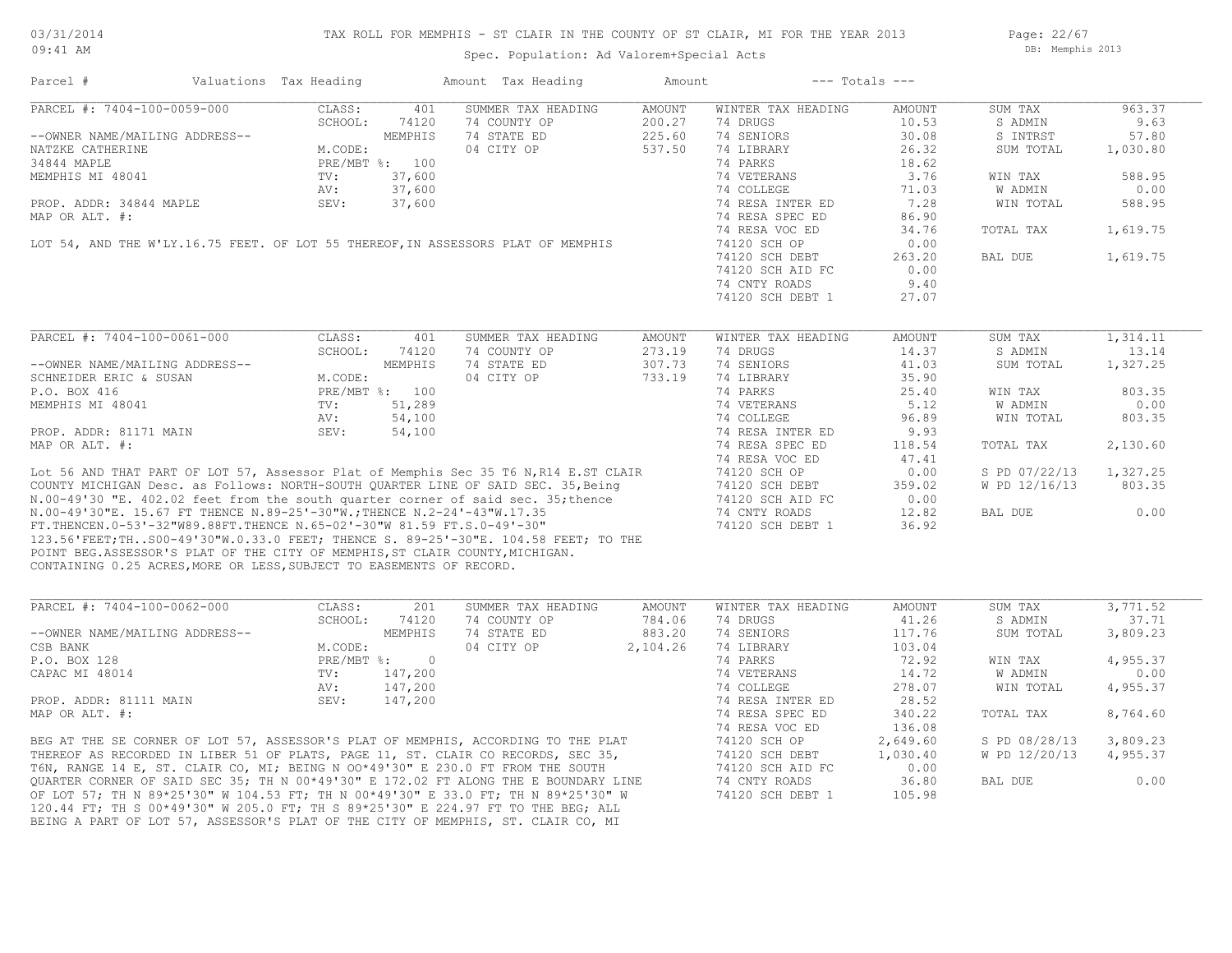# TAX ROLL FOR MEMPHIS - ST CLAIR IN THE COUNTY OF ST CLAIR, MI FOR THE YEAR 2013

Spec. Population: Ad Valorem+Special Acts

| Parcel # | Valuations | Tax Heading | Amount | Tax Heading | Amount | --- Totals --- | | | |
|---|---|---|---|---|---|---|---|---|---|

## PARCEL #: 7404-100-0059-000

| | | | | | | | |
|---|---|---|---|---|---|---|---|
| CLASS: | 401 | SUMMER TAX HEADING | AMOUNT | WINTER TAX HEADING | AMOUNT | SUM TAX | 963.37 |
| SCHOOL: | 74120 | 74 COUNTY OP | 200.27 | 74 DRUGS | 10.53 | S ADMIN | 9.63 |
| | MEMPHIS | 74 STATE ED | 225.60 | 74 SENIORS | 30.08 | S INTRST | 57.80 |
| M.CODE: | | 04 CITY OP | 537.50 | 74 LIBRARY | 26.32 | SUM TOTAL | 1,030.80 |
| PRE/MBT %: | 100 | | | 74 PARKS | 18.62 | | |
| TV: | 37,600 | | | 74 VETERANS | 3.76 | WIN TAX | 588.95 |
| AV: | 37,600 | | | 74 COLLEGE | 71.03 | W ADMIN | 0.00 |
| SEV: | 37,600 | | | 74 RESA INTER ED | 7.28 | WIN TOTAL | 588.95 |
| | | | | 74 RESA SPEC ED | 86.90 | | |
| | | | | 74 RESA VOC ED | 34.76 | TOTAL TAX | 1,619.75 |
| | | | | 74120 SCH OP | 0.00 | | |
| | | | | 74120 SCH DEBT | 263.20 | BAL DUE | 1,619.75 |
| | | | | 74120 SCH AID FC | 0.00 | | |
| | | | | 74 CNTY ROADS | 9.40 | | |
| | | | | 74120 SCH DEBT 1 | 27.07 | | |

--OWNER NAME/MAILING ADDRESS--
NATZKE CATHERINE
34844 MAPLE
MEMPHIS MI 48041

PROP. ADDR: 34844 MAPLE
MAP OR ALT. #:

LOT 54, AND THE W'LY.16.75 FEET. OF LOT 55 THEREOF,IN ASSESSORS PLAT OF MEMPHIS

## PARCEL #: 7404-100-0061-000

| | | | | | | | |
|---|---|---|---|---|---|---|---|
| CLASS: | 401 | SUMMER TAX HEADING | AMOUNT | WINTER TAX HEADING | AMOUNT | SUM TAX | 1,314.11 |
| SCHOOL: | 74120 | 74 COUNTY OP | 273.19 | 74 DRUGS | 14.37 | S ADMIN | 13.14 |
| | MEMPHIS | 74 STATE ED | 307.73 | 74 SENIORS | 41.03 | SUM TOTAL | 1,327.25 |
| M.CODE: | | 04 CITY OP | 733.19 | 74 LIBRARY | 35.90 | | |
| PRE/MBT %: | 100 | | | 74 PARKS | 25.40 | WIN TAX | 803.35 |
| TV: | 51,289 | | | 74 VETERANS | 5.12 | W ADMIN | 0.00 |
| AV: | 54,100 | | | 74 COLLEGE | 96.89 | WIN TOTAL | 803.35 |
| SEV: | 54,100 | | | 74 RESA INTER ED | 9.93 | | |
| | | | | 74 RESA SPEC ED | 118.54 | TOTAL TAX | 2,130.60 |
| | | | | 74 RESA VOC ED | 47.41 | | |
| | | | | 74120 SCH OP | 0.00 | S PD 07/22/13 | 1,327.25 |
| | | | | 74120 SCH DEBT | 359.02 | W PD 12/16/13 | 803.35 |
| | | | | 74120 SCH AID FC | 0.00 | | |
| | | | | 74 CNTY ROADS | 12.82 | BAL DUE | 0.00 |
| | | | | 74120 SCH DEBT 1 | 36.92 | | |

--OWNER NAME/MAILING ADDRESS--
SCHNEIDER ERIC & SUSAN
P.O. BOX 416
MEMPHIS MI 48041

PROP. ADDR: 81171 MAIN
MAP OR ALT. #:

Lot 56 AND THAT PART OF LOT 57, Assessor Plat of Memphis Sec 35 T6 N,R14 E.ST CLAIR COUNTY MICHIGAN Desc. as Follows: NORTH-SOUTH QUARTER LINE OF SAID SEC. 35,Being N.00-49'30 "E. 402.02 feet from the south quarter corner of said sec. 35;thence N.00-49'30"E. 15.67 FT THENCE N.89-25'-30"W.;THENCE N.2-24'-43"W.17.35 FT.THENCEN.0-53'-32"W89.88FT.THENCE N.65-02'-30"W 81.59 FT.S.0-49'-30" 123.56'FEET;TH..S00-49'30"W.0.33.0 FEET; THENCE S. 89-25'-30"E. 104.58 FEET; TO THE POINT BEG.ASSESSOR'S PLAT OF THE CITY OF MEMPHIS,ST CLAIR COUNTY,MICHIGAN. CONTAINING 0.25 ACRES,MORE OR LESS,SUBJECT TO EASEMENTS OF RECORD.

## PARCEL #: 7404-100-0062-000

| | | | | | | | |
|---|---|---|---|---|---|---|---|
| CLASS: | 201 | SUMMER TAX HEADING | AMOUNT | WINTER TAX HEADING | AMOUNT | SUM TAX | 3,771.52 |
| SCHOOL: | 74120 | 74 COUNTY OP | 784.06 | 74 DRUGS | 41.26 | S ADMIN | 37.71 |
| | MEMPHIS | 74 STATE ED | 883.20 | 74 SENIORS | 117.76 | SUM TOTAL | 3,809.23 |
| M.CODE: | | 04 CITY OP | 2,104.26 | 74 LIBRARY | 103.04 | | |
| PRE/MBT %: | 0 | | | 74 PARKS | 72.92 | WIN TAX | 4,955.37 |
| TV: | 147,200 | | | 74 VETERANS | 14.72 | W ADMIN | 0.00 |
| AV: | 147,200 | | | 74 COLLEGE | 278.07 | WIN TOTAL | 4,955.37 |
| SEV: | 147,200 | | | 74 RESA INTER ED | 28.52 | | |
| | | | | 74 RESA SPEC ED | 340.22 | TOTAL TAX | 8,764.60 |
| | | | | 74 RESA VOC ED | 136.08 | | |
| | | | | 74120 SCH OP | 2,649.60 | S PD 08/28/13 | 3,809.23 |
| | | | | 74120 SCH DEBT | 1,030.40 | W PD 12/20/13 | 4,955.37 |
| | | | | 74120 SCH AID FC | 0.00 | | |
| | | | | 74 CNTY ROADS | 36.80 | BAL DUE | 0.00 |
| | | | | 74120 SCH DEBT 1 | 105.98 | | |

--OWNER NAME/MAILING ADDRESS--
CSB BANK
P.O. BOX 128
CAPAC MI 48014

PROP. ADDR: 81111 MAIN
MAP OR ALT. #:

BEG AT THE SE CORNER OF LOT 57, ASSESSOR'S PLAT OF MEMPHIS, ACCORDING TO THE PLAT THEREOF AS RECORDED IN LIBER 51 OF PLATS, PAGE 11, ST. CLAIR CO RECORDS, SEC 35, T6N, RANGE 14 E, ST. CLAIR CO, MI; BEING N OO*49'30" E 230.0 FT FROM THE SOUTH QUARTER CORNER OF SAID SEC 35; TH N 00*49'30" E 172.02 FT ALONG THE E BOUNDARY LINE OF LOT 57; TH N 89*25'30" W 104.53 FT; TH N 00*49'30" E 33.0 FT; TH N 89*25'30" W 120.44 FT; TH S 00*49'30" W 205.0 FT; TH S 89*25'30" E 224.97 FT TO THE BEG; ALL BEING A PART OF LOT 57, ASSESSOR'S PLAT OF THE CITY OF MEMPHIS, ST. CLAIR CO, MI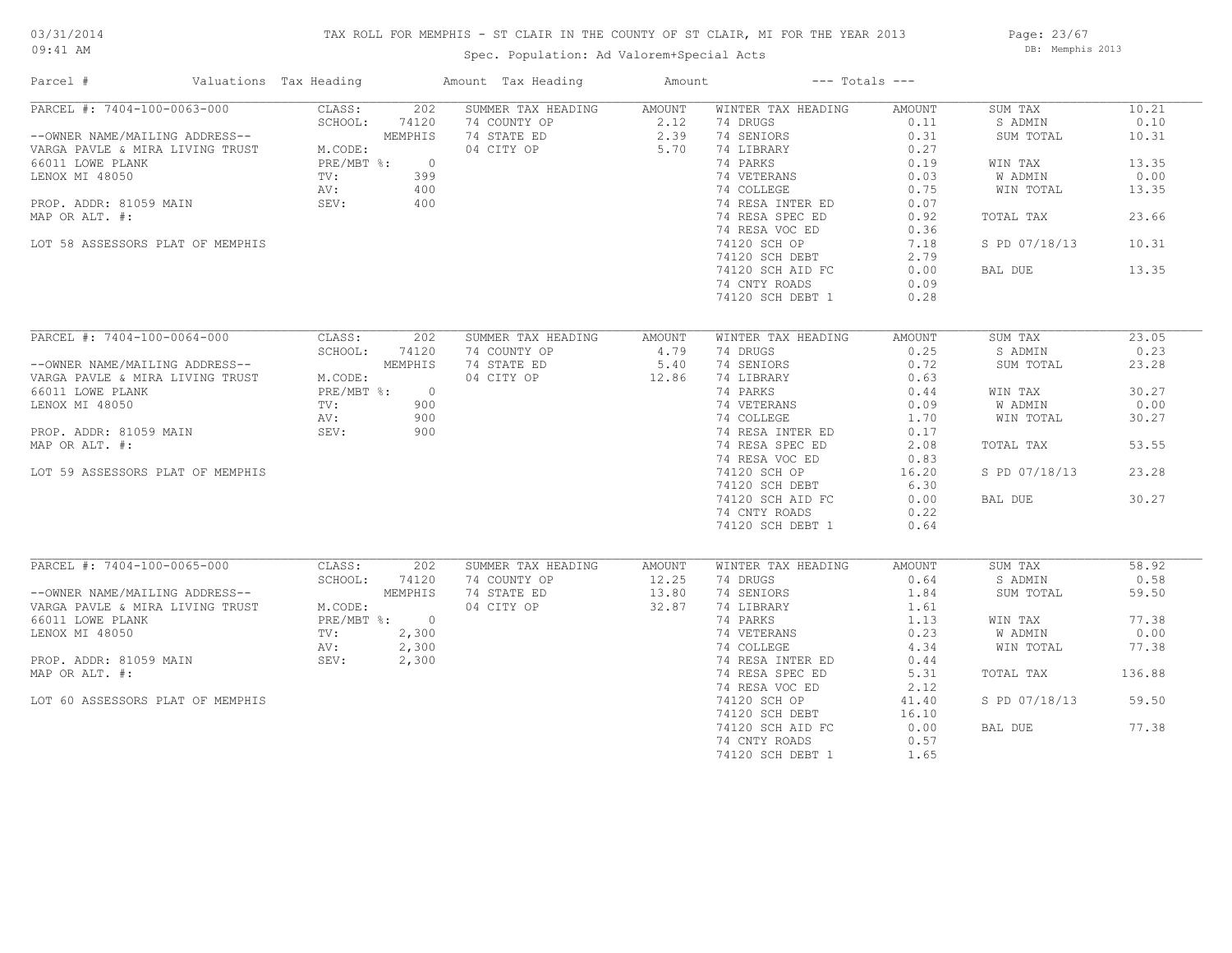# TAX ROLL FOR MEMPHIS - ST CLAIR IN THE COUNTY OF ST CLAIR, MI FOR THE YEAR 2013

03/31/2014 09:41 AM

Spec. Population: Ad Valorem+Special Acts

DB: Memphis 2013

| Parcel # | Valuations | Tax Heading | Amount | Tax Heading | Amount | --- Totals --- | |
|---|---|---|---|---|---|---|---|
| PARCEL #: 7404-100-0063-000 | CLASS: 202 | SUMMER TAX HEADING | AMOUNT | WINTER TAX HEADING | AMOUNT | SUM TAX | 10.21 |
| | SCHOOL: 74120 | 74 COUNTY OP | 2.12 | 74 DRUGS | 0.11 | S ADMIN | 0.10 |
| --OWNER NAME/MAILING ADDRESS-- | MEMPHIS | 74 STATE ED | 2.39 | 74 SENIORS | 0.31 | SUM TOTAL | 10.31 |
| VARGA PAVLE & MIRA LIVING TRUST | M.CODE: | 04 CITY OP | 5.70 | 74 LIBRARY | 0.27 | | |
| 66011 LOWE PLANK | PRE/MBT %: 0 | | | 74 PARKS | 0.19 | WIN TAX | 13.35 |
| LENOX MI 48050 | TV: 399 | | | 74 VETERANS | 0.03 | W ADMIN | 0.00 |
| | AV: 400 | | | 74 COLLEGE | 0.75 | WIN TOTAL | 13.35 |
| PROP. ADDR: 81059 MAIN | SEV: 400 | | | 74 RESA INTER ED | 0.07 | | |
| MAP OR ALT. #: | | | | 74 RESA SPEC ED | 0.92 | TOTAL TAX | 23.66 |
| | | | | 74 RESA VOC ED | 0.36 | | |
| LOT 58 ASSESSORS PLAT OF MEMPHIS | | | | 74120 SCH OP | 7.18 | S PD 07/18/13 | 10.31 |
| | | | | 74120 SCH DEBT | 2.79 | | |
| | | | | 74120 SCH AID FC | 0.00 | BAL DUE | 13.35 |
| | | | | 74 CNTY ROADS | 0.09 | | |
| | | | | 74120 SCH DEBT 1 | 0.28 | | |
| PARCEL #: 7404-100-0064-000 | CLASS: 202 | SUMMER TAX HEADING | AMOUNT | WINTER TAX HEADING | AMOUNT | SUM TAX | 23.05 |
| | SCHOOL: 74120 | 74 COUNTY OP | 4.79 | 74 DRUGS | 0.25 | S ADMIN | 0.23 |
| --OWNER NAME/MAILING ADDRESS-- | MEMPHIS | 74 STATE ED | 5.40 | 74 SENIORS | 0.72 | SUM TOTAL | 23.28 |
| VARGA PAVLE & MIRA LIVING TRUST | M.CODE: | 04 CITY OP | 12.86 | 74 LIBRARY | 0.63 | | |
| 66011 LOWE PLANK | PRE/MBT %: 0 | | | 74 PARKS | 0.44 | WIN TAX | 30.27 |
| LENOX MI 48050 | TV: 900 | | | 74 VETERANS | 0.09 | W ADMIN | 0.00 |
| | AV: 900 | | | 74 COLLEGE | 1.70 | WIN TOTAL | 30.27 |
| PROP. ADDR: 81059 MAIN | SEV: 900 | | | 74 RESA INTER ED | 0.17 | | |
| MAP OR ALT. #: | | | | 74 RESA SPEC ED | 2.08 | TOTAL TAX | 53.55 |
| | | | | 74 RESA VOC ED | 0.83 | | |
| LOT 59 ASSESSORS PLAT OF MEMPHIS | | | | 74120 SCH OP | 16.20 | S PD 07/18/13 | 23.28 |
| | | | | 74120 SCH DEBT | 6.30 | | |
| | | | | 74120 SCH AID FC | 0.00 | BAL DUE | 30.27 |
| | | | | 74 CNTY ROADS | 0.22 | | |
| | | | | 74120 SCH DEBT 1 | 0.64 | | |
| PARCEL #: 7404-100-0065-000 | CLASS: 202 | SUMMER TAX HEADING | AMOUNT | WINTER TAX HEADING | AMOUNT | SUM TAX | 58.92 |
| | SCHOOL: 74120 | 74 COUNTY OP | 12.25 | 74 DRUGS | 0.64 | S ADMIN | 0.58 |
| --OWNER NAME/MAILING ADDRESS-- | MEMPHIS | 74 STATE ED | 13.80 | 74 SENIORS | 1.84 | SUM TOTAL | 59.50 |
| VARGA PAVLE & MIRA LIVING TRUST | M.CODE: | 04 CITY OP | 32.87 | 74 LIBRARY | 1.61 | | |
| 66011 LOWE PLANK | PRE/MBT %: 0 | | | 74 PARKS | 1.13 | WIN TAX | 77.38 |
| LENOX MI 48050 | TV: 2,300 | | | 74 VETERANS | 0.23 | W ADMIN | 0.00 |
| | AV: 2,300 | | | 74 COLLEGE | 4.34 | WIN TOTAL | 77.38 |
| PROP. ADDR: 81059 MAIN | SEV: 2,300 | | | 74 RESA INTER ED | 0.44 | | |
| MAP OR ALT. #: | | | | 74 RESA SPEC ED | 5.31 | TOTAL TAX | 136.88 |
| | | | | 74 RESA VOC ED | 2.12 | | |
| LOT 60 ASSESSORS PLAT OF MEMPHIS | | | | 74120 SCH OP | 41.40 | S PD 07/18/13 | 59.50 |
| | | | | 74120 SCH DEBT | 16.10 | | |
| | | | | 74120 SCH AID FC | 0.00 | BAL DUE | 77.38 |
| | | | | 74 CNTY ROADS | 0.57 | | |
| | | | | 74120 SCH DEBT 1 | 1.65 | | |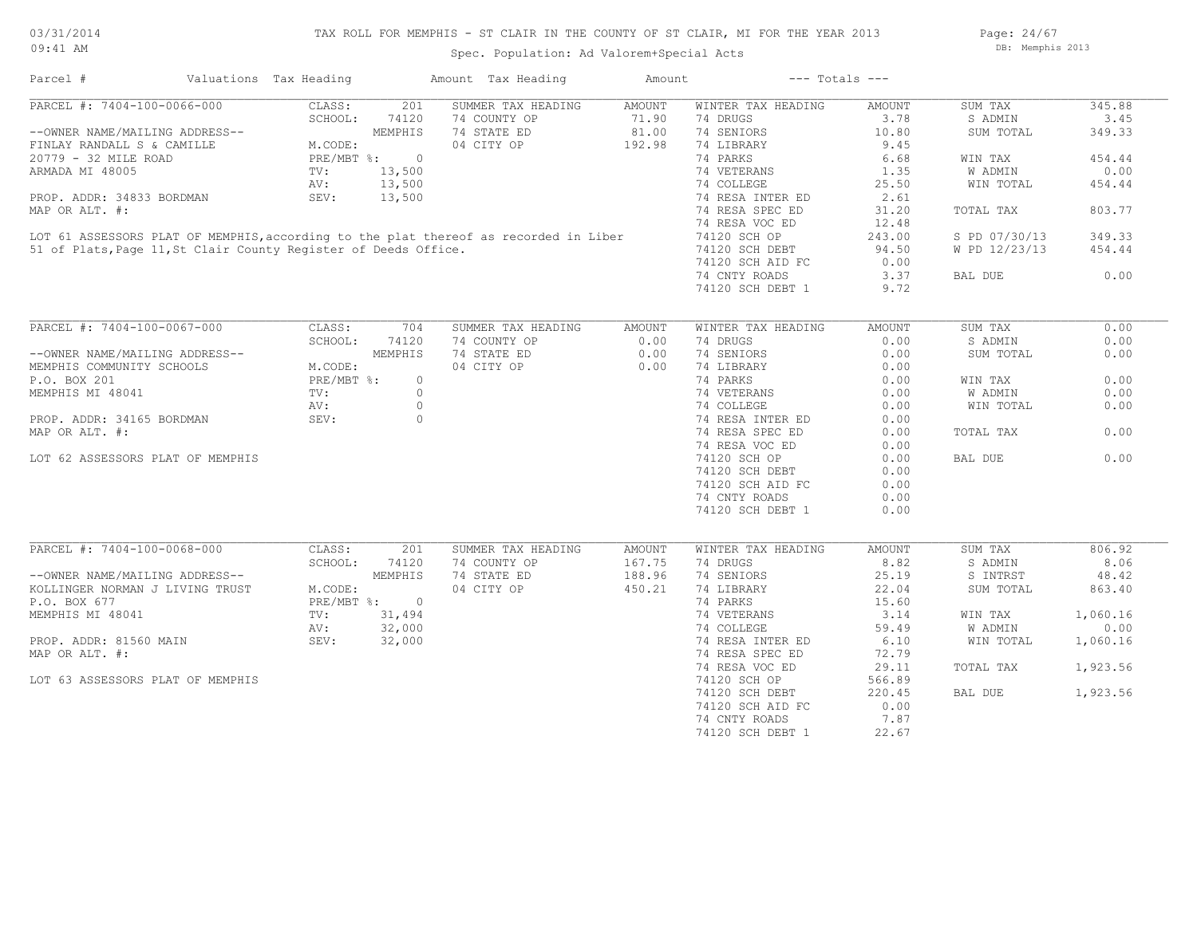# TAX ROLL FOR MEMPHIS - ST CLAIR IN THE COUNTY OF ST CLAIR, MI FOR THE YEAR 2013

Spec. Population: Ad Valorem+Special Acts

03/31/2014 09:41 AM — DB: Memphis 2013

## PARCEL #: 7404-100-0066-000

| Field | Value |
|---|---|
| CLASS: | 201 |
| SCHOOL: | 74120 MEMPHIS |
| M.CODE: | |
| PRE/MBT %: | 0 |
| TV: | 13,500 |
| AV: | 13,500 |
| SEV: | 13,500 |

--OWNER NAME/MAILING ADDRESS--
FINLAY RANDALL S & CAMILLE
20779 - 32 MILE ROAD
ARMADA MI 48005

PROP. ADDR: 34833 BORDMAN
MAP OR ALT. #:

LOT 61 ASSESSORS PLAT OF MEMPHIS,according to the plat thereof as recorded in Liber 51 of Plats,Page 11,St Clair County Register of Deeds Office.

| SUMMER TAX HEADING | AMOUNT |
|---|---|
| 74 COUNTY OP | 71.90 |
| 74 STATE ED | 81.00 |
| 04 CITY OP | 192.98 |

| WINTER TAX HEADING | AMOUNT |
|---|---|
| 74 DRUGS | 3.78 |
| 74 SENIORS | 10.80 |
| 74 LIBRARY | 9.45 |
| 74 PARKS | 6.68 |
| 74 VETERANS | 1.35 |
| 74 COLLEGE | 25.50 |
| 74 RESA INTER ED | 2.61 |
| 74 RESA SPEC ED | 31.20 |
| 74 RESA VOC ED | 12.48 |
| 74120 SCH OP | 243.00 |
| 74120 SCH DEBT | 94.50 |
| 74120 SCH AID FC | 0.00 |
| 74 CNTY ROADS | 3.37 |
| 74120 SCH DEBT 1 | 9.72 |

| --- Totals --- | |
|---|---|
| SUM TAX | 345.88 |
| S ADMIN | 3.45 |
| SUM TOTAL | 349.33 |
| WIN TAX | 454.44 |
| W ADMIN | 0.00 |
| WIN TOTAL | 454.44 |
| TOTAL TAX | 803.77 |
| S PD 07/30/13 | 349.33 |
| W PD 12/23/13 | 454.44 |
| BAL DUE | 0.00 |

## PARCEL #: 7404-100-0067-000

| Field | Value |
|---|---|
| CLASS: | 704 |
| SCHOOL: | 74120 MEMPHIS |
| M.CODE: | |
| PRE/MBT %: | 0 |
| TV: | 0 |
| AV: | 0 |
| SEV: | 0 |

--OWNER NAME/MAILING ADDRESS--
MEMPHIS COMMUNITY SCHOOLS
P.O. BOX 201
MEMPHIS MI 48041

PROP. ADDR: 34165 BORDMAN
MAP OR ALT. #:

LOT 62 ASSESSORS PLAT OF MEMPHIS

| SUMMER TAX HEADING | AMOUNT |
|---|---|
| 74 COUNTY OP | 0.00 |
| 74 STATE ED | 0.00 |
| 04 CITY OP | 0.00 |

| WINTER TAX HEADING | AMOUNT |
|---|---|
| 74 DRUGS | 0.00 |
| 74 SENIORS | 0.00 |
| 74 LIBRARY | 0.00 |
| 74 PARKS | 0.00 |
| 74 VETERANS | 0.00 |
| 74 COLLEGE | 0.00 |
| 74 RESA INTER ED | 0.00 |
| 74 RESA SPEC ED | 0.00 |
| 74 RESA VOC ED | 0.00 |
| 74120 SCH OP | 0.00 |
| 74120 SCH DEBT | 0.00 |
| 74120 SCH AID FC | 0.00 |
| 74 CNTY ROADS | 0.00 |
| 74120 SCH DEBT 1 | 0.00 |

| --- Totals --- | |
|---|---|
| SUM TAX | 0.00 |
| S ADMIN | 0.00 |
| SUM TOTAL | 0.00 |
| WIN TAX | 0.00 |
| W ADMIN | 0.00 |
| WIN TOTAL | 0.00 |
| TOTAL TAX | 0.00 |
| BAL DUE | 0.00 |

## PARCEL #: 7404-100-0068-000

| Field | Value |
|---|---|
| CLASS: | 201 |
| SCHOOL: | 74120 MEMPHIS |
| M.CODE: | |
| PRE/MBT %: | 0 |
| TV: | 31,494 |
| AV: | 32,000 |
| SEV: | 32,000 |

--OWNER NAME/MAILING ADDRESS--
KOLLINGER NORMAN J LIVING TRUST
P.O. BOX 677
MEMPHIS MI 48041

PROP. ADDR: 81560 MAIN
MAP OR ALT. #:

LOT 63 ASSESSORS PLAT OF MEMPHIS

| SUMMER TAX HEADING | AMOUNT |
|---|---|
| 74 COUNTY OP | 167.75 |
| 74 STATE ED | 188.96 |
| 04 CITY OP | 450.21 |

| WINTER TAX HEADING | AMOUNT |
|---|---|
| 74 DRUGS | 8.82 |
| 74 SENIORS | 25.19 |
| 74 LIBRARY | 22.04 |
| 74 PARKS | 15.60 |
| 74 VETERANS | 3.14 |
| 74 COLLEGE | 59.49 |
| 74 RESA INTER ED | 6.10 |
| 74 RESA SPEC ED | 72.79 |
| 74 RESA VOC ED | 29.11 |
| 74120 SCH OP | 566.89 |
| 74120 SCH DEBT | 220.45 |
| 74120 SCH AID FC | 0.00 |
| 74 CNTY ROADS | 7.87 |
| 74120 SCH DEBT 1 | 22.67 |

| --- Totals --- | |
|---|---|
| SUM TAX | 806.92 |
| S ADMIN | 8.06 |
| S INTRST | 48.42 |
| SUM TOTAL | 863.40 |
| WIN TAX | 1,060.16 |
| W ADMIN | 0.00 |
| WIN TOTAL | 1,060.16 |
| TOTAL TAX | 1,923.56 |
| BAL DUE | 1,923.56 |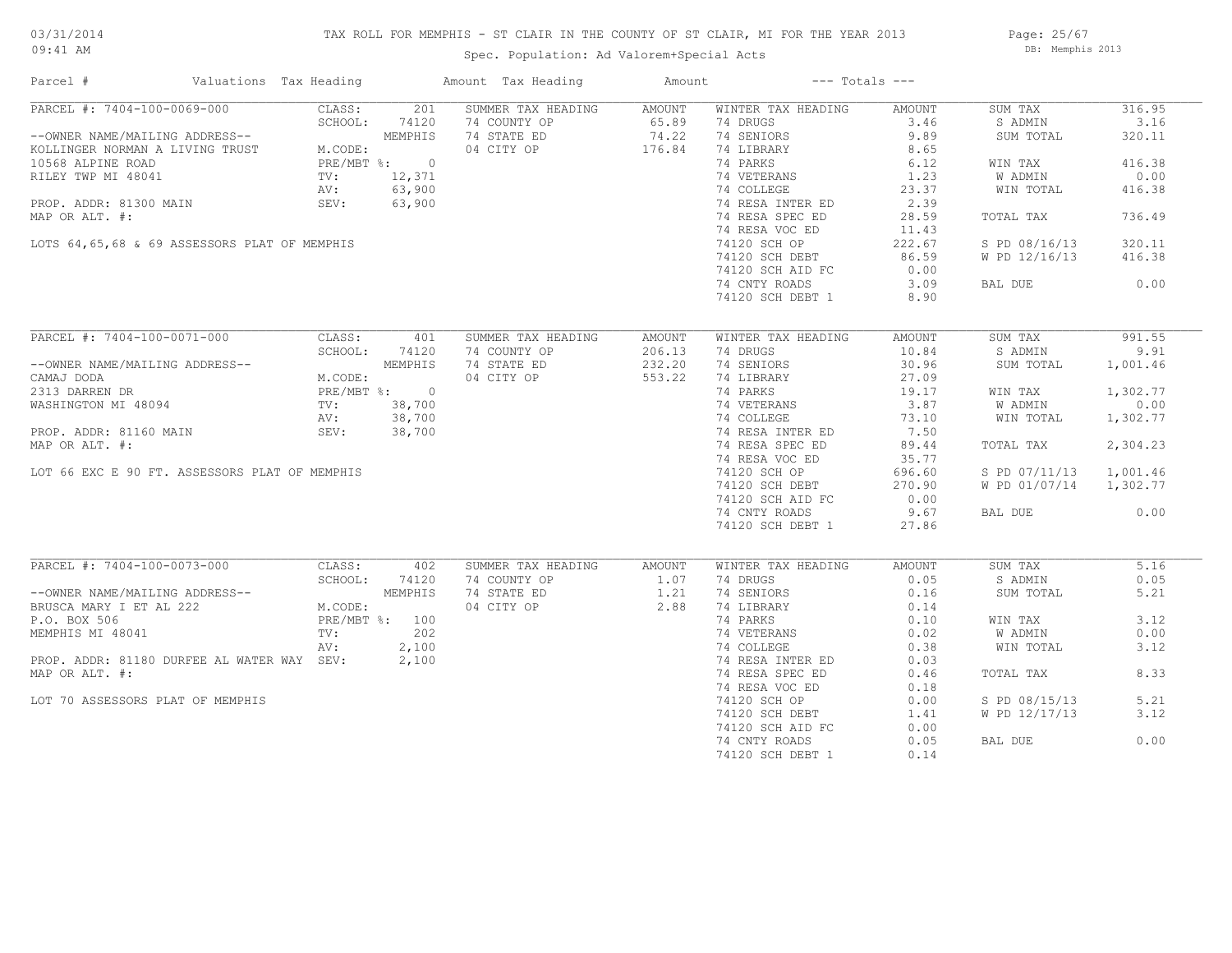# TAX ROLL FOR MEMPHIS - ST CLAIR IN THE COUNTY OF ST CLAIR, MI FOR THE YEAR 2013

Spec. Population: Ad Valorem+Special Acts

| Parcel # | Valuations | Tax Heading | Amount | Tax Heading | Amount | --- Totals --- | |
|---|---|---|---|---|---|---|---|

## PARCEL #: 7404-100-0069-000

| | | | | | | | |
|---|---|---|---|---|---|---|---|
| PARCEL #: 7404-100-0069-000 | CLASS: 201 | SUMMER TAX HEADING | AMOUNT | WINTER TAX HEADING | AMOUNT | SUM TAX | 316.95 |
| | SCHOOL: 74120 | 74 COUNTY OP | 65.89 | 74 DRUGS | 3.46 | S ADMIN | 3.16 |
| --OWNER NAME/MAILING ADDRESS-- | MEMPHIS | 74 STATE ED | 74.22 | 74 SENIORS | 9.89 | SUM TOTAL | 320.11 |
| KOLLINGER NORMAN A LIVING TRUST | M.CODE: | 04 CITY OP | 176.84 | 74 LIBRARY | 8.65 | | |
| 10568 ALPINE ROAD | PRE/MBT %: 0 | | | 74 PARKS | 6.12 | WIN TAX | 416.38 |
| RILEY TWP MI 48041 | TV: 12,371 | | | 74 VETERANS | 1.23 | W ADMIN | 0.00 |
| | AV: 63,900 | | | 74 COLLEGE | 23.37 | WIN TOTAL | 416.38 |
| PROP. ADDR: 81300 MAIN | SEV: 63,900 | | | 74 RESA INTER ED | 2.39 | | |
| MAP OR ALT. #: | | | | 74 RESA SPEC ED | 28.59 | TOTAL TAX | 736.49 |
| | | | | 74 RESA VOC ED | 11.43 | | |
| LOTS 64,65,68 & 69 ASSESSORS PLAT OF MEMPHIS | | | | 74120 SCH OP | 222.67 | S PD 08/16/13 | 320.11 |
| | | | | 74120 SCH DEBT | 86.59 | W PD 12/16/13 | 416.38 |
| | | | | 74120 SCH AID FC | 0.00 | | |
| | | | | 74 CNTY ROADS | 3.09 | BAL DUE | 0.00 |
| | | | | 74120 SCH DEBT 1 | 8.90 | | |

## PARCEL #: 7404-100-0071-000

| | | | | | | | |
|---|---|---|---|---|---|---|---|
| PARCEL #: 7404-100-0071-000 | CLASS: 401 | SUMMER TAX HEADING | AMOUNT | WINTER TAX HEADING | AMOUNT | SUM TAX | 991.55 |
| | SCHOOL: 74120 | 74 COUNTY OP | 206.13 | 74 DRUGS | 10.84 | S ADMIN | 9.91 |
| --OWNER NAME/MAILING ADDRESS-- | MEMPHIS | 74 STATE ED | 232.20 | 74 SENIORS | 30.96 | SUM TOTAL | 1,001.46 |
| CAMAJ DODA | M.CODE: | 04 CITY OP | 553.22 | 74 LIBRARY | 27.09 | | |
| 2313 DARREN DR | PRE/MBT %: 0 | | | 74 PARKS | 19.17 | WIN TAX | 1,302.77 |
| WASHINGTON MI 48094 | TV: 38,700 | | | 74 VETERANS | 3.87 | W ADMIN | 0.00 |
| | AV: 38,700 | | | 74 COLLEGE | 73.10 | WIN TOTAL | 1,302.77 |
| PROP. ADDR: 81160 MAIN | SEV: 38,700 | | | 74 RESA INTER ED | 7.50 | | |
| MAP OR ALT. #: | | | | 74 RESA SPEC ED | 89.44 | TOTAL TAX | 2,304.23 |
| | | | | 74 RESA VOC ED | 35.77 | | |
| LOT 66 EXC E 90 FT. ASSESSORS PLAT OF MEMPHIS | | | | 74120 SCH OP | 696.60 | S PD 07/11/13 | 1,001.46 |
| | | | | 74120 SCH DEBT | 270.90 | W PD 01/07/14 | 1,302.77 |
| | | | | 74120 SCH AID FC | 0.00 | | |
| | | | | 74 CNTY ROADS | 9.67 | BAL DUE | 0.00 |
| | | | | 74120 SCH DEBT 1 | 27.86 | | |

## PARCEL #: 7404-100-0073-000

| | | | | | | | |
|---|---|---|---|---|---|---|---|
| PARCEL #: 7404-100-0073-000 | CLASS: 402 | SUMMER TAX HEADING | AMOUNT | WINTER TAX HEADING | AMOUNT | SUM TAX | 5.16 |
| | SCHOOL: 74120 | 74 COUNTY OP | 1.07 | 74 DRUGS | 0.05 | S ADMIN | 0.05 |
| --OWNER NAME/MAILING ADDRESS-- | MEMPHIS | 74 STATE ED | 1.21 | 74 SENIORS | 0.16 | SUM TOTAL | 5.21 |
| BRUSCA MARY I ET AL 222 | M.CODE: | 04 CITY OP | 2.88 | 74 LIBRARY | 0.14 | | |
| P.O. BOX 506 | PRE/MBT %: 100 | | | 74 PARKS | 0.10 | WIN TAX | 3.12 |
| MEMPHIS MI 48041 | TV: 202 | | | 74 VETERANS | 0.02 | W ADMIN | 0.00 |
| | AV: 2,100 | | | 74 COLLEGE | 0.38 | WIN TOTAL | 3.12 |
| PROP. ADDR: 81180 DURFEE AL WATER WAY | SEV: 2,100 | | | 74 RESA INTER ED | 0.03 | | |
| MAP OR ALT. #: | | | | 74 RESA SPEC ED | 0.46 | TOTAL TAX | 8.33 |
| | | | | 74 RESA VOC ED | 0.18 | | |
| LOT 70 ASSESSORS PLAT OF MEMPHIS | | | | 74120 SCH OP | 0.00 | S PD 08/15/13 | 5.21 |
| | | | | 74120 SCH DEBT | 1.41 | W PD 12/17/13 | 3.12 |
| | | | | 74120 SCH AID FC | 0.00 | | |
| | | | | 74 CNTY ROADS | 0.05 | BAL DUE | 0.00 |
| | | | | 74120 SCH DEBT 1 | 0.14 | | |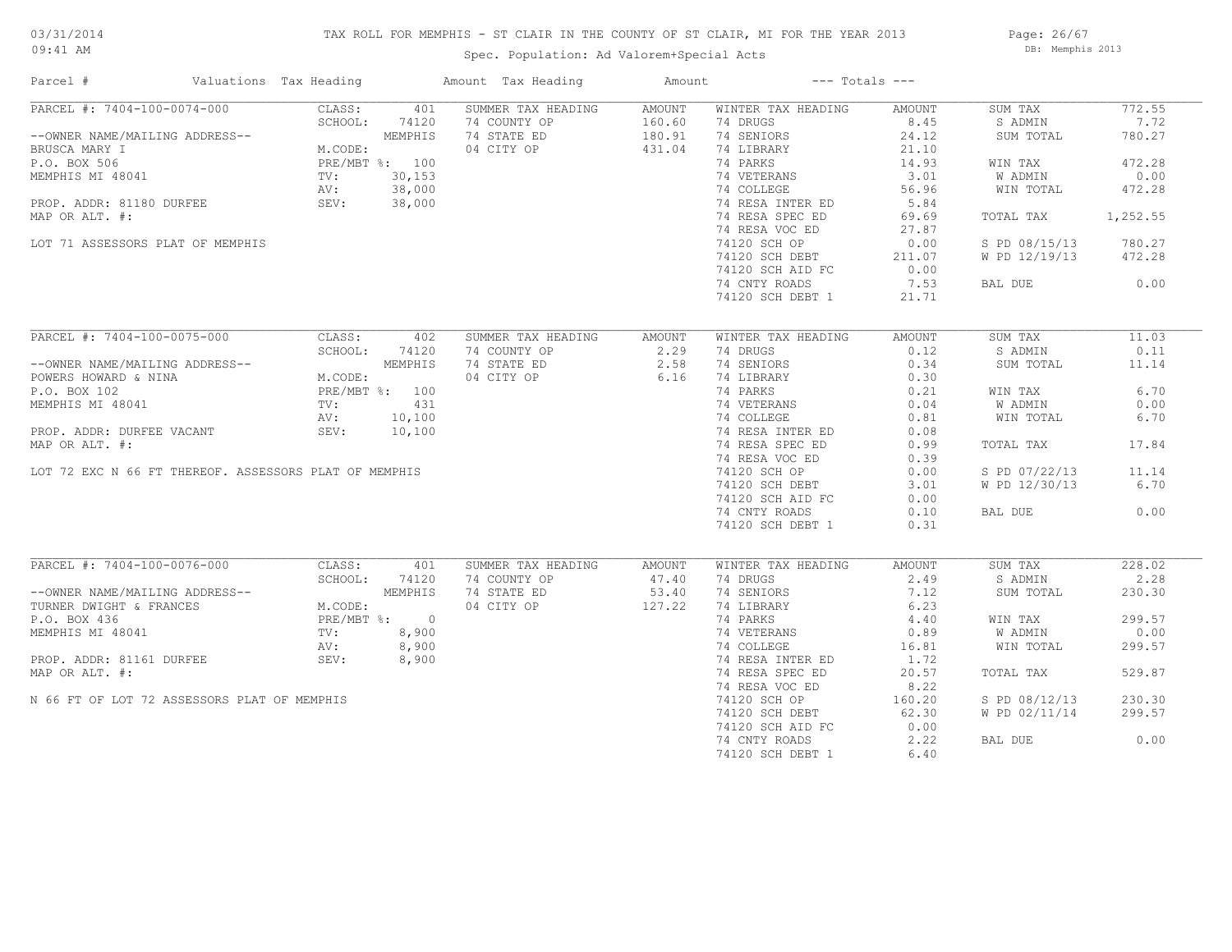# TAX ROLL FOR MEMPHIS - ST CLAIR IN THE COUNTY OF ST CLAIR, MI FOR THE YEAR 2013

03/31/2014
09:41 AM

Spec. Population: Ad Valorem+Special Acts

DB: Memphis 2013

| Parcel # | Valuations | Tax Heading | Amount | Tax Heading | Amount | --- Totals --- | |
|---|---|---|---|---|---|---|---|
| PARCEL #: 7404-100-0074-000 | CLASS: 401 | SUMMER TAX HEADING | AMOUNT | WINTER TAX HEADING | AMOUNT | SUM TAX | 772.55 |
| | SCHOOL: 74120 | 74 COUNTY OP | 160.60 | 74 DRUGS | 8.45 | S ADMIN | 7.72 |
| --OWNER NAME/MAILING ADDRESS-- | MEMPHIS | 74 STATE ED | 180.91 | 74 SENIORS | 24.12 | SUM TOTAL | 780.27 |
| BRUSCA MARY I | M.CODE: | 04 CITY OP | 431.04 | 74 LIBRARY | 21.10 | | |
| P.O. BOX 506 | PRE/MBT %: 100 | | | 74 PARKS | 14.93 | WIN TAX | 472.28 |
| MEMPHIS MI 48041 | TV: 30,153 | | | 74 VETERANS | 3.01 | W ADMIN | 0.00 |
| | AV: 38,000 | | | 74 COLLEGE | 56.96 | WIN TOTAL | 472.28 |
| PROP. ADDR: 81180 DURFEE | SEV: 38,000 | | | 74 RESA INTER ED | 5.84 | | |
| MAP OR ALT. #: | | | | 74 RESA SPEC ED | 69.69 | TOTAL TAX | 1,252.55 |
| | | | | 74 RESA VOC ED | 27.87 | | |
| LOT 71 ASSESSORS PLAT OF MEMPHIS | | | | 74120 SCH OP | 0.00 | S PD 08/15/13 | 780.27 |
| | | | | 74120 SCH DEBT | 211.07 | W PD 12/19/13 | 472.28 |
| | | | | 74120 SCH AID FC | 0.00 | | |
| | | | | 74 CNTY ROADS | 7.53 | BAL DUE | 0.00 |
| | | | | 74120 SCH DEBT 1 | 21.71 | | |

| Parcel # | Valuations | Tax Heading | Amount | Tax Heading | Amount | --- Totals --- | |
|---|---|---|---|---|---|---|---|
| PARCEL #: 7404-100-0075-000 | CLASS: 402 | SUMMER TAX HEADING | AMOUNT | WINTER TAX HEADING | AMOUNT | SUM TAX | 11.03 |
| | SCHOOL: 74120 | 74 COUNTY OP | 2.29 | 74 DRUGS | 0.12 | S ADMIN | 0.11 |
| --OWNER NAME/MAILING ADDRESS-- | MEMPHIS | 74 STATE ED | 2.58 | 74 SENIORS | 0.34 | SUM TOTAL | 11.14 |
| POWERS HOWARD & NINA | M.CODE: | 04 CITY OP | 6.16 | 74 LIBRARY | 0.30 | | |
| P.O. BOX 102 | PRE/MBT %: 100 | | | 74 PARKS | 0.21 | WIN TAX | 6.70 |
| MEMPHIS MI 48041 | TV: 431 | | | 74 VETERANS | 0.04 | W ADMIN | 0.00 |
| | AV: 10,100 | | | 74 COLLEGE | 0.81 | WIN TOTAL | 6.70 |
| PROP. ADDR: DURFEE VACANT | SEV: 10,100 | | | 74 RESA INTER ED | 0.08 | | |
| MAP OR ALT. #: | | | | 74 RESA SPEC ED | 0.99 | TOTAL TAX | 17.84 |
| | | | | 74 RESA VOC ED | 0.39 | | |
| LOT 72 EXC N 66 FT THEREOF. ASSESSORS PLAT OF MEMPHIS | | | | 74120 SCH OP | 0.00 | S PD 07/22/13 | 11.14 |
| | | | | 74120 SCH DEBT | 3.01 | W PD 12/30/13 | 6.70 |
| | | | | 74120 SCH AID FC | 0.00 | | |
| | | | | 74 CNTY ROADS | 0.10 | BAL DUE | 0.00 |
| | | | | 74120 SCH DEBT 1 | 0.31 | | |

| Parcel # | Valuations | Tax Heading | Amount | Tax Heading | Amount | --- Totals --- | |
|---|---|---|---|---|---|---|---|
| PARCEL #: 7404-100-0076-000 | CLASS: 401 | SUMMER TAX HEADING | AMOUNT | WINTER TAX HEADING | AMOUNT | SUM TAX | 228.02 |
| | SCHOOL: 74120 | 74 COUNTY OP | 47.40 | 74 DRUGS | 2.49 | S ADMIN | 2.28 |
| --OWNER NAME/MAILING ADDRESS-- | MEMPHIS | 74 STATE ED | 53.40 | 74 SENIORS | 7.12 | SUM TOTAL | 230.30 |
| TURNER DWIGHT & FRANCES | M.CODE: | 04 CITY OP | 127.22 | 74 LIBRARY | 6.23 | | |
| P.O. BOX 436 | PRE/MBT %: 0 | | | 74 PARKS | 4.40 | WIN TAX | 299.57 |
| MEMPHIS MI 48041 | TV: 8,900 | | | 74 VETERANS | 0.89 | W ADMIN | 0.00 |
| | AV: 8,900 | | | 74 COLLEGE | 16.81 | WIN TOTAL | 299.57 |
| PROP. ADDR: 81161 DURFEE | SEV: 8,900 | | | 74 RESA INTER ED | 1.72 | | |
| MAP OR ALT. #: | | | | 74 RESA SPEC ED | 20.57 | TOTAL TAX | 529.87 |
| | | | | 74 RESA VOC ED | 8.22 | | |
| N 66 FT OF LOT 72 ASSESSORS PLAT OF MEMPHIS | | | | 74120 SCH OP | 160.20 | S PD 08/12/13 | 230.30 |
| | | | | 74120 SCH DEBT | 62.30 | W PD 02/11/14 | 299.57 |
| | | | | 74120 SCH AID FC | 0.00 | | |
| | | | | 74 CNTY ROADS | 2.22 | BAL DUE | 0.00 |
| | | | | 74120 SCH DEBT 1 | 6.40 | | |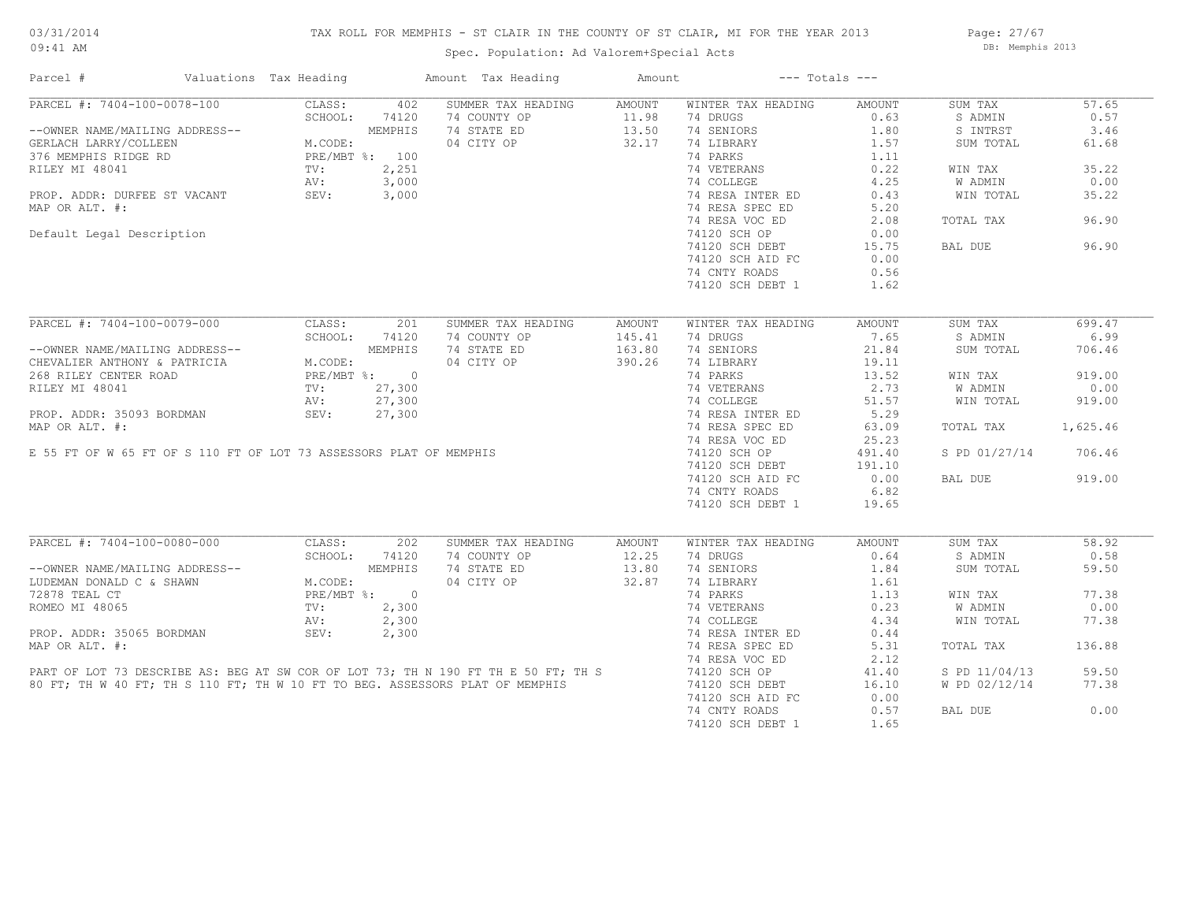# TAX ROLL FOR MEMPHIS - ST CLAIR IN THE COUNTY OF ST CLAIR, MI FOR THE YEAR 2013

03/31/2014
09:41 AM

Spec. Population: Ad Valorem+Special Acts

DB: Memphis 2013

| Parcel # | Valuations | Tax Heading | Amount | Tax Heading | Amount | --- Totals --- | |
|---|---|---|---|---|---|---|---|
| PARCEL #: 7404-100-0078-100 | CLASS: 402 | SUMMER TAX HEADING | AMOUNT | WINTER TAX HEADING | AMOUNT | SUM TAX | 57.65 |
| | SCHOOL: 74120 | 74 COUNTY OP | 11.98 | 74 DRUGS | 0.63 | S ADMIN | 0.57 |
| --OWNER NAME/MAILING ADDRESS-- | MEMPHIS | 74 STATE ED | 13.50 | 74 SENIORS | 1.80 | S INTRST | 3.46 |
| GERLACH LARRY/COLLEEN | M.CODE: | 04 CITY OP | 32.17 | 74 LIBRARY | 1.57 | SUM TOTAL | 61.68 |
| 376 MEMPHIS RIDGE RD | PRE/MBT %: 100 | | | 74 PARKS | 1.11 | | |
| RILEY MI 48041 | TV: 2,251 | | | 74 VETERANS | 0.22 | WIN TAX | 35.22 |
| | AV: 3,000 | | | 74 COLLEGE | 4.25 | W ADMIN | 0.00 |
| PROP. ADDR: DURFEE ST VACANT | SEV: 3,000 | | | 74 RESA INTER ED | 0.43 | WIN TOTAL | 35.22 |
| MAP OR ALT. #: | | | | 74 RESA SPEC ED | 5.20 | | |
| | | | | 74 RESA VOC ED | 2.08 | TOTAL TAX | 96.90 |
| Default Legal Description | | | | 74120 SCH OP | 0.00 | | |
| | | | | 74120 SCH DEBT | 15.75 | BAL DUE | 96.90 |
| | | | | 74120 SCH AID FC | 0.00 | | |
| | | | | 74 CNTY ROADS | 0.56 | | |
| | | | | 74120 SCH DEBT 1 | 1.62 | | |

| Parcel # | Valuations | Tax Heading | Amount | Tax Heading | Amount | --- Totals --- | |
|---|---|---|---|---|---|---|---|
| PARCEL #: 7404-100-0079-000 | CLASS: 201 | SUMMER TAX HEADING | AMOUNT | WINTER TAX HEADING | AMOUNT | SUM TAX | 699.47 |
| | SCHOOL: 74120 | 74 COUNTY OP | 145.41 | 74 DRUGS | 7.65 | S ADMIN | 6.99 |
| --OWNER NAME/MAILING ADDRESS-- | MEMPHIS | 74 STATE ED | 163.80 | 74 SENIORS | 21.84 | SUM TOTAL | 706.46 |
| CHEVALIER ANTHONY & PATRICIA | M.CODE: | 04 CITY OP | 390.26 | 74 LIBRARY | 19.11 | | |
| 268 RILEY CENTER ROAD | PRE/MBT %: 0 | | | 74 PARKS | 13.52 | WIN TAX | 919.00 |
| RILEY MI 48041 | TV: 27,300 | | | 74 VETERANS | 2.73 | W ADMIN | 0.00 |
| | AV: 27,300 | | | 74 COLLEGE | 51.57 | WIN TOTAL | 919.00 |
| PROP. ADDR: 35093 BORDMAN | SEV: 27,300 | | | 74 RESA INTER ED | 5.29 | | |
| MAP OR ALT. #: | | | | 74 RESA SPEC ED | 63.09 | TOTAL TAX | 1,625.46 |
| | | | | 74 RESA VOC ED | 25.23 | | |
| E 55 FT OF W 65 FT OF S 110 FT OF LOT 73 ASSESSORS PLAT OF MEMPHIS | | | | 74120 SCH OP | 491.40 | S PD 01/27/14 | 706.46 |
| | | | | 74120 SCH DEBT | 191.10 | | |
| | | | | 74120 SCH AID FC | 0.00 | BAL DUE | 919.00 |
| | | | | 74 CNTY ROADS | 6.82 | | |
| | | | | 74120 SCH DEBT 1 | 19.65 | | |

| Parcel # | Valuations | Tax Heading | Amount | Tax Heading | Amount | --- Totals --- | |
|---|---|---|---|---|---|---|---|
| PARCEL #: 7404-100-0080-000 | CLASS: 202 | SUMMER TAX HEADING | AMOUNT | WINTER TAX HEADING | AMOUNT | SUM TAX | 58.92 |
| | SCHOOL: 74120 | 74 COUNTY OP | 12.25 | 74 DRUGS | 0.64 | S ADMIN | 0.58 |
| --OWNER NAME/MAILING ADDRESS-- | MEMPHIS | 74 STATE ED | 13.80 | 74 SENIORS | 1.84 | SUM TOTAL | 59.50 |
| LUDEMAN DONALD C & SHAWN | M.CODE: | 04 CITY OP | 32.87 | 74 LIBRARY | 1.61 | | |
| 72878 TEAL CT | PRE/MBT %: 0 | | | 74 PARKS | 1.13 | WIN TAX | 77.38 |
| ROMEO MI 48065 | TV: 2,300 | | | 74 VETERANS | 0.23 | W ADMIN | 0.00 |
| | AV: 2,300 | | | 74 COLLEGE | 4.34 | WIN TOTAL | 77.38 |
| PROP. ADDR: 35065 BORDMAN | SEV: 2,300 | | | 74 RESA INTER ED | 0.44 | | |
| MAP OR ALT. #: | | | | 74 RESA SPEC ED | 5.31 | TOTAL TAX | 136.88 |
| | | | | 74 RESA VOC ED | 2.12 | | |
| PART OF LOT 73 DESCRIBE AS: BEG AT SW COR OF LOT 73; TH N 190 FT TH E 50 FT; TH S | | | | 74120 SCH OP | 41.40 | S PD 11/04/13 | 59.50 |
| 80 FT; TH W 40 FT; TH S 110 FT; TH W 10 FT TO BEG. ASSESSORS PLAT OF MEMPHIS | | | | 74120 SCH DEBT | 16.10 | W PD 02/12/14 | 77.38 |
| | | | | 74120 SCH AID FC | 0.00 | | |
| | | | | 74 CNTY ROADS | 0.57 | BAL DUE | 0.00 |
| | | | | 74120 SCH DEBT 1 | 1.65 | | |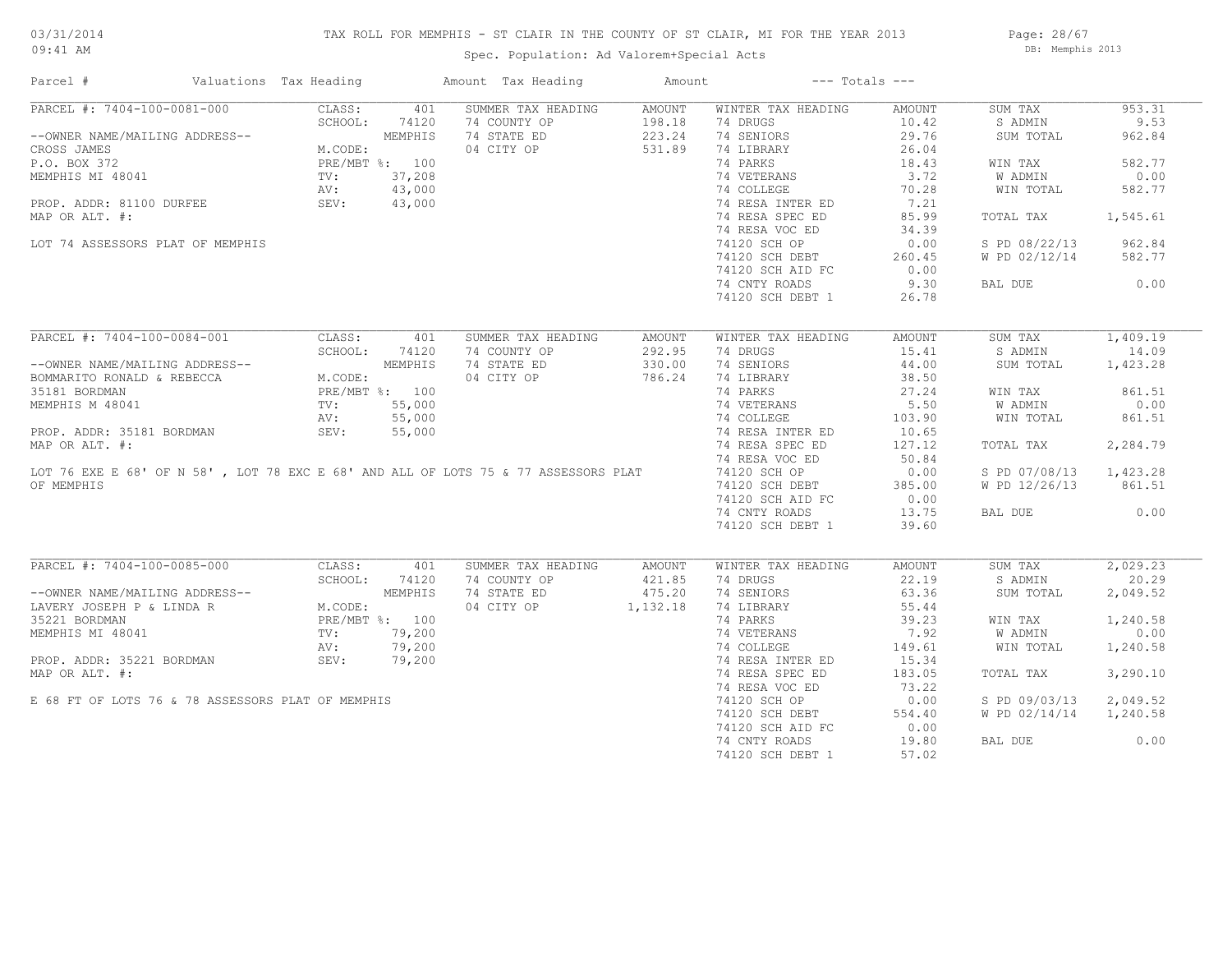# TAX ROLL FOR MEMPHIS - ST CLAIR IN THE COUNTY OF ST CLAIR, MI FOR THE YEAR 2013

03/31/2014 09:41 AM

Spec. Population: Ad Valorem+Special Acts

DB: Memphis 2013

| Parcel # | Valuations | Tax Heading | Amount | Tax Heading | Amount | --- Totals --- | |
|---|---|---|---|---|---|---|---|
| **PARCEL #: 7404-100-0081-000** | CLASS: 401 | SUMMER TAX HEADING | AMOUNT | WINTER TAX HEADING | AMOUNT | SUM TAX | 953.31 |
| | SCHOOL: 74120 | 74 COUNTY OP | 198.18 | 74 DRUGS | 10.42 | S ADMIN | 9.53 |
| --OWNER NAME/MAILING ADDRESS-- | MEMPHIS | 74 STATE ED | 223.24 | 74 SENIORS | 29.76 | SUM TOTAL | 962.84 |
| CROSS JAMES | M.CODE: | 04 CITY OP | 531.89 | 74 LIBRARY | 26.04 | | |
| P.O. BOX 372 | PRE/MBT %: 100 | | | 74 PARKS | 18.43 | WIN TAX | 582.77 |
| MEMPHIS MI 48041 | TV: 37,208 | | | 74 VETERANS | 3.72 | W ADMIN | 0.00 |
| | AV: 43,000 | | | 74 COLLEGE | 70.28 | WIN TOTAL | 582.77 |
| PROP. ADDR: 81100 DURFEE | SEV: 43,000 | | | 74 RESA INTER ED | 7.21 | | |
| MAP OR ALT. #: | | | | 74 RESA SPEC ED | 85.99 | TOTAL TAX | 1,545.61 |
| | | | | 74 RESA VOC ED | 34.39 | | |
| LOT 74 ASSESSORS PLAT OF MEMPHIS | | | | 74120 SCH OP | 0.00 | S PD 08/22/13 | 962.84 |
| | | | | 74120 SCH DEBT | 260.45 | W PD 02/12/14 | 582.77 |
| | | | | 74120 SCH AID FC | 0.00 | | |
| | | | | 74 CNTY ROADS | 9.30 | BAL DUE | 0.00 |
| | | | | 74120 SCH DEBT 1 | 26.78 | | |
| **PARCEL #: 7404-100-0084-001** | CLASS: 401 | SUMMER TAX HEADING | AMOUNT | WINTER TAX HEADING | AMOUNT | SUM TAX | 1,409.19 |
| | SCHOOL: 74120 | 74 COUNTY OP | 292.95 | 74 DRUGS | 15.41 | S ADMIN | 14.09 |
| --OWNER NAME/MAILING ADDRESS-- | MEMPHIS | 74 STATE ED | 330.00 | 74 SENIORS | 44.00 | SUM TOTAL | 1,423.28 |
| BOMMARITO RONALD & REBECCA | M.CODE: | 04 CITY OP | 786.24 | 74 LIBRARY | 38.50 | | |
| 35181 BORDMAN | PRE/MBT %: 100 | | | 74 PARKS | 27.24 | WIN TAX | 861.51 |
| MEMPHIS M 48041 | TV: 55,000 | | | 74 VETERANS | 5.50 | W ADMIN | 0.00 |
| | AV: 55,000 | | | 74 COLLEGE | 103.90 | WIN TOTAL | 861.51 |
| PROP. ADDR: 35181 BORDMAN | SEV: 55,000 | | | 74 RESA INTER ED | 10.65 | | |
| MAP OR ALT. #: | | | | 74 RESA SPEC ED | 127.12 | TOTAL TAX | 2,284.79 |
| | | | | 74 RESA VOC ED | 50.84 | | |
| LOT 76 EXE E 68' OF N 58' , LOT 78 EXC E 68' AND ALL OF LOTS 75 & 77 ASSESSORS PLAT OF MEMPHIS | | | | 74120 SCH OP | 0.00 | S PD 07/08/13 | 1,423.28 |
| | | | | 74120 SCH DEBT | 385.00 | W PD 12/26/13 | 861.51 |
| | | | | 74120 SCH AID FC | 0.00 | | |
| | | | | 74 CNTY ROADS | 13.75 | BAL DUE | 0.00 |
| | | | | 74120 SCH DEBT 1 | 39.60 | | |
| **PARCEL #: 7404-100-0085-000** | CLASS: 401 | SUMMER TAX HEADING | AMOUNT | WINTER TAX HEADING | AMOUNT | SUM TAX | 2,029.23 |
| | SCHOOL: 74120 | 74 COUNTY OP | 421.85 | 74 DRUGS | 22.19 | S ADMIN | 20.29 |
| --OWNER NAME/MAILING ADDRESS-- | MEMPHIS | 74 STATE ED | 475.20 | 74 SENIORS | 63.36 | SUM TOTAL | 2,049.52 |
| LAVERY JOSEPH P & LINDA R | M.CODE: | 04 CITY OP | 1,132.18 | 74 LIBRARY | 55.44 | | |
| 35221 BORDMAN | PRE/MBT %: 100 | | | 74 PARKS | 39.23 | WIN TAX | 1,240.58 |
| MEMPHIS MI 48041 | TV: 79,200 | | | 74 VETERANS | 7.92 | W ADMIN | 0.00 |
| | AV: 79,200 | | | 74 COLLEGE | 149.61 | WIN TOTAL | 1,240.58 |
| PROP. ADDR: 35221 BORDMAN | SEV: 79,200 | | | 74 RESA INTER ED | 15.34 | | |
| MAP OR ALT. #: | | | | 74 RESA SPEC ED | 183.05 | TOTAL TAX | 3,290.10 |
| | | | | 74 RESA VOC ED | 73.22 | | |
| E 68 FT OF LOTS 76 & 78 ASSESSORS PLAT OF MEMPHIS | | | | 74120 SCH OP | 0.00 | S PD 09/03/13 | 2,049.52 |
| | | | | 74120 SCH DEBT | 554.40 | W PD 02/14/14 | 1,240.58 |
| | | | | 74120 SCH AID FC | 0.00 | | |
| | | | | 74 CNTY ROADS | 19.80 | BAL DUE | 0.00 |
| | | | | 74120 SCH DEBT 1 | 57.02 | | |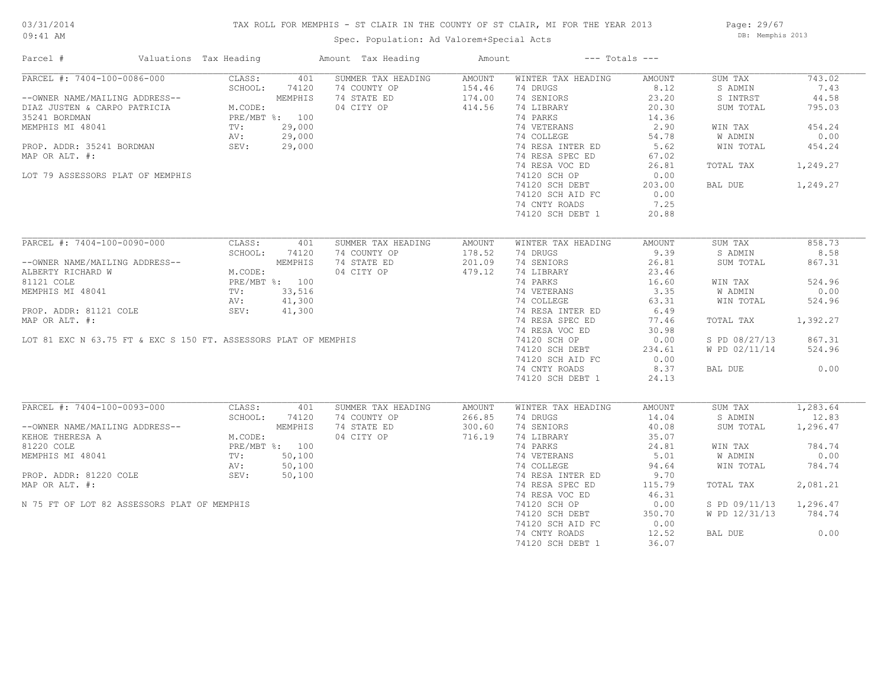# TAX ROLL FOR MEMPHIS - ST CLAIR IN THE COUNTY OF ST CLAIR, MI FOR THE YEAR 2013

03/31/2014
09:41 AM

Spec. Population: Ad Valorem+Special Acts

DB: Memphis 2013

| Parcel # | Valuations | Tax Heading | Amount | Tax Heading | Amount | --- Totals --- | |
|---|---|---|---|---|---|---|---|

## PARCEL #: 7404-100-0086-000

| Owner / Property | Valuations | | Summer Tax Heading | Amount | Winter Tax Heading | Amount | Totals | |
|---|---|---|---|---|---|---|---|---|
| --OWNER NAME/MAILING ADDRESS-- | CLASS: | 401 | SUMMER TAX HEADING | AMOUNT | WINTER TAX HEADING | AMOUNT | SUM TAX | 743.02 |
| DIAZ JUSTEN & CARPO PATRICIA | SCHOOL: | 74120 | 74 COUNTY OP | 154.46 | 74 DRUGS | 8.12 | S ADMIN | 7.43 |
| 35241 BORDMAN | | MEMPHIS | 74 STATE ED | 174.00 | 74 SENIORS | 23.20 | S INTRST | 44.58 |
| MEMPHIS MI 48041 | M.CODE: | | 04 CITY OP | 414.56 | 74 LIBRARY | 20.30 | SUM TOTAL | 795.03 |
| PROP. ADDR: 35241 BORDMAN | PRE/MBT %: | 100 | | | 74 PARKS | 14.36 | | |
| MAP OR ALT. #: | TV: | 29,000 | | | 74 VETERANS | 2.90 | WIN TAX | 454.24 |
| LOT 79 ASSESSORS PLAT OF MEMPHIS | AV: | 29,000 | | | 74 COLLEGE | 54.78 | W ADMIN | 0.00 |
| | SEV: | 29,000 | | | 74 RESA INTER ED | 5.62 | WIN TOTAL | 454.24 |
| | | | | | 74 RESA SPEC ED | 67.02 | | |
| | | | | | 74 RESA VOC ED | 26.81 | TOTAL TAX | 1,249.27 |
| | | | | | 74120 SCH OP | 0.00 | | |
| | | | | | 74120 SCH DEBT | 203.00 | BAL DUE | 1,249.27 |
| | | | | | 74120 SCH AID FC | 0.00 | | |
| | | | | | 74 CNTY ROADS | 7.25 | | |
| | | | | | 74120 SCH DEBT 1 | 20.88 | | |

## PARCEL #: 7404-100-0090-000

| Owner / Property | Valuations | | Summer Tax Heading | Amount | Winter Tax Heading | Amount | Totals | |
|---|---|---|---|---|---|---|---|---|
| --OWNER NAME/MAILING ADDRESS-- | CLASS: | 401 | SUMMER TAX HEADING | AMOUNT | WINTER TAX HEADING | AMOUNT | SUM TAX | 858.73 |
| ALBERTY RICHARD W | SCHOOL: | 74120 | 74 COUNTY OP | 178.52 | 74 DRUGS | 9.39 | S ADMIN | 8.58 |
| 81121 COLE | | MEMPHIS | 74 STATE ED | 201.09 | 74 SENIORS | 26.81 | SUM TOTAL | 867.31 |
| MEMPHIS MI 48041 | M.CODE: | | 04 CITY OP | 479.12 | 74 LIBRARY | 23.46 | | |
| PROP. ADDR: 81121 COLE | PRE/MBT %: | 100 | | | 74 PARKS | 16.60 | WIN TAX | 524.96 |
| MAP OR ALT. #: | TV: | 33,516 | | | 74 VETERANS | 3.35 | W ADMIN | 0.00 |
| LOT 81 EXC N 63.75 FT & EXC S 150 FT. ASSESSORS PLAT OF MEMPHIS | AV: | 41,300 | | | 74 COLLEGE | 63.31 | WIN TOTAL | 524.96 |
| | SEV: | 41,300 | | | 74 RESA INTER ED | 6.49 | | |
| | | | | | 74 RESA SPEC ED | 77.46 | TOTAL TAX | 1,392.27 |
| | | | | | 74 RESA VOC ED | 30.98 | | |
| | | | | | 74120 SCH OP | 0.00 | S PD 08/27/13 | 867.31 |
| | | | | | 74120 SCH DEBT | 234.61 | W PD 02/11/14 | 524.96 |
| | | | | | 74120 SCH AID FC | 0.00 | | |
| | | | | | 74 CNTY ROADS | 8.37 | BAL DUE | 0.00 |
| | | | | | 74120 SCH DEBT 1 | 24.13 | | |

## PARCEL #: 7404-100-0093-000

| Owner / Property | Valuations | | Summer Tax Heading | Amount | Winter Tax Heading | Amount | Totals | |
|---|---|---|---|---|---|---|---|---|
| --OWNER NAME/MAILING ADDRESS-- | CLASS: | 401 | SUMMER TAX HEADING | AMOUNT | WINTER TAX HEADING | AMOUNT | SUM TAX | 1,283.64 |
| KEHOE THERESA A | SCHOOL: | 74120 | 74 COUNTY OP | 266.85 | 74 DRUGS | 14.04 | S ADMIN | 12.83 |
| 81220 COLE | | MEMPHIS | 74 STATE ED | 300.60 | 74 SENIORS | 40.08 | SUM TOTAL | 1,296.47 |
| MEMPHIS MI 48041 | M.CODE: | | 04 CITY OP | 716.19 | 74 LIBRARY | 35.07 | | |
| PROP. ADDR: 81220 COLE | PRE/MBT %: | 100 | | | 74 PARKS | 24.81 | WIN TAX | 784.74 |
| MAP OR ALT. #: | TV: | 50,100 | | | 74 VETERANS | 5.01 | W ADMIN | 0.00 |
| N 75 FT OF LOT 82 ASSESSORS PLAT OF MEMPHIS | AV: | 50,100 | | | 74 COLLEGE | 94.64 | WIN TOTAL | 784.74 |
| | SEV: | 50,100 | | | 74 RESA INTER ED | 9.70 | | |
| | | | | | 74 RESA SPEC ED | 115.79 | TOTAL TAX | 2,081.21 |
| | | | | | 74 RESA VOC ED | 46.31 | | |
| | | | | | 74120 SCH OP | 0.00 | S PD 09/11/13 | 1,296.47 |
| | | | | | 74120 SCH DEBT | 350.70 | W PD 12/31/13 | 784.74 |
| | | | | | 74120 SCH AID FC | 0.00 | | |
| | | | | | 74 CNTY ROADS | 12.52 | BAL DUE | 0.00 |
| | | | | | 74120 SCH DEBT 1 | 36.07 | | |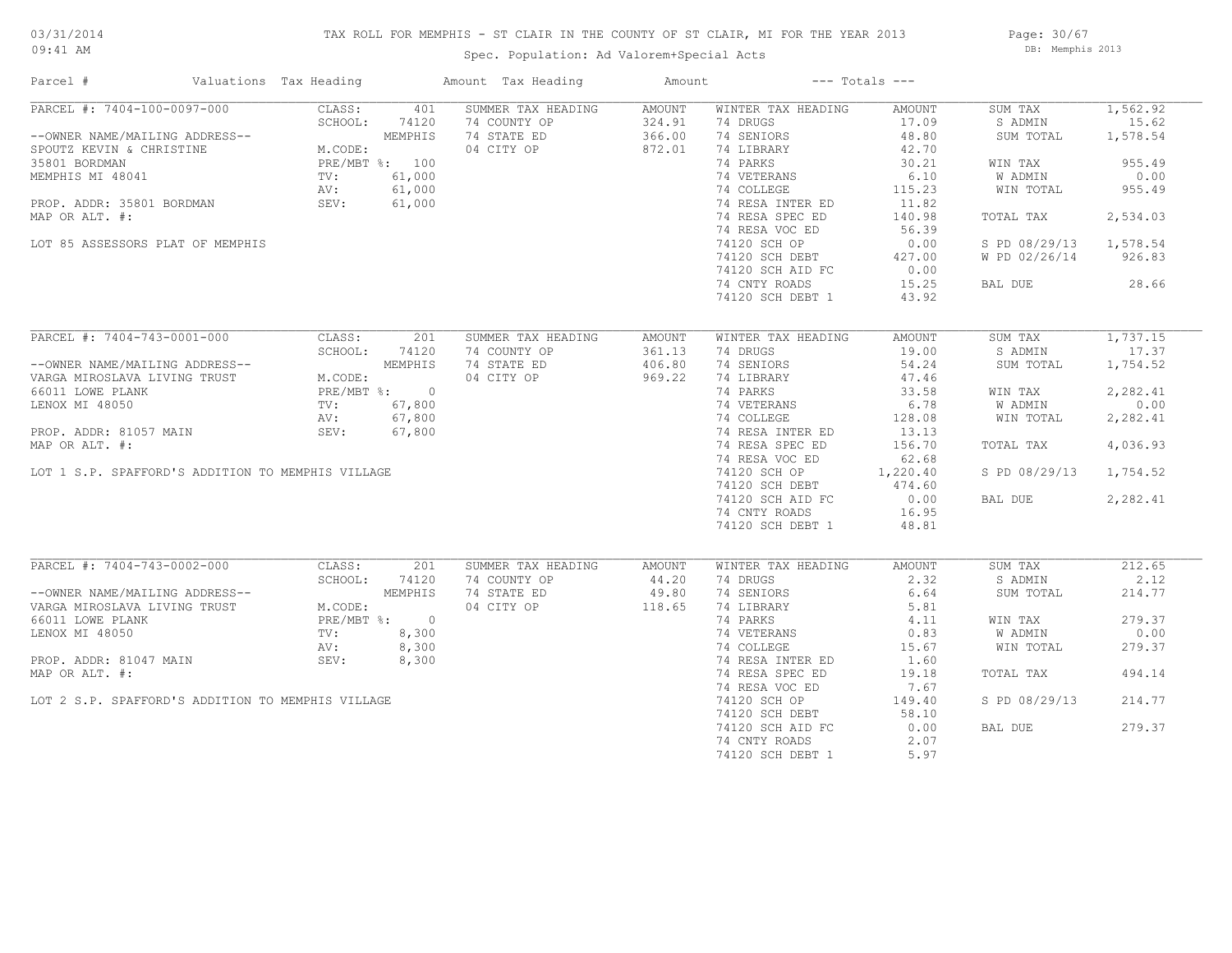# TAX ROLL FOR MEMPHIS - ST CLAIR IN THE COUNTY OF ST CLAIR, MI FOR THE YEAR 2013

Spec. Population: Ad Valorem+Special Acts

| Parcel # | Valuations | Tax Heading | Amount | Tax Heading | Amount | --- Totals --- | |
|---|---|---|---|---|---|---|---|
| **PARCEL #: 7404-100-0097-000** | CLASS: 401 | SUMMER TAX HEADING | AMOUNT | WINTER TAX HEADING | AMOUNT | SUM TAX | 1,562.92 |
| | SCHOOL: 74120 | 74 COUNTY OP | 324.91 | 74 DRUGS | 17.09 | S ADMIN | 15.62 |
| --OWNER NAME/MAILING ADDRESS-- | MEMPHIS | 74 STATE ED | 366.00 | 74 SENIORS | 48.80 | SUM TOTAL | 1,578.54 |
| SPOUTZ KEVIN & CHRISTINE | M.CODE: | 04 CITY OP | 872.01 | 74 LIBRARY | 42.70 | | |
| 35801 BORDMAN | PRE/MBT %: 100 | | | 74 PARKS | 30.21 | WIN TAX | 955.49 |
| MEMPHIS MI 48041 | TV: 61,000 | | | 74 VETERANS | 6.10 | W ADMIN | 0.00 |
| | AV: 61,000 | | | 74 COLLEGE | 115.23 | WIN TOTAL | 955.49 |
| PROP. ADDR: 35801 BORDMAN | SEV: 61,000 | | | 74 RESA INTER ED | 11.82 | | |
| MAP OR ALT. #: | | | | 74 RESA SPEC ED | 140.98 | TOTAL TAX | 2,534.03 |
| | | | | 74 RESA VOC ED | 56.39 | | |
| LOT 85 ASSESSORS PLAT OF MEMPHIS | | | | 74120 SCH OP | 0.00 | S PD 08/29/13 | 1,578.54 |
| | | | | 74120 SCH DEBT | 427.00 | W PD 02/26/14 | 926.83 |
| | | | | 74120 SCH AID FC | 0.00 | | |
| | | | | 74 CNTY ROADS | 15.25 | BAL DUE | 28.66 |
| | | | | 74120 SCH DEBT 1 | 43.92 | | |
| **PARCEL #: 7404-743-0001-000** | CLASS: 201 | SUMMER TAX HEADING | AMOUNT | WINTER TAX HEADING | AMOUNT | SUM TAX | 1,737.15 |
| | SCHOOL: 74120 | 74 COUNTY OP | 361.13 | 74 DRUGS | 19.00 | S ADMIN | 17.37 |
| --OWNER NAME/MAILING ADDRESS-- | MEMPHIS | 74 STATE ED | 406.80 | 74 SENIORS | 54.24 | SUM TOTAL | 1,754.52 |
| VARGA MIROSLAVA LIVING TRUST | M.CODE: | 04 CITY OP | 969.22 | 74 LIBRARY | 47.46 | | |
| 66011 LOWE PLANK | PRE/MBT %: 0 | | | 74 PARKS | 33.58 | WIN TAX | 2,282.41 |
| LENOX MI 48050 | TV: 67,800 | | | 74 VETERANS | 6.78 | W ADMIN | 0.00 |
| | AV: 67,800 | | | 74 COLLEGE | 128.08 | WIN TOTAL | 2,282.41 |
| PROP. ADDR: 81057 MAIN | SEV: 67,800 | | | 74 RESA INTER ED | 13.13 | | |
| MAP OR ALT. #: | | | | 74 RESA SPEC ED | 156.70 | TOTAL TAX | 4,036.93 |
| | | | | 74 RESA VOC ED | 62.68 | | |
| LOT 1 S.P. SPAFFORD'S ADDITION TO MEMPHIS VILLAGE | | | | 74120 SCH OP | 1,220.40 | S PD 08/29/13 | 1,754.52 |
| | | | | 74120 SCH DEBT | 474.60 | | |
| | | | | 74120 SCH AID FC | 0.00 | BAL DUE | 2,282.41 |
| | | | | 74 CNTY ROADS | 16.95 | | |
| | | | | 74120 SCH DEBT 1 | 48.81 | | |
| **PARCEL #: 7404-743-0002-000** | CLASS: 201 | SUMMER TAX HEADING | AMOUNT | WINTER TAX HEADING | AMOUNT | SUM TAX | 212.65 |
| | SCHOOL: 74120 | 74 COUNTY OP | 44.20 | 74 DRUGS | 2.32 | S ADMIN | 2.12 |
| --OWNER NAME/MAILING ADDRESS-- | MEMPHIS | 74 STATE ED | 49.80 | 74 SENIORS | 6.64 | SUM TOTAL | 214.77 |
| VARGA MIROSLAVA LIVING TRUST | M.CODE: | 04 CITY OP | 118.65 | 74 LIBRARY | 5.81 | | |
| 66011 LOWE PLANK | PRE/MBT %: 0 | | | 74 PARKS | 4.11 | WIN TAX | 279.37 |
| LENOX MI 48050 | TV: 8,300 | | | 74 VETERANS | 0.83 | W ADMIN | 0.00 |
| | AV: 8,300 | | | 74 COLLEGE | 15.67 | WIN TOTAL | 279.37 |
| PROP. ADDR: 81047 MAIN | SEV: 8,300 | | | 74 RESA INTER ED | 1.60 | | |
| MAP OR ALT. #: | | | | 74 RESA SPEC ED | 19.18 | TOTAL TAX | 494.14 |
| | | | | 74 RESA VOC ED | 7.67 | | |
| LOT 2 S.P. SPAFFORD'S ADDITION TO MEMPHIS VILLAGE | | | | 74120 SCH OP | 149.40 | S PD 08/29/13 | 214.77 |
| | | | | 74120 SCH DEBT | 58.10 | | |
| | | | | 74120 SCH AID FC | 0.00 | BAL DUE | 279.37 |
| | | | | 74 CNTY ROADS | 2.07 | | |
| | | | | 74120 SCH DEBT 1 | 5.97 | | |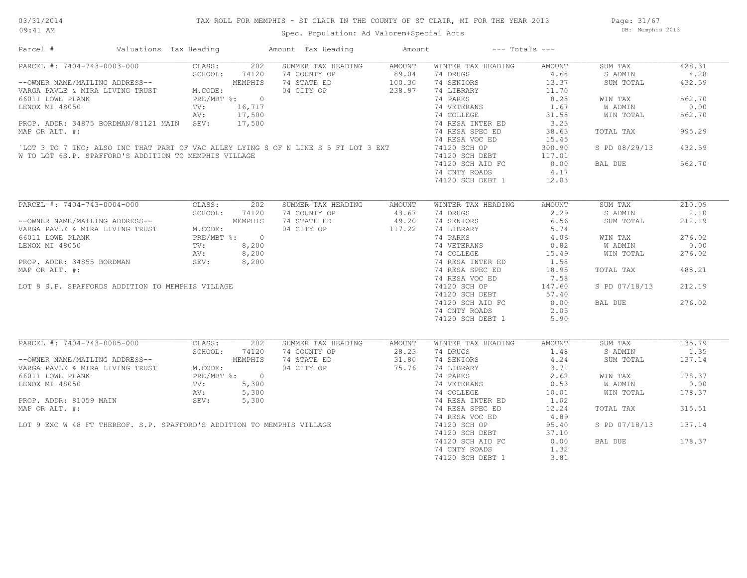# TAX ROLL FOR MEMPHIS - ST CLAIR IN THE COUNTY OF ST CLAIR, MI FOR THE YEAR 2013

Spec. Population: Ad Valorem+Special Acts

03/31/2014 09:41 AM — DB: Memphis 2013

| Parcel # | Valuations | Tax Heading | Amount | Tax Heading | Amount | --- Totals --- | |
|---|---|---|---|---|---|---|---|
| PARCEL #: 7404-743-0003-000 | CLASS: 202 | SUMMER TAX HEADING | AMOUNT | WINTER TAX HEADING | AMOUNT | SUM TAX | 428.31 |
| | SCHOOL: 74120 | 74 COUNTY OP | 89.04 | 74 DRUGS | 4.68 | S ADMIN | 4.28 |
| --OWNER NAME/MAILING ADDRESS-- | MEMPHIS | 74 STATE ED | 100.30 | 74 SENIORS | 13.37 | SUM TOTAL | 432.59 |
| VARGA PAVLE & MIRA LIVING TRUST | M.CODE: | 04 CITY OP | 238.97 | 74 LIBRARY | 11.70 | | |
| 66011 LOWE PLANK | PRE/MBT %: 0 | | | 74 PARKS | 8.28 | WIN TAX | 562.70 |
| LENOX MI 48050 | TV: 16,717 | | | 74 VETERANS | 1.67 | W ADMIN | 0.00 |
| | AV: 17,500 | | | 74 COLLEGE | 31.58 | WIN TOTAL | 562.70 |
| PROP. ADDR: 34875 BORDMAN/81121 MAIN | SEV: 17,500 | | | 74 RESA INTER ED | 3.23 | | |
| MAP OR ALT. #: | | | | 74 RESA SPEC ED | 38.63 | TOTAL TAX | 995.29 |
| | | | | 74 RESA VOC ED | 15.45 | | |
| `LOT 3 TO 7 INC; ALSO INC THAT PART OF VAC ALLEY LYING S OF N LINE S 5 FT LOT 3 EXT W TO LOT 6S.P. SPAFFORD'S ADDITION TO MEMPHIS VILLAGE | | | | 74120 SCH OP | 300.90 | S PD 08/29/13 | 432.59 |
| | | | | 74120 SCH DEBT | 117.01 | | |
| | | | | 74120 SCH AID FC | 0.00 | BAL DUE | 562.70 |
| | | | | 74 CNTY ROADS | 4.17 | | |
| | | | | 74120 SCH DEBT 1 | 12.03 | | |
| PARCEL #: 7404-743-0004-000 | CLASS: 202 | SUMMER TAX HEADING | AMOUNT | WINTER TAX HEADING | AMOUNT | SUM TAX | 210.09 |
| | SCHOOL: 74120 | 74 COUNTY OP | 43.67 | 74 DRUGS | 2.29 | S ADMIN | 2.10 |
| --OWNER NAME/MAILING ADDRESS-- | MEMPHIS | 74 STATE ED | 49.20 | 74 SENIORS | 6.56 | SUM TOTAL | 212.19 |
| VARGA PAVLE & MIRA LIVING TRUST | M.CODE: | 04 CITY OP | 117.22 | 74 LIBRARY | 5.74 | | |
| 66011 LOWE PLANK | PRE/MBT %: 0 | | | 74 PARKS | 4.06 | WIN TAX | 276.02 |
| LENOX MI 48050 | TV: 8,200 | | | 74 VETERANS | 0.82 | W ADMIN | 0.00 |
| | AV: 8,200 | | | 74 COLLEGE | 15.49 | WIN TOTAL | 276.02 |
| PROP. ADDR: 34855 BORDMAN | SEV: 8,200 | | | 74 RESA INTER ED | 1.58 | | |
| MAP OR ALT. #: | | | | 74 RESA SPEC ED | 18.95 | TOTAL TAX | 488.21 |
| | | | | 74 RESA VOC ED | 7.58 | | |
| LOT 8 S.P. SPAFFORDS ADDITION TO MEMPHIS VILLAGE | | | | 74120 SCH OP | 147.60 | S PD 07/18/13 | 212.19 |
| | | | | 74120 SCH DEBT | 57.40 | | |
| | | | | 74120 SCH AID FC | 0.00 | BAL DUE | 276.02 |
| | | | | 74 CNTY ROADS | 2.05 | | |
| | | | | 74120 SCH DEBT 1 | 5.90 | | |
| PARCEL #: 7404-743-0005-000 | CLASS: 202 | SUMMER TAX HEADING | AMOUNT | WINTER TAX HEADING | AMOUNT | SUM TAX | 135.79 |
| | SCHOOL: 74120 | 74 COUNTY OP | 28.23 | 74 DRUGS | 1.48 | S ADMIN | 1.35 |
| --OWNER NAME/MAILING ADDRESS-- | MEMPHIS | 74 STATE ED | 31.80 | 74 SENIORS | 4.24 | SUM TOTAL | 137.14 |
| VARGA PAVLE & MIRA LIVING TRUST | M.CODE: | 04 CITY OP | 75.76 | 74 LIBRARY | 3.71 | | |
| 66011 LOWE PLANK | PRE/MBT %: 0 | | | 74 PARKS | 2.62 | WIN TAX | 178.37 |
| LENOX MI 48050 | TV: 5,300 | | | 74 VETERANS | 0.53 | W ADMIN | 0.00 |
| | AV: 5,300 | | | 74 COLLEGE | 10.01 | WIN TOTAL | 178.37 |
| PROP. ADDR: 81059 MAIN | SEV: 5,300 | | | 74 RESA INTER ED | 1.02 | | |
| MAP OR ALT. #: | | | | 74 RESA SPEC ED | 12.24 | TOTAL TAX | 315.51 |
| | | | | 74 RESA VOC ED | 4.89 | | |
| LOT 9 EXC W 48 FT THEREOF. S.P. SPAFFORD'S ADDITION TO MEMPHIS VILLAGE | | | | 74120 SCH OP | 95.40 | S PD 07/18/13 | 137.14 |
| | | | | 74120 SCH DEBT | 37.10 | | |
| | | | | 74120 SCH AID FC | 0.00 | BAL DUE | 178.37 |
| | | | | 74 CNTY ROADS | 1.32 | | |
| | | | | 74120 SCH DEBT 1 | 3.81 | | |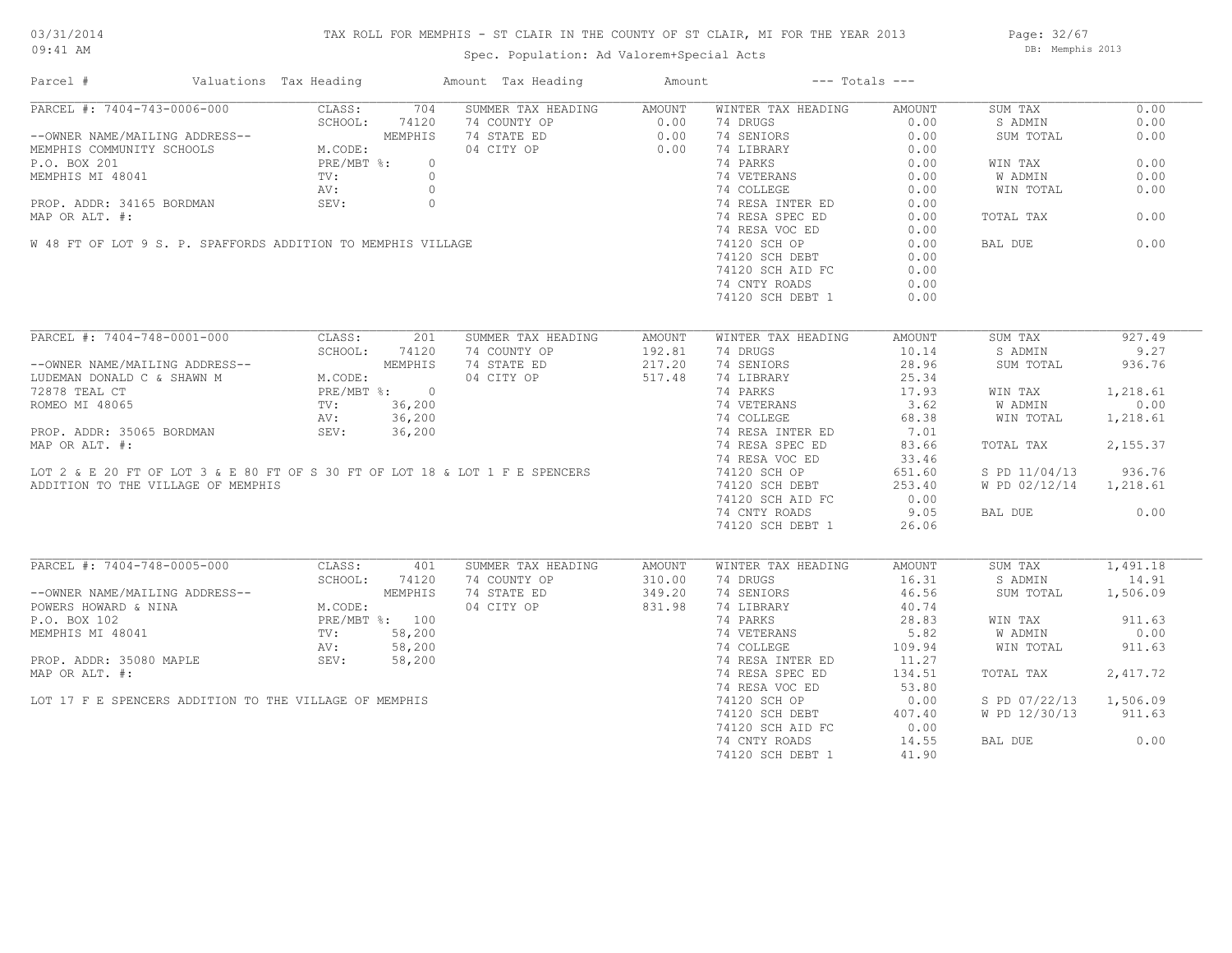# TAX ROLL FOR MEMPHIS - ST CLAIR IN THE COUNTY OF ST CLAIR, MI FOR THE YEAR 2013

Spec. Population: Ad Valorem+Special Acts

| Parcel # | Valuations | Tax Heading | Amount | Tax Heading | Amount | --- Totals --- | |
|---|---|---|---|---|---|---|---|

## PARCEL #: 7404-743-0006-000

--OWNER NAME/MAILING ADDRESS--
MEMPHIS COMMUNITY SCHOOLS
P.O. BOX 201
MEMPHIS MI 48041

PROP. ADDR: 34165 BORDMAN
MAP OR ALT. #:

W 48 FT OF LOT 9 S. P. SPAFFORDS ADDITION TO MEMPHIS VILLAGE

| Valuations | | Summer Tax Heading | Amount | Winter Tax Heading | Amount | Totals | |
|---|---|---|---|---|---|---|---|
| CLASS: | 704 | 74 COUNTY OP | 0.00 | 74 DRUGS | 0.00 | SUM TAX | 0.00 |
| SCHOOL: | 74120 | 74 STATE ED | 0.00 | 74 SENIORS | 0.00 | S ADMIN | 0.00 |
| | MEMPHIS | 04 CITY OP | 0.00 | 74 LIBRARY | 0.00 | SUM TOTAL | 0.00 |
| M.CODE: | | | | 74 PARKS | 0.00 | WIN TAX | 0.00 |
| PRE/MBT %: | 0 | | | 74 VETERANS | 0.00 | W ADMIN | 0.00 |
| TV: | 0 | | | 74 COLLEGE | 0.00 | WIN TOTAL | 0.00 |
| AV: | 0 | | | 74 RESA INTER ED | 0.00 | | |
| SEV: | 0 | | | 74 RESA SPEC ED | 0.00 | TOTAL TAX | 0.00 |
| | | | | 74 RESA VOC ED | 0.00 | | |
| | | | | 74120 SCH OP | 0.00 | BAL DUE | 0.00 |
| | | | | 74120 SCH DEBT | 0.00 | | |
| | | | | 74120 SCH AID FC | 0.00 | | |
| | | | | 74 CNTY ROADS | 0.00 | | |
| | | | | 74120 SCH DEBT 1 | 0.00 | | |

## PARCEL #: 7404-748-0001-000

--OWNER NAME/MAILING ADDRESS--
LUDEMAN DONALD C & SHAWN M
72878 TEAL CT
ROMEO MI 48065

PROP. ADDR: 35065 BORDMAN
MAP OR ALT. #:

LOT 2 & E 20 FT OF LOT 3 & E 80 FT OF S 30 FT OF LOT 18 & LOT 1 F E SPENCERS ADDITION TO THE VILLAGE OF MEMPHIS

| Valuations | | Summer Tax Heading | Amount | Winter Tax Heading | Amount | Totals | |
|---|---|---|---|---|---|---|---|
| CLASS: | 201 | 74 COUNTY OP | 192.81 | 74 DRUGS | 10.14 | SUM TAX | 927.49 |
| SCHOOL: | 74120 | 74 STATE ED | 217.20 | 74 SENIORS | 28.96 | S ADMIN | 9.27 |
| | MEMPHIS | 04 CITY OP | 517.48 | 74 LIBRARY | 25.34 | SUM TOTAL | 936.76 |
| M.CODE: | | | | 74 PARKS | 17.93 | WIN TAX | 1,218.61 |
| PRE/MBT %: | 0 | | | 74 VETERANS | 3.62 | W ADMIN | 0.00 |
| TV: | 36,200 | | | 74 COLLEGE | 68.38 | WIN TOTAL | 1,218.61 |
| AV: | 36,200 | | | 74 RESA INTER ED | 7.01 | | |
| SEV: | 36,200 | | | 74 RESA SPEC ED | 83.66 | TOTAL TAX | 2,155.37 |
| | | | | 74 RESA VOC ED | 33.46 | | |
| | | | | 74120 SCH OP | 651.60 | S PD 11/04/13 | 936.76 |
| | | | | 74120 SCH DEBT | 253.40 | W PD 02/12/14 | 1,218.61 |
| | | | | 74120 SCH AID FC | 0.00 | | |
| | | | | 74 CNTY ROADS | 9.05 | BAL DUE | 0.00 |
| | | | | 74120 SCH DEBT 1 | 26.06 | | |

## PARCEL #: 7404-748-0005-000

--OWNER NAME/MAILING ADDRESS--
POWERS HOWARD & NINA
P.O. BOX 102
MEMPHIS MI 48041

PROP. ADDR: 35080 MAPLE
MAP OR ALT. #:

LOT 17 F E SPENCERS ADDITION TO THE VILLAGE OF MEMPHIS

| Valuations | | Summer Tax Heading | Amount | Winter Tax Heading | Amount | Totals | |
|---|---|---|---|---|---|---|---|
| CLASS: | 401 | 74 COUNTY OP | 310.00 | 74 DRUGS | 16.31 | SUM TAX | 1,491.18 |
| SCHOOL: | 74120 | 74 STATE ED | 349.20 | 74 SENIORS | 46.56 | S ADMIN | 14.91 |
| | MEMPHIS | 04 CITY OP | 831.98 | 74 LIBRARY | 40.74 | SUM TOTAL | 1,506.09 |
| M.CODE: | | | | 74 PARKS | 28.83 | WIN TAX | 911.63 |
| PRE/MBT %: | 100 | | | 74 VETERANS | 5.82 | W ADMIN | 0.00 |
| TV: | 58,200 | | | 74 COLLEGE | 109.94 | WIN TOTAL | 911.63 |
| AV: | 58,200 | | | 74 RESA INTER ED | 11.27 | | |
| SEV: | 58,200 | | | 74 RESA SPEC ED | 134.51 | TOTAL TAX | 2,417.72 |
| | | | | 74 RESA VOC ED | 53.80 | | |
| | | | | 74120 SCH OP | 0.00 | S PD 07/22/13 | 1,506.09 |
| | | | | 74120 SCH DEBT | 407.40 | W PD 12/30/13 | 911.63 |
| | | | | 74120 SCH AID FC | 0.00 | | |
| | | | | 74 CNTY ROADS | 14.55 | BAL DUE | 0.00 |
| | | | | 74120 SCH DEBT 1 | 41.90 | | |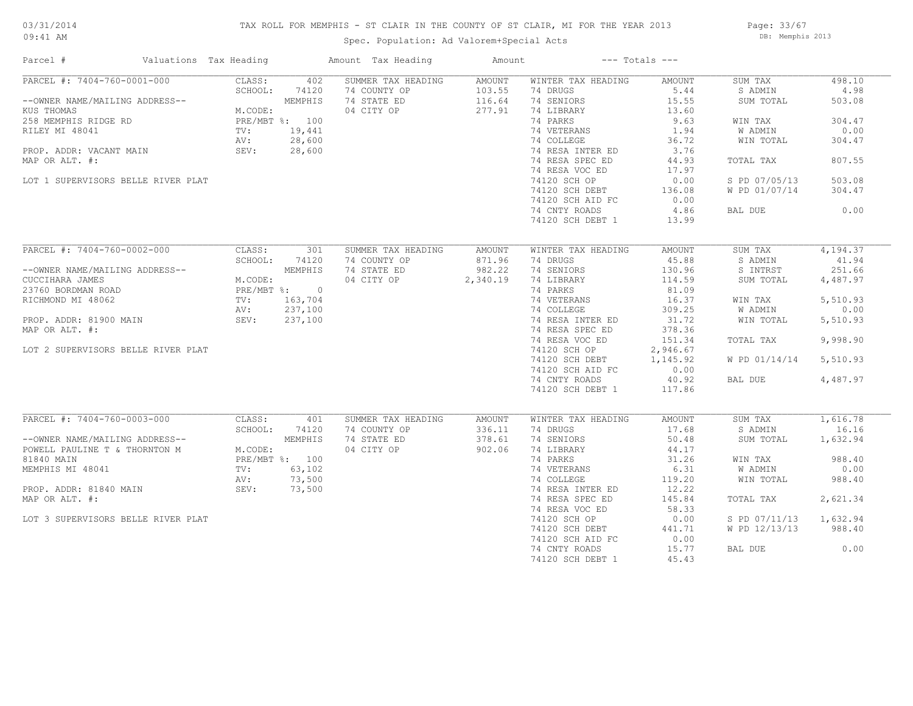# TAX ROLL FOR MEMPHIS - ST CLAIR IN THE COUNTY OF ST CLAIR, MI FOR THE YEAR 2013

Spec. Population: Ad Valorem+Special Acts

03/31/2014 09:41 AM — DB: Memphis 2013

| Parcel # | Valuations | Tax Heading | Amount | Tax Heading | Amount | --- Totals --- | |
|---|---|---|---|---|---|---|---|

## PARCEL #: 7404-760-0001-000

| Parcel Info | Valuations | | Summer Tax Heading | Amount | Winter Tax Heading | Amount | Totals | |
|---|---|---|---|---|---|---|---|---|
| --OWNER NAME/MAILING ADDRESS-- | CLASS: | 402 | SUMMER TAX HEADING | AMOUNT | WINTER TAX HEADING | AMOUNT | SUM TAX | 498.10 |
| KUS THOMAS | SCHOOL: | 74120 | 74 COUNTY OP | 103.55 | 74 DRUGS | 5.44 | S ADMIN | 4.98 |
| 258 MEMPHIS RIDGE RD | | MEMPHIS | 74 STATE ED | 116.64 | 74 SENIORS | 15.55 | SUM TOTAL | 503.08 |
| RILEY MI 48041 | M.CODE: | | 04 CITY OP | 277.91 | 74 LIBRARY | 13.60 | | |
| | PRE/MBT %: | 100 | | | 74 PARKS | 9.63 | WIN TAX | 304.47 |
| PROP. ADDR: VACANT MAIN | TV: | 19,441 | | | 74 VETERANS | 1.94 | W ADMIN | 0.00 |
| MAP OR ALT. #: | AV: | 28,600 | | | 74 COLLEGE | 36.72 | WIN TOTAL | 304.47 |
| LOT 1 SUPERVISORS BELLE RIVER PLAT | SEV: | 28,600 | | | 74 RESA INTER ED | 3.76 | | |
| | | | | | 74 RESA SPEC ED | 44.93 | TOTAL TAX | 807.55 |
| | | | | | 74 RESA VOC ED | 17.97 | | |
| | | | | | 74120 SCH OP | 0.00 | S PD 07/05/13 | 503.08 |
| | | | | | 74120 SCH DEBT | 136.08 | W PD 01/07/14 | 304.47 |
| | | | | | 74120 SCH AID FC | 0.00 | | |
| | | | | | 74 CNTY ROADS | 4.86 | BAL DUE | 0.00 |
| | | | | | 74120 SCH DEBT 1 | 13.99 | | |

## PARCEL #: 7404-760-0002-000

| Parcel Info | Valuations | | Summer Tax Heading | Amount | Winter Tax Heading | Amount | Totals | |
|---|---|---|---|---|---|---|---|---|
| --OWNER NAME/MAILING ADDRESS-- | CLASS: | 301 | SUMMER TAX HEADING | AMOUNT | WINTER TAX HEADING | AMOUNT | SUM TAX | 4,194.37 |
| CUCCIHARA JAMES | SCHOOL: | 74120 | 74 COUNTY OP | 871.96 | 74 DRUGS | 45.88 | S ADMIN | 41.94 |
| 23760 BORDMAN ROAD | | MEMPHIS | 74 STATE ED | 982.22 | 74 SENIORS | 130.96 | S INTRST | 251.66 |
| RICHMOND MI 48062 | M.CODE: | | 04 CITY OP | 2,340.19 | 74 LIBRARY | 114.59 | SUM TOTAL | 4,487.97 |
| | PRE/MBT %: | 0 | | | 74 PARKS | 81.09 | | |
| PROP. ADDR: 81900 MAIN | TV: | 163,704 | | | 74 VETERANS | 16.37 | WIN TAX | 5,510.93 |
| MAP OR ALT. #: | AV: | 237,100 | | | 74 COLLEGE | 309.25 | W ADMIN | 0.00 |
| LOT 2 SUPERVISORS BELLE RIVER PLAT | SEV: | 237,100 | | | 74 RESA INTER ED | 31.72 | WIN TOTAL | 5,510.93 |
| | | | | | 74 RESA SPEC ED | 378.36 | | |
| | | | | | 74 RESA VOC ED | 151.34 | TOTAL TAX | 9,998.90 |
| | | | | | 74120 SCH OP | 2,946.67 | | |
| | | | | | 74120 SCH DEBT | 1,145.92 | W PD 01/14/14 | 5,510.93 |
| | | | | | 74120 SCH AID FC | 0.00 | | |
| | | | | | 74 CNTY ROADS | 40.92 | BAL DUE | 4,487.97 |
| | | | | | 74120 SCH DEBT 1 | 117.86 | | |

## PARCEL #: 7404-760-0003-000

| Parcel Info | Valuations | | Summer Tax Heading | Amount | Winter Tax Heading | Amount | Totals | |
|---|---|---|---|---|---|---|---|---|
| --OWNER NAME/MAILING ADDRESS-- | CLASS: | 401 | SUMMER TAX HEADING | AMOUNT | WINTER TAX HEADING | AMOUNT | SUM TAX | 1,616.78 |
| POWELL PAULINE T & THORNTON M | SCHOOL: | 74120 | 74 COUNTY OP | 336.11 | 74 DRUGS | 17.68 | S ADMIN | 16.16 |
| 81840 MAIN | | MEMPHIS | 74 STATE ED | 378.61 | 74 SENIORS | 50.48 | SUM TOTAL | 1,632.94 |
| MEMPHIS MI 48041 | M.CODE: | | 04 CITY OP | 902.06 | 74 LIBRARY | 44.17 | | |
| | PRE/MBT %: | 100 | | | 74 PARKS | 31.26 | WIN TAX | 988.40 |
| PROP. ADDR: 81840 MAIN | TV: | 63,102 | | | 74 VETERANS | 6.31 | W ADMIN | 0.00 |
| MAP OR ALT. #: | AV: | 73,500 | | | 74 COLLEGE | 119.20 | WIN TOTAL | 988.40 |
| LOT 3 SUPERVISORS BELLE RIVER PLAT | SEV: | 73,500 | | | 74 RESA INTER ED | 12.22 | | |
| | | | | | 74 RESA SPEC ED | 145.84 | TOTAL TAX | 2,621.34 |
| | | | | | 74 RESA VOC ED | 58.33 | | |
| | | | | | 74120 SCH OP | 0.00 | S PD 07/11/13 | 1,632.94 |
| | | | | | 74120 SCH DEBT | 441.71 | W PD 12/13/13 | 988.40 |
| | | | | | 74120 SCH AID FC | 0.00 | | |
| | | | | | 74 CNTY ROADS | 15.77 | BAL DUE | 0.00 |
| | | | | | 74120 SCH DEBT 1 | 45.43 | | |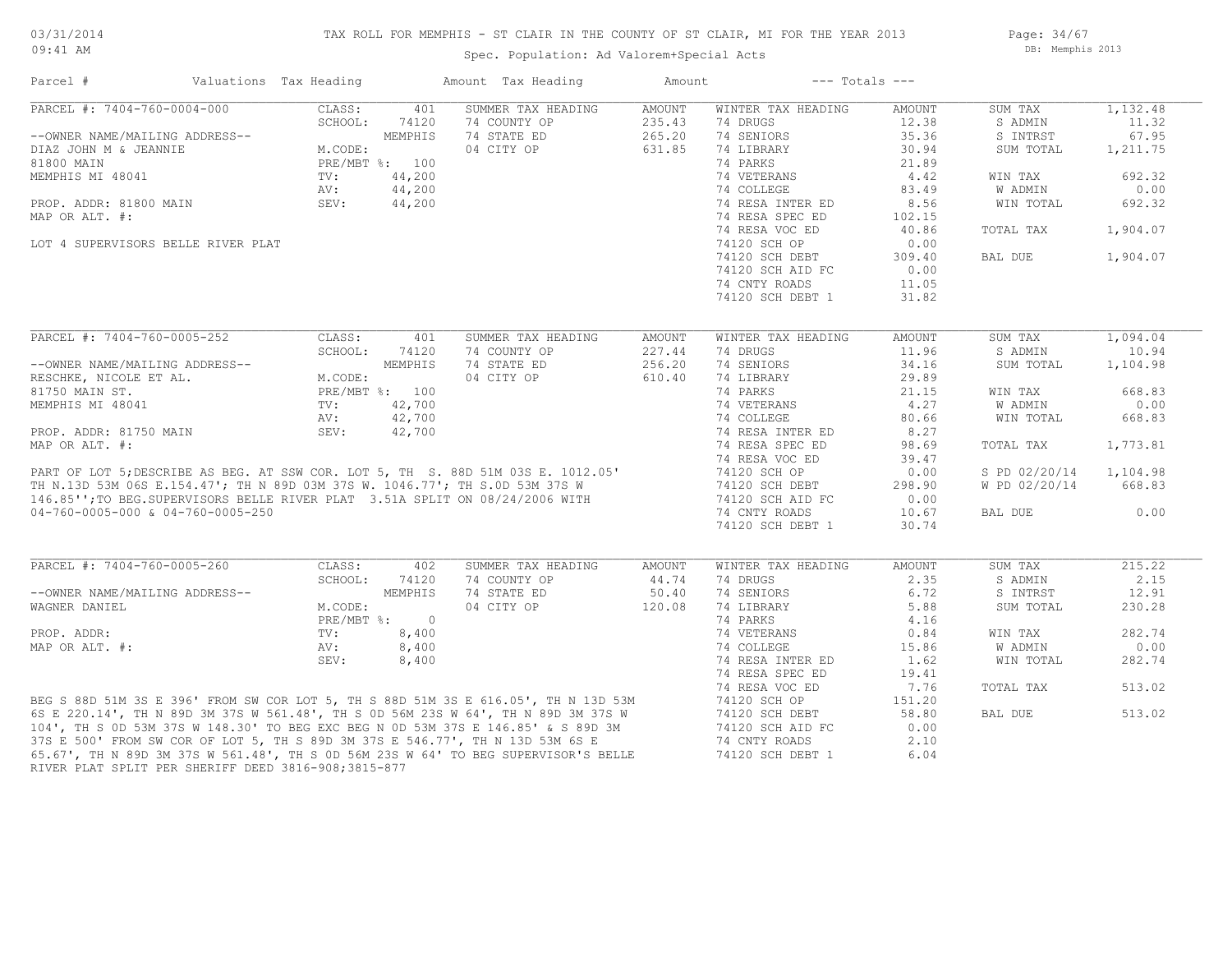# TAX ROLL FOR MEMPHIS - ST CLAIR IN THE COUNTY OF ST CLAIR, MI FOR THE YEAR 2013

03/31/2014 09:41 AM

Spec. Population: Ad Valorem+Special Acts

DB: Memphis 2013

| Parcel # | Valuations | Tax Heading | Amount | Tax Heading | Amount | --- Totals --- | |
|---|---|---|---|---|---|---|---|

## PARCEL #: 7404-760-0004-000

CLASS: 401 | SCHOOL: 74120 MEMPHIS | M.CODE: | PRE/MBT %: 100 | TV: 44,200 | AV: 44,200 | SEV: 44,200

--OWNER NAME/MAILING ADDRESS--
DIAZ JOHN M & JEANNIE
81800 MAIN
MEMPHIS MI 48041

PROP. ADDR: 81800 MAIN
MAP OR ALT. #:

LOT 4 SUPERVISORS BELLE RIVER PLAT

| SUMMER TAX HEADING | AMOUNT | WINTER TAX HEADING | AMOUNT | TOTALS | |
|---|---|---|---|---|---|
| 74 COUNTY OP | 235.43 | 74 DRUGS | 12.38 | SUM TAX | 1,132.48 |
| 74 STATE ED | 265.20 | 74 SENIORS | 35.36 | S ADMIN | 11.32 |
| 04 CITY OP | 631.85 | 74 LIBRARY | 30.94 | S INTRST | 67.95 |
| | | 74 PARKS | 21.89 | SUM TOTAL | 1,211.75 |
| | | 74 VETERANS | 4.42 | WIN TAX | 692.32 |
| | | 74 COLLEGE | 83.49 | W ADMIN | 0.00 |
| | | 74 RESA INTER ED | 8.56 | WIN TOTAL | 692.32 |
| | | 74 RESA SPEC ED | 102.15 | | |
| | | 74 RESA VOC ED | 40.86 | TOTAL TAX | 1,904.07 |
| | | 74120 SCH OP | 0.00 | | |
| | | 74120 SCH DEBT | 309.40 | BAL DUE | 1,904.07 |
| | | 74120 SCH AID FC | 0.00 | | |
| | | 74 CNTY ROADS | 11.05 | | |
| | | 74120 SCH DEBT 1 | 31.82 | | |

## PARCEL #: 7404-760-0005-252

CLASS: 401 | SCHOOL: 74120 MEMPHIS | M.CODE: | PRE/MBT %: 100 | TV: 42,700 | AV: 42,700 | SEV: 42,700

--OWNER NAME/MAILING ADDRESS--
RESCHKE, NICOLE ET AL.
81750 MAIN ST.
MEMPHIS MI 48041

PROP. ADDR: 81750 MAIN
MAP OR ALT. #:

PART OF LOT 5;DESCRIBE AS BEG. AT SSW COR. LOT 5, TH S. 88D 51M 03S E. 1012.05' TH N.13D 53M 06S E.154.47'; TH N 89D 03M 37S W. 1046.77'; TH S.0D 53M 37S W 146.85'';TO BEG.SUPERVISORS BELLE RIVER PLAT 3.51A SPLIT ON 08/24/2006 WITH 04-760-0005-000 & 04-760-0005-250

| SUMMER TAX HEADING | AMOUNT | WINTER TAX HEADING | AMOUNT | TOTALS | |
|---|---|---|---|---|---|
| 74 COUNTY OP | 227.44 | 74 DRUGS | 11.96 | SUM TAX | 1,094.04 |
| 74 STATE ED | 256.20 | 74 SENIORS | 34.16 | S ADMIN | 10.94 |
| 04 CITY OP | 610.40 | 74 LIBRARY | 29.89 | SUM TOTAL | 1,104.98 |
| | | 74 PARKS | 21.15 | WIN TAX | 668.83 |
| | | 74 VETERANS | 4.27 | W ADMIN | 0.00 |
| | | 74 COLLEGE | 80.66 | WIN TOTAL | 668.83 |
| | | 74 RESA INTER ED | 8.27 | | |
| | | 74 RESA SPEC ED | 98.69 | TOTAL TAX | 1,773.81 |
| | | 74 RESA VOC ED | 39.47 | | |
| | | 74120 SCH OP | 0.00 | S PD 02/20/14 | 1,104.98 |
| | | 74120 SCH DEBT | 298.90 | W PD 02/20/14 | 668.83 |
| | | 74120 SCH AID FC | 0.00 | | |
| | | 74 CNTY ROADS | 10.67 | BAL DUE | 0.00 |
| | | 74120 SCH DEBT 1 | 30.74 | | |

## PARCEL #: 7404-760-0005-260

CLASS: 402 | SCHOOL: 74120 MEMPHIS | M.CODE: | PRE/MBT %: 0 | TV: 8,400 | AV: 8,400 | SEV: 8,400

--OWNER NAME/MAILING ADDRESS--
WAGNER DANIEL

PROP. ADDR:
MAP OR ALT. #:

BEG S 88D 51M 3S E 396' FROM SW COR LOT 5, TH S 88D 51M 3S E 616.05', TH N 13D 53M 6S E 220.14', TH N 89D 3M 37S W 561.48', TH S 0D 56M 23S W 64', TH N 89D 3M 37S W 104', TH S 0D 53M 37S W 148.30' TO BEG EXC BEG N 0D 53M 37S E 146.85' & S 89D 3M 37S E 500' FROM SW COR OF LOT 5, TH S 89D 3M 37S E 546.77', TH N 13D 53M 6S E 65.67', TH N 89D 3M 37S W 561.48', TH S 0D 56M 23S W 64' TO BEG SUPERVISOR'S BELLE RIVER PLAT SPLIT PER SHERIFF DEED 3816-908;3815-877

| SUMMER TAX HEADING | AMOUNT | WINTER TAX HEADING | AMOUNT | TOTALS | |
|---|---|---|---|---|---|
| 74 COUNTY OP | 44.74 | 74 DRUGS | 2.35 | SUM TAX | 215.22 |
| 74 STATE ED | 50.40 | 74 SENIORS | 6.72 | S ADMIN | 2.15 |
| 04 CITY OP | 120.08 | 74 LIBRARY | 5.88 | S INTRST | 12.91 |
| | | 74 PARKS | 4.16 | SUM TOTAL | 230.28 |
| | | 74 VETERANS | 0.84 | WIN TAX | 282.74 |
| | | 74 COLLEGE | 15.86 | W ADMIN | 0.00 |
| | | 74 RESA INTER ED | 1.62 | WIN TOTAL | 282.74 |
| | | 74 RESA SPEC ED | 19.41 | | |
| | | 74 RESA VOC ED | 7.76 | TOTAL TAX | 513.02 |
| | | 74120 SCH OP | 151.20 | | |
| | | 74120 SCH DEBT | 58.80 | BAL DUE | 513.02 |
| | | 74120 SCH AID FC | 0.00 | | |
| | | 74 CNTY ROADS | 2.10 | | |
| | | 74120 SCH DEBT 1 | 6.04 | | |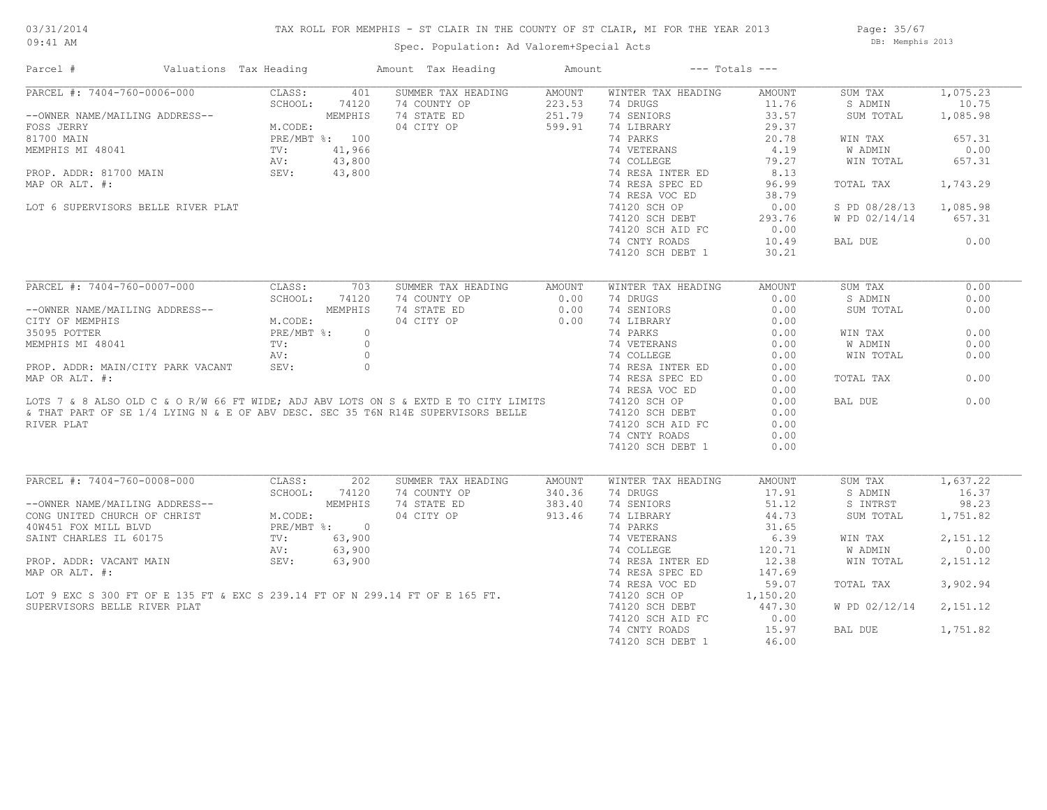# TAX ROLL FOR MEMPHIS - ST CLAIR IN THE COUNTY OF ST CLAIR, MI FOR THE YEAR 2013

Spec. Population: Ad Valorem+Special Acts

03/31/2014 09:41 AM — DB: Memphis 2013

| Parcel # | Valuations | Tax Heading | Amount | Tax Heading | Amount | --- Totals --- | |
|---|---|---|---|---|---|---|---|

---

**PARCEL #: 7404-760-0006-000**

--OWNER NAME/MAILING ADDRESS--
FOSS JERRY
81700 MAIN
MEMPHIS MI 48041

PROP. ADDR: 81700 MAIN
MAP OR ALT. #:

LOT 6 SUPERVISORS BELLE RIVER PLAT

| Valuations | | Summer Tax Heading | Amount | Winter Tax Heading | Amount | Totals | |
|---|---|---|---|---|---|---|---|
| CLASS: | 401 | 74 COUNTY OP | 223.53 | 74 DRUGS | 11.76 | SUM TAX | 1,075.23 |
| SCHOOL: | 74120 | 74 STATE ED | 251.79 | 74 SENIORS | 33.57 | S ADMIN | 10.75 |
| | MEMPHIS | 04 CITY OP | 599.91 | 74 LIBRARY | 29.37 | SUM TOTAL | 1,085.98 |
| M.CODE: | | | | 74 PARKS | 20.78 | WIN TAX | 657.31 |
| PRE/MBT %: | 100 | | | 74 VETERANS | 4.19 | W ADMIN | 0.00 |
| TV: | 41,966 | | | 74 COLLEGE | 79.27 | WIN TOTAL | 657.31 |
| AV: | 43,800 | | | 74 RESA INTER ED | 8.13 | | |
| SEV: | 43,800 | | | 74 RESA SPEC ED | 96.99 | TOTAL TAX | 1,743.29 |
| | | | | 74 RESA VOC ED | 38.79 | | |
| | | | | 74120 SCH OP | 0.00 | S PD 08/28/13 | 1,085.98 |
| | | | | 74120 SCH DEBT | 293.76 | W PD 02/14/14 | 657.31 |
| | | | | 74120 SCH AID FC | 0.00 | | |
| | | | | 74 CNTY ROADS | 10.49 | BAL DUE | 0.00 |
| | | | | 74120 SCH DEBT 1 | 30.21 | | |

---

**PARCEL #: 7404-760-0007-000**

--OWNER NAME/MAILING ADDRESS--
CITY OF MEMPHIS
35095 POTTER
MEMPHIS MI 48041

PROP. ADDR: MAIN/CITY PARK VACANT
MAP OR ALT. #:

LOTS 7 & 8 ALSO OLD C & O R/W 66 FT WIDE; ADJ ABV LOTS ON S & EXTD E TO CITY LIMITS & THAT PART OF SE 1/4 LYING N & E OF ABV DESC. SEC 35 T6N R14E SUPERVISORS BELLE RIVER PLAT

| Valuations | | Summer Tax Heading | Amount | Winter Tax Heading | Amount | Totals | |
|---|---|---|---|---|---|---|---|
| CLASS: | 703 | 74 COUNTY OP | 0.00 | 74 DRUGS | 0.00 | SUM TAX | 0.00 |
| SCHOOL: | 74120 | 74 STATE ED | 0.00 | 74 SENIORS | 0.00 | S ADMIN | 0.00 |
| | MEMPHIS | 04 CITY OP | 0.00 | 74 LIBRARY | 0.00 | SUM TOTAL | 0.00 |
| M.CODE: | | | | 74 PARKS | 0.00 | WIN TAX | 0.00 |
| PRE/MBT %: | 0 | | | 74 VETERANS | 0.00 | W ADMIN | 0.00 |
| TV: | 0 | | | 74 COLLEGE | 0.00 | WIN TOTAL | 0.00 |
| AV: | 0 | | | 74 RESA INTER ED | 0.00 | | |
| SEV: | 0 | | | 74 RESA SPEC ED | 0.00 | TOTAL TAX | 0.00 |
| | | | | 74 RESA VOC ED | 0.00 | | |
| | | | | 74120 SCH OP | 0.00 | BAL DUE | 0.00 |
| | | | | 74120 SCH DEBT | 0.00 | | |
| | | | | 74120 SCH AID FC | 0.00 | | |
| | | | | 74 CNTY ROADS | 0.00 | | |
| | | | | 74120 SCH DEBT 1 | 0.00 | | |

---

**PARCEL #: 7404-760-0008-000**

--OWNER NAME/MAILING ADDRESS--
CONG UNITED CHURCH OF CHRIST
40W451 FOX MILL BLVD
SAINT CHARLES IL 60175

PROP. ADDR: VACANT MAIN
MAP OR ALT. #:

LOT 9 EXC S 300 FT OF E 135 FT & EXC S 239.14 FT OF N 299.14 FT OF E 165 FT. SUPERVISORS BELLE RIVER PLAT

| Valuations | | Summer Tax Heading | Amount | Winter Tax Heading | Amount | Totals | |
|---|---|---|---|---|---|---|---|
| CLASS: | 202 | 74 COUNTY OP | 340.36 | 74 DRUGS | 17.91 | SUM TAX | 1,637.22 |
| SCHOOL: | 74120 | 74 STATE ED | 383.40 | 74 SENIORS | 51.12 | S ADMIN | 16.37 |
| | MEMPHIS | 04 CITY OP | 913.46 | 74 LIBRARY | 44.73 | S INTRST | 98.23 |
| M.CODE: | | | | 74 PARKS | 31.65 | SUM TOTAL | 1,751.82 |
| PRE/MBT %: | 0 | | | 74 VETERANS | 6.39 | WIN TAX | 2,151.12 |
| TV: | 63,900 | | | 74 COLLEGE | 120.71 | W ADMIN | 0.00 |
| AV: | 63,900 | | | 74 RESA INTER ED | 12.38 | WIN TOTAL | 2,151.12 |
| SEV: | 63,900 | | | 74 RESA SPEC ED | 147.69 | | |
| | | | | 74 RESA VOC ED | 59.07 | TOTAL TAX | 3,902.94 |
| | | | | 74120 SCH OP | 1,150.20 | | |
| | | | | 74120 SCH DEBT | 447.30 | W PD 02/12/14 | 2,151.12 |
| | | | | 74120 SCH AID FC | 0.00 | | |
| | | | | 74 CNTY ROADS | 15.97 | BAL DUE | 1,751.82 |
| | | | | 74120 SCH DEBT 1 | 46.00 | | |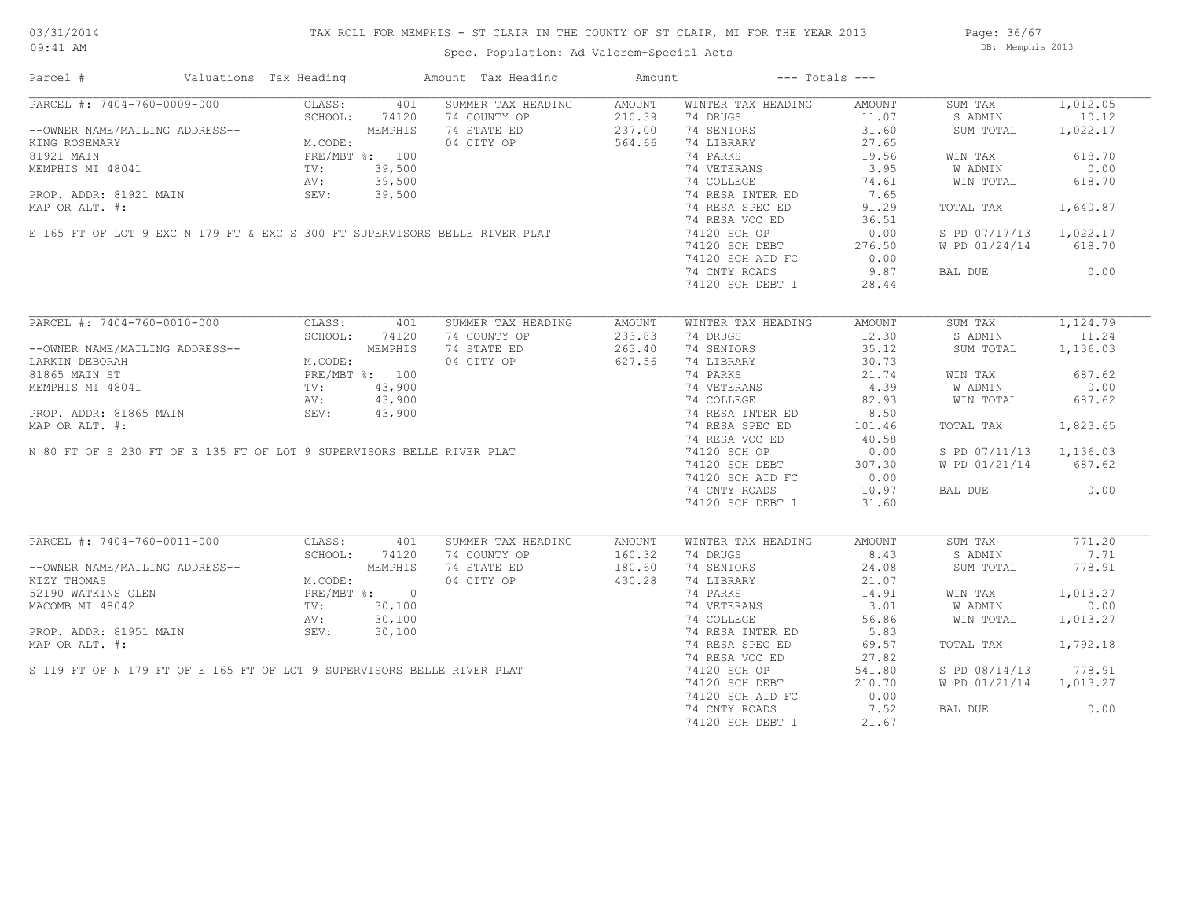# TAX ROLL FOR MEMPHIS - ST CLAIR IN THE COUNTY OF ST CLAIR, MI FOR THE YEAR 2013

03/31/2014
09:41 AM

Spec. Population: Ad Valorem+Special Acts

DB: Memphis 2013

| Parcel # | Valuations | Tax Heading | Amount | Tax Heading | Amount | --- Totals --- | |
|---|---|---|---|---|---|---|---|

## PARCEL #: 7404-760-0009-000

--OWNER NAME/MAILING ADDRESS--
KING ROSEMARY
81921 MAIN
MEMPHIS MI 48041

PROP. ADDR: 81921 MAIN
MAP OR ALT. #:

E 165 FT OF LOT 9 EXC N 179 FT & EXC S 300 FT SUPERVISORS BELLE RIVER PLAT

| Valuations | | Summer Tax Heading | Amount | Winter Tax Heading | Amount | Totals | |
|---|---|---|---|---|---|---|---|
| CLASS: | 401 | 74 COUNTY OP | 210.39 | 74 DRUGS | 11.07 | SUM TAX | 1,012.05 |
| SCHOOL: | 74120 | 74 STATE ED | 237.00 | 74 SENIORS | 31.60 | S ADMIN | 10.12 |
| | MEMPHIS | 04 CITY OP | 564.66 | 74 LIBRARY | 27.65 | SUM TOTAL | 1,022.17 |
| M.CODE: | | | | 74 PARKS | 19.56 | WIN TAX | 618.70 |
| PRE/MBT %: | 100 | | | 74 VETERANS | 3.95 | W ADMIN | 0.00 |
| TV: | 39,500 | | | 74 COLLEGE | 74.61 | WIN TOTAL | 618.70 |
| AV: | 39,500 | | | 74 RESA INTER ED | 7.65 | | |
| SEV: | 39,500 | | | 74 RESA SPEC ED | 91.29 | TOTAL TAX | 1,640.87 |
| | | | | 74 RESA VOC ED | 36.51 | | |
| | | | | 74120 SCH OP | 0.00 | S PD 07/17/13 | 1,022.17 |
| | | | | 74120 SCH DEBT | 276.50 | W PD 01/24/14 | 618.70 |
| | | | | 74120 SCH AID FC | 0.00 | | |
| | | | | 74 CNTY ROADS | 9.87 | BAL DUE | 0.00 |
| | | | | 74120 SCH DEBT 1 | 28.44 | | |

## PARCEL #: 7404-760-0010-000

--OWNER NAME/MAILING ADDRESS--
LARKIN DEBORAH
81865 MAIN ST
MEMPHIS MI 48041

PROP. ADDR: 81865 MAIN
MAP OR ALT. #:

N 80 FT OF S 230 FT OF E 135 FT OF LOT 9 SUPERVISORS BELLE RIVER PLAT

| Valuations | | Summer Tax Heading | Amount | Winter Tax Heading | Amount | Totals | |
|---|---|---|---|---|---|---|---|
| CLASS: | 401 | 74 COUNTY OP | 233.83 | 74 DRUGS | 12.30 | SUM TAX | 1,124.79 |
| SCHOOL: | 74120 | 74 STATE ED | 263.40 | 74 SENIORS | 35.12 | S ADMIN | 11.24 |
| | MEMPHIS | 04 CITY OP | 627.56 | 74 LIBRARY | 30.73 | SUM TOTAL | 1,136.03 |
| M.CODE: | | | | 74 PARKS | 21.74 | WIN TAX | 687.62 |
| PRE/MBT %: | 100 | | | 74 VETERANS | 4.39 | W ADMIN | 0.00 |
| TV: | 43,900 | | | 74 COLLEGE | 82.93 | WIN TOTAL | 687.62 |
| AV: | 43,900 | | | 74 RESA INTER ED | 8.50 | | |
| SEV: | 43,900 | | | 74 RESA SPEC ED | 101.46 | TOTAL TAX | 1,823.65 |
| | | | | 74 RESA VOC ED | 40.58 | | |
| | | | | 74120 SCH OP | 0.00 | S PD 07/11/13 | 1,136.03 |
| | | | | 74120 SCH DEBT | 307.30 | W PD 01/21/14 | 687.62 |
| | | | | 74120 SCH AID FC | 0.00 | | |
| | | | | 74 CNTY ROADS | 10.97 | BAL DUE | 0.00 |
| | | | | 74120 SCH DEBT 1 | 31.60 | | |

## PARCEL #: 7404-760-0011-000

--OWNER NAME/MAILING ADDRESS--
KIZY THOMAS
52190 WATKINS GLEN
MACOMB MI 48042

PROP. ADDR: 81951 MAIN
MAP OR ALT. #:

S 119 FT OF N 179 FT OF E 165 FT OF LOT 9 SUPERVISORS BELLE RIVER PLAT

| Valuations | | Summer Tax Heading | Amount | Winter Tax Heading | Amount | Totals | |
|---|---|---|---|---|---|---|---|
| CLASS: | 401 | 74 COUNTY OP | 160.32 | 74 DRUGS | 8.43 | SUM TAX | 771.20 |
| SCHOOL: | 74120 | 74 STATE ED | 180.60 | 74 SENIORS | 24.08 | S ADMIN | 7.71 |
| | MEMPHIS | 04 CITY OP | 430.28 | 74 LIBRARY | 21.07 | SUM TOTAL | 778.91 |
| M.CODE: | | | | 74 PARKS | 14.91 | WIN TAX | 1,013.27 |
| PRE/MBT %: | 0 | | | 74 VETERANS | 3.01 | W ADMIN | 0.00 |
| TV: | 30,100 | | | 74 COLLEGE | 56.86 | WIN TOTAL | 1,013.27 |
| AV: | 30,100 | | | 74 RESA INTER ED | 5.83 | | |
| SEV: | 30,100 | | | 74 RESA SPEC ED | 69.57 | TOTAL TAX | 1,792.18 |
| | | | | 74 RESA VOC ED | 27.82 | | |
| | | | | 74120 SCH OP | 541.80 | S PD 08/14/13 | 778.91 |
| | | | | 74120 SCH DEBT | 210.70 | W PD 01/21/14 | 1,013.27 |
| | | | | 74120 SCH AID FC | 0.00 | | |
| | | | | 74 CNTY ROADS | 7.52 | BAL DUE | 0.00 |
| | | | | 74120 SCH DEBT 1 | 21.67 | | |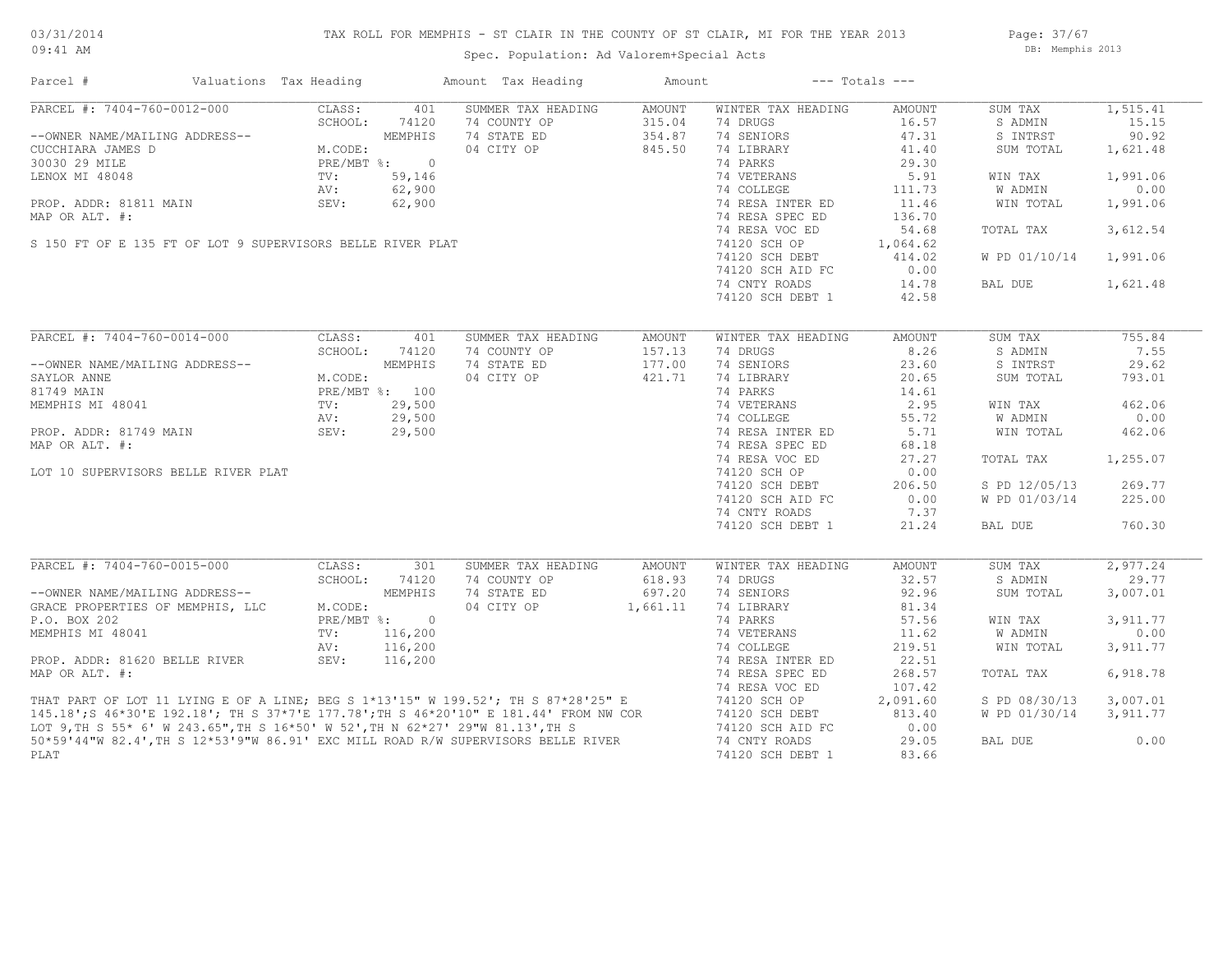# TAX ROLL FOR MEMPHIS - ST CLAIR IN THE COUNTY OF ST CLAIR, MI FOR THE YEAR 2013

Spec. Population: Ad Valorem+Special Acts

| Parcel # | Valuations | Tax Heading | Amount | Tax Heading | Amount | --- Totals --- | | | |
|---|---|---|---|---|---|---|---|---|---|

## PARCEL #: 7404-760-0012-000

| | | | | | | | | | |
|---|---|---|---|---|---|---|---|---|---|
| PARCEL #: 7404-760-0012-000 | CLASS: | 401 | SUMMER TAX HEADING | AMOUNT | WINTER TAX HEADING | AMOUNT | SUM TAX | 1,515.41 |
| | SCHOOL: | 74120 | 74 COUNTY OP | 315.04 | 74 DRUGS | 16.57 | S ADMIN | 15.15 |
| --OWNER NAME/MAILING ADDRESS-- | | MEMPHIS | 74 STATE ED | 354.87 | 74 SENIORS | 47.31 | S INTRST | 90.92 |
| CUCCHIARA JAMES D | M.CODE: | | 04 CITY OP | 845.50 | 74 LIBRARY | 41.40 | SUM TOTAL | 1,621.48 |
| 30030 29 MILE | PRE/MBT %: | 0 | | | 74 PARKS | 29.30 | | |
| LENOX MI 48048 | TV: | 59,146 | | | 74 VETERANS | 5.91 | WIN TAX | 1,991.06 |
| | AV: | 62,900 | | | 74 COLLEGE | 111.73 | W ADMIN | 0.00 |
| PROP. ADDR: 81811 MAIN | SEV: | 62,900 | | | 74 RESA INTER ED | 11.46 | WIN TOTAL | 1,991.06 |
| MAP OR ALT. #: | | | | | 74 RESA SPEC ED | 136.70 | | |
| | | | | | 74 RESA VOC ED | 54.68 | TOTAL TAX | 3,612.54 |
| | | | | | 74120 SCH OP | 1,064.62 | | |
| | | | | | 74120 SCH DEBT | 414.02 | W PD 01/10/14 | 1,991.06 |
| | | | | | 74120 SCH AID FC | 0.00 | | |
| | | | | | 74 CNTY ROADS | 14.78 | BAL DUE | 1,621.48 |
| | | | | | 74120 SCH DEBT 1 | 42.58 | | |

S 150 FT OF E 135 FT OF LOT 9 SUPERVISORS BELLE RIVER PLAT

## PARCEL #: 7404-760-0014-000

| | | | | | | | | |
|---|---|---|---|---|---|---|---|---|
| PARCEL #: 7404-760-0014-000 | CLASS: | 401 | SUMMER TAX HEADING | AMOUNT | WINTER TAX HEADING | AMOUNT | SUM TAX | 755.84 |
| | SCHOOL: | 74120 | 74 COUNTY OP | 157.13 | 74 DRUGS | 8.26 | S ADMIN | 7.55 |
| --OWNER NAME/MAILING ADDRESS-- | | MEMPHIS | 74 STATE ED | 177.00 | 74 SENIORS | 23.60 | S INTRST | 29.62 |
| SAYLOR ANNE | M.CODE: | | 04 CITY OP | 421.71 | 74 LIBRARY | 20.65 | SUM TOTAL | 793.01 |
| 81749 MAIN | PRE/MBT %: | 100 | | | 74 PARKS | 14.61 | | |
| MEMPHIS MI 48041 | TV: | 29,500 | | | 74 VETERANS | 2.95 | WIN TAX | 462.06 |
| | AV: | 29,500 | | | 74 COLLEGE | 55.72 | W ADMIN | 0.00 |
| PROP. ADDR: 81749 MAIN | SEV: | 29,500 | | | 74 RESA INTER ED | 5.71 | WIN TOTAL | 462.06 |
| MAP OR ALT. #: | | | | | 74 RESA SPEC ED | 68.18 | | |
| | | | | | 74 RESA VOC ED | 27.27 | TOTAL TAX | 1,255.07 |
| | | | | | 74120 SCH OP | 0.00 | | |
| | | | | | 74120 SCH DEBT | 206.50 | S PD 12/05/13 | 269.77 |
| | | | | | 74120 SCH AID FC | 0.00 | W PD 01/03/14 | 225.00 |
| | | | | | 74 CNTY ROADS | 7.37 | | |
| | | | | | 74120 SCH DEBT 1 | 21.24 | BAL DUE | 760.30 |

LOT 10 SUPERVISORS BELLE RIVER PLAT

## PARCEL #: 7404-760-0015-000

| | | | | | | | | |
|---|---|---|---|---|---|---|---|---|
| PARCEL #: 7404-760-0015-000 | CLASS: | 301 | SUMMER TAX HEADING | AMOUNT | WINTER TAX HEADING | AMOUNT | SUM TAX | 2,977.24 |
| | SCHOOL: | 74120 | 74 COUNTY OP | 618.93 | 74 DRUGS | 32.57 | S ADMIN | 29.77 |
| --OWNER NAME/MAILING ADDRESS-- | | MEMPHIS | 74 STATE ED | 697.20 | 74 SENIORS | 92.96 | SUM TOTAL | 3,007.01 |
| GRACE PROPERTIES OF MEMPHIS, LLC | M.CODE: | | 04 CITY OP | 1,661.11 | 74 LIBRARY | 81.34 | | |
| P.O. BOX 202 | PRE/MBT %: | 0 | | | 74 PARKS | 57.56 | WIN TAX | 3,911.77 |
| MEMPHIS MI 48041 | TV: | 116,200 | | | 74 VETERANS | 11.62 | W ADMIN | 0.00 |
| | AV: | 116,200 | | | 74 COLLEGE | 219.51 | WIN TOTAL | 3,911.77 |
| PROP. ADDR: 81620 BELLE RIVER | SEV: | 116,200 | | | 74 RESA INTER ED | 22.51 | | |
| MAP OR ALT. #: | | | | | 74 RESA SPEC ED | 268.57 | TOTAL TAX | 6,918.78 |
| | | | | | 74 RESA VOC ED | 107.42 | | |
| | | | | | 74120 SCH OP | 2,091.60 | S PD 08/30/13 | 3,007.01 |
| | | | | | 74120 SCH DEBT | 813.40 | W PD 01/30/14 | 3,911.77 |
| | | | | | 74120 SCH AID FC | 0.00 | | |
| | | | | | 74 CNTY ROADS | 29.05 | BAL DUE | 0.00 |
| | | | | | 74120 SCH DEBT 1 | 83.66 | | |

THAT PART OF LOT 11 LYING E OF A LINE; BEG S 1*13'15" W 199.52'; TH S 87*28'25" E 145.18';S 46*30'E 192.18'; TH S 37*7'E 177.78';TH S 46*20'10" E 181.44' FROM NW COR LOT 9,TH S 55* 6' W 243.65",TH S 16*50' W 52',TH N 62*27' 29"W 81.13',TH S 50*59'44"W 82.4',TH S 12*53'9"W 86.91' EXC MILL ROAD R/W SUPERVISORS BELLE RIVER PLAT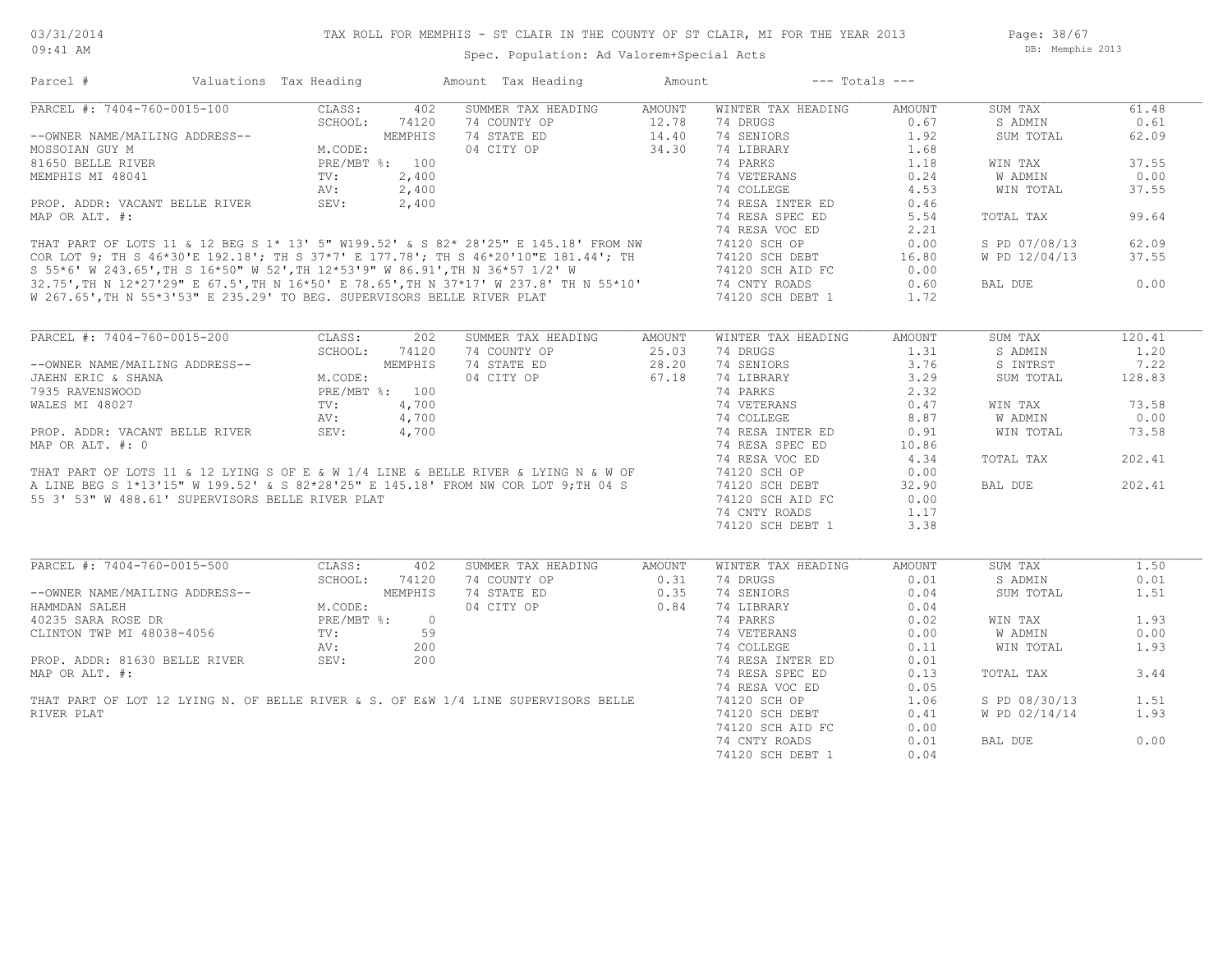# TAX ROLL FOR MEMPHIS - ST CLAIR IN THE COUNTY OF ST CLAIR, MI FOR THE YEAR 2013

03/31/2014
09:41 AM

Spec. Population: Ad Valorem+Special Acts

DB: Memphis 2013

| Parcel # | Valuations | Tax Heading | Amount | Tax Heading | Amount | --- Totals --- | |
|---|---|---|---|---|---|---|---|

---

**PARCEL #: 7404-760-0015-100**

--OWNER NAME/MAILING ADDRESS--
MOSSOIAN GUY M
81650 BELLE RIVER
MEMPHIS MI 48041

PROP. ADDR: VACANT BELLE RIVER
MAP OR ALT. #:

| Valuations | | Summer Tax Heading | Amount | Winter Tax Heading | Amount | Totals | |
|---|---|---|---|---|---|---|---|
| CLASS: | 402 | 74 COUNTY OP | 12.78 | 74 DRUGS | 0.67 | SUM TAX | 61.48 |
| SCHOOL: | 74120 | 74 STATE ED | 14.40 | 74 SENIORS | 1.92 | S ADMIN | 0.61 |
| | MEMPHIS | 04 CITY OP | 34.30 | 74 LIBRARY | 1.68 | SUM TOTAL | 62.09 |
| M.CODE: | | | | 74 PARKS | 1.18 | | |
| PRE/MBT %: | 100 | | | 74 VETERANS | 0.24 | WIN TAX | 37.55 |
| TV: | 2,400 | | | 74 COLLEGE | 4.53 | W ADMIN | 0.00 |
| AV: | 2,400 | | | 74 RESA INTER ED | 0.46 | WIN TOTAL | 37.55 |
| SEV: | 2,400 | | | 74 RESA SPEC ED | 5.54 | | |
| | | | | 74 RESA VOC ED | 2.21 | TOTAL TAX | 99.64 |
| | | | | 74120 SCH OP | 0.00 | | |
| | | | | 74120 SCH DEBT | 16.80 | S PD 07/08/13 | 62.09 |
| | | | | 74120 SCH AID FC | 0.00 | W PD 12/04/13 | 37.55 |
| | | | | 74 CNTY ROADS | 0.60 | | |
| | | | | 74120 SCH DEBT 1 | 1.72 | BAL DUE | 0.00 |

THAT PART OF LOTS 11 & 12 BEG S 1* 13' 5" W199.52' & S 82* 28'25" E 145.18' FROM NW COR LOT 9; TH S 46*30'E 192.18'; TH S 37*7' E 177.78'; TH S 46*20'10"E 181.44'; TH S 55*6' W 243.65',TH S 16*50" W 52',TH 12*53'9" W 86.91',TH N 36*57 1/2' W 32.75',TH N 12*27'29" E 67.5',TH N 16*50' E 78.65',TH N 37*17' W 237.8' TH N 55*10' W 267.65',TH N 55*3'53" E 235.29' TO BEG. SUPERVISORS BELLE RIVER PLAT

---

**PARCEL #: 7404-760-0015-200**

--OWNER NAME/MAILING ADDRESS--
JAEHN ERIC & SHANA
7935 RAVENSWOOD
WALES MI 48027

PROP. ADDR: VACANT BELLE RIVER
MAP OR ALT. #: 0

| Valuations | | Summer Tax Heading | Amount | Winter Tax Heading | Amount | Totals | |
|---|---|---|---|---|---|---|---|
| CLASS: | 202 | 74 COUNTY OP | 25.03 | 74 DRUGS | 1.31 | SUM TAX | 120.41 |
| SCHOOL: | 74120 | 74 STATE ED | 28.20 | 74 SENIORS | 3.76 | S ADMIN | 1.20 |
| | MEMPHIS | 04 CITY OP | 67.18 | 74 LIBRARY | 3.29 | S INTRST | 7.22 |
| M.CODE: | | | | 74 PARKS | 2.32 | SUM TOTAL | 128.83 |
| PRE/MBT %: | 100 | | | 74 VETERANS | 0.47 | | |
| TV: | 4,700 | | | 74 COLLEGE | 8.87 | WIN TAX | 73.58 |
| AV: | 4,700 | | | 74 RESA INTER ED | 0.91 | W ADMIN | 0.00 |
| SEV: | 4,700 | | | 74 RESA SPEC ED | 10.86 | WIN TOTAL | 73.58 |
| | | | | 74 RESA VOC ED | 4.34 | | |
| | | | | 74120 SCH OP | 0.00 | TOTAL TAX | 202.41 |
| | | | | 74120 SCH DEBT | 32.90 | | |
| | | | | 74120 SCH AID FC | 0.00 | BAL DUE | 202.41 |
| | | | | 74 CNTY ROADS | 1.17 | | |
| | | | | 74120 SCH DEBT 1 | 3.38 | | |

THAT PART OF LOTS 11 & 12 LYING S OF E & W 1/4 LINE & BELLE RIVER & LYING N & W OF A LINE BEG S 1*13'15" W 199.52' & S 82*28'25" E 145.18' FROM NW COR LOT 9;TH 04 S 55 3' 53" W 488.61' SUPERVISORS BELLE RIVER PLAT

---

**PARCEL #: 7404-760-0015-500**

--OWNER NAME/MAILING ADDRESS--
HAMMDAN SALEH
40235 SARA ROSE DR
CLINTON TWP MI 48038-4056

PROP. ADDR: 81630 BELLE RIVER
MAP OR ALT. #:

| Valuations | | Summer Tax Heading | Amount | Winter Tax Heading | Amount | Totals | |
|---|---|---|---|---|---|---|---|
| CLASS: | 402 | 74 COUNTY OP | 0.31 | 74 DRUGS | 0.01 | SUM TAX | 1.50 |
| SCHOOL: | 74120 | 74 STATE ED | 0.35 | 74 SENIORS | 0.04 | S ADMIN | 0.01 |
| | MEMPHIS | 04 CITY OP | 0.84 | 74 LIBRARY | 0.04 | SUM TOTAL | 1.51 |
| M.CODE: | | | | 74 PARKS | 0.02 | | |
| PRE/MBT %: | 0 | | | 74 VETERANS | 0.00 | WIN TAX | 1.93 |
| TV: | 59 | | | 74 COLLEGE | 0.11 | W ADMIN | 0.00 |
| AV: | 200 | | | 74 RESA INTER ED | 0.01 | WIN TOTAL | 1.93 |
| SEV: | 200 | | | 74 RESA SPEC ED | 0.13 | | |
| | | | | 74 RESA VOC ED | 0.05 | TOTAL TAX | 3.44 |
| | | | | 74120 SCH OP | 1.06 | | |
| | | | | 74120 SCH DEBT | 0.41 | S PD 08/30/13 | 1.51 |
| | | | | 74120 SCH AID FC | 0.00 | W PD 02/14/14 | 1.93 |
| | | | | 74 CNTY ROADS | 0.01 | | |
| | | | | 74120 SCH DEBT 1 | 0.04 | BAL DUE | 0.00 |

THAT PART OF LOT 12 LYING N. OF BELLE RIVER & S. OF E&W 1/4 LINE SUPERVISORS BELLE RIVER PLAT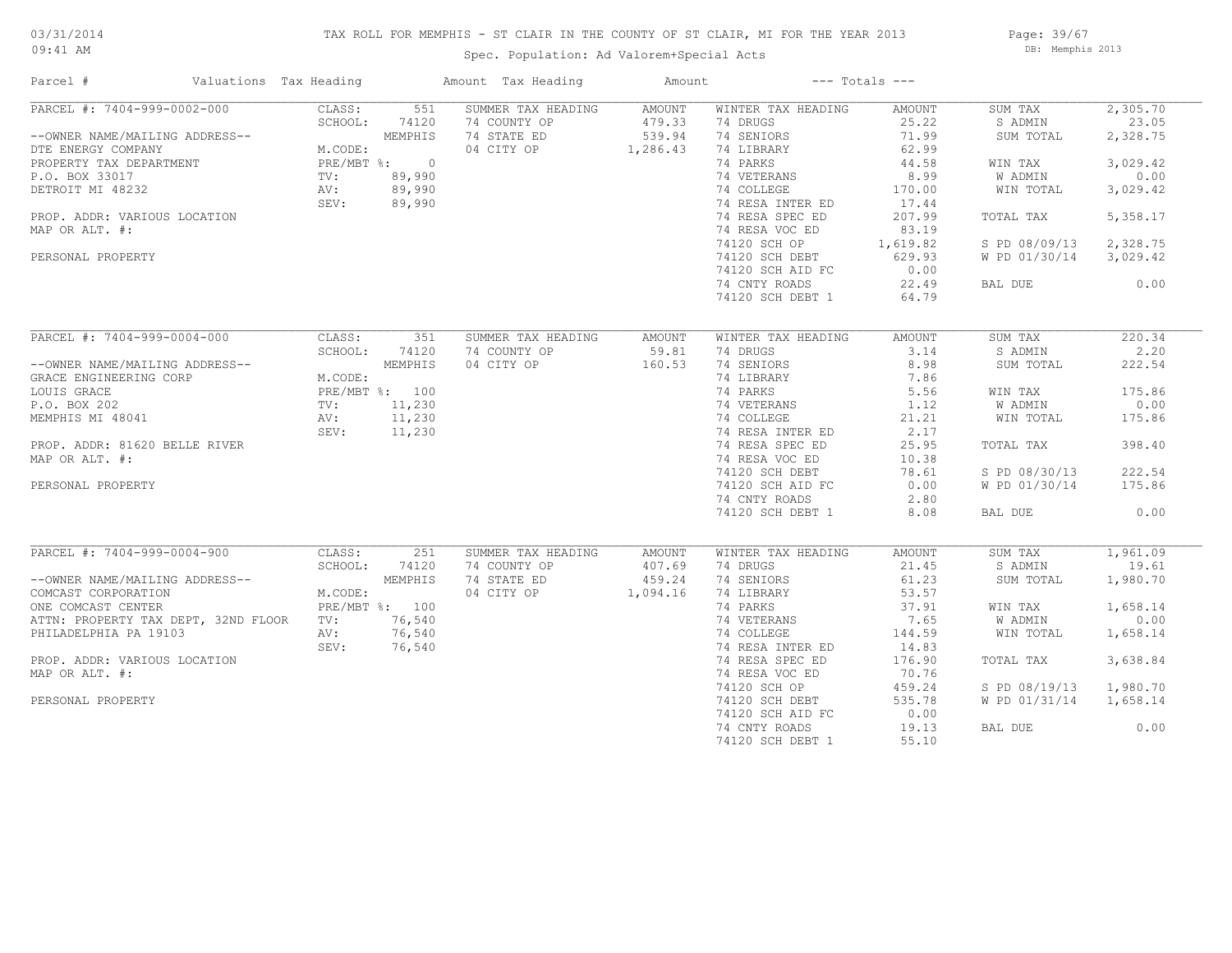# TAX ROLL FOR MEMPHIS - ST CLAIR IN THE COUNTY OF ST CLAIR, MI FOR THE YEAR 2013

03/31/2014
09:41 AM

Spec. Population: Ad Valorem+Special Acts

DB: Memphis 2013

| Parcel # | Valuations | Tax Heading | Amount | Tax Heading | Amount | --- Totals --- | |
|---|---|---|---|---|---|---|---|
| PARCEL #: 7404-999-0002-000 | CLASS: 551 | SUMMER TAX HEADING | AMOUNT | WINTER TAX HEADING | AMOUNT | SUM TAX | 2,305.70 |
| | SCHOOL: 74120 | 74 COUNTY OP | 479.33 | 74 DRUGS | 25.22 | S ADMIN | 23.05 |
| --OWNER NAME/MAILING ADDRESS-- | MEMPHIS | 74 STATE ED | 539.94 | 74 SENIORS | 71.99 | SUM TOTAL | 2,328.75 |
| DTE ENERGY COMPANY | M.CODE: | 04 CITY OP | 1,286.43 | 74 LIBRARY | 62.99 | | |
| PROPERTY TAX DEPARTMENT | PRE/MBT %: 0 | | | 74 PARKS | 44.58 | WIN TAX | 3,029.42 |
| P.O. BOX 33017 | TV: 89,990 | | | 74 VETERANS | 8.99 | W ADMIN | 0.00 |
| DETROIT MI 48232 | AV: 89,990 | | | 74 COLLEGE | 170.00 | WIN TOTAL | 3,029.42 |
| | SEV: 89,990 | | | 74 RESA INTER ED | 17.44 | | |
| PROP. ADDR: VARIOUS LOCATION | | | | 74 RESA SPEC ED | 207.99 | TOTAL TAX | 5,358.17 |
| MAP OR ALT. #: | | | | 74 RESA VOC ED | 83.19 | | |
| | | | | 74120 SCH OP | 1,619.82 | S PD 08/09/13 | 2,328.75 |
| PERSONAL PROPERTY | | | | 74120 SCH DEBT | 629.93 | W PD 01/30/14 | 3,029.42 |
| | | | | 74120 SCH AID FC | 0.00 | | |
| | | | | 74 CNTY ROADS | 22.49 | BAL DUE | 0.00 |
| | | | | 74120 SCH DEBT 1 | 64.79 | | |
| PARCEL #: 7404-999-0004-000 | CLASS: 351 | SUMMER TAX HEADING | AMOUNT | WINTER TAX HEADING | AMOUNT | SUM TAX | 220.34 |
| | SCHOOL: 74120 | 74 COUNTY OP | 59.81 | 74 DRUGS | 3.14 | S ADMIN | 2.20 |
| --OWNER NAME/MAILING ADDRESS-- | MEMPHIS | 04 CITY OP | 160.53 | 74 SENIORS | 8.98 | SUM TOTAL | 222.54 |
| GRACE ENGINEERING CORP | M.CODE: | | | 74 LIBRARY | 7.86 | | |
| LOUIS GRACE | PRE/MBT %: 100 | | | 74 PARKS | 5.56 | WIN TAX | 175.86 |
| P.O. BOX 202 | TV: 11,230 | | | 74 VETERANS | 1.12 | W ADMIN | 0.00 |
| MEMPHIS MI 48041 | AV: 11,230 | | | 74 COLLEGE | 21.21 | WIN TOTAL | 175.86 |
| | SEV: 11,230 | | | 74 RESA INTER ED | 2.17 | | |
| PROP. ADDR: 81620 BELLE RIVER | | | | 74 RESA SPEC ED | 25.95 | TOTAL TAX | 398.40 |
| MAP OR ALT. #: | | | | 74 RESA VOC ED | 10.38 | | |
| | | | | 74120 SCH DEBT | 78.61 | S PD 08/30/13 | 222.54 |
| PERSONAL PROPERTY | | | | 74120 SCH AID FC | 0.00 | W PD 01/30/14 | 175.86 |
| | | | | 74 CNTY ROADS | 2.80 | | |
| | | | | 74120 SCH DEBT 1 | 8.08 | BAL DUE | 0.00 |
| PARCEL #: 7404-999-0004-900 | CLASS: 251 | SUMMER TAX HEADING | AMOUNT | WINTER TAX HEADING | AMOUNT | SUM TAX | 1,961.09 |
| | SCHOOL: 74120 | 74 COUNTY OP | 407.69 | 74 DRUGS | 21.45 | S ADMIN | 19.61 |
| --OWNER NAME/MAILING ADDRESS-- | MEMPHIS | 74 STATE ED | 459.24 | 74 SENIORS | 61.23 | SUM TOTAL | 1,980.70 |
| COMCAST CORPORATION | M.CODE: | 04 CITY OP | 1,094.16 | 74 LIBRARY | 53.57 | | |
| ONE COMCAST CENTER | PRE/MBT %: 100 | | | 74 PARKS | 37.91 | WIN TAX | 1,658.14 |
| ATTN: PROPERTY TAX DEPT, 32ND FLOOR | TV: 76,540 | | | 74 VETERANS | 7.65 | W ADMIN | 0.00 |
| PHILADELPHIA PA 19103 | AV: 76,540 | | | 74 COLLEGE | 144.59 | WIN TOTAL | 1,658.14 |
| | SEV: 76,540 | | | 74 RESA INTER ED | 14.83 | | |
| PROP. ADDR: VARIOUS LOCATION | | | | 74 RESA SPEC ED | 176.90 | TOTAL TAX | 3,638.84 |
| MAP OR ALT. #: | | | | 74 RESA VOC ED | 70.76 | | |
| | | | | 74120 SCH OP | 459.24 | S PD 08/19/13 | 1,980.70 |
| PERSONAL PROPERTY | | | | 74120 SCH DEBT | 535.78 | W PD 01/31/14 | 1,658.14 |
| | | | | 74120 SCH AID FC | 0.00 | | |
| | | | | 74 CNTY ROADS | 19.13 | BAL DUE | 0.00 |
| | | | | 74120 SCH DEBT 1 | 55.10 | | |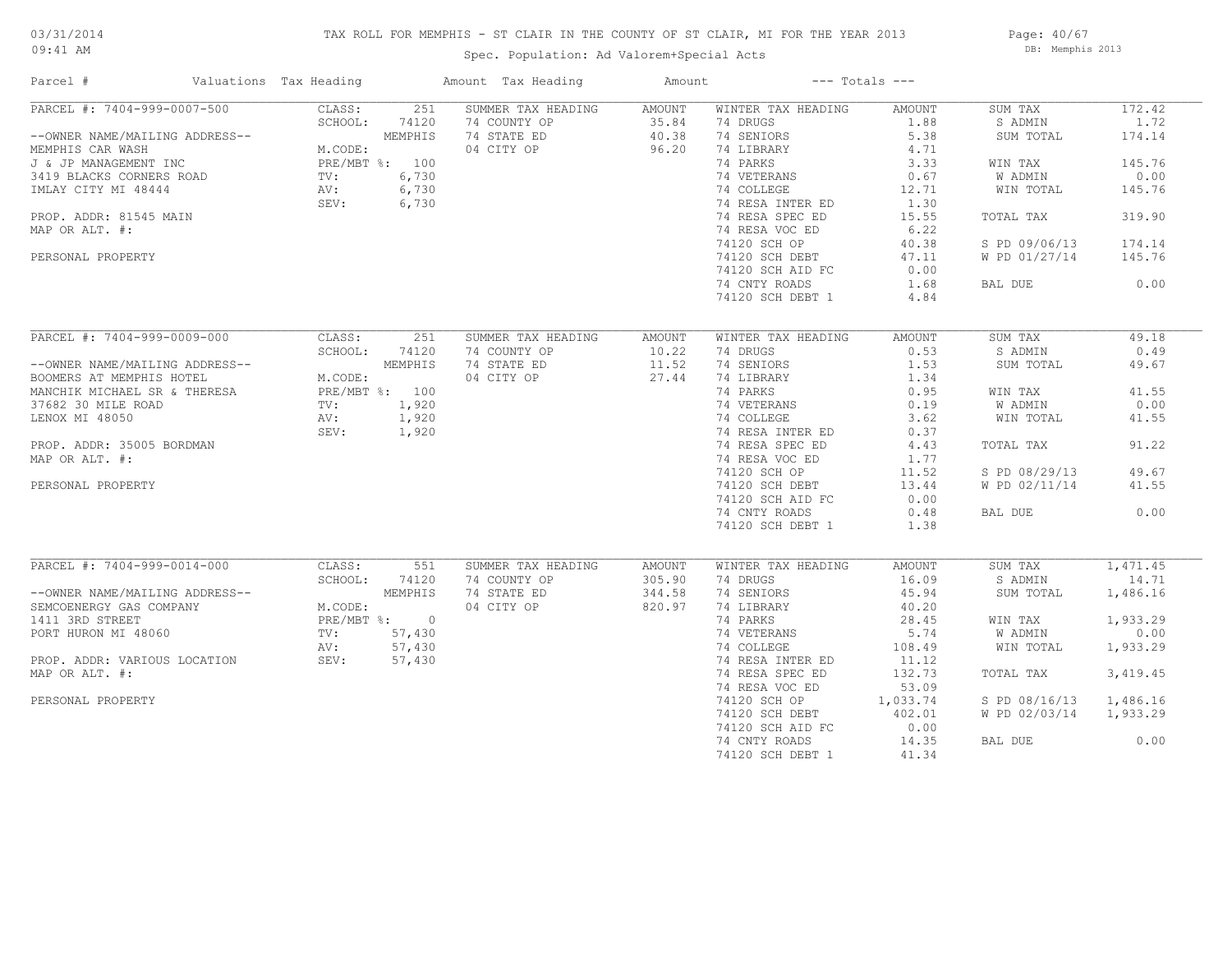# TAX ROLL FOR MEMPHIS - ST CLAIR IN THE COUNTY OF ST CLAIR, MI FOR THE YEAR 2013

Spec. Population: Ad Valorem+Special Acts

03/31/2014 09:41 AM — DB: Memphis 2013

| Parcel # | Valuations | Tax Heading | Amount | Tax Heading | Amount | --- Totals --- | |
|---|---|---|---|---|---|---|---|
| PARCEL #: 7404-999-0007-500 | CLASS: 251 | SUMMER TAX HEADING | AMOUNT | WINTER TAX HEADING | AMOUNT | SUM TAX | 172.42 |
| | SCHOOL: 74120 | 74 COUNTY OP | 35.84 | 74 DRUGS | 1.88 | S ADMIN | 1.72 |
| --OWNER NAME/MAILING ADDRESS-- | MEMPHIS | 74 STATE ED | 40.38 | 74 SENIORS | 5.38 | SUM TOTAL | 174.14 |
| MEMPHIS CAR WASH | M.CODE: | 04 CITY OP | 96.20 | 74 LIBRARY | 4.71 | | |
| J & JP MANAGEMENT INC | PRE/MBT %: 100 | | | 74 PARKS | 3.33 | WIN TAX | 145.76 |
| 3419 BLACKS CORNERS ROAD | TV: 6,730 | | | 74 VETERANS | 0.67 | W ADMIN | 0.00 |
| IMLAY CITY MI 48444 | AV: 6,730 | | | 74 COLLEGE | 12.71 | WIN TOTAL | 145.76 |
| | SEV: 6,730 | | | 74 RESA INTER ED | 1.30 | | |
| PROP. ADDR: 81545 MAIN | | | | 74 RESA SPEC ED | 15.55 | TOTAL TAX | 319.90 |
| MAP OR ALT. #: | | | | 74 RESA VOC ED | 6.22 | | |
| | | | | 74120 SCH OP | 40.38 | S PD 09/06/13 | 174.14 |
| PERSONAL PROPERTY | | | | 74120 SCH DEBT | 47.11 | W PD 01/27/14 | 145.76 |
| | | | | 74120 SCH AID FC | 0.00 | | |
| | | | | 74 CNTY ROADS | 1.68 | BAL DUE | 0.00 |
| | | | | 74120 SCH DEBT 1 | 4.84 | | |
| PARCEL #: 7404-999-0009-000 | CLASS: 251 | SUMMER TAX HEADING | AMOUNT | WINTER TAX HEADING | AMOUNT | SUM TAX | 49.18 |
| | SCHOOL: 74120 | 74 COUNTY OP | 10.22 | 74 DRUGS | 0.53 | S ADMIN | 0.49 |
| --OWNER NAME/MAILING ADDRESS-- | MEMPHIS | 74 STATE ED | 11.52 | 74 SENIORS | 1.53 | SUM TOTAL | 49.67 |
| BOOMERS AT MEMPHIS HOTEL | M.CODE: | 04 CITY OP | 27.44 | 74 LIBRARY | 1.34 | | |
| MANCHIK MICHAEL SR & THERESA | PRE/MBT %: 100 | | | 74 PARKS | 0.95 | WIN TAX | 41.55 |
| 37682 30 MILE ROAD | TV: 1,920 | | | 74 VETERANS | 0.19 | W ADMIN | 0.00 |
| LENOX MI 48050 | AV: 1,920 | | | 74 COLLEGE | 3.62 | WIN TOTAL | 41.55 |
| | SEV: 1,920 | | | 74 RESA INTER ED | 0.37 | | |
| PROP. ADDR: 35005 BORDMAN | | | | 74 RESA SPEC ED | 4.43 | TOTAL TAX | 91.22 |
| MAP OR ALT. #: | | | | 74 RESA VOC ED | 1.77 | | |
| | | | | 74120 SCH OP | 11.52 | S PD 08/29/13 | 49.67 |
| PERSONAL PROPERTY | | | | 74120 SCH DEBT | 13.44 | W PD 02/11/14 | 41.55 |
| | | | | 74120 SCH AID FC | 0.00 | | |
| | | | | 74 CNTY ROADS | 0.48 | BAL DUE | 0.00 |
| | | | | 74120 SCH DEBT 1 | 1.38 | | |
| PARCEL #: 7404-999-0014-000 | CLASS: 551 | SUMMER TAX HEADING | AMOUNT | WINTER TAX HEADING | AMOUNT | SUM TAX | 1,471.45 |
| | SCHOOL: 74120 | 74 COUNTY OP | 305.90 | 74 DRUGS | 16.09 | S ADMIN | 14.71 |
| --OWNER NAME/MAILING ADDRESS-- | MEMPHIS | 74 STATE ED | 344.58 | 74 SENIORS | 45.94 | SUM TOTAL | 1,486.16 |
| SEMCOENERGY GAS COMPANY | M.CODE: | 04 CITY OP | 820.97 | 74 LIBRARY | 40.20 | | |
| 1411 3RD STREET | PRE/MBT %: 0 | | | 74 PARKS | 28.45 | WIN TAX | 1,933.29 |
| PORT HURON MI 48060 | TV: 57,430 | | | 74 VETERANS | 5.74 | W ADMIN | 0.00 |
| | AV: 57,430 | | | 74 COLLEGE | 108.49 | WIN TOTAL | 1,933.29 |
| PROP. ADDR: VARIOUS LOCATION | SEV: 57,430 | | | 74 RESA INTER ED | 11.12 | | |
| MAP OR ALT. #: | | | | 74 RESA SPEC ED | 132.73 | TOTAL TAX | 3,419.45 |
| | | | | 74 RESA VOC ED | 53.09 | | |
| PERSONAL PROPERTY | | | | 74120 SCH OP | 1,033.74 | S PD 08/16/13 | 1,486.16 |
| | | | | 74120 SCH DEBT | 402.01 | W PD 02/03/14 | 1,933.29 |
| | | | | 74120 SCH AID FC | 0.00 | | |
| | | | | 74 CNTY ROADS | 14.35 | BAL DUE | 0.00 |
| | | | | 74120 SCH DEBT 1 | 41.34 | | |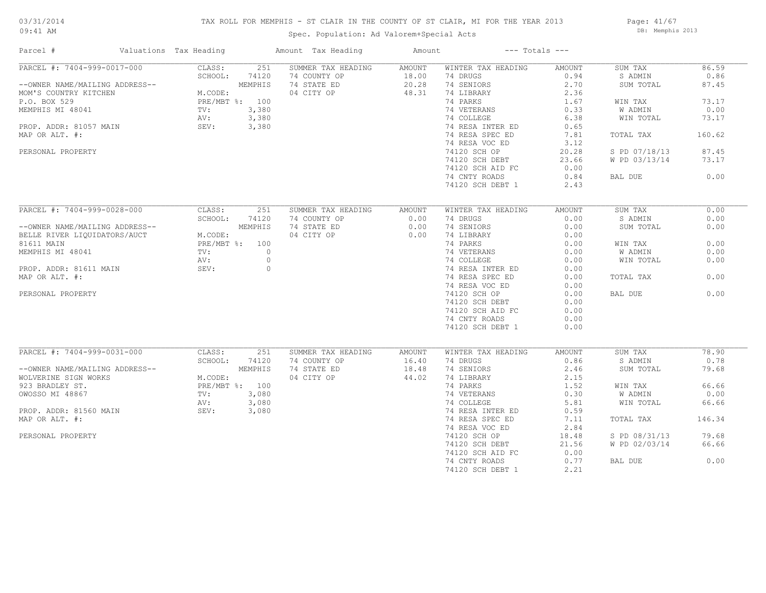# TAX ROLL FOR MEMPHIS - ST CLAIR IN THE COUNTY OF ST CLAIR, MI FOR THE YEAR 2013

Spec. Population: Ad Valorem+Special Acts

03/31/2014 09:41 AM — DB: Memphis 2013

| Parcel # | Valuations | Tax Heading | Amount | Tax Heading | Amount | --- Totals --- | |
|---|---|---|---|---|---|---|---|
| PARCEL #: 7404-999-0017-000 | CLASS: 251 | SUMMER TAX HEADING | AMOUNT | WINTER TAX HEADING | AMOUNT | SUM TAX | 86.59 |
| | SCHOOL: 74120 | 74 COUNTY OP | 18.00 | 74 DRUGS | 0.94 | S ADMIN | 0.86 |
| --OWNER NAME/MAILING ADDRESS-- | MEMPHIS | 74 STATE ED | 20.28 | 74 SENIORS | 2.70 | SUM TOTAL | 87.45 |
| MOM'S COUNTRY KITCHEN | M.CODE: | 04 CITY OP | 48.31 | 74 LIBRARY | 2.36 | | |
| P.O. BOX 529 | PRE/MBT %: 100 | | | 74 PARKS | 1.67 | WIN TAX | 73.17 |
| MEMPHIS MI 48041 | TV: 3,380 | | | 74 VETERANS | 0.33 | W ADMIN | 0.00 |
| | AV: 3,380 | | | 74 COLLEGE | 6.38 | WIN TOTAL | 73.17 |
| PROP. ADDR: 81057 MAIN | SEV: 3,380 | | | 74 RESA INTER ED | 0.65 | | |
| MAP OR ALT. #: | | | | 74 RESA SPEC ED | 7.81 | TOTAL TAX | 160.62 |
| | | | | 74 RESA VOC ED | 3.12 | | |
| PERSONAL PROPERTY | | | | 74120 SCH OP | 20.28 | S PD 07/18/13 | 87.45 |
| | | | | 74120 SCH DEBT | 23.66 | W PD 03/13/14 | 73.17 |
| | | | | 74120 SCH AID FC | 0.00 | | |
| | | | | 74 CNTY ROADS | 0.84 | BAL DUE | 0.00 |
| | | | | 74120 SCH DEBT 1 | 2.43 | | |
| PARCEL #: 7404-999-0028-000 | CLASS: 251 | SUMMER TAX HEADING | AMOUNT | WINTER TAX HEADING | AMOUNT | SUM TAX | 0.00 |
| | SCHOOL: 74120 | 74 COUNTY OP | 0.00 | 74 DRUGS | 0.00 | S ADMIN | 0.00 |
| --OWNER NAME/MAILING ADDRESS-- | MEMPHIS | 74 STATE ED | 0.00 | 74 SENIORS | 0.00 | SUM TOTAL | 0.00 |
| BELLE RIVER LIQUIDATORS/AUCT | M.CODE: | 04 CITY OP | 0.00 | 74 LIBRARY | 0.00 | | |
| 81611 MAIN | PRE/MBT %: 100 | | | 74 PARKS | 0.00 | WIN TAX | 0.00 |
| MEMPHIS MI 48041 | TV: 0 | | | 74 VETERANS | 0.00 | W ADMIN | 0.00 |
| | AV: 0 | | | 74 COLLEGE | 0.00 | WIN TOTAL | 0.00 |
| PROP. ADDR: 81611 MAIN | SEV: 0 | | | 74 RESA INTER ED | 0.00 | | |
| MAP OR ALT. #: | | | | 74 RESA SPEC ED | 0.00 | TOTAL TAX | 0.00 |
| | | | | 74 RESA VOC ED | 0.00 | | |
| PERSONAL PROPERTY | | | | 74120 SCH OP | 0.00 | BAL DUE | 0.00 |
| | | | | 74120 SCH DEBT | 0.00 | | |
| | | | | 74120 SCH AID FC | 0.00 | | |
| | | | | 74 CNTY ROADS | 0.00 | | |
| | | | | 74120 SCH DEBT 1 | 0.00 | | |
| PARCEL #: 7404-999-0031-000 | CLASS: 251 | SUMMER TAX HEADING | AMOUNT | WINTER TAX HEADING | AMOUNT | SUM TAX | 78.90 |
| | SCHOOL: 74120 | 74 COUNTY OP | 16.40 | 74 DRUGS | 0.86 | S ADMIN | 0.78 |
| --OWNER NAME/MAILING ADDRESS-- | MEMPHIS | 74 STATE ED | 18.48 | 74 SENIORS | 2.46 | SUM TOTAL | 79.68 |
| WOLVERINE SIGN WORKS | M.CODE: | 04 CITY OP | 44.02 | 74 LIBRARY | 2.15 | | |
| 923 BRADLEY ST. | PRE/MBT %: 100 | | | 74 PARKS | 1.52 | WIN TAX | 66.66 |
| OWOSSO MI 48867 | TV: 3,080 | | | 74 VETERANS | 0.30 | W ADMIN | 0.00 |
| | AV: 3,080 | | | 74 COLLEGE | 5.81 | WIN TOTAL | 66.66 |
| PROP. ADDR: 81560 MAIN | SEV: 3,080 | | | 74 RESA INTER ED | 0.59 | | |
| MAP OR ALT. #: | | | | 74 RESA SPEC ED | 7.11 | TOTAL TAX | 146.34 |
| | | | | 74 RESA VOC ED | 2.84 | | |
| PERSONAL PROPERTY | | | | 74120 SCH OP | 18.48 | S PD 08/31/13 | 79.68 |
| | | | | 74120 SCH DEBT | 21.56 | W PD 02/03/14 | 66.66 |
| | | | | 74120 SCH AID FC | 0.00 | | |
| | | | | 74 CNTY ROADS | 0.77 | BAL DUE | 0.00 |
| | | | | 74120 SCH DEBT 1 | 2.21 | | |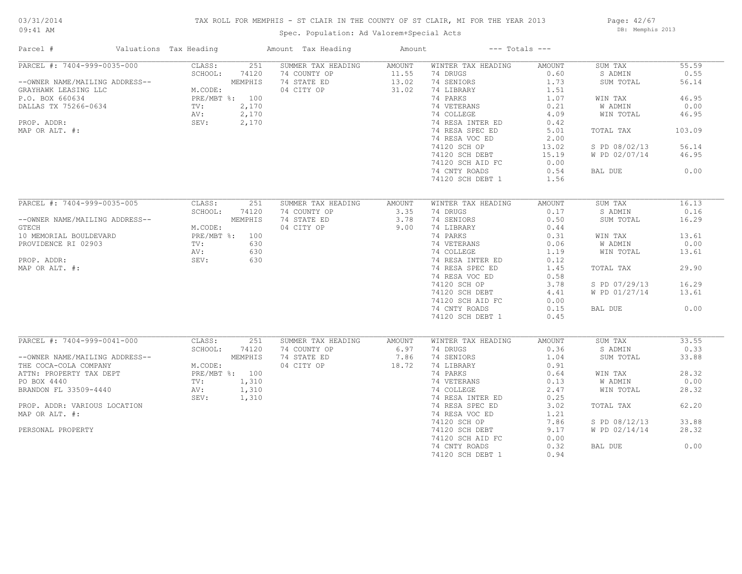# TAX ROLL FOR MEMPHIS - ST CLAIR IN THE COUNTY OF ST CLAIR, MI FOR THE YEAR 2013

03/31/2014
09:41 AM

Spec. Population: Ad Valorem+Special Acts

DB: Memphis 2013

| Parcel # | Valuations | Tax Heading | Amount | Tax Heading | Amount | --- Totals --- | |
|---|---|---|---|---|---|---|---|
| PARCEL #: 7404-999-0035-000 | CLASS: 251 | SUMMER TAX HEADING | AMOUNT | WINTER TAX HEADING | AMOUNT | SUM TAX | 55.59 |
| | SCHOOL: 74120 | 74 COUNTY OP | 11.55 | 74 DRUGS | 0.60 | S ADMIN | 0.55 |
| --OWNER NAME/MAILING ADDRESS-- | MEMPHIS | 74 STATE ED | 13.02 | 74 SENIORS | 1.73 | SUM TOTAL | 56.14 |
| GRAYHAWK LEASING LLC | M.CODE: | 04 CITY OP | 31.02 | 74 LIBRARY | 1.51 | | |
| P.O. BOX 660634 | PRE/MBT %: 100 | | | 74 PARKS | 1.07 | WIN TAX | 46.95 |
| DALLAS TX 75266-0634 | TV: 2,170 | | | 74 VETERANS | 0.21 | W ADMIN | 0.00 |
| | AV: 2,170 | | | 74 COLLEGE | 4.09 | WIN TOTAL | 46.95 |
| PROP. ADDR: | SEV: 2,170 | | | 74 RESA INTER ED | 0.42 | | |
| MAP OR ALT. #: | | | | 74 RESA SPEC ED | 5.01 | TOTAL TAX | 103.09 |
| | | | | 74 RESA VOC ED | 2.00 | | |
| | | | | 74120 SCH OP | 13.02 | S PD 08/02/13 | 56.14 |
| | | | | 74120 SCH DEBT | 15.19 | W PD 02/07/14 | 46.95 |
| | | | | 74120 SCH AID FC | 0.00 | | |
| | | | | 74 CNTY ROADS | 0.54 | BAL DUE | 0.00 |
| | | | | 74120 SCH DEBT 1 | 1.56 | | |
| PARCEL #: 7404-999-0035-005 | CLASS: 251 | SUMMER TAX HEADING | AMOUNT | WINTER TAX HEADING | AMOUNT | SUM TAX | 16.13 |
| | SCHOOL: 74120 | 74 COUNTY OP | 3.35 | 74 DRUGS | 0.17 | S ADMIN | 0.16 |
| --OWNER NAME/MAILING ADDRESS-- | MEMPHIS | 74 STATE ED | 3.78 | 74 SENIORS | 0.50 | SUM TOTAL | 16.29 |
| GTECH | M.CODE: | 04 CITY OP | 9.00 | 74 LIBRARY | 0.44 | | |
| 10 MEMORIAL BOULDEVARD | PRE/MBT %: 100 | | | 74 PARKS | 0.31 | WIN TAX | 13.61 |
| PROVIDENCE RI 02903 | TV: 630 | | | 74 VETERANS | 0.06 | W ADMIN | 0.00 |
| | AV: 630 | | | 74 COLLEGE | 1.19 | WIN TOTAL | 13.61 |
| PROP. ADDR: | SEV: 630 | | | 74 RESA INTER ED | 0.12 | | |
| MAP OR ALT. #: | | | | 74 RESA SPEC ED | 1.45 | TOTAL TAX | 29.90 |
| | | | | 74 RESA VOC ED | 0.58 | | |
| | | | | 74120 SCH OP | 3.78 | S PD 07/29/13 | 16.29 |
| | | | | 74120 SCH DEBT | 4.41 | W PD 01/27/14 | 13.61 |
| | | | | 74120 SCH AID FC | 0.00 | | |
| | | | | 74 CNTY ROADS | 0.15 | BAL DUE | 0.00 |
| | | | | 74120 SCH DEBT 1 | 0.45 | | |
| PARCEL #: 7404-999-0041-000 | CLASS: 251 | SUMMER TAX HEADING | AMOUNT | WINTER TAX HEADING | AMOUNT | SUM TAX | 33.55 |
| | SCHOOL: 74120 | 74 COUNTY OP | 6.97 | 74 DRUGS | 0.36 | S ADMIN | 0.33 |
| --OWNER NAME/MAILING ADDRESS-- | MEMPHIS | 74 STATE ED | 7.86 | 74 SENIORS | 1.04 | SUM TOTAL | 33.88 |
| THE COCA-COLA COMPANY | M.CODE: | 04 CITY OP | 18.72 | 74 LIBRARY | 0.91 | | |
| ATTN: PROPERTY TAX DEPT | PRE/MBT %: 100 | | | 74 PARKS | 0.64 | WIN TAX | 28.32 |
| PO BOX 4440 | TV: 1,310 | | | 74 VETERANS | 0.13 | W ADMIN | 0.00 |
| BRANDON FL 33509-4440 | AV: 1,310 | | | 74 COLLEGE | 2.47 | WIN TOTAL | 28.32 |
| | SEV: 1,310 | | | 74 RESA INTER ED | 0.25 | | |
| PROP. ADDR: VARIOUS LOCATION | | | | 74 RESA SPEC ED | 3.02 | TOTAL TAX | 62.20 |
| MAP OR ALT. #: | | | | 74 RESA VOC ED | 1.21 | | |
| | | | | 74120 SCH OP | 7.86 | S PD 08/12/13 | 33.88 |
| PERSONAL PROPERTY | | | | 74120 SCH DEBT | 9.17 | W PD 02/14/14 | 28.32 |
| | | | | 74120 SCH AID FC | 0.00 | | |
| | | | | 74 CNTY ROADS | 0.32 | BAL DUE | 0.00 |
| | | | | 74120 SCH DEBT 1 | 0.94 | | |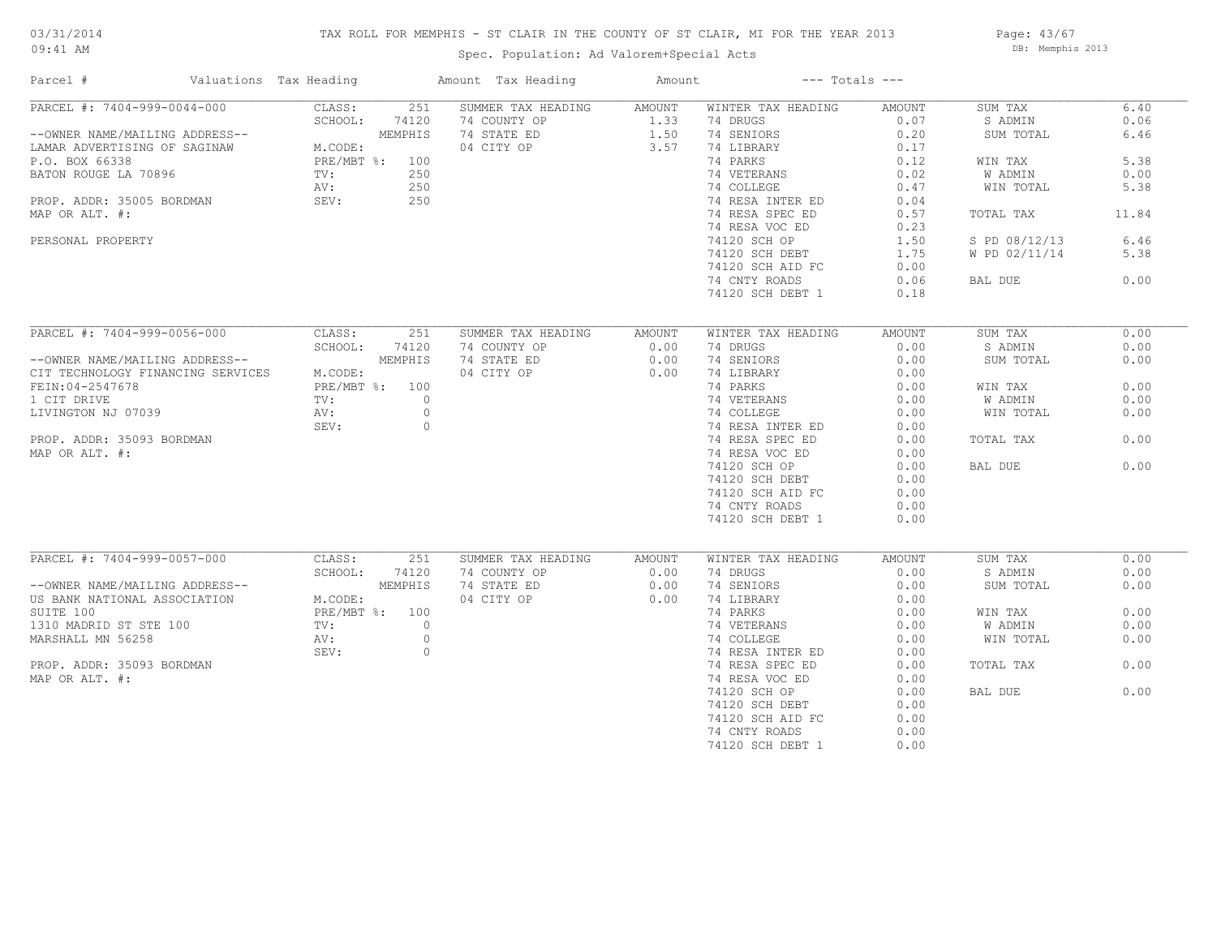# TAX ROLL FOR MEMPHIS - ST CLAIR IN THE COUNTY OF ST CLAIR, MI FOR THE YEAR 2013

Spec. Population: Ad Valorem+Special Acts

03/31/2014 09:41 AM — DB: Memphis 2013

| Parcel # | Valuations | Tax Heading | Amount | Tax Heading | Amount | --- Totals --- | |
|---|---|---|---|---|---|---|---|
| PARCEL #: 7404-999-0044-000 | CLASS: 251 | SUMMER TAX HEADING | AMOUNT | WINTER TAX HEADING | AMOUNT | SUM TAX | 6.40 |
| | SCHOOL: 74120 | 74 COUNTY OP | 1.33 | 74 DRUGS | 0.07 | S ADMIN | 0.06 |
| --OWNER NAME/MAILING ADDRESS-- | MEMPHIS | 74 STATE ED | 1.50 | 74 SENIORS | 0.20 | SUM TOTAL | 6.46 |
| LAMAR ADVERTISING OF SAGINAW | M.CODE: | 04 CITY OP | 3.57 | 74 LIBRARY | 0.17 | | |
| P.O. BOX 66338 | PRE/MBT %: 100 | | | 74 PARKS | 0.12 | WIN TAX | 5.38 |
| BATON ROUGE LA 70896 | TV: 250 | | | 74 VETERANS | 0.02 | W ADMIN | 0.00 |
| | AV: 250 | | | 74 COLLEGE | 0.47 | WIN TOTAL | 5.38 |
| PROP. ADDR: 35005 BORDMAN | SEV: 250 | | | 74 RESA INTER ED | 0.04 | | |
| MAP OR ALT. #: | | | | 74 RESA SPEC ED | 0.57 | TOTAL TAX | 11.84 |
| | | | | 74 RESA VOC ED | 0.23 | | |
| PERSONAL PROPERTY | | | | 74120 SCH OP | 1.50 | S PD 08/12/13 | 6.46 |
| | | | | 74120 SCH DEBT | 1.75 | W PD 02/11/14 | 5.38 |
| | | | | 74120 SCH AID FC | 0.00 | | |
| | | | | 74 CNTY ROADS | 0.06 | BAL DUE | 0.00 |
| | | | | 74120 SCH DEBT 1 | 0.18 | | |

| Parcel # | Valuations | Tax Heading | Amount | Tax Heading | Amount | --- Totals --- | |
|---|---|---|---|---|---|---|---|
| PARCEL #: 7404-999-0056-000 | CLASS: 251 | SUMMER TAX HEADING | AMOUNT | WINTER TAX HEADING | AMOUNT | SUM TAX | 0.00 |
| | SCHOOL: 74120 | 74 COUNTY OP | 0.00 | 74 DRUGS | 0.00 | S ADMIN | 0.00 |
| --OWNER NAME/MAILING ADDRESS-- | MEMPHIS | 74 STATE ED | 0.00 | 74 SENIORS | 0.00 | SUM TOTAL | 0.00 |
| CIT TECHNOLOGY FINANCING SERVICES | M.CODE: | 04 CITY OP | 0.00 | 74 LIBRARY | 0.00 | | |
| FEIN:04-2547678 | PRE/MBT %: 100 | | | 74 PARKS | 0.00 | WIN TAX | 0.00 |
| 1 CIT DRIVE | TV: 0 | | | 74 VETERANS | 0.00 | W ADMIN | 0.00 |
| LIVINGTON NJ 07039 | AV: 0 | | | 74 COLLEGE | 0.00 | WIN TOTAL | 0.00 |
| | SEV: 0 | | | 74 RESA INTER ED | 0.00 | | |
| PROP. ADDR: 35093 BORDMAN | | | | 74 RESA SPEC ED | 0.00 | TOTAL TAX | 0.00 |
| MAP OR ALT. #: | | | | 74 RESA VOC ED | 0.00 | | |
| | | | | 74120 SCH OP | 0.00 | BAL DUE | 0.00 |
| | | | | 74120 SCH DEBT | 0.00 | | |
| | | | | 74120 SCH AID FC | 0.00 | | |
| | | | | 74 CNTY ROADS | 0.00 | | |
| | | | | 74120 SCH DEBT 1 | 0.00 | | |

| Parcel # | Valuations | Tax Heading | Amount | Tax Heading | Amount | --- Totals --- | |
|---|---|---|---|---|---|---|---|
| PARCEL #: 7404-999-0057-000 | CLASS: 251 | SUMMER TAX HEADING | AMOUNT | WINTER TAX HEADING | AMOUNT | SUM TAX | 0.00 |
| | SCHOOL: 74120 | 74 COUNTY OP | 0.00 | 74 DRUGS | 0.00 | S ADMIN | 0.00 |
| --OWNER NAME/MAILING ADDRESS-- | MEMPHIS | 74 STATE ED | 0.00 | 74 SENIORS | 0.00 | SUM TOTAL | 0.00 |
| US BANK NATIONAL ASSOCIATION | M.CODE: | 04 CITY OP | 0.00 | 74 LIBRARY | 0.00 | | |
| SUITE 100 | PRE/MBT %: 100 | | | 74 PARKS | 0.00 | WIN TAX | 0.00 |
| 1310 MADRID ST STE 100 | TV: 0 | | | 74 VETERANS | 0.00 | W ADMIN | 0.00 |
| MARSHALL MN 56258 | AV: 0 | | | 74 COLLEGE | 0.00 | WIN TOTAL | 0.00 |
| | SEV: 0 | | | 74 RESA INTER ED | 0.00 | | |
| PROP. ADDR: 35093 BORDMAN | | | | 74 RESA SPEC ED | 0.00 | TOTAL TAX | 0.00 |
| MAP OR ALT. #: | | | | 74 RESA VOC ED | 0.00 | | |
| | | | | 74120 SCH OP | 0.00 | BAL DUE | 0.00 |
| | | | | 74120 SCH DEBT | 0.00 | | |
| | | | | 74120 SCH AID FC | 0.00 | | |
| | | | | 74 CNTY ROADS | 0.00 | | |
| | | | | 74120 SCH DEBT 1 | 0.00 | | |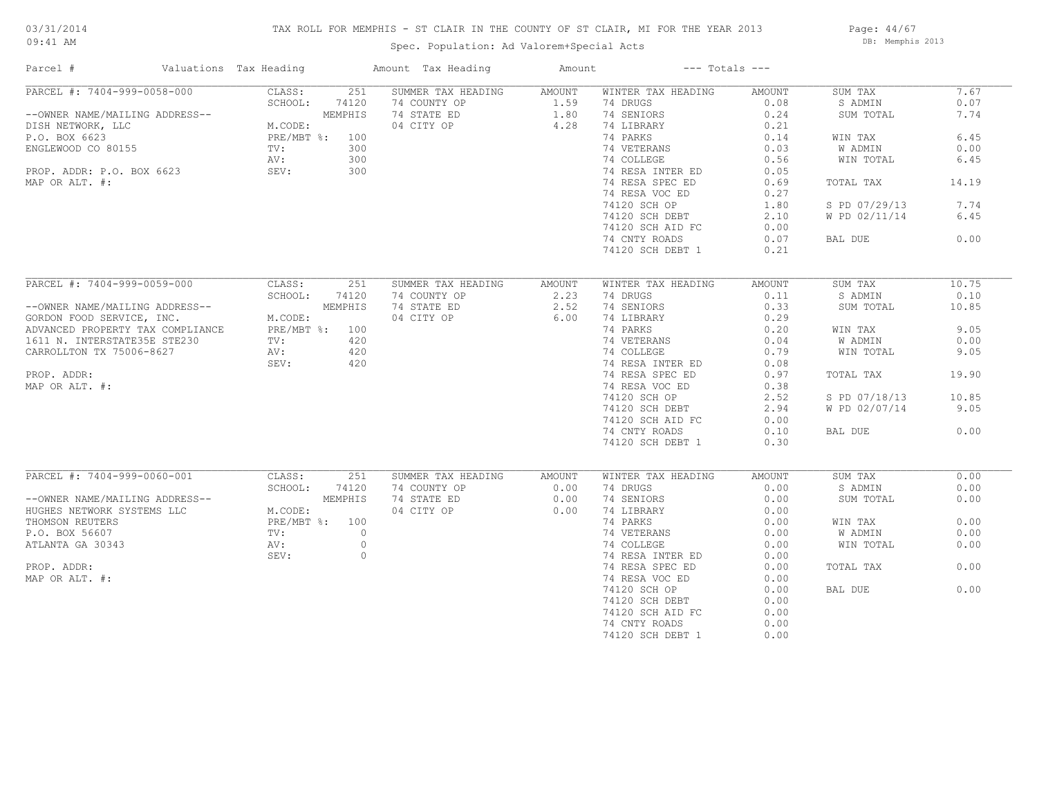# TAX ROLL FOR MEMPHIS - ST CLAIR IN THE COUNTY OF ST CLAIR, MI FOR THE YEAR 2013

03/31/2014
09:41 AM

Spec. Population: Ad Valorem+Special Acts

DB: Memphis 2013

| Parcel # | Valuations | | Tax Heading | Amount | Tax Heading | Amount | --- Totals --- | |
|---|---|---|---|---|---|---|---|---|
| PARCEL #: 7404-999-0058-000 | CLASS: | 251 | SUMMER TAX HEADING | AMOUNT | WINTER TAX HEADING | AMOUNT | SUM TAX | 7.67 |
| | SCHOOL: | 74120 | 74 COUNTY OP | 1.59 | 74 DRUGS | 0.08 | S ADMIN | 0.07 |
| --OWNER NAME/MAILING ADDRESS-- | | MEMPHIS | 74 STATE ED | 1.80 | 74 SENIORS | 0.24 | SUM TOTAL | 7.74 |
| DISH NETWORK, LLC | M.CODE: | | 04 CITY OP | 4.28 | 74 LIBRARY | 0.21 | | |
| P.O. BOX 6623 | PRE/MBT %: | 100 | | | 74 PARKS | 0.14 | WIN TAX | 6.45 |
| ENGLEWOOD CO 80155 | TV: | 300 | | | 74 VETERANS | 0.03 | W ADMIN | 0.00 |
| | AV: | 300 | | | 74 COLLEGE | 0.56 | WIN TOTAL | 6.45 |
| PROP. ADDR: P.O. BOX 6623 | SEV: | 300 | | | 74 RESA INTER ED | 0.05 | | |
| MAP OR ALT. #: | | | | | 74 RESA SPEC ED | 0.69 | TOTAL TAX | 14.19 |
| | | | | | 74 RESA VOC ED | 0.27 | | |
| | | | | | 74120 SCH OP | 1.80 | S PD 07/29/13 | 7.74 |
| | | | | | 74120 SCH DEBT | 2.10 | W PD 02/11/14 | 6.45 |
| | | | | | 74120 SCH AID FC | 0.00 | | |
| | | | | | 74 CNTY ROADS | 0.07 | BAL DUE | 0.00 |
| | | | | | 74120 SCH DEBT 1 | 0.21 | | |
| PARCEL #: 7404-999-0059-000 | CLASS: | 251 | SUMMER TAX HEADING | AMOUNT | WINTER TAX HEADING | AMOUNT | SUM TAX | 10.75 |
| | SCHOOL: | 74120 | 74 COUNTY OP | 2.23 | 74 DRUGS | 0.11 | S ADMIN | 0.10 |
| --OWNER NAME/MAILING ADDRESS-- | | MEMPHIS | 74 STATE ED | 2.52 | 74 SENIORS | 0.33 | SUM TOTAL | 10.85 |
| GORDON FOOD SERVICE, INC. | M.CODE: | | 04 CITY OP | 6.00 | 74 LIBRARY | 0.29 | | |
| ADVANCED PROPERTY TAX COMPLIANCE | PRE/MBT %: | 100 | | | 74 PARKS | 0.20 | WIN TAX | 9.05 |
| 1611 N. INTERSTATE35E STE230 | TV: | 420 | | | 74 VETERANS | 0.04 | W ADMIN | 0.00 |
| CARROLLTON TX 75006-8627 | AV: | 420 | | | 74 COLLEGE | 0.79 | WIN TOTAL | 9.05 |
| | SEV: | 420 | | | 74 RESA INTER ED | 0.08 | | |
| PROP. ADDR: | | | | | 74 RESA SPEC ED | 0.97 | TOTAL TAX | 19.90 |
| MAP OR ALT. #: | | | | | 74 RESA VOC ED | 0.38 | | |
| | | | | | 74120 SCH OP | 2.52 | S PD 07/18/13 | 10.85 |
| | | | | | 74120 SCH DEBT | 2.94 | W PD 02/07/14 | 9.05 |
| | | | | | 74120 SCH AID FC | 0.00 | | |
| | | | | | 74 CNTY ROADS | 0.10 | BAL DUE | 0.00 |
| | | | | | 74120 SCH DEBT 1 | 0.30 | | |
| PARCEL #: 7404-999-0060-001 | CLASS: | 251 | SUMMER TAX HEADING | AMOUNT | WINTER TAX HEADING | AMOUNT | SUM TAX | 0.00 |
| | SCHOOL: | 74120 | 74 COUNTY OP | 0.00 | 74 DRUGS | 0.00 | S ADMIN | 0.00 |
| --OWNER NAME/MAILING ADDRESS-- | | MEMPHIS | 74 STATE ED | 0.00 | 74 SENIORS | 0.00 | SUM TOTAL | 0.00 |
| HUGHES NETWORK SYSTEMS LLC | M.CODE: | | 04 CITY OP | 0.00 | 74 LIBRARY | 0.00 | | |
| THOMSON REUTERS | PRE/MBT %: | 100 | | | 74 PARKS | 0.00 | WIN TAX | 0.00 |
| P.O. BOX 56607 | TV: | 0 | | | 74 VETERANS | 0.00 | W ADMIN | 0.00 |
| ATLANTA GA 30343 | AV: | 0 | | | 74 COLLEGE | 0.00 | WIN TOTAL | 0.00 |
| | SEV: | 0 | | | 74 RESA INTER ED | 0.00 | | |
| PROP. ADDR: | | | | | 74 RESA SPEC ED | 0.00 | TOTAL TAX | 0.00 |
| MAP OR ALT. #: | | | | | 74 RESA VOC ED | 0.00 | | |
| | | | | | 74120 SCH OP | 0.00 | BAL DUE | 0.00 |
| | | | | | 74120 SCH DEBT | 0.00 | | |
| | | | | | 74120 SCH AID FC | 0.00 | | |
| | | | | | 74 CNTY ROADS | 0.00 | | |
| | | | | | 74120 SCH DEBT 1 | 0.00 | | |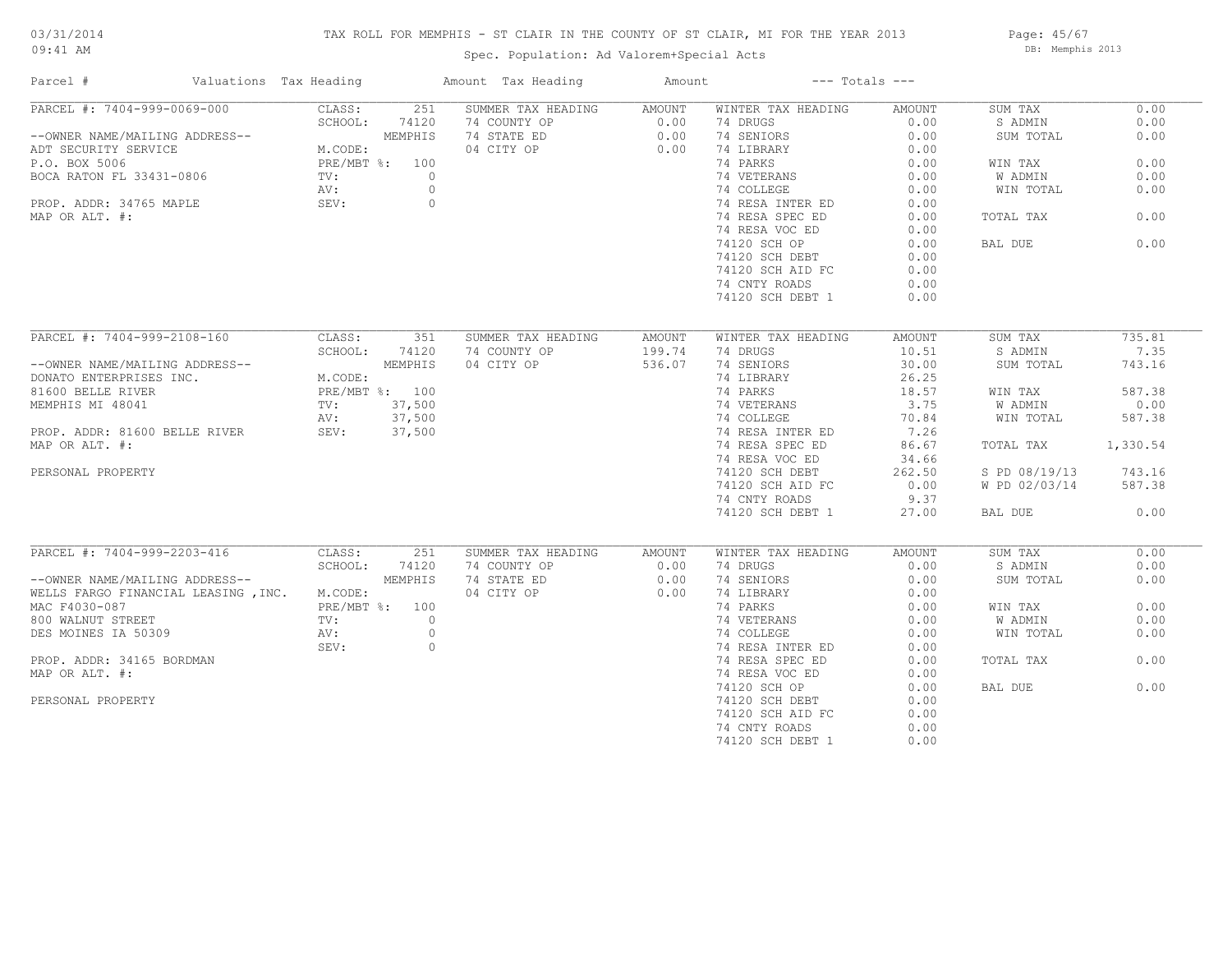# TAX ROLL FOR MEMPHIS - ST CLAIR IN THE COUNTY OF ST CLAIR, MI FOR THE YEAR 2013

03/31/2014
09:41 AM

Spec. Population: Ad Valorem+Special Acts

DB: Memphis 2013

| Parcel # | Valuations | Tax Heading | Amount | Tax Heading | Amount | --- Totals --- | |
|---|---|---|---|---|---|---|---|
| PARCEL #: 7404-999-0069-000 | CLASS: 251 | SUMMER TAX HEADING | AMOUNT | WINTER TAX HEADING | AMOUNT | SUM TAX | 0.00 |
| | SCHOOL: 74120 | 74 COUNTY OP | 0.00 | 74 DRUGS | 0.00 | S ADMIN | 0.00 |
| --OWNER NAME/MAILING ADDRESS-- | MEMPHIS | 74 STATE ED | 0.00 | 74 SENIORS | 0.00 | SUM TOTAL | 0.00 |
| ADT SECURITY SERVICE | M.CODE: | 04 CITY OP | 0.00 | 74 LIBRARY | 0.00 | | |
| P.O. BOX 5006 | PRE/MBT %: 100 | | | 74 PARKS | 0.00 | WIN TAX | 0.00 |
| BOCA RATON FL 33431-0806 | TV: 0 | | | 74 VETERANS | 0.00 | W ADMIN | 0.00 |
| | AV: 0 | | | 74 COLLEGE | 0.00 | WIN TOTAL | 0.00 |
| PROP. ADDR: 34765 MAPLE | SEV: 0 | | | 74 RESA INTER ED | 0.00 | | |
| MAP OR ALT. #: | | | | 74 RESA SPEC ED | 0.00 | TOTAL TAX | 0.00 |
| | | | | 74 RESA VOC ED | 0.00 | | |
| | | | | 74120 SCH OP | 0.00 | BAL DUE | 0.00 |
| | | | | 74120 SCH DEBT | 0.00 | | |
| | | | | 74120 SCH AID FC | 0.00 | | |
| | | | | 74 CNTY ROADS | 0.00 | | |
| | | | | 74120 SCH DEBT 1 | 0.00 | | |
| PARCEL #: 7404-999-2108-160 | CLASS: 351 | SUMMER TAX HEADING | AMOUNT | WINTER TAX HEADING | AMOUNT | SUM TAX | 735.81 |
| | SCHOOL: 74120 | 74 COUNTY OP | 199.74 | 74 DRUGS | 10.51 | S ADMIN | 7.35 |
| --OWNER NAME/MAILING ADDRESS-- | MEMPHIS | 04 CITY OP | 536.07 | 74 SENIORS | 30.00 | SUM TOTAL | 743.16 |
| DONATO ENTERPRISES INC. | M.CODE: | | | 74 LIBRARY | 26.25 | | |
| 81600 BELLE RIVER | PRE/MBT %: 100 | | | 74 PARKS | 18.57 | WIN TAX | 587.38 |
| MEMPHIS MI 48041 | TV: 37,500 | | | 74 VETERANS | 3.75 | W ADMIN | 0.00 |
| | AV: 37,500 | | | 74 COLLEGE | 70.84 | WIN TOTAL | 587.38 |
| PROP. ADDR: 81600 BELLE RIVER | SEV: 37,500 | | | 74 RESA INTER ED | 7.26 | | |
| MAP OR ALT. #: | | | | 74 RESA SPEC ED | 86.67 | TOTAL TAX | 1,330.54 |
| | | | | 74 RESA VOC ED | 34.66 | | |
| PERSONAL PROPERTY | | | | 74120 SCH DEBT | 262.50 | S PD 08/19/13 | 743.16 |
| | | | | 74120 SCH AID FC | 0.00 | W PD 02/03/14 | 587.38 |
| | | | | 74 CNTY ROADS | 9.37 | | |
| | | | | 74120 SCH DEBT 1 | 27.00 | BAL DUE | 0.00 |
| PARCEL #: 7404-999-2203-416 | CLASS: 251 | SUMMER TAX HEADING | AMOUNT | WINTER TAX HEADING | AMOUNT | SUM TAX | 0.00 |
| | SCHOOL: 74120 | 74 COUNTY OP | 0.00 | 74 DRUGS | 0.00 | S ADMIN | 0.00 |
| --OWNER NAME/MAILING ADDRESS-- | MEMPHIS | 74 STATE ED | 0.00 | 74 SENIORS | 0.00 | SUM TOTAL | 0.00 |
| WELLS FARGO FINANCIAL LEASING ,INC. | M.CODE: | 04 CITY OP | 0.00 | 74 LIBRARY | 0.00 | | |
| MAC F4030-087 | PRE/MBT %: 100 | | | 74 PARKS | 0.00 | WIN TAX | 0.00 |
| 800 WALNUT STREET | TV: 0 | | | 74 VETERANS | 0.00 | W ADMIN | 0.00 |
| DES MOINES IA 50309 | AV: 0 | | | 74 COLLEGE | 0.00 | WIN TOTAL | 0.00 |
| | SEV: 0 | | | 74 RESA INTER ED | 0.00 | | |
| PROP. ADDR: 34165 BORDMAN | | | | 74 RESA SPEC ED | 0.00 | TOTAL TAX | 0.00 |
| MAP OR ALT. #: | | | | 74 RESA VOC ED | 0.00 | | |
| | | | | 74120 SCH OP | 0.00 | BAL DUE | 0.00 |
| PERSONAL PROPERTY | | | | 74120 SCH DEBT | 0.00 | | |
| | | | | 74120 SCH AID FC | 0.00 | | |
| | | | | 74 CNTY ROADS | 0.00 | | |
| | | | | 74120 SCH DEBT 1 | 0.00 | | |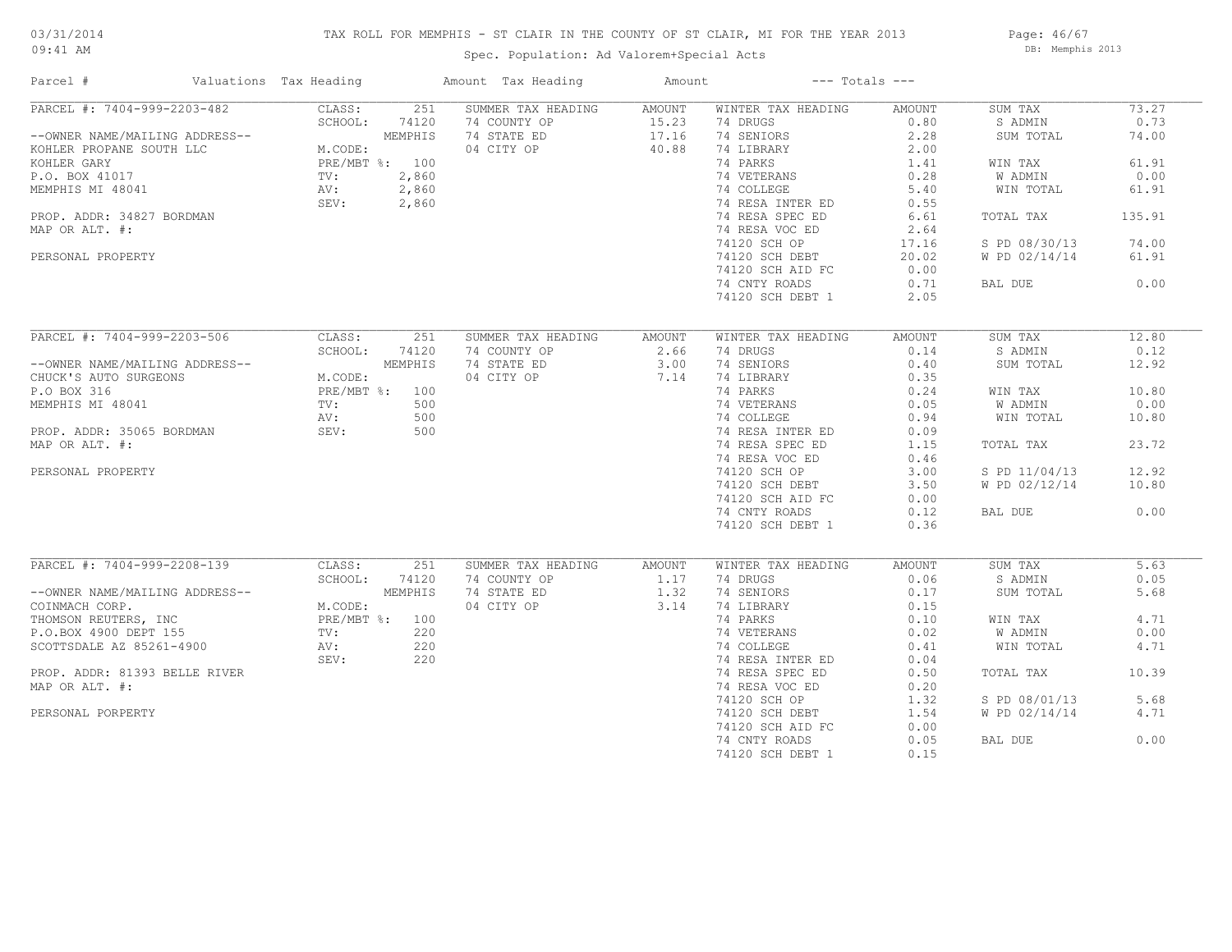# TAX ROLL FOR MEMPHIS - ST CLAIR IN THE COUNTY OF ST CLAIR, MI FOR THE YEAR 2013

Spec. Population: Ad Valorem+Special Acts

03/31/2014 09:41 AM — DB: Memphis 2013

| Parcel # | Valuations | Tax Heading | Amount | Tax Heading | Amount | --- Totals --- | |
|---|---|---|---|---|---|---|---|
| **PARCEL #: 7404-999-2203-482** | CLASS: 251 | SUMMER TAX HEADING | AMOUNT | WINTER TAX HEADING | AMOUNT | SUM TAX | 73.27 |
| | SCHOOL: 74120 | 74 COUNTY OP | 15.23 | 74 DRUGS | 0.80 | S ADMIN | 0.73 |
| --OWNER NAME/MAILING ADDRESS-- | MEMPHIS | 74 STATE ED | 17.16 | 74 SENIORS | 2.28 | SUM TOTAL | 74.00 |
| KOHLER PROPANE SOUTH LLC | M.CODE: | 04 CITY OP | 40.88 | 74 LIBRARY | 2.00 | | |
| KOHLER GARY | PRE/MBT %: 100 | | | 74 PARKS | 1.41 | WIN TAX | 61.91 |
| P.O. BOX 41017 | TV: 2,860 | | | 74 VETERANS | 0.28 | W ADMIN | 0.00 |
| MEMPHIS MI 48041 | AV: 2,860 | | | 74 COLLEGE | 5.40 | WIN TOTAL | 61.91 |
| | SEV: 2,860 | | | 74 RESA INTER ED | 0.55 | | |
| PROP. ADDR: 34827 BORDMAN | | | | 74 RESA SPEC ED | 6.61 | TOTAL TAX | 135.91 |
| MAP OR ALT. #: | | | | 74 RESA VOC ED | 2.64 | | |
| | | | | 74120 SCH OP | 17.16 | S PD 08/30/13 | 74.00 |
| PERSONAL PROPERTY | | | | 74120 SCH DEBT | 20.02 | W PD 02/14/14 | 61.91 |
| | | | | 74120 SCH AID FC | 0.00 | | |
| | | | | 74 CNTY ROADS | 0.71 | BAL DUE | 0.00 |
| | | | | 74120 SCH DEBT 1 | 2.05 | | |
| **PARCEL #: 7404-999-2203-506** | CLASS: 251 | SUMMER TAX HEADING | AMOUNT | WINTER TAX HEADING | AMOUNT | SUM TAX | 12.80 |
| | SCHOOL: 74120 | 74 COUNTY OP | 2.66 | 74 DRUGS | 0.14 | S ADMIN | 0.12 |
| --OWNER NAME/MAILING ADDRESS-- | MEMPHIS | 74 STATE ED | 3.00 | 74 SENIORS | 0.40 | SUM TOTAL | 12.92 |
| CHUCK'S AUTO SURGEONS | M.CODE: | 04 CITY OP | 7.14 | 74 LIBRARY | 0.35 | | |
| P.O BOX 316 | PRE/MBT %: 100 | | | 74 PARKS | 0.24 | WIN TAX | 10.80 |
| MEMPHIS MI 48041 | TV: 500 | | | 74 VETERANS | 0.05 | W ADMIN | 0.00 |
| | AV: 500 | | | 74 COLLEGE | 0.94 | WIN TOTAL | 10.80 |
| PROP. ADDR: 35065 BORDMAN | SEV: 500 | | | 74 RESA INTER ED | 0.09 | | |
| MAP OR ALT. #: | | | | 74 RESA SPEC ED | 1.15 | TOTAL TAX | 23.72 |
| | | | | 74 RESA VOC ED | 0.46 | | |
| PERSONAL PROPERTY | | | | 74120 SCH OP | 3.00 | S PD 11/04/13 | 12.92 |
| | | | | 74120 SCH DEBT | 3.50 | W PD 02/12/14 | 10.80 |
| | | | | 74120 SCH AID FC | 0.00 | | |
| | | | | 74 CNTY ROADS | 0.12 | BAL DUE | 0.00 |
| | | | | 74120 SCH DEBT 1 | 0.36 | | |
| **PARCEL #: 7404-999-2208-139** | CLASS: 251 | SUMMER TAX HEADING | AMOUNT | WINTER TAX HEADING | AMOUNT | SUM TAX | 5.63 |
| | SCHOOL: 74120 | 74 COUNTY OP | 1.17 | 74 DRUGS | 0.06 | S ADMIN | 0.05 |
| --OWNER NAME/MAILING ADDRESS-- | MEMPHIS | 74 STATE ED | 1.32 | 74 SENIORS | 0.17 | SUM TOTAL | 5.68 |
| COINMACH CORP. | M.CODE: | 04 CITY OP | 3.14 | 74 LIBRARY | 0.15 | | |
| THOMSON REUTERS, INC | PRE/MBT %: 100 | | | 74 PARKS | 0.10 | WIN TAX | 4.71 |
| P.O.BOX 4900 DEPT 155 | TV: 220 | | | 74 VETERANS | 0.02 | W ADMIN | 0.00 |
| SCOTTSDALE AZ 85261-4900 | AV: 220 | | | 74 COLLEGE | 0.41 | WIN TOTAL | 4.71 |
| | SEV: 220 | | | 74 RESA INTER ED | 0.04 | | |
| PROP. ADDR: 81393 BELLE RIVER | | | | 74 RESA SPEC ED | 0.50 | TOTAL TAX | 10.39 |
| MAP OR ALT. #: | | | | 74 RESA VOC ED | 0.20 | | |
| | | | | 74120 SCH OP | 1.32 | S PD 08/01/13 | 5.68 |
| PERSONAL PORPERTY | | | | 74120 SCH DEBT | 1.54 | W PD 02/14/14 | 4.71 |
| | | | | 74120 SCH AID FC | 0.00 | | |
| | | | | 74 CNTY ROADS | 0.05 | BAL DUE | 0.00 |
| | | | | 74120 SCH DEBT 1 | 0.15 | | |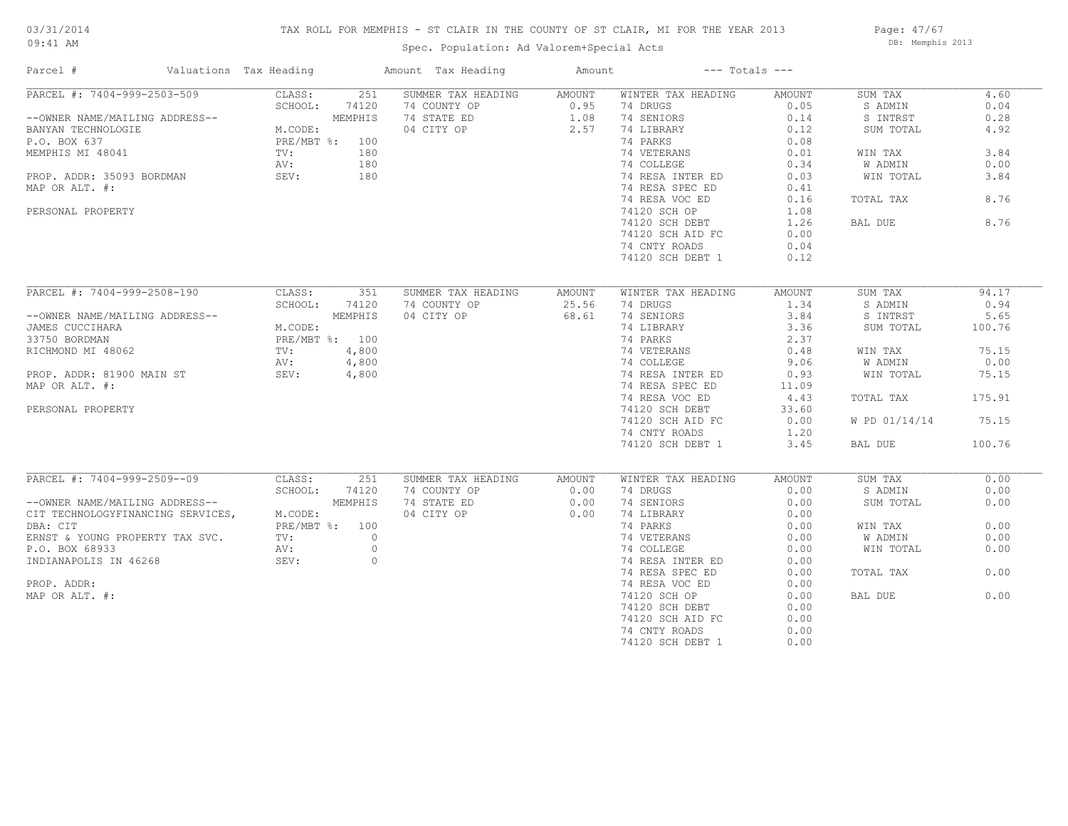# TAX ROLL FOR MEMPHIS - ST CLAIR IN THE COUNTY OF ST CLAIR, MI FOR THE YEAR 2013

03/31/2014
09:41 AM

Spec. Population: Ad Valorem+Special Acts

DB: Memphis 2013

| Parcel # | Valuations | Tax Heading | Amount | Tax Heading | Amount | --- Totals --- | |
|---|---|---|---|---|---|---|---|
| PARCEL #: 7404-999-2503-509 | CLASS: 251 | SUMMER TAX HEADING | AMOUNT | WINTER TAX HEADING | AMOUNT | SUM TAX | 4.60 |
| | SCHOOL: 74120 | 74 COUNTY OP | 0.95 | 74 DRUGS | 0.05 | S ADMIN | 0.04 |
| --OWNER NAME/MAILING ADDRESS-- | MEMPHIS | 74 STATE ED | 1.08 | 74 SENIORS | 0.14 | S INTRST | 0.28 |
| BANYAN TECHNOLOGIE | M.CODE: | 04 CITY OP | 2.57 | 74 LIBRARY | 0.12 | SUM TOTAL | 4.92 |
| P.O. BOX 637 | PRE/MBT %: 100 | | | 74 PARKS | 0.08 | | |
| MEMPHIS MI 48041 | TV: 180 | | | 74 VETERANS | 0.01 | WIN TAX | 3.84 |
| | AV: 180 | | | 74 COLLEGE | 0.34 | W ADMIN | 0.00 |
| PROP. ADDR: 35093 BORDMAN | SEV: 180 | | | 74 RESA INTER ED | 0.03 | WIN TOTAL | 3.84 |
| MAP OR ALT. #: | | | | 74 RESA SPEC ED | 0.41 | | |
| | | | | 74 RESA VOC ED | 0.16 | TOTAL TAX | 8.76 |
| PERSONAL PROPERTY | | | | 74120 SCH OP | 1.08 | | |
| | | | | 74120 SCH DEBT | 1.26 | BAL DUE | 8.76 |
| | | | | 74120 SCH AID FC | 0.00 | | |
| | | | | 74 CNTY ROADS | 0.04 | | |
| | | | | 74120 SCH DEBT 1 | 0.12 | | |
| PARCEL #: 7404-999-2508-190 | CLASS: 351 | SUMMER TAX HEADING | AMOUNT | WINTER TAX HEADING | AMOUNT | SUM TAX | 94.17 |
| | SCHOOL: 74120 | 74 COUNTY OP | 25.56 | 74 DRUGS | 1.34 | S ADMIN | 0.94 |
| --OWNER NAME/MAILING ADDRESS-- | MEMPHIS | 04 CITY OP | 68.61 | 74 SENIORS | 3.84 | S INTRST | 5.65 |
| JAMES CUCCIHARA | M.CODE: | | | 74 LIBRARY | 3.36 | SUM TOTAL | 100.76 |
| 33750 BORDMAN | PRE/MBT %: 100 | | | 74 PARKS | 2.37 | | |
| RICHMOND MI 48062 | TV: 4,800 | | | 74 VETERANS | 0.48 | WIN TAX | 75.15 |
| | AV: 4,800 | | | 74 COLLEGE | 9.06 | W ADMIN | 0.00 |
| PROP. ADDR: 81900 MAIN ST | SEV: 4,800 | | | 74 RESA INTER ED | 0.93 | WIN TOTAL | 75.15 |
| MAP OR ALT. #: | | | | 74 RESA SPEC ED | 11.09 | | |
| | | | | 74 RESA VOC ED | 4.43 | TOTAL TAX | 175.91 |
| PERSONAL PROPERTY | | | | 74120 SCH DEBT | 33.60 | | |
| | | | | 74120 SCH AID FC | 0.00 | W PD 01/14/14 | 75.15 |
| | | | | 74 CNTY ROADS | 1.20 | | |
| | | | | 74120 SCH DEBT 1 | 3.45 | BAL DUE | 100.76 |
| PARCEL #: 7404-999-2509--09 | CLASS: 251 | SUMMER TAX HEADING | AMOUNT | WINTER TAX HEADING | AMOUNT | SUM TAX | 0.00 |
| | SCHOOL: 74120 | 74 COUNTY OP | 0.00 | 74 DRUGS | 0.00 | S ADMIN | 0.00 |
| --OWNER NAME/MAILING ADDRESS-- | MEMPHIS | 74 STATE ED | 0.00 | 74 SENIORS | 0.00 | SUM TOTAL | 0.00 |
| CIT TECHNOLOGYFINANCING SERVICES, | M.CODE: | 04 CITY OP | 0.00 | 74 LIBRARY | 0.00 | | |
| DBA: CIT | PRE/MBT %: 100 | | | 74 PARKS | 0.00 | WIN TAX | 0.00 |
| ERNST & YOUNG PROPERTY TAX SVC. | TV: 0 | | | 74 VETERANS | 0.00 | W ADMIN | 0.00 |
| P.O. BOX 68933 | AV: 0 | | | 74 COLLEGE | 0.00 | WIN TOTAL | 0.00 |
| INDIANAPOLIS IN 46268 | SEV: 0 | | | 74 RESA INTER ED | 0.00 | | |
| | | | | 74 RESA SPEC ED | 0.00 | TOTAL TAX | 0.00 |
| PROP. ADDR: | | | | 74 RESA VOC ED | 0.00 | | |
| MAP OR ALT. #: | | | | 74120 SCH OP | 0.00 | BAL DUE | 0.00 |
| | | | | 74120 SCH DEBT | 0.00 | | |
| | | | | 74120 SCH AID FC | 0.00 | | |
| | | | | 74 CNTY ROADS | 0.00 | | |
| | | | | 74120 SCH DEBT 1 | 0.00 | | |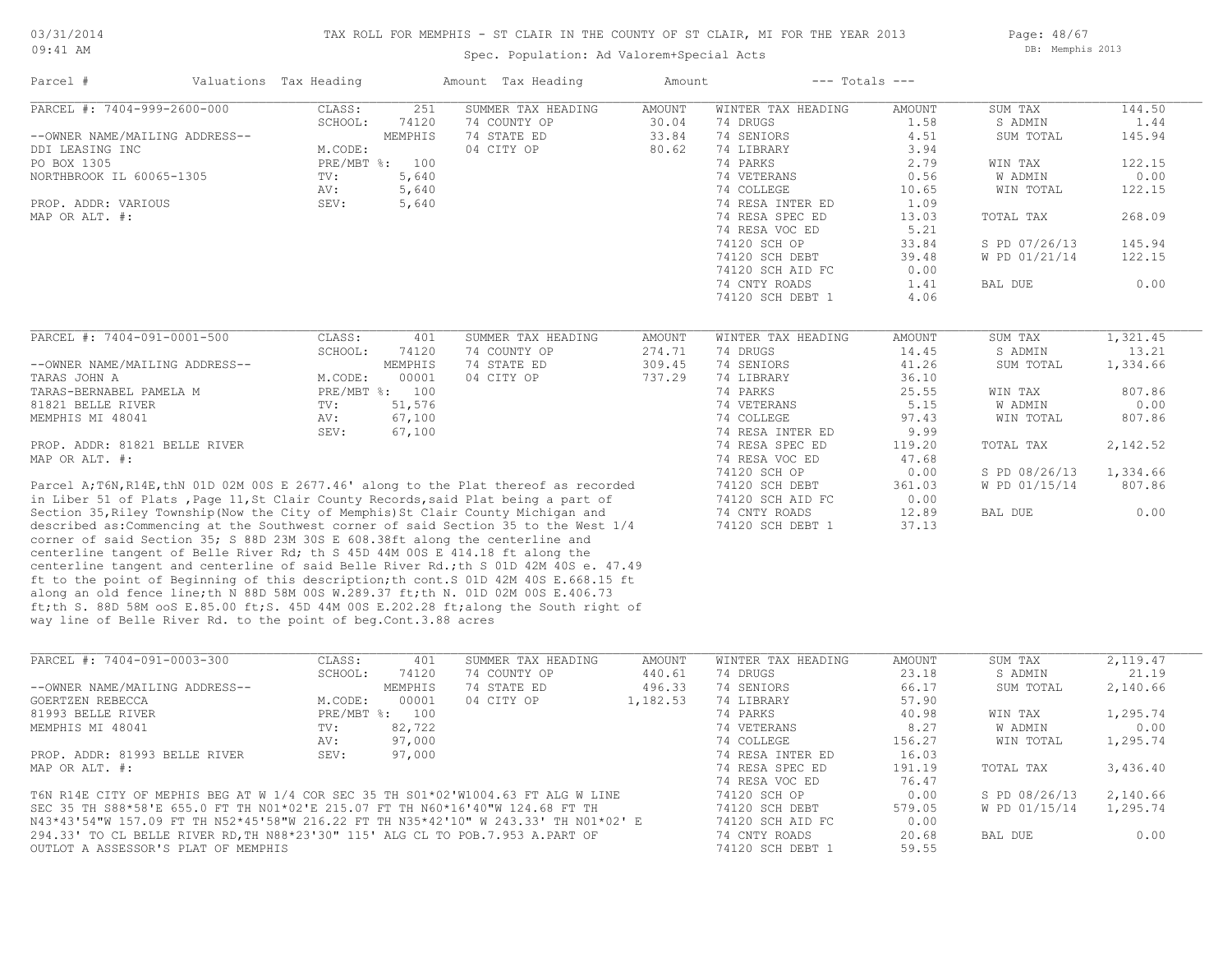# TAX ROLL FOR MEMPHIS - ST CLAIR IN THE COUNTY OF ST CLAIR, MI FOR THE YEAR 2013

Spec. Population: Ad Valorem+Special Acts

| Parcel # | Valuations | Tax Heading | Amount | Tax Heading | Amount | --- Totals --- |
|---|---|---|---|---|---|---|

## PARCEL #: 7404-999-2600-000

--OWNER NAME/MAILING ADDRESS--
DDI LEASING INC
PO BOX 1305
NORTHBROOK IL 60065-1305

PROP. ADDR: VARIOUS
MAP OR ALT. #:

| Valuation | Value |
|---|---|
| CLASS: | 251 |
| SCHOOL: | 74120 |
| | MEMPHIS |
| M.CODE: | |
| PRE/MBT %: | 100 |
| TV: | 5,640 |
| AV: | 5,640 |
| SEV: | 5,640 |

| SUMMER TAX HEADING | AMOUNT |
|---|---|
| 74 COUNTY OP | 30.04 |
| 74 STATE ED | 33.84 |
| 04 CITY OP | 80.62 |

| WINTER TAX HEADING | AMOUNT |
|---|---|
| 74 DRUGS | 1.58 |
| 74 SENIORS | 4.51 |
| 74 LIBRARY | 3.94 |
| 74 PARKS | 2.79 |
| 74 VETERANS | 0.56 |
| 74 COLLEGE | 10.65 |
| 74 RESA INTER ED | 1.09 |
| 74 RESA SPEC ED | 13.03 |
| 74 RESA VOC ED | 5.21 |
| 74120 SCH OP | 33.84 |
| 74120 SCH DEBT | 39.48 |
| 74120 SCH AID FC | 0.00 |
| 74 CNTY ROADS | 1.41 |
| 74120 SCH DEBT 1 | 4.06 |

| Totals | |
|---|---|
| SUM TAX | 144.50 |
| S ADMIN | 1.44 |
| SUM TOTAL | 145.94 |
| WIN TAX | 122.15 |
| W ADMIN | 0.00 |
| WIN TOTAL | 122.15 |
| TOTAL TAX | 268.09 |
| S PD 07/26/13 | 145.94 |
| W PD 01/21/14 | 122.15 |
| BAL DUE | 0.00 |

## PARCEL #: 7404-091-0001-500

--OWNER NAME/MAILING ADDRESS--
TARAS JOHN A
TARAS-BERNABEL PAMELA M
81821 BELLE RIVER
MEMPHIS MI 48041

PROP. ADDR: 81821 BELLE RIVER
MAP OR ALT. #:

| Valuation | Value |
|---|---|
| CLASS: | 401 |
| SCHOOL: | 74120 |
| | MEMPHIS |
| M.CODE: | 00001 |
| PRE/MBT %: | 100 |
| TV: | 51,576 |
| AV: | 67,100 |
| SEV: | 67,100 |

| SUMMER TAX HEADING | AMOUNT |
|---|---|
| 74 COUNTY OP | 274.71 |
| 74 STATE ED | 309.45 |
| 04 CITY OP | 737.29 |

| WINTER TAX HEADING | AMOUNT |
|---|---|
| 74 DRUGS | 14.45 |
| 74 SENIORS | 41.26 |
| 74 LIBRARY | 36.10 |
| 74 PARKS | 25.55 |
| 74 VETERANS | 5.15 |
| 74 COLLEGE | 97.43 |
| 74 RESA INTER ED | 9.99 |
| 74 RESA SPEC ED | 119.20 |
| 74 RESA VOC ED | 47.68 |
| 74120 SCH OP | 0.00 |
| 74120 SCH DEBT | 361.03 |
| 74120 SCH AID FC | 0.00 |
| 74 CNTY ROADS | 12.89 |
| 74120 SCH DEBT 1 | 37.13 |

| Totals | |
|---|---|
| SUM TAX | 1,321.45 |
| S ADMIN | 13.21 |
| SUM TOTAL | 1,334.66 |
| WIN TAX | 807.86 |
| W ADMIN | 0.00 |
| WIN TOTAL | 807.86 |
| TOTAL TAX | 2,142.52 |
| S PD 08/26/13 | 1,334.66 |
| W PD 01/15/14 | 807.86 |
| BAL DUE | 0.00 |

Parcel A;T6N,R14E,thN 01D 02M 00S E 2677.46' along to the Plat thereof as recorded in Liber 51 of Plats ,Page 11,St Clair County Records,said Plat being a part of Section 35,Riley Township(Now the City of Memphis)St Clair County Michigan and described as:Commencing at the Southwest corner of said Section 35 to the West 1/4 corner of said Section 35; S 88D 23M 30S E 608.38ft along the centerline and centerline tangent of Belle River Rd; th S 45D 44M 00S E 414.18 ft along the centerline tangent and centerline of said Belle River Rd.;th S 01D 42M 40S e. 47.49 ft to the point of Beginning of this description;th cont.S 01D 42M 40S E.668.15 ft along an old fence line;th N 88D 58M 00S W.289.37 ft;th N. 01D 02M 00S E.406.73 ft;th S. 88D 58M ooS E.85.00 ft;S. 45D 44M 00S E.202.28 ft;along the South right of way line of Belle River Rd. to the point of beg.Cont.3.88 acres

## PARCEL #: 7404-091-0003-300

--OWNER NAME/MAILING ADDRESS--
GOERTZEN REBECCA
81993 BELLE RIVER
MEMPHIS MI 48041

PROP. ADDR: 81993 BELLE RIVER
MAP OR ALT. #:

| Valuation | Value |
|---|---|
| CLASS: | 401 |
| SCHOOL: | 74120 |
| | MEMPHIS |
| M.CODE: | 00001 |
| PRE/MBT %: | 100 |
| TV: | 82,722 |
| AV: | 97,000 |
| SEV: | 97,000 |

| SUMMER TAX HEADING | AMOUNT |
|---|---|
| 74 COUNTY OP | 440.61 |
| 74 STATE ED | 496.33 |
| 04 CITY OP | 1,182.53 |

| WINTER TAX HEADING | AMOUNT |
|---|---|
| 74 DRUGS | 23.18 |
| 74 SENIORS | 66.17 |
| 74 LIBRARY | 57.90 |
| 74 PARKS | 40.98 |
| 74 VETERANS | 8.27 |
| 74 COLLEGE | 156.27 |
| 74 RESA INTER ED | 16.03 |
| 74 RESA SPEC ED | 191.19 |
| 74 RESA VOC ED | 76.47 |
| 74120 SCH OP | 0.00 |
| 74120 SCH DEBT | 579.05 |
| 74120 SCH AID FC | 0.00 |
| 74 CNTY ROADS | 20.68 |
| 74120 SCH DEBT 1 | 59.55 |

| Totals | |
|---|---|
| SUM TAX | 2,119.47 |
| S ADMIN | 21.19 |
| SUM TOTAL | 2,140.66 |
| WIN TAX | 1,295.74 |
| W ADMIN | 0.00 |
| WIN TOTAL | 1,295.74 |
| TOTAL TAX | 3,436.40 |
| S PD 08/26/13 | 2,140.66 |
| W PD 01/15/14 | 1,295.74 |
| BAL DUE | 0.00 |

T6N R14E CITY OF MEPHIS BEG AT W 1/4 COR SEC 35 TH S01*02'W1004.63 FT ALG W LINE SEC 35 TH S88*58'E 655.0 FT TH N01*02'E 215.07 FT TH N60*16'40"W 124.68 FT TH N43*43'54"W 157.09 FT TH N52*45'58"W 216.22 FT TH N35*42'10" W 243.33' TH N01*02' E 294.33' TO CL BELLE RIVER RD,TH N88*23'30" 115' ALG CL TO POB.7.953 A.PART OF OUTLOT A ASSESSOR'S PLAT OF MEMPHIS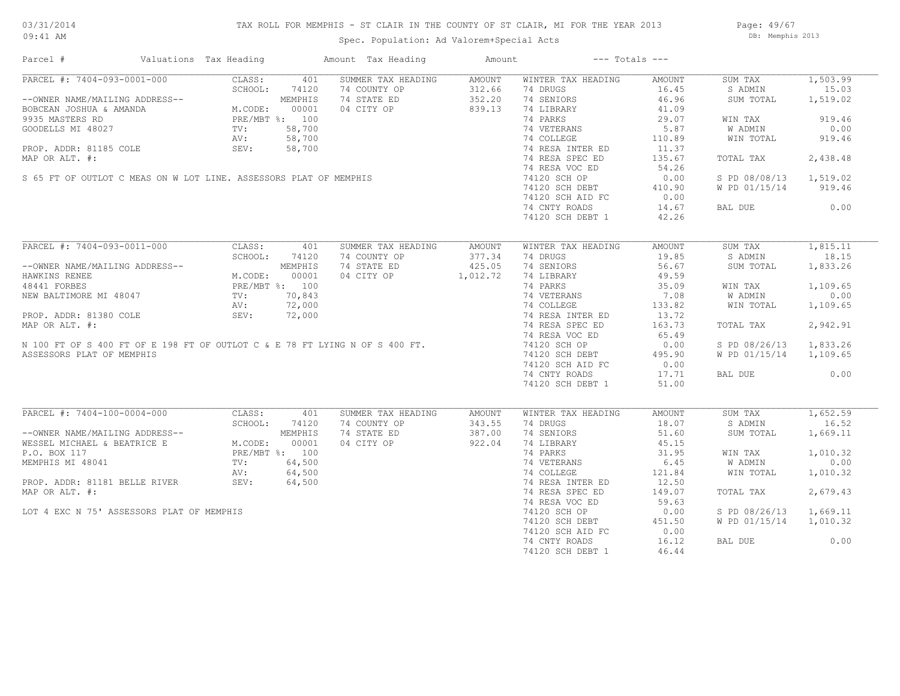# TAX ROLL FOR MEMPHIS - ST CLAIR IN THE COUNTY OF ST CLAIR, MI FOR THE YEAR 2013

Spec. Population: Ad Valorem+Special Acts

03/31/2014 09:41 AM — DB: Memphis 2013

| Parcel # | Valuations | Tax Heading | Amount | Tax Heading | Amount | --- Totals --- | |
|---|---|---|---|---|---|---|---|

## PARCEL #: 7404-093-0001-000

| Field | Value | Summer Tax Heading | Amount | Winter Tax Heading | Amount | Totals | |
|---|---|---|---|---|---|---|---|
| CLASS: | 401 | 74 COUNTY OP | 312.66 | 74 DRUGS | 16.45 | SUM TAX | 1,503.99 |
| SCHOOL: | 74120 | 74 STATE ED | 352.20 | 74 SENIORS | 46.96 | S ADMIN | 15.03 |
| | MEMPHIS | 04 CITY OP | 839.13 | 74 LIBRARY | 41.09 | SUM TOTAL | 1,519.02 |
| M.CODE: | 00001 | | | 74 PARKS | 29.07 | WIN TAX | 919.46 |
| PRE/MBT %: | 100 | | | 74 VETERANS | 5.87 | W ADMIN | 0.00 |
| TV: | 58,700 | | | 74 COLLEGE | 110.89 | WIN TOTAL | 919.46 |
| AV: | 58,700 | | | 74 RESA INTER ED | 11.37 | | |
| SEV: | 58,700 | | | 74 RESA SPEC ED | 135.67 | TOTAL TAX | 2,438.48 |
| | | | | 74 RESA VOC ED | 54.26 | | |
| | | | | 74120 SCH OP | 0.00 | S PD 08/08/13 | 1,519.02 |
| | | | | 74120 SCH DEBT | 410.90 | W PD 01/15/14 | 919.46 |
| | | | | 74120 SCH AID FC | 0.00 | | |
| | | | | 74 CNTY ROADS | 14.67 | BAL DUE | 0.00 |
| | | | | 74120 SCH DEBT 1 | 42.26 | | |

--OWNER NAME/MAILING ADDRESS--
BOBCEAN JOSHUA & AMANDA
9935 MASTERS RD
GOODELLS MI 48027

PROP. ADDR: 81185 COLE
MAP OR ALT. #:

S 65 FT OF OUTLOT C MEAS ON W LOT LINE. ASSESSORS PLAT OF MEMPHIS

## PARCEL #: 7404-093-0011-000

| Field | Value | Summer Tax Heading | Amount | Winter Tax Heading | Amount | Totals | |
|---|---|---|---|---|---|---|---|
| CLASS: | 401 | 74 COUNTY OP | 377.34 | 74 DRUGS | 19.85 | SUM TAX | 1,815.11 |
| SCHOOL: | 74120 | 74 STATE ED | 425.05 | 74 SENIORS | 56.67 | S ADMIN | 18.15 |
| | MEMPHIS | 04 CITY OP | 1,012.72 | 74 LIBRARY | 49.59 | SUM TOTAL | 1,833.26 |
| M.CODE: | 00001 | | | 74 PARKS | 35.09 | WIN TAX | 1,109.65 |
| PRE/MBT %: | 100 | | | 74 VETERANS | 7.08 | W ADMIN | 0.00 |
| TV: | 70,843 | | | 74 COLLEGE | 133.82 | WIN TOTAL | 1,109.65 |
| AV: | 72,000 | | | 74 RESA INTER ED | 13.72 | | |
| SEV: | 72,000 | | | 74 RESA SPEC ED | 163.73 | TOTAL TAX | 2,942.91 |
| | | | | 74 RESA VOC ED | 65.49 | | |
| | | | | 74120 SCH OP | 0.00 | S PD 08/26/13 | 1,833.26 |
| | | | | 74120 SCH DEBT | 495.90 | W PD 01/15/14 | 1,109.65 |
| | | | | 74120 SCH AID FC | 0.00 | | |
| | | | | 74 CNTY ROADS | 17.71 | BAL DUE | 0.00 |
| | | | | 74120 SCH DEBT 1 | 51.00 | | |

--OWNER NAME/MAILING ADDRESS--
HAWKINS RENEE
48441 FORBES
NEW BALTIMORE MI 48047

PROP. ADDR: 81380 COLE
MAP OR ALT. #:

N 100 FT OF S 400 FT OF E 198 FT OF OUTLOT C & E 78 FT LYING N OF S 400 FT.
ASSESSORS PLAT OF MEMPHIS

## PARCEL #: 7404-100-0004-000

| Field | Value | Summer Tax Heading | Amount | Winter Tax Heading | Amount | Totals | |
|---|---|---|---|---|---|---|---|
| CLASS: | 401 | 74 COUNTY OP | 343.55 | 74 DRUGS | 18.07 | SUM TAX | 1,652.59 |
| SCHOOL: | 74120 | 74 STATE ED | 387.00 | 74 SENIORS | 51.60 | S ADMIN | 16.52 |
| | MEMPHIS | 04 CITY OP | 922.04 | 74 LIBRARY | 45.15 | SUM TOTAL | 1,669.11 |
| M.CODE: | 00001 | | | 74 PARKS | 31.95 | WIN TAX | 1,010.32 |
| PRE/MBT %: | 100 | | | 74 VETERANS | 6.45 | W ADMIN | 0.00 |
| TV: | 64,500 | | | 74 COLLEGE | 121.84 | WIN TOTAL | 1,010.32 |
| AV: | 64,500 | | | 74 RESA INTER ED | 12.50 | | |
| SEV: | 64,500 | | | 74 RESA SPEC ED | 149.07 | TOTAL TAX | 2,679.43 |
| | | | | 74 RESA VOC ED | 59.63 | | |
| | | | | 74120 SCH OP | 0.00 | S PD 08/26/13 | 1,669.11 |
| | | | | 74120 SCH DEBT | 451.50 | W PD 01/15/14 | 1,010.32 |
| | | | | 74120 SCH AID FC | 0.00 | | |
| | | | | 74 CNTY ROADS | 16.12 | BAL DUE | 0.00 |
| | | | | 74120 SCH DEBT 1 | 46.44 | | |

--OWNER NAME/MAILING ADDRESS--
WESSEL MICHAEL & BEATRICE E
P.O. BOX 117
MEMPHIS MI 48041

PROP. ADDR: 81181 BELLE RIVER
MAP OR ALT. #:

LOT 4 EXC N 75' ASSESSORS PLAT OF MEMPHIS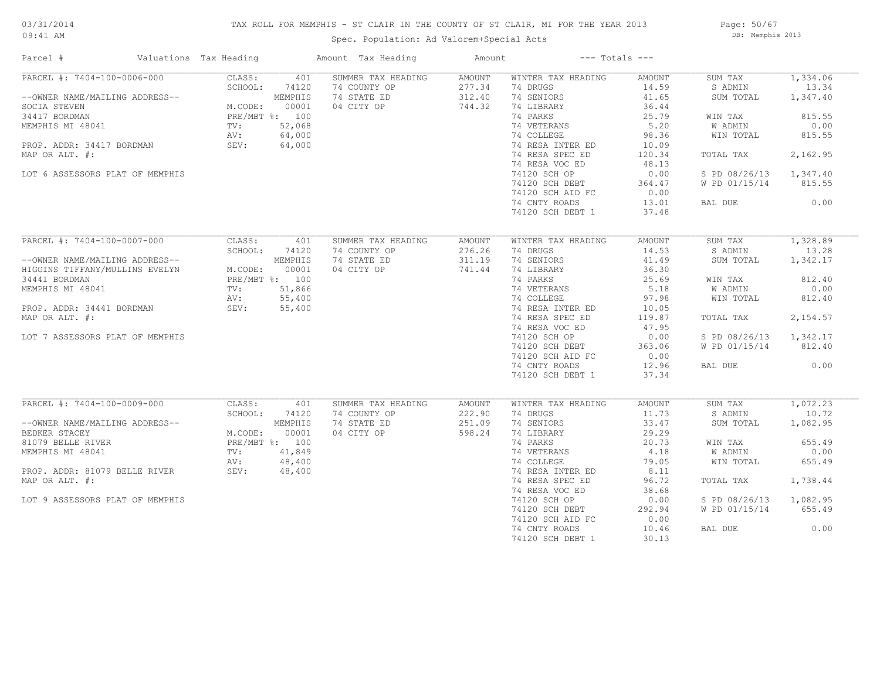# TAX ROLL FOR MEMPHIS - ST CLAIR IN THE COUNTY OF ST CLAIR, MI FOR THE YEAR 2013

03/31/2014
09:41 AM

Spec. Population: Ad Valorem+Special Acts

DB: Memphis 2013

| Parcel # | Valuations | Tax Heading | Amount | Tax Heading | Amount | --- Totals --- | | | |
|---|---|---|---|---|---|---|---|---|---|
| PARCEL #: 7404-100-0006-000 | CLASS: | 401 | SUMMER TAX HEADING | AMOUNT | WINTER TAX HEADING | AMOUNT | SUM TAX | 1,334.06 |
| | SCHOOL: | 74120 | 74 COUNTY OP | 277.34 | 74 DRUGS | 14.59 | S ADMIN | 13.34 |
| --OWNER NAME/MAILING ADDRESS-- | | MEMPHIS | 74 STATE ED | 312.40 | 74 SENIORS | 41.65 | SUM TOTAL | 1,347.40 |
| SOCIA STEVEN | M.CODE: | 00001 | 04 CITY OP | 744.32 | 74 LIBRARY | 36.44 | | |
| 34417 BORDMAN | PRE/MBT %: | 100 | | | 74 PARKS | 25.79 | WIN TAX | 815.55 |
| MEMPHIS MI 48041 | TV: | 52,068 | | | 74 VETERANS | 5.20 | W ADMIN | 0.00 |
| | AV: | 64,000 | | | 74 COLLEGE | 98.36 | WIN TOTAL | 815.55 |
| PROP. ADDR: 34417 BORDMAN | SEV: | 64,000 | | | 74 RESA INTER ED | 10.09 | | |
| MAP OR ALT. #: | | | | | 74 RESA SPEC ED | 120.34 | TOTAL TAX | 2,162.95 |
| | | | | | 74 RESA VOC ED | 48.13 | | |
| LOT 6 ASSESSORS PLAT OF MEMPHIS | | | | | 74120 SCH OP | 0.00 | S PD 08/26/13 | 1,347.40 |
| | | | | | 74120 SCH DEBT | 364.47 | W PD 01/15/14 | 815.55 |
| | | | | | 74120 SCH AID FC | 0.00 | | |
| | | | | | 74 CNTY ROADS | 13.01 | BAL DUE | 0.00 |
| | | | | | 74120 SCH DEBT 1 | 37.48 | | |
| PARCEL #: 7404-100-0007-000 | CLASS: | 401 | SUMMER TAX HEADING | AMOUNT | WINTER TAX HEADING | AMOUNT | SUM TAX | 1,328.89 |
| | SCHOOL: | 74120 | 74 COUNTY OP | 276.26 | 74 DRUGS | 14.53 | S ADMIN | 13.28 |
| --OWNER NAME/MAILING ADDRESS-- | | MEMPHIS | 74 STATE ED | 311.19 | 74 SENIORS | 41.49 | SUM TOTAL | 1,342.17 |
| HIGGINS TIFFANY/MULLINS EVELYN | M.CODE: | 00001 | 04 CITY OP | 741.44 | 74 LIBRARY | 36.30 | | |
| 34441 BORDMAN | PRE/MBT %: | 100 | | | 74 PARKS | 25.69 | WIN TAX | 812.40 |
| MEMPHIS MI 48041 | TV: | 51,866 | | | 74 VETERANS | 5.18 | W ADMIN | 0.00 |
| | AV: | 55,400 | | | 74 COLLEGE | 97.98 | WIN TOTAL | 812.40 |
| PROP. ADDR: 34441 BORDMAN | SEV: | 55,400 | | | 74 RESA INTER ED | 10.05 | | |
| MAP OR ALT. #: | | | | | 74 RESA SPEC ED | 119.87 | TOTAL TAX | 2,154.57 |
| | | | | | 74 RESA VOC ED | 47.95 | | |
| LOT 7 ASSESSORS PLAT OF MEMPHIS | | | | | 74120 SCH OP | 0.00 | S PD 08/26/13 | 1,342.17 |
| | | | | | 74120 SCH DEBT | 363.06 | W PD 01/15/14 | 812.40 |
| | | | | | 74120 SCH AID FC | 0.00 | | |
| | | | | | 74 CNTY ROADS | 12.96 | BAL DUE | 0.00 |
| | | | | | 74120 SCH DEBT 1 | 37.34 | | |
| PARCEL #: 7404-100-0009-000 | CLASS: | 401 | SUMMER TAX HEADING | AMOUNT | WINTER TAX HEADING | AMOUNT | SUM TAX | 1,072.23 |
| | SCHOOL: | 74120 | 74 COUNTY OP | 222.90 | 74 DRUGS | 11.73 | S ADMIN | 10.72 |
| --OWNER NAME/MAILING ADDRESS-- | | MEMPHIS | 74 STATE ED | 251.09 | 74 SENIORS | 33.47 | SUM TOTAL | 1,082.95 |
| BEDKER STACEY | M.CODE: | 00001 | 04 CITY OP | 598.24 | 74 LIBRARY | 29.29 | | |
| 81079 BELLE RIVER | PRE/MBT %: | 100 | | | 74 PARKS | 20.73 | WIN TAX | 655.49 |
| MEMPHIS MI 48041 | TV: | 41,849 | | | 74 VETERANS | 4.18 | W ADMIN | 0.00 |
| | AV: | 48,400 | | | 74 COLLEGE | 79.05 | WIN TOTAL | 655.49 |
| PROP. ADDR: 81079 BELLE RIVER | SEV: | 48,400 | | | 74 RESA INTER ED | 8.11 | | |
| MAP OR ALT. #: | | | | | 74 RESA SPEC ED | 96.72 | TOTAL TAX | 1,738.44 |
| | | | | | 74 RESA VOC ED | 38.68 | | |
| LOT 9 ASSESSORS PLAT OF MEMPHIS | | | | | 74120 SCH OP | 0.00 | S PD 08/26/13 | 1,082.95 |
| | | | | | 74120 SCH DEBT | 292.94 | W PD 01/15/14 | 655.49 |
| | | | | | 74120 SCH AID FC | 0.00 | | |
| | | | | | 74 CNTY ROADS | 10.46 | BAL DUE | 0.00 |
| | | | | | 74120 SCH DEBT 1 | 30.13 | | |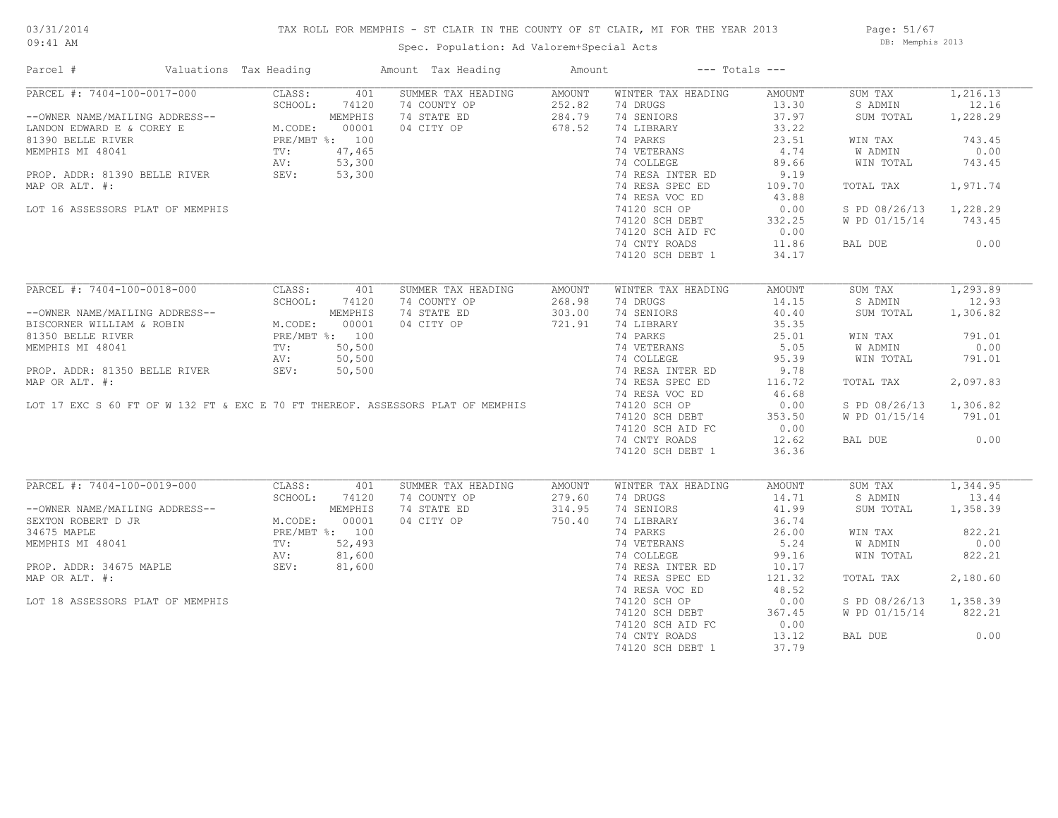# TAX ROLL FOR MEMPHIS - ST CLAIR IN THE COUNTY OF ST CLAIR, MI FOR THE YEAR 2013

Spec. Population: Ad Valorem+Special Acts

03/31/2014
09:41 AM

DB: Memphis 2013

| Parcel # | Valuations | Tax Heading | Amount | Tax Heading | Amount | --- Totals --- | |
|---|---|---|---|---|---|---|---|
| PARCEL #: 7404-100-0017-000 | CLASS: 401 | SUMMER TAX HEADING | AMOUNT | WINTER TAX HEADING | AMOUNT | SUM TAX | 1,216.13 |
| | SCHOOL: 74120 | 74 COUNTY OP | 252.82 | 74 DRUGS | 13.30 | S ADMIN | 12.16 |
| --OWNER NAME/MAILING ADDRESS-- | MEMPHIS | 74 STATE ED | 284.79 | 74 SENIORS | 37.97 | SUM TOTAL | 1,228.29 |
| LANDON EDWARD E & COREY E | M.CODE: 00001 | 04 CITY OP | 678.52 | 74 LIBRARY | 33.22 | | |
| 81390 BELLE RIVER | PRE/MBT %: 100 | | | 74 PARKS | 23.51 | WIN TAX | 743.45 |
| MEMPHIS MI 48041 | TV: 47,465 | | | 74 VETERANS | 4.74 | W ADMIN | 0.00 |
| | AV: 53,300 | | | 74 COLLEGE | 89.66 | WIN TOTAL | 743.45 |
| PROP. ADDR: 81390 BELLE RIVER | SEV: 53,300 | | | 74 RESA INTER ED | 9.19 | | |
| MAP OR ALT. #: | | | | 74 RESA SPEC ED | 109.70 | TOTAL TAX | 1,971.74 |
| | | | | 74 RESA VOC ED | 43.88 | | |
| LOT 16 ASSESSORS PLAT OF MEMPHIS | | | | 74120 SCH OP | 0.00 | S PD 08/26/13 | 1,228.29 |
| | | | | 74120 SCH DEBT | 332.25 | W PD 01/15/14 | 743.45 |
| | | | | 74120 SCH AID FC | 0.00 | | |
| | | | | 74 CNTY ROADS | 11.86 | BAL DUE | 0.00 |
| | | | | 74120 SCH DEBT 1 | 34.17 | | |

| Parcel # | Valuations | Tax Heading | Amount | Tax Heading | Amount | --- Totals --- | |
|---|---|---|---|---|---|---|---|
| PARCEL #: 7404-100-0018-000 | CLASS: 401 | SUMMER TAX HEADING | AMOUNT | WINTER TAX HEADING | AMOUNT | SUM TAX | 1,293.89 |
| | SCHOOL: 74120 | 74 COUNTY OP | 268.98 | 74 DRUGS | 14.15 | S ADMIN | 12.93 |
| --OWNER NAME/MAILING ADDRESS-- | MEMPHIS | 74 STATE ED | 303.00 | 74 SENIORS | 40.40 | SUM TOTAL | 1,306.82 |
| BISCORNER WILLIAM & ROBIN | M.CODE: 00001 | 04 CITY OP | 721.91 | 74 LIBRARY | 35.35 | | |
| 81350 BELLE RIVER | PRE/MBT %: 100 | | | 74 PARKS | 25.01 | WIN TAX | 791.01 |
| MEMPHIS MI 48041 | TV: 50,500 | | | 74 VETERANS | 5.05 | W ADMIN | 0.00 |
| | AV: 50,500 | | | 74 COLLEGE | 95.39 | WIN TOTAL | 791.01 |
| PROP. ADDR: 81350 BELLE RIVER | SEV: 50,500 | | | 74 RESA INTER ED | 9.78 | | |
| MAP OR ALT. #: | | | | 74 RESA SPEC ED | 116.72 | TOTAL TAX | 2,097.83 |
| | | | | 74 RESA VOC ED | 46.68 | | |
| LOT 17 EXC S 60 FT OF W 132 FT & EXC E 70 FT THEREOF. ASSESSORS PLAT OF MEMPHIS | | | | 74120 SCH OP | 0.00 | S PD 08/26/13 | 1,306.82 |
| | | | | 74120 SCH DEBT | 353.50 | W PD 01/15/14 | 791.01 |
| | | | | 74120 SCH AID FC | 0.00 | | |
| | | | | 74 CNTY ROADS | 12.62 | BAL DUE | 0.00 |
| | | | | 74120 SCH DEBT 1 | 36.36 | | |

| Parcel # | Valuations | Tax Heading | Amount | Tax Heading | Amount | --- Totals --- | |
|---|---|---|---|---|---|---|---|
| PARCEL #: 7404-100-0019-000 | CLASS: 401 | SUMMER TAX HEADING | AMOUNT | WINTER TAX HEADING | AMOUNT | SUM TAX | 1,344.95 |
| | SCHOOL: 74120 | 74 COUNTY OP | 279.60 | 74 DRUGS | 14.71 | S ADMIN | 13.44 |
| --OWNER NAME/MAILING ADDRESS-- | MEMPHIS | 74 STATE ED | 314.95 | 74 SENIORS | 41.99 | SUM TOTAL | 1,358.39 |
| SEXTON ROBERT D JR | M.CODE: 00001 | 04 CITY OP | 750.40 | 74 LIBRARY | 36.74 | | |
| 34675 MAPLE | PRE/MBT %: 100 | | | 74 PARKS | 26.00 | WIN TAX | 822.21 |
| MEMPHIS MI 48041 | TV: 52,493 | | | 74 VETERANS | 5.24 | W ADMIN | 0.00 |
| | AV: 81,600 | | | 74 COLLEGE | 99.16 | WIN TOTAL | 822.21 |
| PROP. ADDR: 34675 MAPLE | SEV: 81,600 | | | 74 RESA INTER ED | 10.17 | | |
| MAP OR ALT. #: | | | | 74 RESA SPEC ED | 121.32 | TOTAL TAX | 2,180.60 |
| | | | | 74 RESA VOC ED | 48.52 | | |
| LOT 18 ASSESSORS PLAT OF MEMPHIS | | | | 74120 SCH OP | 0.00 | S PD 08/26/13 | 1,358.39 |
| | | | | 74120 SCH DEBT | 367.45 | W PD 01/15/14 | 822.21 |
| | | | | 74120 SCH AID FC | 0.00 | | |
| | | | | 74 CNTY ROADS | 13.12 | BAL DUE | 0.00 |
| | | | | 74120 SCH DEBT 1 | 37.79 | | |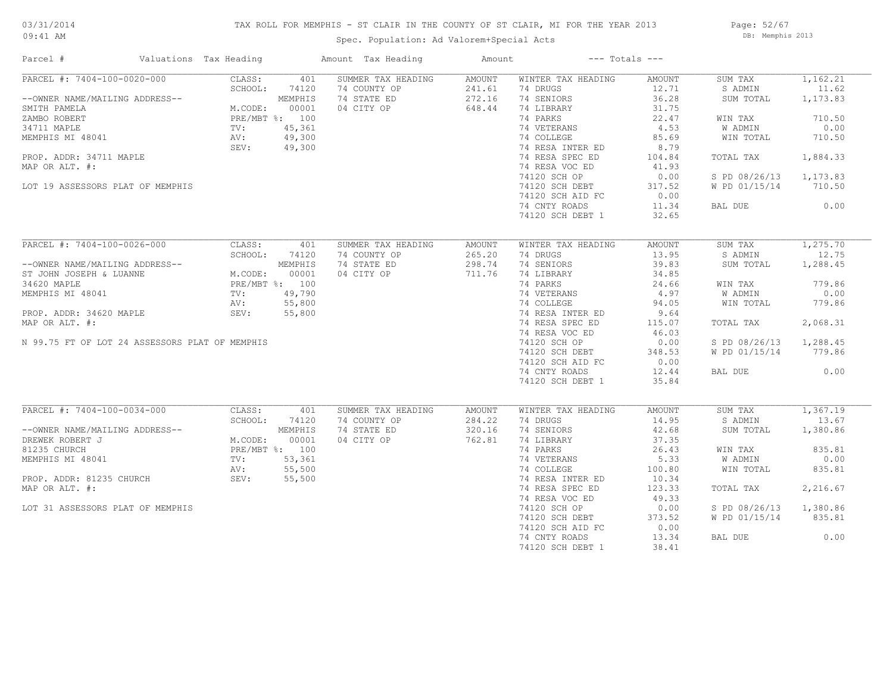# TAX ROLL FOR MEMPHIS - ST CLAIR IN THE COUNTY OF ST CLAIR, MI FOR THE YEAR 2013

Spec. Population: Ad Valorem+Special Acts

DB: Memphis 2013

03/31/2014 09:41 AM

| Parcel # | Valuations | Tax Heading | Amount | Tax Heading | Amount | --- Totals --- | |
|---|---|---|---|---|---|---|---|
| PARCEL #: 7404-100-0020-000 | CLASS: 401 | SUMMER TAX HEADING | AMOUNT | WINTER TAX HEADING | AMOUNT | SUM TAX | 1,162.21 |
| | SCHOOL: 74120 | 74 COUNTY OP | 241.61 | 74 DRUGS | 12.71 | S ADMIN | 11.62 |
| --OWNER NAME/MAILING ADDRESS-- | MEMPHIS | 74 STATE ED | 272.16 | 74 SENIORS | 36.28 | SUM TOTAL | 1,173.83 |
| SMITH PAMELA | M.CODE: 00001 | 04 CITY OP | 648.44 | 74 LIBRARY | 31.75 | | |
| ZAMBO ROBERT | PRE/MBT %: 100 | | | 74 PARKS | 22.47 | WIN TAX | 710.50 |
| 34711 MAPLE | TV: 45,361 | | | 74 VETERANS | 4.53 | W ADMIN | 0.00 |
| MEMPHIS MI 48041 | AV: 49,300 | | | 74 COLLEGE | 85.69 | WIN TOTAL | 710.50 |
| | SEV: 49,300 | | | 74 RESA INTER ED | 8.79 | | |
| PROP. ADDR: 34711 MAPLE | | | | 74 RESA SPEC ED | 104.84 | TOTAL TAX | 1,884.33 |
| MAP OR ALT. #: | | | | 74 RESA VOC ED | 41.93 | | |
| | | | | 74120 SCH OP | 0.00 | S PD 08/26/13 | 1,173.83 |
| LOT 19 ASSESSORS PLAT OF MEMPHIS | | | | 74120 SCH DEBT | 317.52 | W PD 01/15/14 | 710.50 |
| | | | | 74120 SCH AID FC | 0.00 | | |
| | | | | 74 CNTY ROADS | 11.34 | BAL DUE | 0.00 |
| | | | | 74120 SCH DEBT 1 | 32.65 | | |
| PARCEL #: 7404-100-0026-000 | CLASS: 401 | SUMMER TAX HEADING | AMOUNT | WINTER TAX HEADING | AMOUNT | SUM TAX | 1,275.70 |
| | SCHOOL: 74120 | 74 COUNTY OP | 265.20 | 74 DRUGS | 13.95 | S ADMIN | 12.75 |
| --OWNER NAME/MAILING ADDRESS-- | MEMPHIS | 74 STATE ED | 298.74 | 74 SENIORS | 39.83 | SUM TOTAL | 1,288.45 |
| ST JOHN JOSEPH & LUANNE | M.CODE: 00001 | 04 CITY OP | 711.76 | 74 LIBRARY | 34.85 | | |
| 34620 MAPLE | PRE/MBT %: 100 | | | 74 PARKS | 24.66 | WIN TAX | 779.86 |
| MEMPHIS MI 48041 | TV: 49,790 | | | 74 VETERANS | 4.97 | W ADMIN | 0.00 |
| | AV: 55,800 | | | 74 COLLEGE | 94.05 | WIN TOTAL | 779.86 |
| PROP. ADDR: 34620 MAPLE | SEV: 55,800 | | | 74 RESA INTER ED | 9.64 | | |
| MAP OR ALT. #: | | | | 74 RESA SPEC ED | 115.07 | TOTAL TAX | 2,068.31 |
| | | | | 74 RESA VOC ED | 46.03 | | |
| N 99.75 FT OF LOT 24 ASSESSORS PLAT OF MEMPHIS | | | | 74120 SCH OP | 0.00 | S PD 08/26/13 | 1,288.45 |
| | | | | 74120 SCH DEBT | 348.53 | W PD 01/15/14 | 779.86 |
| | | | | 74120 SCH AID FC | 0.00 | | |
| | | | | 74 CNTY ROADS | 12.44 | BAL DUE | 0.00 |
| | | | | 74120 SCH DEBT 1 | 35.84 | | |
| PARCEL #: 7404-100-0034-000 | CLASS: 401 | SUMMER TAX HEADING | AMOUNT | WINTER TAX HEADING | AMOUNT | SUM TAX | 1,367.19 |
| | SCHOOL: 74120 | 74 COUNTY OP | 284.22 | 74 DRUGS | 14.95 | S ADMIN | 13.67 |
| --OWNER NAME/MAILING ADDRESS-- | MEMPHIS | 74 STATE ED | 320.16 | 74 SENIORS | 42.68 | SUM TOTAL | 1,380.86 |
| DREWEK ROBERT J | M.CODE: 00001 | 04 CITY OP | 762.81 | 74 LIBRARY | 37.35 | | |
| 81235 CHURCH | PRE/MBT %: 100 | | | 74 PARKS | 26.43 | WIN TAX | 835.81 |
| MEMPHIS MI 48041 | TV: 53,361 | | | 74 VETERANS | 5.33 | W ADMIN | 0.00 |
| | AV: 55,500 | | | 74 COLLEGE | 100.80 | WIN TOTAL | 835.81 |
| PROP. ADDR: 81235 CHURCH | SEV: 55,500 | | | 74 RESA INTER ED | 10.34 | | |
| MAP OR ALT. #: | | | | 74 RESA SPEC ED | 123.33 | TOTAL TAX | 2,216.67 |
| | | | | 74 RESA VOC ED | 49.33 | | |
| LOT 31 ASSESSORS PLAT OF MEMPHIS | | | | 74120 SCH OP | 0.00 | S PD 08/26/13 | 1,380.86 |
| | | | | 74120 SCH DEBT | 373.52 | W PD 01/15/14 | 835.81 |
| | | | | 74120 SCH AID FC | 0.00 | | |
| | | | | 74 CNTY ROADS | 13.34 | BAL DUE | 0.00 |
| | | | | 74120 SCH DEBT 1 | 38.41 | | |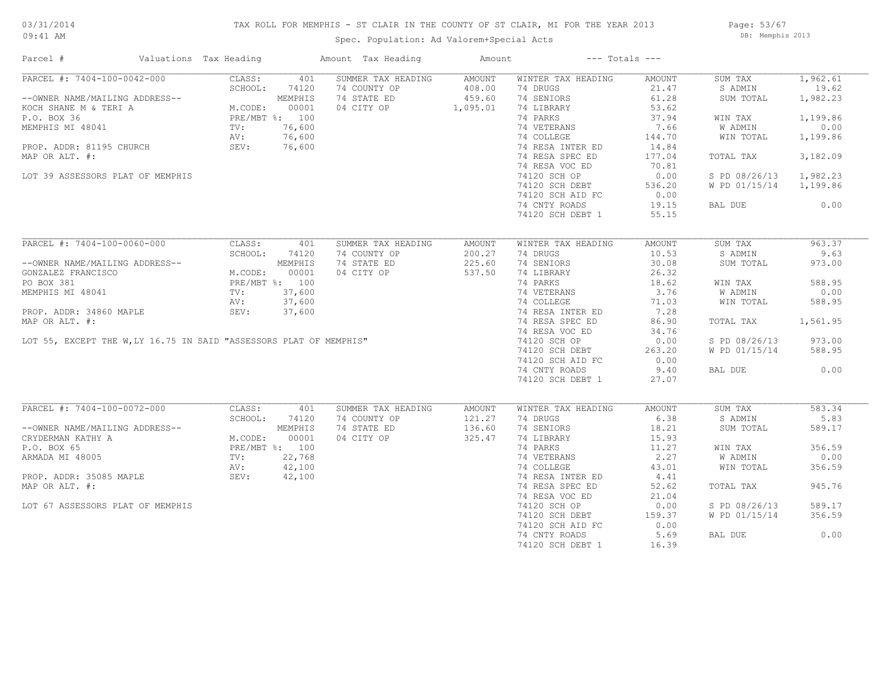# TAX ROLL FOR MEMPHIS - ST CLAIR IN THE COUNTY OF ST CLAIR, MI FOR THE YEAR 2013

Spec. Population: Ad Valorem+Special Acts

03/31/2014
09:41 AM

DB: Memphis 2013

| Parcel # | Valuations | Tax Heading | Amount | Tax Heading | Amount | --- Totals --- | |
|---|---|---|---|---|---|---|---|
| PARCEL #: 7404-100-0042-000 | CLASS: 401 | SUMMER TAX HEADING | AMOUNT | WINTER TAX HEADING | AMOUNT | SUM TAX | 1,962.61 |
| | SCHOOL: 74120 | 74 COUNTY OP | 408.00 | 74 DRUGS | 21.47 | S ADMIN | 19.62 |
| --OWNER NAME/MAILING ADDRESS-- | MEMPHIS | 74 STATE ED | 459.60 | 74 SENIORS | 61.28 | SUM TOTAL | 1,982.23 |
| KOCH SHANE M & TERI A | M.CODE: 00001 | 04 CITY OP | 1,095.01 | 74 LIBRARY | 53.62 | | |
| P.O. BOX 36 | PRE/MBT %: 100 | | | 74 PARKS | 37.94 | WIN TAX | 1,199.86 |
| MEMPHIS MI 48041 | TV: 76,600 | | | 74 VETERANS | 7.66 | W ADMIN | 0.00 |
| | AV: 76,600 | | | 74 COLLEGE | 144.70 | WIN TOTAL | 1,199.86 |
| PROP. ADDR: 81195 CHURCH | SEV: 76,600 | | | 74 RESA INTER ED | 14.84 | | |
| MAP OR ALT. #: | | | | 74 RESA SPEC ED | 177.04 | TOTAL TAX | 3,182.09 |
| | | | | 74 RESA VOC ED | 70.81 | | |
| LOT 39 ASSESSORS PLAT OF MEMPHIS | | | | 74120 SCH OP | 0.00 | S PD 08/26/13 | 1,982.23 |
| | | | | 74120 SCH DEBT | 536.20 | W PD 01/15/14 | 1,199.86 |
| | | | | 74120 SCH AID FC | 0.00 | | |
| | | | | 74 CNTY ROADS | 19.15 | BAL DUE | 0.00 |
| | | | | 74120 SCH DEBT 1 | 55.15 | | |
| PARCEL #: 7404-100-0060-000 | CLASS: 401 | SUMMER TAX HEADING | AMOUNT | WINTER TAX HEADING | AMOUNT | SUM TAX | 963.37 |
| | SCHOOL: 74120 | 74 COUNTY OP | 200.27 | 74 DRUGS | 10.53 | S ADMIN | 9.63 |
| --OWNER NAME/MAILING ADDRESS-- | MEMPHIS | 74 STATE ED | 225.60 | 74 SENIORS | 30.08 | SUM TOTAL | 973.00 |
| GONZALEZ FRANCISCO | M.CODE: 00001 | 04 CITY OP | 537.50 | 74 LIBRARY | 26.32 | | |
| PO BOX 381 | PRE/MBT %: 100 | | | 74 PARKS | 18.62 | WIN TAX | 588.95 |
| MEMPHIS MI 48041 | TV: 37,600 | | | 74 VETERANS | 3.76 | W ADMIN | 0.00 |
| | AV: 37,600 | | | 74 COLLEGE | 71.03 | WIN TOTAL | 588.95 |
| PROP. ADDR: 34860 MAPLE | SEV: 37,600 | | | 74 RESA INTER ED | 7.28 | | |
| MAP OR ALT. #: | | | | 74 RESA SPEC ED | 86.90 | TOTAL TAX | 1,561.95 |
| | | | | 74 RESA VOC ED | 34.76 | | |
| LOT 55, EXCEPT THE W,LY 16.75 IN SAID "ASSESSORS PLAT OF MEMPHIS" | | | | 74120 SCH OP | 0.00 | S PD 08/26/13 | 973.00 |
| | | | | 74120 SCH DEBT | 263.20 | W PD 01/15/14 | 588.95 |
| | | | | 74120 SCH AID FC | 0.00 | | |
| | | | | 74 CNTY ROADS | 9.40 | BAL DUE | 0.00 |
| | | | | 74120 SCH DEBT 1 | 27.07 | | |
| PARCEL #: 7404-100-0072-000 | CLASS: 401 | SUMMER TAX HEADING | AMOUNT | WINTER TAX HEADING | AMOUNT | SUM TAX | 583.34 |
| | SCHOOL: 74120 | 74 COUNTY OP | 121.27 | 74 DRUGS | 6.38 | S ADMIN | 5.83 |
| --OWNER NAME/MAILING ADDRESS-- | MEMPHIS | 74 STATE ED | 136.60 | 74 SENIORS | 18.21 | SUM TOTAL | 589.17 |
| CRYDERMAN KATHY A | M.CODE: 00001 | 04 CITY OP | 325.47 | 74 LIBRARY | 15.93 | | |
| P.O. BOX 65 | PRE/MBT %: 100 | | | 74 PARKS | 11.27 | WIN TAX | 356.59 |
| ARMADA MI 48005 | TV: 22,768 | | | 74 VETERANS | 2.27 | W ADMIN | 0.00 |
| | AV: 42,100 | | | 74 COLLEGE | 43.01 | WIN TOTAL | 356.59 |
| PROP. ADDR: 35085 MAPLE | SEV: 42,100 | | | 74 RESA INTER ED | 4.41 | | |
| MAP OR ALT. #: | | | | 74 RESA SPEC ED | 52.62 | TOTAL TAX | 945.76 |
| | | | | 74 RESA VOC ED | 21.04 | | |
| LOT 67 ASSESSORS PLAT OF MEMPHIS | | | | 74120 SCH OP | 0.00 | S PD 08/26/13 | 589.17 |
| | | | | 74120 SCH DEBT | 159.37 | W PD 01/15/14 | 356.59 |
| | | | | 74120 SCH AID FC | 0.00 | | |
| | | | | 74 CNTY ROADS | 5.69 | BAL DUE | 0.00 |
| | | | | 74120 SCH DEBT 1 | 16.39 | | |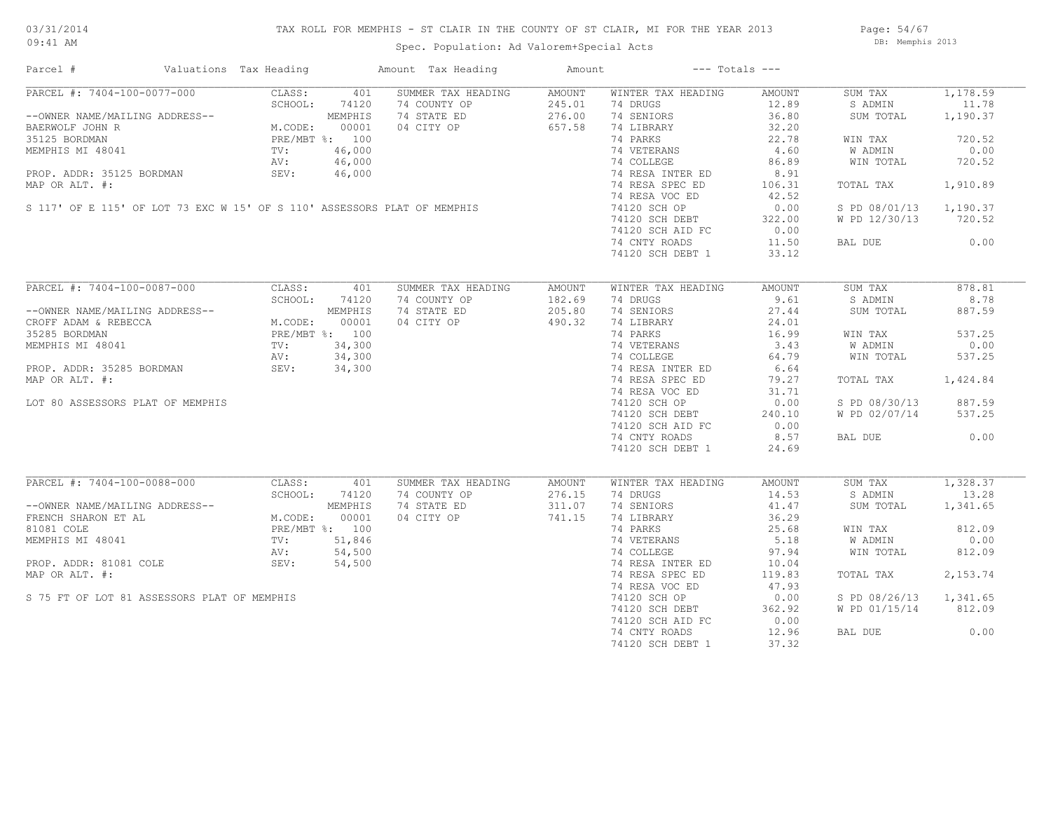# TAX ROLL FOR MEMPHIS - ST CLAIR IN THE COUNTY OF ST CLAIR, MI FOR THE YEAR 2013

Spec. Population: Ad Valorem+Special Acts

03/31/2014 09:41 AM — DB: Memphis 2013

| Parcel # | Valuations | Tax Heading | Amount | Tax Heading | Amount | --- Totals --- | |
|---|---|---|---|---|---|---|---|
| PARCEL #: 7404-100-0077-000 | CLASS: 401 | SUMMER TAX HEADING | AMOUNT | WINTER TAX HEADING | AMOUNT | SUM TAX | 1,178.59 |
| | SCHOOL: 74120 | 74 COUNTY OP | 245.01 | 74 DRUGS | 12.89 | S ADMIN | 11.78 |
| --OWNER NAME/MAILING ADDRESS-- | MEMPHIS | 74 STATE ED | 276.00 | 74 SENIORS | 36.80 | SUM TOTAL | 1,190.37 |
| BAERWOLF JOHN R | M.CODE: 00001 | 04 CITY OP | 657.58 | 74 LIBRARY | 32.20 | | |
| 35125 BORDMAN | PRE/MBT %: 100 | | | 74 PARKS | 22.78 | WIN TAX | 720.52 |
| MEMPHIS MI 48041 | TV: 46,000 | | | 74 VETERANS | 4.60 | W ADMIN | 0.00 |
| | AV: 46,000 | | | 74 COLLEGE | 86.89 | WIN TOTAL | 720.52 |
| PROP. ADDR: 35125 BORDMAN | SEV: 46,000 | | | 74 RESA INTER ED | 8.91 | | |
| MAP OR ALT. #: | | | | 74 RESA SPEC ED | 106.31 | TOTAL TAX | 1,910.89 |
| | | | | 74 RESA VOC ED | 42.52 | | |
| S 117' OF E 115' OF LOT 73 EXC W 15' OF S 110' ASSESSORS PLAT OF MEMPHIS | | | | 74120 SCH OP | 0.00 | S PD 08/01/13 | 1,190.37 |
| | | | | 74120 SCH DEBT | 322.00 | W PD 12/30/13 | 720.52 |
| | | | | 74120 SCH AID FC | 0.00 | | |
| | | | | 74 CNTY ROADS | 11.50 | BAL DUE | 0.00 |
| | | | | 74120 SCH DEBT 1 | 33.12 | | |
| PARCEL #: 7404-100-0087-000 | CLASS: 401 | SUMMER TAX HEADING | AMOUNT | WINTER TAX HEADING | AMOUNT | SUM TAX | 878.81 |
| | SCHOOL: 74120 | 74 COUNTY OP | 182.69 | 74 DRUGS | 9.61 | S ADMIN | 8.78 |
| --OWNER NAME/MAILING ADDRESS-- | MEMPHIS | 74 STATE ED | 205.80 | 74 SENIORS | 27.44 | SUM TOTAL | 887.59 |
| CROFF ADAM & REBECCA | M.CODE: 00001 | 04 CITY OP | 490.32 | 74 LIBRARY | 24.01 | | |
| 35285 BORDMAN | PRE/MBT %: 100 | | | 74 PARKS | 16.99 | WIN TAX | 537.25 |
| MEMPHIS MI 48041 | TV: 34,300 | | | 74 VETERANS | 3.43 | W ADMIN | 0.00 |
| | AV: 34,300 | | | 74 COLLEGE | 64.79 | WIN TOTAL | 537.25 |
| PROP. ADDR: 35285 BORDMAN | SEV: 34,300 | | | 74 RESA INTER ED | 6.64 | | |
| MAP OR ALT. #: | | | | 74 RESA SPEC ED | 79.27 | TOTAL TAX | 1,424.84 |
| | | | | 74 RESA VOC ED | 31.71 | | |
| LOT 80 ASSESSORS PLAT OF MEMPHIS | | | | 74120 SCH OP | 0.00 | S PD 08/30/13 | 887.59 |
| | | | | 74120 SCH DEBT | 240.10 | W PD 02/07/14 | 537.25 |
| | | | | 74120 SCH AID FC | 0.00 | | |
| | | | | 74 CNTY ROADS | 8.57 | BAL DUE | 0.00 |
| | | | | 74120 SCH DEBT 1 | 24.69 | | |
| PARCEL #: 7404-100-0088-000 | CLASS: 401 | SUMMER TAX HEADING | AMOUNT | WINTER TAX HEADING | AMOUNT | SUM TAX | 1,328.37 |
| | SCHOOL: 74120 | 74 COUNTY OP | 276.15 | 74 DRUGS | 14.53 | S ADMIN | 13.28 |
| --OWNER NAME/MAILING ADDRESS-- | MEMPHIS | 74 STATE ED | 311.07 | 74 SENIORS | 41.47 | SUM TOTAL | 1,341.65 |
| FRENCH SHARON ET AL | M.CODE: 00001 | 04 CITY OP | 741.15 | 74 LIBRARY | 36.29 | | |
| 81081 COLE | PRE/MBT %: 100 | | | 74 PARKS | 25.68 | WIN TAX | 812.09 |
| MEMPHIS MI 48041 | TV: 51,846 | | | 74 VETERANS | 5.18 | W ADMIN | 0.00 |
| | AV: 54,500 | | | 74 COLLEGE | 97.94 | WIN TOTAL | 812.09 |
| PROP. ADDR: 81081 COLE | SEV: 54,500 | | | 74 RESA INTER ED | 10.04 | | |
| MAP OR ALT. #: | | | | 74 RESA SPEC ED | 119.83 | TOTAL TAX | 2,153.74 |
| | | | | 74 RESA VOC ED | 47.93 | | |
| S 75 FT OF LOT 81 ASSESSORS PLAT OF MEMPHIS | | | | 74120 SCH OP | 0.00 | S PD 08/26/13 | 1,341.65 |
| | | | | 74120 SCH DEBT | 362.92 | W PD 01/15/14 | 812.09 |
| | | | | 74120 SCH AID FC | 0.00 | | |
| | | | | 74 CNTY ROADS | 12.96 | BAL DUE | 0.00 |
| | | | | 74120 SCH DEBT 1 | 37.32 | | |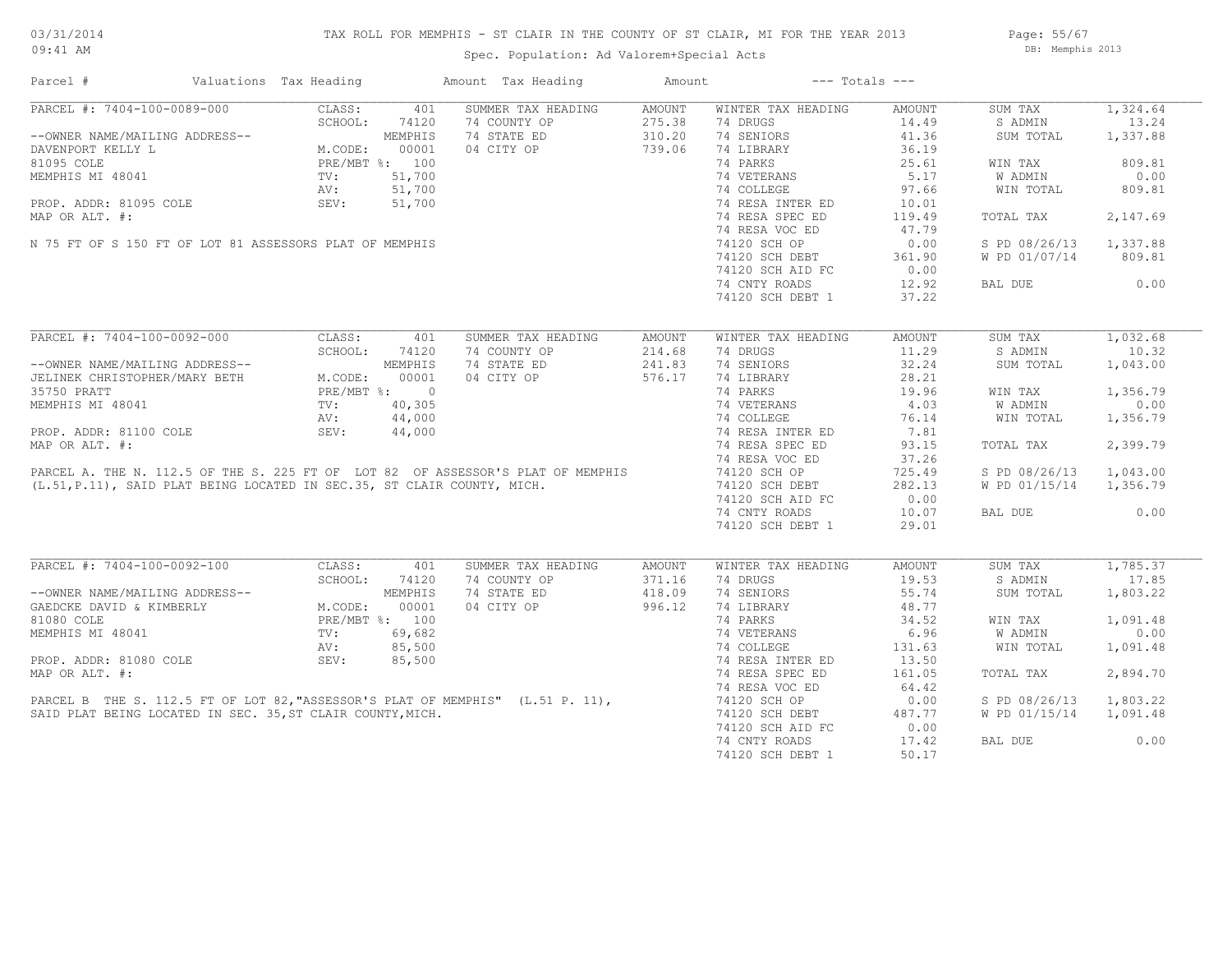# TAX ROLL FOR MEMPHIS - ST CLAIR IN THE COUNTY OF ST CLAIR, MI FOR THE YEAR 2013

Spec. Population: Ad Valorem+Special Acts

| Parcel # | Valuations | Tax Heading | Amount | Tax Heading | Amount | --- Totals --- | |
|---|---|---|---|---|---|---|---|
| PARCEL #: 7404-100-0089-000 | CLASS: 401 | SUMMER TAX HEADING | AMOUNT | WINTER TAX HEADING | AMOUNT | SUM TAX | 1,324.64 |
| | SCHOOL: 74120 | 74 COUNTY OP | 275.38 | 74 DRUGS | 14.49 | S ADMIN | 13.24 |
| --OWNER NAME/MAILING ADDRESS-- | MEMPHIS | 74 STATE ED | 310.20 | 74 SENIORS | 41.36 | SUM TOTAL | 1,337.88 |
| DAVENPORT KELLY L | M.CODE: 00001 | 04 CITY OP | 739.06 | 74 LIBRARY | 36.19 | | |
| 81095 COLE | PRE/MBT %: 100 | | | 74 PARKS | 25.61 | WIN TAX | 809.81 |
| MEMPHIS MI 48041 | TV: 51,700 | | | 74 VETERANS | 5.17 | W ADMIN | 0.00 |
| | AV: 51,700 | | | 74 COLLEGE | 97.66 | WIN TOTAL | 809.81 |
| PROP. ADDR: 81095 COLE | SEV: 51,700 | | | 74 RESA INTER ED | 10.01 | | |
| MAP OR ALT. #: | | | | 74 RESA SPEC ED | 119.49 | TOTAL TAX | 2,147.69 |
| | | | | 74 RESA VOC ED | 47.79 | | |
| N 75 FT OF S 150 FT OF LOT 81 ASSESSORS PLAT OF MEMPHIS | | | | 74120 SCH OP | 0.00 | S PD 08/26/13 | 1,337.88 |
| | | | | 74120 SCH DEBT | 361.90 | W PD 01/07/14 | 809.81 |
| | | | | 74120 SCH AID FC | 0.00 | | |
| | | | | 74 CNTY ROADS | 12.92 | BAL DUE | 0.00 |
| | | | | 74120 SCH DEBT 1 | 37.22 | | |
| PARCEL #: 7404-100-0092-000 | CLASS: 401 | SUMMER TAX HEADING | AMOUNT | WINTER TAX HEADING | AMOUNT | SUM TAX | 1,032.68 |
| | SCHOOL: 74120 | 74 COUNTY OP | 214.68 | 74 DRUGS | 11.29 | S ADMIN | 10.32 |
| --OWNER NAME/MAILING ADDRESS-- | MEMPHIS | 74 STATE ED | 241.83 | 74 SENIORS | 32.24 | SUM TOTAL | 1,043.00 |
| JELINEK CHRISTOPHER/MARY BETH | M.CODE: 00001 | 04 CITY OP | 576.17 | 74 LIBRARY | 28.21 | | |
| 35750 PRATT | PRE/MBT %: 0 | | | 74 PARKS | 19.96 | WIN TAX | 1,356.79 |
| MEMPHIS MI 48041 | TV: 40,305 | | | 74 VETERANS | 4.03 | W ADMIN | 0.00 |
| | AV: 44,000 | | | 74 COLLEGE | 76.14 | WIN TOTAL | 1,356.79 |
| PROP. ADDR: 81100 COLE | SEV: 44,000 | | | 74 RESA INTER ED | 7.81 | | |
| MAP OR ALT. #: | | | | 74 RESA SPEC ED | 93.15 | TOTAL TAX | 2,399.79 |
| | | | | 74 RESA VOC ED | 37.26 | | |
| PARCEL A. THE N. 112.5 OF THE S. 225 FT OF LOT 82 OF ASSESSOR'S PLAT OF MEMPHIS | | | | 74120 SCH OP | 725.49 | S PD 08/26/13 | 1,043.00 |
| (L.51,P.11), SAID PLAT BEING LOCATED IN SEC.35, ST CLAIR COUNTY, MICH. | | | | 74120 SCH DEBT | 282.13 | W PD 01/15/14 | 1,356.79 |
| | | | | 74120 SCH AID FC | 0.00 | | |
| | | | | 74 CNTY ROADS | 10.07 | BAL DUE | 0.00 |
| | | | | 74120 SCH DEBT 1 | 29.01 | | |
| PARCEL #: 7404-100-0092-100 | CLASS: 401 | SUMMER TAX HEADING | AMOUNT | WINTER TAX HEADING | AMOUNT | SUM TAX | 1,785.37 |
| | SCHOOL: 74120 | 74 COUNTY OP | 371.16 | 74 DRUGS | 19.53 | S ADMIN | 17.85 |
| --OWNER NAME/MAILING ADDRESS-- | MEMPHIS | 74 STATE ED | 418.09 | 74 SENIORS | 55.74 | SUM TOTAL | 1,803.22 |
| GAEDCKE DAVID & KIMBERLY | M.CODE: 00001 | 04 CITY OP | 996.12 | 74 LIBRARY | 48.77 | | |
| 81080 COLE | PRE/MBT %: 100 | | | 74 PARKS | 34.52 | WIN TAX | 1,091.48 |
| MEMPHIS MI 48041 | TV: 69,682 | | | 74 VETERANS | 6.96 | W ADMIN | 0.00 |
| | AV: 85,500 | | | 74 COLLEGE | 131.63 | WIN TOTAL | 1,091.48 |
| PROP. ADDR: 81080 COLE | SEV: 85,500 | | | 74 RESA INTER ED | 13.50 | | |
| MAP OR ALT. #: | | | | 74 RESA SPEC ED | 161.05 | TOTAL TAX | 2,894.70 |
| | | | | 74 RESA VOC ED | 64.42 | | |
| PARCEL B THE S. 112.5 FT OF LOT 82,"ASSESSOR'S PLAT OF MEMPHIS" (L.51 P. 11), | | | | 74120 SCH OP | 0.00 | S PD 08/26/13 | 1,803.22 |
| SAID PLAT BEING LOCATED IN SEC. 35,ST CLAIR COUNTY,MICH. | | | | 74120 SCH DEBT | 487.77 | W PD 01/15/14 | 1,091.48 |
| | | | | 74120 SCH AID FC | 0.00 | | |
| | | | | 74 CNTY ROADS | 17.42 | BAL DUE | 0.00 |
| | | | | 74120 SCH DEBT 1 | 50.17 | | |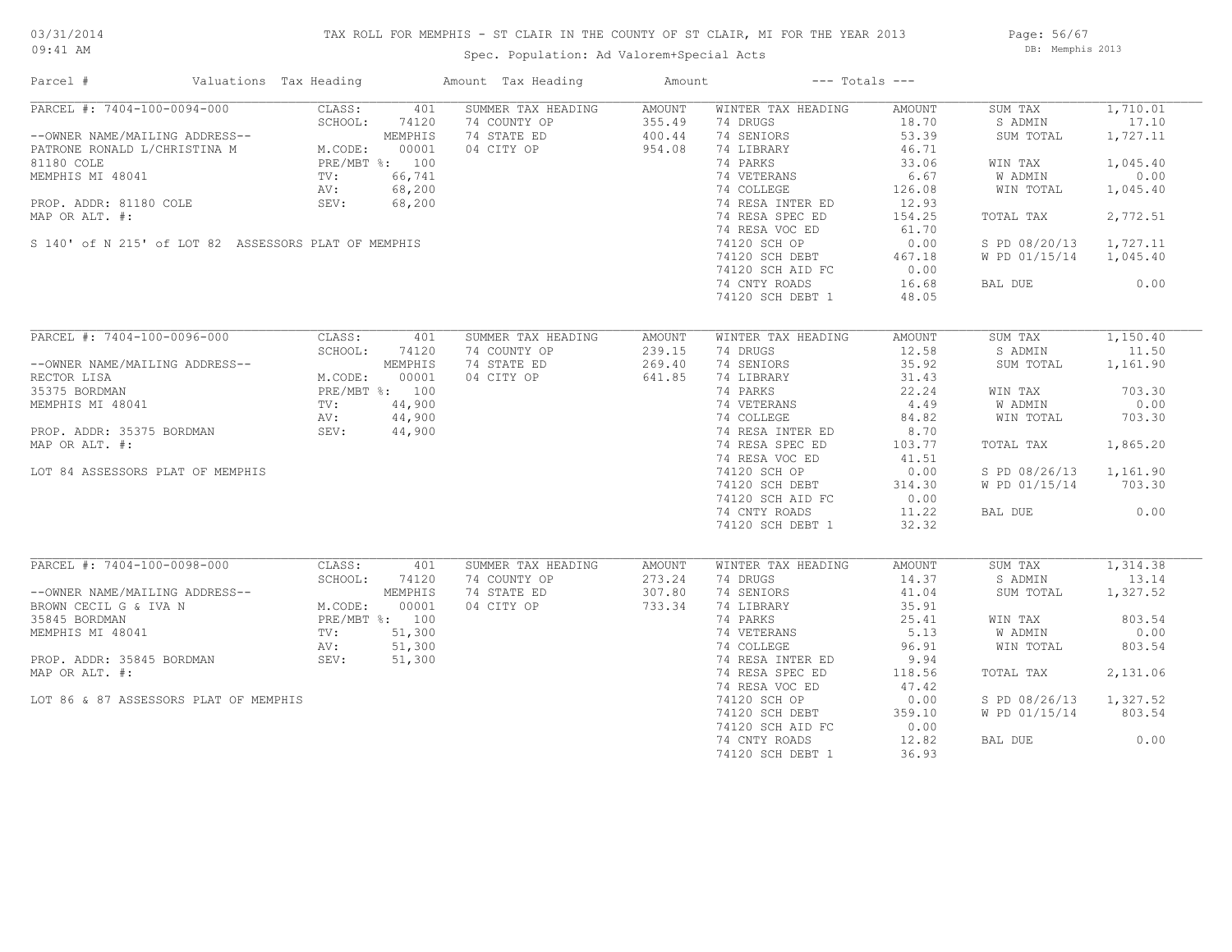# TAX ROLL FOR MEMPHIS - ST CLAIR IN THE COUNTY OF ST CLAIR, MI FOR THE YEAR 2013

Spec. Population: Ad Valorem+Special Acts

03/31/2014
09:41 AM

DB: Memphis 2013

| Parcel # | Valuations | Tax Heading | Amount | Tax Heading | Amount | --- Totals --- | |
|---|---|---|---|---|---|---|---|

## PARCEL #: 7404-100-0094-000

| | | | | | | | |
|---|---|---|---|---|---|---|---|
| PARCEL #: 7404-100-0094-000 | CLASS: 401 | SUMMER TAX HEADING | AMOUNT | WINTER TAX HEADING | AMOUNT | SUM TAX | 1,710.01 |
| | SCHOOL: 74120 | 74 COUNTY OP | 355.49 | 74 DRUGS | 18.70 | S ADMIN | 17.10 |
| --OWNER NAME/MAILING ADDRESS-- | MEMPHIS | 74 STATE ED | 400.44 | 74 SENIORS | 53.39 | SUM TOTAL | 1,727.11 |
| PATRONE RONALD L/CHRISTINA M | M.CODE: 00001 | 04 CITY OP | 954.08 | 74 LIBRARY | 46.71 | | |
| 81180 COLE | PRE/MBT %: 100 | | | 74 PARKS | 33.06 | WIN TAX | 1,045.40 |
| MEMPHIS MI 48041 | TV: 66,741 | | | 74 VETERANS | 6.67 | W ADMIN | 0.00 |
| | AV: 68,200 | | | 74 COLLEGE | 126.08 | WIN TOTAL | 1,045.40 |
| PROP. ADDR: 81180 COLE | SEV: 68,200 | | | 74 RESA INTER ED | 12.93 | | |
| MAP OR ALT. #: | | | | 74 RESA SPEC ED | 154.25 | TOTAL TAX | 2,772.51 |
| | | | | 74 RESA VOC ED | 61.70 | | |
| S 140' of N 215' of LOT 82 ASSESSORS PLAT OF MEMPHIS | | | | 74120 SCH OP | 0.00 | S PD 08/20/13 | 1,727.11 |
| | | | | 74120 SCH DEBT | 467.18 | W PD 01/15/14 | 1,045.40 |
| | | | | 74120 SCH AID FC | 0.00 | | |
| | | | | 74 CNTY ROADS | 16.68 | BAL DUE | 0.00 |
| | | | | 74120 SCH DEBT 1 | 48.05 | | |

## PARCEL #: 7404-100-0096-000

| | | | | | | | |
|---|---|---|---|---|---|---|---|
| PARCEL #: 7404-100-0096-000 | CLASS: 401 | SUMMER TAX HEADING | AMOUNT | WINTER TAX HEADING | AMOUNT | SUM TAX | 1,150.40 |
| | SCHOOL: 74120 | 74 COUNTY OP | 239.15 | 74 DRUGS | 12.58 | S ADMIN | 11.50 |
| --OWNER NAME/MAILING ADDRESS-- | MEMPHIS | 74 STATE ED | 269.40 | 74 SENIORS | 35.92 | SUM TOTAL | 1,161.90 |
| RECTOR LISA | M.CODE: 00001 | 04 CITY OP | 641.85 | 74 LIBRARY | 31.43 | | |
| 35375 BORDMAN | PRE/MBT %: 100 | | | 74 PARKS | 22.24 | WIN TAX | 703.30 |
| MEMPHIS MI 48041 | TV: 44,900 | | | 74 VETERANS | 4.49 | W ADMIN | 0.00 |
| | AV: 44,900 | | | 74 COLLEGE | 84.82 | WIN TOTAL | 703.30 |
| PROP. ADDR: 35375 BORDMAN | SEV: 44,900 | | | 74 RESA INTER ED | 8.70 | | |
| MAP OR ALT. #: | | | | 74 RESA SPEC ED | 103.77 | TOTAL TAX | 1,865.20 |
| | | | | 74 RESA VOC ED | 41.51 | | |
| LOT 84 ASSESSORS PLAT OF MEMPHIS | | | | 74120 SCH OP | 0.00 | S PD 08/26/13 | 1,161.90 |
| | | | | 74120 SCH DEBT | 314.30 | W PD 01/15/14 | 703.30 |
| | | | | 74120 SCH AID FC | 0.00 | | |
| | | | | 74 CNTY ROADS | 11.22 | BAL DUE | 0.00 |
| | | | | 74120 SCH DEBT 1 | 32.32 | | |

## PARCEL #: 7404-100-0098-000

| | | | | | | | |
|---|---|---|---|---|---|---|---|
| PARCEL #: 7404-100-0098-000 | CLASS: 401 | SUMMER TAX HEADING | AMOUNT | WINTER TAX HEADING | AMOUNT | SUM TAX | 1,314.38 |
| | SCHOOL: 74120 | 74 COUNTY OP | 273.24 | 74 DRUGS | 14.37 | S ADMIN | 13.14 |
| --OWNER NAME/MAILING ADDRESS-- | MEMPHIS | 74 STATE ED | 307.80 | 74 SENIORS | 41.04 | SUM TOTAL | 1,327.52 |
| BROWN CECIL G & IVA N | M.CODE: 00001 | 04 CITY OP | 733.34 | 74 LIBRARY | 35.91 | | |
| 35845 BORDMAN | PRE/MBT %: 100 | | | 74 PARKS | 25.41 | WIN TAX | 803.54 |
| MEMPHIS MI 48041 | TV: 51,300 | | | 74 VETERANS | 5.13 | W ADMIN | 0.00 |
| | AV: 51,300 | | | 74 COLLEGE | 96.91 | WIN TOTAL | 803.54 |
| PROP. ADDR: 35845 BORDMAN | SEV: 51,300 | | | 74 RESA INTER ED | 9.94 | | |
| MAP OR ALT. #: | | | | 74 RESA SPEC ED | 118.56 | TOTAL TAX | 2,131.06 |
| | | | | 74 RESA VOC ED | 47.42 | | |
| LOT 86 & 87 ASSESSORS PLAT OF MEMPHIS | | | | 74120 SCH OP | 0.00 | S PD 08/26/13 | 1,327.52 |
| | | | | 74120 SCH DEBT | 359.10 | W PD 01/15/14 | 803.54 |
| | | | | 74120 SCH AID FC | 0.00 | | |
| | | | | 74 CNTY ROADS | 12.82 | BAL DUE | 0.00 |
| | | | | 74120 SCH DEBT 1 | 36.93 | | |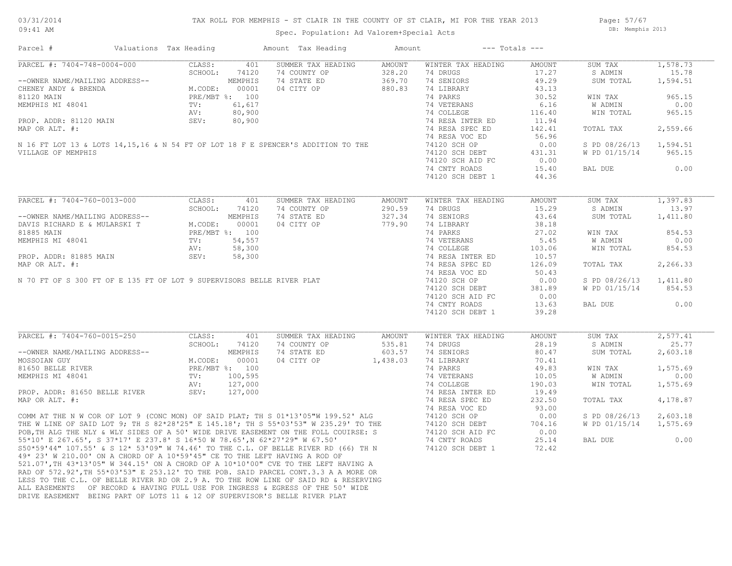# TAX ROLL FOR MEMPHIS - ST CLAIR IN THE COUNTY OF ST CLAIR, MI FOR THE YEAR 2013

Spec. Population: Ad Valorem+Special Acts

| Parcel # | Valuations | Tax Heading | Amount | Tax Heading | Amount | --- Totals --- | |
|---|---|---|---|---|---|---|---|

## PARCEL #: 7404-748-0004-000

| --OWNER NAME/MAILING ADDRESS-- | | SUMMER TAX HEADING | AMOUNT | WINTER TAX HEADING | AMOUNT | | |
|---|---|---|---|---|---|---|---|
| CHENEY ANDY & BRENDA | CLASS: 401 | 74 COUNTY OP | 328.20 | 74 DRUGS | 17.27 | SUM TAX | 1,578.73 |
| 81120 MAIN | SCHOOL: 74120 MEMPHIS | 74 STATE ED | 369.70 | 74 SENIORS | 49.29 | S ADMIN | 15.78 |
| MEMPHIS MI 48041 | M.CODE: 00001 | 04 CITY OP | 880.83 | 74 LIBRARY | 43.13 | SUM TOTAL | 1,594.51 |
| PROP. ADDR: 81120 MAIN | PRE/MBT %: 100 | | | 74 PARKS | 30.52 | WIN TAX | 965.15 |
| MAP OR ALT. #: | TV: 61,617 | | | 74 VETERANS | 6.16 | W ADMIN | 0.00 |
| | AV: 80,900 | | | 74 COLLEGE | 116.40 | WIN TOTAL | 965.15 |
| | SEV: 80,900 | | | 74 RESA INTER ED | 11.94 | | |
| | | | | 74 RESA SPEC ED | 142.41 | TOTAL TAX | 2,559.66 |
| | | | | 74 RESA VOC ED | 56.96 | | |
| | | | | 74120 SCH OP | 0.00 | S PD 08/26/13 | 1,594.51 |
| | | | | 74120 SCH DEBT | 431.31 | W PD 01/15/14 | 965.15 |
| | | | | 74120 SCH AID FC | 0.00 | | |
| | | | | 74 CNTY ROADS | 15.40 | BAL DUE | 0.00 |
| | | | | 74120 SCH DEBT 1 | 44.36 | | |

N 16 FT LOT 13 & LOTS 14,15,16 & N 54 FT OF LOT 18 F E SPENCER'S ADDITION TO THE VILLAGE OF MEMPHIS

## PARCEL #: 7404-760-0013-000

| --OWNER NAME/MAILING ADDRESS-- | | SUMMER TAX HEADING | AMOUNT | WINTER TAX HEADING | AMOUNT | | |
|---|---|---|---|---|---|---|---|
| DAVIS RICHARD E & MULARSKI T | CLASS: 401 | 74 COUNTY OP | 290.59 | 74 DRUGS | 15.29 | SUM TAX | 1,397.83 |
| 81885 MAIN | SCHOOL: 74120 MEMPHIS | 74 STATE ED | 327.34 | 74 SENIORS | 43.64 | S ADMIN | 13.97 |
| MEMPHIS MI 48041 | M.CODE: 00001 | 04 CITY OP | 779.90 | 74 LIBRARY | 38.18 | SUM TOTAL | 1,411.80 |
| PROP. ADDR: 81885 MAIN | PRE/MBT %: 100 | | | 74 PARKS | 27.02 | WIN TAX | 854.53 |
| MAP OR ALT. #: | TV: 54,557 | | | 74 VETERANS | 5.45 | W ADMIN | 0.00 |
| | AV: 58,300 | | | 74 COLLEGE | 103.06 | WIN TOTAL | 854.53 |
| | SEV: 58,300 | | | 74 RESA INTER ED | 10.57 | | |
| | | | | 74 RESA SPEC ED | 126.09 | TOTAL TAX | 2,266.33 |
| | | | | 74 RESA VOC ED | 50.43 | | |
| | | | | 74120 SCH OP | 0.00 | S PD 08/26/13 | 1,411.80 |
| | | | | 74120 SCH DEBT | 381.89 | W PD 01/15/14 | 854.53 |
| | | | | 74120 SCH AID FC | 0.00 | | |
| | | | | 74 CNTY ROADS | 13.63 | BAL DUE | 0.00 |
| | | | | 74120 SCH DEBT 1 | 39.28 | | |

N 70 FT OF S 300 FT OF E 135 FT OF LOT 9 SUPERVISORS BELLE RIVER PLAT

## PARCEL #: 7404-760-0015-250

| --OWNER NAME/MAILING ADDRESS-- | | SUMMER TAX HEADING | AMOUNT | WINTER TAX HEADING | AMOUNT | | |
|---|---|---|---|---|---|---|---|
| MOSSOIAN GUY | CLASS: 401 | 74 COUNTY OP | 535.81 | 74 DRUGS | 28.19 | SUM TAX | 2,577.41 |
| 81650 BELLE RIVER | SCHOOL: 74120 MEMPHIS | 74 STATE ED | 603.57 | 74 SENIORS | 80.47 | S ADMIN | 25.77 |
| MEMPHIS MI 48041 | M.CODE: 00001 | 04 CITY OP | 1,438.03 | 74 LIBRARY | 70.41 | SUM TOTAL | 2,603.18 |
| PROP. ADDR: 81650 BELLE RIVER | PRE/MBT %: 100 | | | 74 PARKS | 49.83 | WIN TAX | 1,575.69 |
| MAP OR ALT. #: | TV: 100,595 | | | 74 VETERANS | 10.05 | W ADMIN | 0.00 |
| | AV: 127,000 | | | 74 COLLEGE | 190.03 | WIN TOTAL | 1,575.69 |
| | SEV: 127,000 | | | 74 RESA INTER ED | 19.49 | | |
| | | | | 74 RESA SPEC ED | 232.50 | TOTAL TAX | 4,178.87 |
| | | | | 74 RESA VOC ED | 93.00 | | |
| | | | | 74120 SCH OP | 0.00 | S PD 08/26/13 | 2,603.18 |
| | | | | 74120 SCH DEBT | 704.16 | W PD 01/15/14 | 1,575.69 |
| | | | | 74120 SCH AID FC | 0.00 | | |
| | | | | 74 CNTY ROADS | 25.14 | BAL DUE | 0.00 |
| | | | | 74120 SCH DEBT 1 | 72.42 | | |

COMM AT THE N W COR OF LOT 9 (CONC MON) OF SAID PLAT; TH S 01*13'05"W 199.52' ALG THE W LINE OF SAID LOT 9; TH S 82*28'25" E 145.18'; TH S 55*03'53" W 235.29' TO THE POB,TH ALG THE NLY & WLY SIDES OF A 50' WIDE DRIVE EASEMENT ON THE FOLL COUIRSE: S 55*10' E 267.65', S 37*17' E 237.8' S 16*50 W 78.65',N 62*27'29" W 67.50' S50*59'44" 107.55' & S 12* 53'09" W 74.46' TO THE C.L. OF BELLE RIVER RD (66) TH N 49* 23' W 210.00' ON A CHORD OF A 10*59'45" CE TO THE LEFT HAVING A ROD OF 521.07',TH 43*13'05" W 344.15' ON A CHORD OF A 10*10'00" CVE TO THE LEFT HAVING A RAD OF 572.92',TH 55*03'53" E 253.12' TO THE POB. SAID PARCEL CONT.3.3 A A MORE OR LESS TO THE C.L. OF BELLE RIVER RD OR 2.9 A. TO THE ROW LINE OF SAID RD & RESERVING ALL EASEMENTS OF RECORD & HAVING FULL USE FOR INGRESS & EGRESS OF THE 50' WIDE DRIVE EASEMENT BEING PART OF LOTS 11 & 12 OF SUPERVISOR'S BELLE RIVER PLAT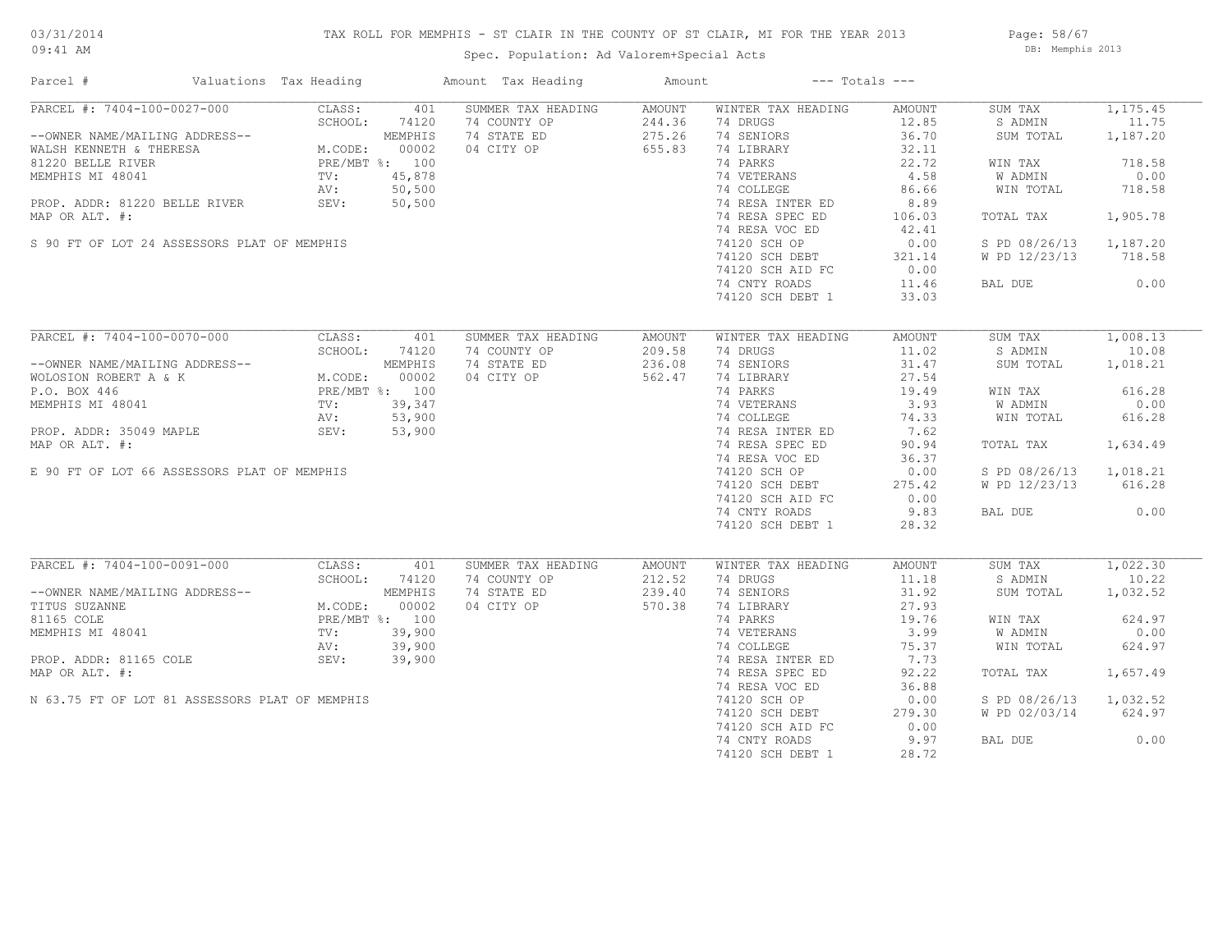# TAX ROLL FOR MEMPHIS - ST CLAIR IN THE COUNTY OF ST CLAIR, MI FOR THE YEAR 2013

Spec. Population: Ad Valorem+Special Acts

03/31/2014 09:41 AM — DB: Memphis 2013

| Parcel # | Valuations | Tax Heading | Amount | Tax Heading | Amount | --- Totals --- | |
|---|---|---|---|---|---|---|---|
| PARCEL #: 7404-100-0027-000 | CLASS: 401 | SUMMER TAX HEADING | AMOUNT | WINTER TAX HEADING | AMOUNT | SUM TAX | 1,175.45 |
| | SCHOOL: 74120 | 74 COUNTY OP | 244.36 | 74 DRUGS | 12.85 | S ADMIN | 11.75 |
| --OWNER NAME/MAILING ADDRESS-- | MEMPHIS | 74 STATE ED | 275.26 | 74 SENIORS | 36.70 | SUM TOTAL | 1,187.20 |
| WALSH KENNETH & THERESA | M.CODE: 00002 | 04 CITY OP | 655.83 | 74 LIBRARY | 32.11 | | |
| 81220 BELLE RIVER | PRE/MBT %: 100 | | | 74 PARKS | 22.72 | WIN TAX | 718.58 |
| MEMPHIS MI 48041 | TV: 45,878 | | | 74 VETERANS | 4.58 | W ADMIN | 0.00 |
| | AV: 50,500 | | | 74 COLLEGE | 86.66 | WIN TOTAL | 718.58 |
| PROP. ADDR: 81220 BELLE RIVER | SEV: 50,500 | | | 74 RESA INTER ED | 8.89 | | |
| MAP OR ALT. #: | | | | 74 RESA SPEC ED | 106.03 | TOTAL TAX | 1,905.78 |
| | | | | 74 RESA VOC ED | 42.41 | | |
| S 90 FT OF LOT 24 ASSESSORS PLAT OF MEMPHIS | | | | 74120 SCH OP | 0.00 | S PD 08/26/13 | 1,187.20 |
| | | | | 74120 SCH DEBT | 321.14 | W PD 12/23/13 | 718.58 |
| | | | | 74120 SCH AID FC | 0.00 | | |
| | | | | 74 CNTY ROADS | 11.46 | BAL DUE | 0.00 |
| | | | | 74120 SCH DEBT 1 | 33.03 | | |
| PARCEL #: 7404-100-0070-000 | CLASS: 401 | SUMMER TAX HEADING | AMOUNT | WINTER TAX HEADING | AMOUNT | SUM TAX | 1,008.13 |
| | SCHOOL: 74120 | 74 COUNTY OP | 209.58 | 74 DRUGS | 11.02 | S ADMIN | 10.08 |
| --OWNER NAME/MAILING ADDRESS-- | MEMPHIS | 74 STATE ED | 236.08 | 74 SENIORS | 31.47 | SUM TOTAL | 1,018.21 |
| WOLOSION ROBERT A & K | M.CODE: 00002 | 04 CITY OP | 562.47 | 74 LIBRARY | 27.54 | | |
| P.O. BOX 446 | PRE/MBT %: 100 | | | 74 PARKS | 19.49 | WIN TAX | 616.28 |
| MEMPHIS MI 48041 | TV: 39,347 | | | 74 VETERANS | 3.93 | W ADMIN | 0.00 |
| | AV: 53,900 | | | 74 COLLEGE | 74.33 | WIN TOTAL | 616.28 |
| PROP. ADDR: 35049 MAPLE | SEV: 53,900 | | | 74 RESA INTER ED | 7.62 | | |
| MAP OR ALT. #: | | | | 74 RESA SPEC ED | 90.94 | TOTAL TAX | 1,634.49 |
| | | | | 74 RESA VOC ED | 36.37 | | |
| E 90 FT OF LOT 66 ASSESSORS PLAT OF MEMPHIS | | | | 74120 SCH OP | 0.00 | S PD 08/26/13 | 1,018.21 |
| | | | | 74120 SCH DEBT | 275.42 | W PD 12/23/13 | 616.28 |
| | | | | 74120 SCH AID FC | 0.00 | | |
| | | | | 74 CNTY ROADS | 9.83 | BAL DUE | 0.00 |
| | | | | 74120 SCH DEBT 1 | 28.32 | | |
| PARCEL #: 7404-100-0091-000 | CLASS: 401 | SUMMER TAX HEADING | AMOUNT | WINTER TAX HEADING | AMOUNT | SUM TAX | 1,022.30 |
| | SCHOOL: 74120 | 74 COUNTY OP | 212.52 | 74 DRUGS | 11.18 | S ADMIN | 10.22 |
| --OWNER NAME/MAILING ADDRESS-- | MEMPHIS | 74 STATE ED | 239.40 | 74 SENIORS | 31.92 | SUM TOTAL | 1,032.52 |
| TITUS SUZANNE | M.CODE: 00002 | 04 CITY OP | 570.38 | 74 LIBRARY | 27.93 | | |
| 81165 COLE | PRE/MBT %: 100 | | | 74 PARKS | 19.76 | WIN TAX | 624.97 |
| MEMPHIS MI 48041 | TV: 39,900 | | | 74 VETERANS | 3.99 | W ADMIN | 0.00 |
| | AV: 39,900 | | | 74 COLLEGE | 75.37 | WIN TOTAL | 624.97 |
| PROP. ADDR: 81165 COLE | SEV: 39,900 | | | 74 RESA INTER ED | 7.73 | | |
| MAP OR ALT. #: | | | | 74 RESA SPEC ED | 92.22 | TOTAL TAX | 1,657.49 |
| | | | | 74 RESA VOC ED | 36.88 | | |
| N 63.75 FT OF LOT 81 ASSESSORS PLAT OF MEMPHIS | | | | 74120 SCH OP | 0.00 | S PD 08/26/13 | 1,032.52 |
| | | | | 74120 SCH DEBT | 279.30 | W PD 02/03/14 | 624.97 |
| | | | | 74120 SCH AID FC | 0.00 | | |
| | | | | 74 CNTY ROADS | 9.97 | BAL DUE | 0.00 |
| | | | | 74120 SCH DEBT 1 | 28.72 | | |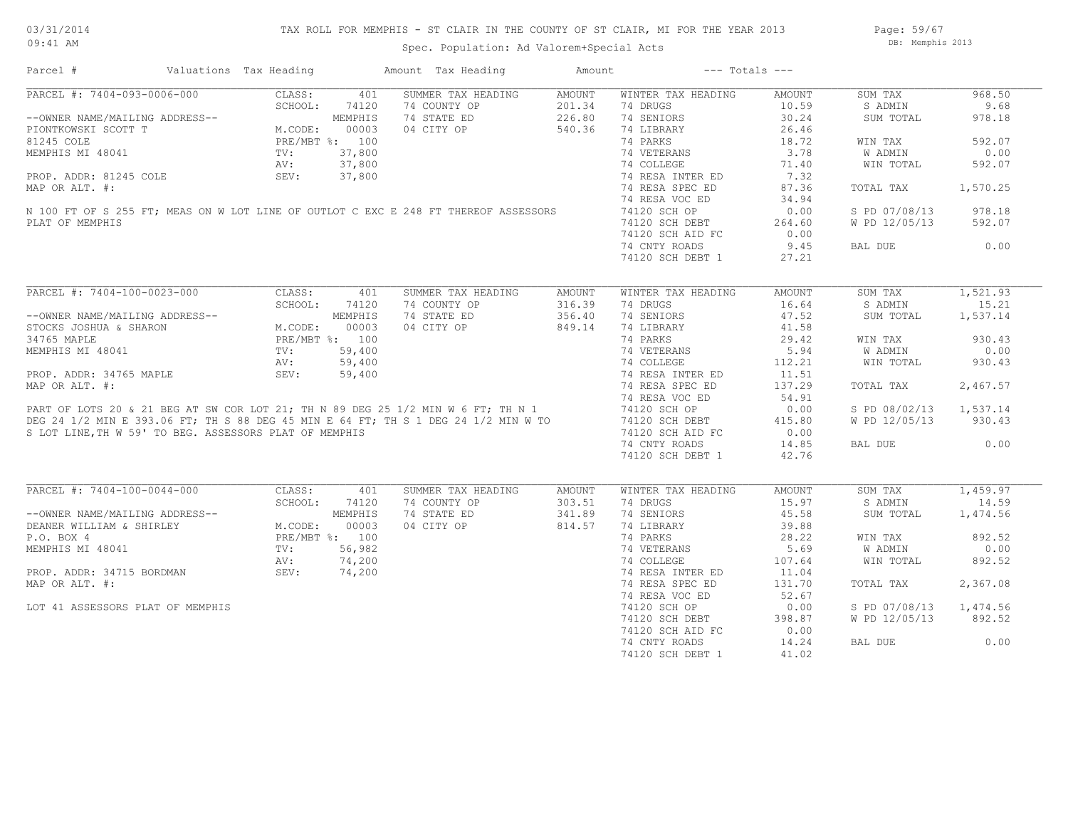# TAX ROLL FOR MEMPHIS - ST CLAIR IN THE COUNTY OF ST CLAIR, MI FOR THE YEAR 2013

Spec. Population: Ad Valorem+Special Acts

03/31/2014 09:41 AM

DB: Memphis 2013

| Parcel # | Valuations | Tax Heading | Amount | Tax Heading | Amount | --- Totals --- | |
|---|---|---|---|---|---|---|---|

## PARCEL #: 7404-093-0006-000

| Field | Value | Summer Tax Heading | Amount | Winter Tax Heading | Amount | Totals | |
|---|---|---|---|---|---|---|---|
| CLASS: | 401 | SUMMER TAX HEADING | AMOUNT | WINTER TAX HEADING | AMOUNT | SUM TAX | 968.50 |
| SCHOOL: | 74120 | 74 COUNTY OP | 201.34 | 74 DRUGS | 10.59 | S ADMIN | 9.68 |
| | MEMPHIS | 74 STATE ED | 226.80 | 74 SENIORS | 30.24 | SUM TOTAL | 978.18 |
| M.CODE: | 00003 | 04 CITY OP | 540.36 | 74 LIBRARY | 26.46 | | |
| PRE/MBT %: | 100 | | | 74 PARKS | 18.72 | WIN TAX | 592.07 |
| TV: | 37,800 | | | 74 VETERANS | 3.78 | W ADMIN | 0.00 |
| AV: | 37,800 | | | 74 COLLEGE | 71.40 | WIN TOTAL | 592.07 |
| SEV: | 37,800 | | | 74 RESA INTER ED | 7.32 | | |
| | | | | 74 RESA SPEC ED | 87.36 | TOTAL TAX | 1,570.25 |
| | | | | 74 RESA VOC ED | 34.94 | | |
| | | | | 74120 SCH OP | 0.00 | S PD 07/08/13 | 978.18 |
| | | | | 74120 SCH DEBT | 264.60 | W PD 12/05/13 | 592.07 |
| | | | | 74120 SCH AID FC | 0.00 | | |
| | | | | 74 CNTY ROADS | 9.45 | BAL DUE | 0.00 |
| | | | | 74120 SCH DEBT 1 | 27.21 | | |

--OWNER NAME/MAILING ADDRESS--
PIONTKOWSKI SCOTT T
81245 COLE
MEMPHIS MI 48041

PROP. ADDR: 81245 COLE
MAP OR ALT. #:

N 100 FT OF S 255 FT; MEAS ON W LOT LINE OF OUTLOT C EXC E 248 FT THEREOF ASSESSORS PLAT OF MEMPHIS

## PARCEL #: 7404-100-0023-000

| Field | Value | Summer Tax Heading | Amount | Winter Tax Heading | Amount | Totals | |
|---|---|---|---|---|---|---|---|
| CLASS: | 401 | SUMMER TAX HEADING | AMOUNT | WINTER TAX HEADING | AMOUNT | SUM TAX | 1,521.93 |
| SCHOOL: | 74120 | 74 COUNTY OP | 316.39 | 74 DRUGS | 16.64 | S ADMIN | 15.21 |
| | MEMPHIS | 74 STATE ED | 356.40 | 74 SENIORS | 47.52 | SUM TOTAL | 1,537.14 |
| M.CODE: | 00003 | 04 CITY OP | 849.14 | 74 LIBRARY | 41.58 | | |
| PRE/MBT %: | 100 | | | 74 PARKS | 29.42 | WIN TAX | 930.43 |
| TV: | 59,400 | | | 74 VETERANS | 5.94 | W ADMIN | 0.00 |
| AV: | 59,400 | | | 74 COLLEGE | 112.21 | WIN TOTAL | 930.43 |
| SEV: | 59,400 | | | 74 RESA INTER ED | 11.51 | | |
| | | | | 74 RESA SPEC ED | 137.29 | TOTAL TAX | 2,467.57 |
| | | | | 74 RESA VOC ED | 54.91 | | |
| | | | | 74120 SCH OP | 0.00 | S PD 08/02/13 | 1,537.14 |
| | | | | 74120 SCH DEBT | 415.80 | W PD 12/05/13 | 930.43 |
| | | | | 74120 SCH AID FC | 0.00 | | |
| | | | | 74 CNTY ROADS | 14.85 | BAL DUE | 0.00 |
| | | | | 74120 SCH DEBT 1 | 42.76 | | |

--OWNER NAME/MAILING ADDRESS--
STOCKS JOSHUA & SHARON
34765 MAPLE
MEMPHIS MI 48041

PROP. ADDR: 34765 MAPLE
MAP OR ALT. #:

PART OF LOTS 20 & 21 BEG AT SW COR LOT 21; TH N 89 DEG 25 1/2 MIN W 6 FT; TH N 1 DEG 24 1/2 MIN E 393.06 FT; TH S 88 DEG 45 MIN E 64 FT; TH S 1 DEG 24 1/2 MIN W TO S LOT LINE,TH W 59' TO BEG. ASSESSORS PLAT OF MEMPHIS

## PARCEL #: 7404-100-0044-000

| Field | Value | Summer Tax Heading | Amount | Winter Tax Heading | Amount | Totals | |
|---|---|---|---|---|---|---|---|
| CLASS: | 401 | SUMMER TAX HEADING | AMOUNT | WINTER TAX HEADING | AMOUNT | SUM TAX | 1,459.97 |
| SCHOOL: | 74120 | 74 COUNTY OP | 303.51 | 74 DRUGS | 15.97 | S ADMIN | 14.59 |
| | MEMPHIS | 74 STATE ED | 341.89 | 74 SENIORS | 45.58 | SUM TOTAL | 1,474.56 |
| M.CODE: | 00003 | 04 CITY OP | 814.57 | 74 LIBRARY | 39.88 | | |
| PRE/MBT %: | 100 | | | 74 PARKS | 28.22 | WIN TAX | 892.52 |
| TV: | 56,982 | | | 74 VETERANS | 5.69 | W ADMIN | 0.00 |
| AV: | 74,200 | | | 74 COLLEGE | 107.64 | WIN TOTAL | 892.52 |
| SEV: | 74,200 | | | 74 RESA INTER ED | 11.04 | | |
| | | | | 74 RESA SPEC ED | 131.70 | TOTAL TAX | 2,367.08 |
| | | | | 74 RESA VOC ED | 52.67 | | |
| | | | | 74120 SCH OP | 0.00 | S PD 07/08/13 | 1,474.56 |
| | | | | 74120 SCH DEBT | 398.87 | W PD 12/05/13 | 892.52 |
| | | | | 74120 SCH AID FC | 0.00 | | |
| | | | | 74 CNTY ROADS | 14.24 | BAL DUE | 0.00 |
| | | | | 74120 SCH DEBT 1 | 41.02 | | |

--OWNER NAME/MAILING ADDRESS--
DEANER WILLIAM & SHIRLEY
P.O. BOX 4
MEMPHIS MI 48041

PROP. ADDR: 34715 BORDMAN
MAP OR ALT. #:

LOT 41 ASSESSORS PLAT OF MEMPHIS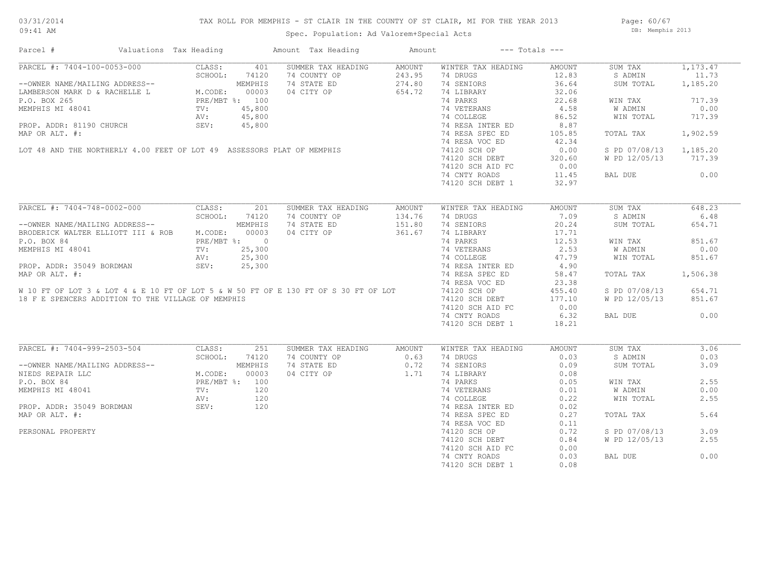# TAX ROLL FOR MEMPHIS - ST CLAIR IN THE COUNTY OF ST CLAIR, MI FOR THE YEAR 2013

Spec. Population: Ad Valorem+Special Acts

DB: Memphis 2013

03/31/2014 09:41 AM

| Parcel # | Valuations | Tax Heading | Amount | Tax Heading | Amount | --- Totals --- | |
|---|---|---|---|---|---|---|---|
| PARCEL #: 7404-100-0053-000 | CLASS: 401 | SUMMER TAX HEADING | AMOUNT | WINTER TAX HEADING | AMOUNT | SUM TAX | 1,173.47 |
| | SCHOOL: 74120 | 74 COUNTY OP | 243.95 | 74 DRUGS | 12.83 | S ADMIN | 11.73 |
| --OWNER NAME/MAILING ADDRESS-- | MEMPHIS | 74 STATE ED | 274.80 | 74 SENIORS | 36.64 | SUM TOTAL | 1,185.20 |
| LAMBERSON MARK D & RACHELLE L | M.CODE: 00003 | 04 CITY OP | 654.72 | 74 LIBRARY | 32.06 | | |
| P.O. BOX 265 | PRE/MBT %: 100 | | | 74 PARKS | 22.68 | WIN TAX | 717.39 |
| MEMPHIS MI 48041 | TV: 45,800 | | | 74 VETERANS | 4.58 | W ADMIN | 0.00 |
| | AV: 45,800 | | | 74 COLLEGE | 86.52 | WIN TOTAL | 717.39 |
| PROP. ADDR: 81190 CHURCH | SEV: 45,800 | | | 74 RESA INTER ED | 8.87 | | |
| MAP OR ALT. #: | | | | 74 RESA SPEC ED | 105.85 | TOTAL TAX | 1,902.59 |
| | | | | 74 RESA VOC ED | 42.34 | | |
| LOT 48 AND THE NORTHERLY 4.00 FEET OF LOT 49 ASSESSORS PLAT OF MEMPHIS | | | | 74120 SCH OP | 0.00 | S PD 07/08/13 | 1,185.20 |
| | | | | 74120 SCH DEBT | 320.60 | W PD 12/05/13 | 717.39 |
| | | | | 74120 SCH AID FC | 0.00 | | |
| | | | | 74 CNTY ROADS | 11.45 | BAL DUE | 0.00 |
| | | | | 74120 SCH DEBT 1 | 32.97 | | |
| PARCEL #: 7404-748-0002-000 | CLASS: 201 | SUMMER TAX HEADING | AMOUNT | WINTER TAX HEADING | AMOUNT | SUM TAX | 648.23 |
| | SCHOOL: 74120 | 74 COUNTY OP | 134.76 | 74 DRUGS | 7.09 | S ADMIN | 6.48 |
| --OWNER NAME/MAILING ADDRESS-- | MEMPHIS | 74 STATE ED | 151.80 | 74 SENIORS | 20.24 | SUM TOTAL | 654.71 |
| BRODERICK WALTER ELLIOTT III & ROB | M.CODE: 00003 | 04 CITY OP | 361.67 | 74 LIBRARY | 17.71 | | |
| P.O. BOX 84 | PRE/MBT %: 0 | | | 74 PARKS | 12.53 | WIN TAX | 851.67 |
| MEMPHIS MI 48041 | TV: 25,300 | | | 74 VETERANS | 2.53 | W ADMIN | 0.00 |
| | AV: 25,300 | | | 74 COLLEGE | 47.79 | WIN TOTAL | 851.67 |
| PROP. ADDR: 35049 BORDMAN | SEV: 25,300 | | | 74 RESA INTER ED | 4.90 | | |
| MAP OR ALT. #: | | | | 74 RESA SPEC ED | 58.47 | TOTAL TAX | 1,506.38 |
| | | | | 74 RESA VOC ED | 23.38 | | |
| W 10 FT OF LOT 3 & LOT 4 & E 10 FT OF LOT 5 & W 50 FT OF E 130 FT OF S 30 FT OF LOT | | | | 74120 SCH OP | 455.40 | S PD 07/08/13 | 654.71 |
| 18 F E SPENCERS ADDITION TO THE VILLAGE OF MEMPHIS | | | | 74120 SCH DEBT | 177.10 | W PD 12/05/13 | 851.67 |
| | | | | 74120 SCH AID FC | 0.00 | | |
| | | | | 74 CNTY ROADS | 6.32 | BAL DUE | 0.00 |
| | | | | 74120 SCH DEBT 1 | 18.21 | | |
| PARCEL #: 7404-999-2503-504 | CLASS: 251 | SUMMER TAX HEADING | AMOUNT | WINTER TAX HEADING | AMOUNT | SUM TAX | 3.06 |
| | SCHOOL: 74120 | 74 COUNTY OP | 0.63 | 74 DRUGS | 0.03 | S ADMIN | 0.03 |
| --OWNER NAME/MAILING ADDRESS-- | MEMPHIS | 74 STATE ED | 0.72 | 74 SENIORS | 0.09 | SUM TOTAL | 3.09 |
| NIEDS REPAIR LLC | M.CODE: 00003 | 04 CITY OP | 1.71 | 74 LIBRARY | 0.08 | | |
| P.O. BOX 84 | PRE/MBT %: 100 | | | 74 PARKS | 0.05 | WIN TAX | 2.55 |
| MEMPHIS MI 48041 | TV: 120 | | | 74 VETERANS | 0.01 | W ADMIN | 0.00 |
| | AV: 120 | | | 74 COLLEGE | 0.22 | WIN TOTAL | 2.55 |
| PROP. ADDR: 35049 BORDMAN | SEV: 120 | | | 74 RESA INTER ED | 0.02 | | |
| MAP OR ALT. #: | | | | 74 RESA SPEC ED | 0.27 | TOTAL TAX | 5.64 |
| | | | | 74 RESA VOC ED | 0.11 | | |
| PERSONAL PROPERTY | | | | 74120 SCH OP | 0.72 | S PD 07/08/13 | 3.09 |
| | | | | 74120 SCH DEBT | 0.84 | W PD 12/05/13 | 2.55 |
| | | | | 74120 SCH AID FC | 0.00 | | |
| | | | | 74 CNTY ROADS | 0.03 | BAL DUE | 0.00 |
| | | | | 74120 SCH DEBT 1 | 0.08 | | |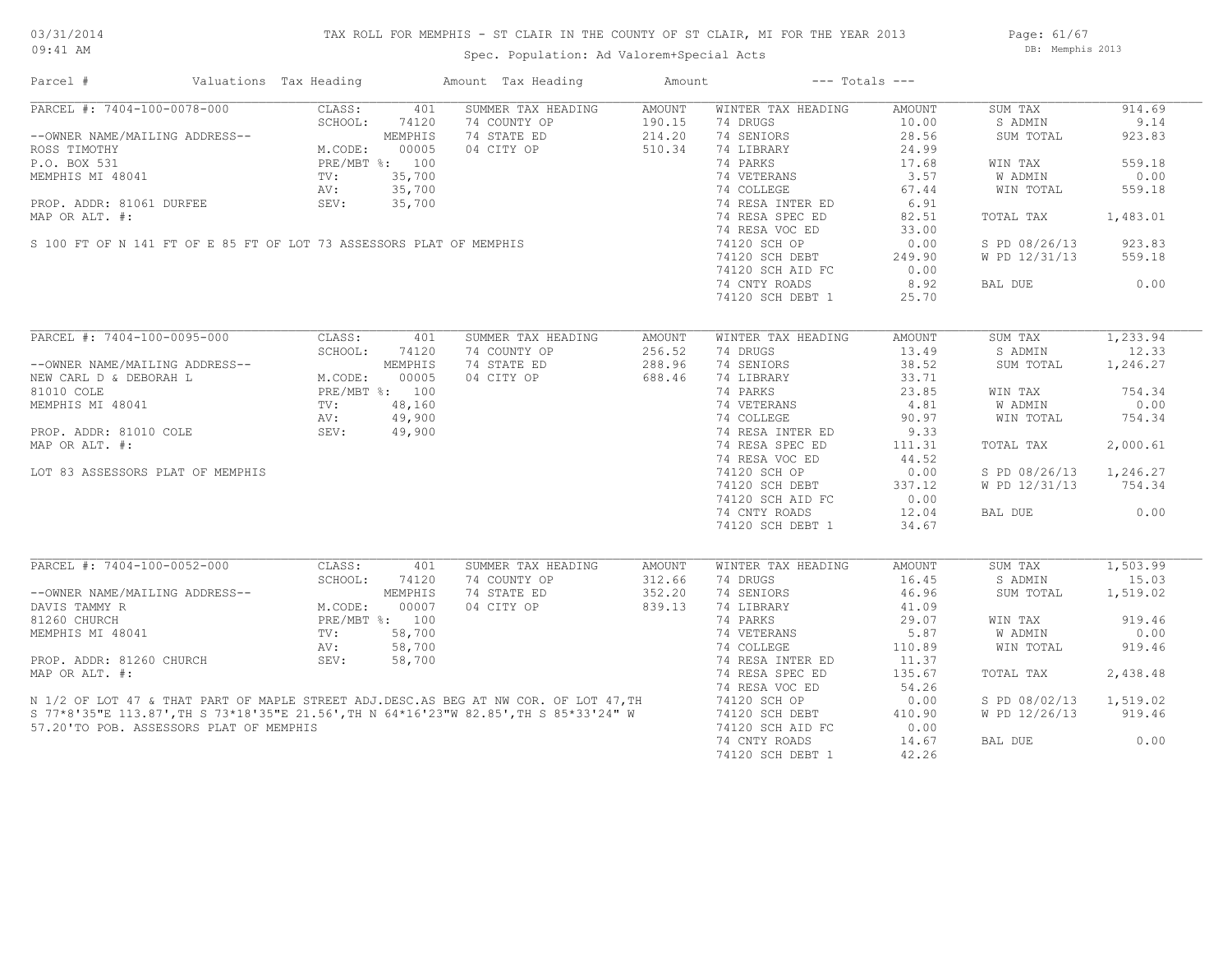# TAX ROLL FOR MEMPHIS - ST CLAIR IN THE COUNTY OF ST CLAIR, MI FOR THE YEAR 2013

Spec. Population: Ad Valorem+Special Acts

03/31/2014
09:41 AM

DB: Memphis 2013

| Parcel # | Valuations | Tax Heading | Amount | Tax Heading | Amount | --- Totals --- | | | |
|---|---|---|---|---|---|---|---|---|---|
| PARCEL #: 7404-100-0078-000 | CLASS: | 401 | SUMMER TAX HEADING | AMOUNT | WINTER TAX HEADING | AMOUNT | SUM TAX | 914.69 |
| | SCHOOL: | 74120 | 74 COUNTY OP | 190.15 | 74 DRUGS | 10.00 | S ADMIN | 9.14 |
| --OWNER NAME/MAILING ADDRESS-- | | MEMPHIS | 74 STATE ED | 214.20 | 74 SENIORS | 28.56 | SUM TOTAL | 923.83 |
| ROSS TIMOTHY | M.CODE: | 00005 | 04 CITY OP | 510.34 | 74 LIBRARY | 24.99 | | |
| P.O. BOX 531 | PRE/MBT %: | 100 | | | 74 PARKS | 17.68 | WIN TAX | 559.18 |
| MEMPHIS MI 48041 | TV: | 35,700 | | | 74 VETERANS | 3.57 | W ADMIN | 0.00 |
| | AV: | 35,700 | | | 74 COLLEGE | 67.44 | WIN TOTAL | 559.18 |
| PROP. ADDR: 81061 DURFEE | SEV: | 35,700 | | | 74 RESA INTER ED | 6.91 | | |
| MAP OR ALT. #: | | | | | 74 RESA SPEC ED | 82.51 | TOTAL TAX | 1,483.01 |
| | | | | | 74 RESA VOC ED | 33.00 | | |
| S 100 FT OF N 141 FT OF E 85 FT OF LOT 73 ASSESSORS PLAT OF MEMPHIS | | | | | 74120 SCH OP | 0.00 | S PD 08/26/13 | 923.83 |
| | | | | | 74120 SCH DEBT | 249.90 | W PD 12/31/13 | 559.18 |
| | | | | | 74120 SCH AID FC | 0.00 | | |
| | | | | | 74 CNTY ROADS | 8.92 | BAL DUE | 0.00 |
| | | | | | 74120 SCH DEBT 1 | 25.70 | | |

| Parcel # | Valuations | Tax Heading | Amount | Tax Heading | Amount | --- Totals --- | | | |
|---|---|---|---|---|---|---|---|---|---|
| PARCEL #: 7404-100-0095-000 | CLASS: | 401 | SUMMER TAX HEADING | AMOUNT | WINTER TAX HEADING | AMOUNT | SUM TAX | 1,233.94 |
| | SCHOOL: | 74120 | 74 COUNTY OP | 256.52 | 74 DRUGS | 13.49 | S ADMIN | 12.33 |
| --OWNER NAME/MAILING ADDRESS-- | | MEMPHIS | 74 STATE ED | 288.96 | 74 SENIORS | 38.52 | SUM TOTAL | 1,246.27 |
| NEW CARL D & DEBORAH L | M.CODE: | 00005 | 04 CITY OP | 688.46 | 74 LIBRARY | 33.71 | | |
| 81010 COLE | PRE/MBT %: | 100 | | | 74 PARKS | 23.85 | WIN TAX | 754.34 |
| MEMPHIS MI 48041 | TV: | 48,160 | | | 74 VETERANS | 4.81 | W ADMIN | 0.00 |
| | AV: | 49,900 | | | 74 COLLEGE | 90.97 | WIN TOTAL | 754.34 |
| PROP. ADDR: 81010 COLE | SEV: | 49,900 | | | 74 RESA INTER ED | 9.33 | | |
| MAP OR ALT. #: | | | | | 74 RESA SPEC ED | 111.31 | TOTAL TAX | 2,000.61 |
| | | | | | 74 RESA VOC ED | 44.52 | | |
| LOT 83 ASSESSORS PLAT OF MEMPHIS | | | | | 74120 SCH OP | 0.00 | S PD 08/26/13 | 1,246.27 |
| | | | | | 74120 SCH DEBT | 337.12 | W PD 12/31/13 | 754.34 |
| | | | | | 74120 SCH AID FC | 0.00 | | |
| | | | | | 74 CNTY ROADS | 12.04 | BAL DUE | 0.00 |
| | | | | | 74120 SCH DEBT 1 | 34.67 | | |

| Parcel # | Valuations | Tax Heading | Amount | Tax Heading | Amount | --- Totals --- | | | |
|---|---|---|---|---|---|---|---|---|---|
| PARCEL #: 7404-100-0052-000 | CLASS: | 401 | SUMMER TAX HEADING | AMOUNT | WINTER TAX HEADING | AMOUNT | SUM TAX | 1,503.99 |
| | SCHOOL: | 74120 | 74 COUNTY OP | 312.66 | 74 DRUGS | 16.45 | S ADMIN | 15.03 |
| --OWNER NAME/MAILING ADDRESS-- | | MEMPHIS | 74 STATE ED | 352.20 | 74 SENIORS | 46.96 | SUM TOTAL | 1,519.02 |
| DAVIS TAMMY R | M.CODE: | 00007 | 04 CITY OP | 839.13 | 74 LIBRARY | 41.09 | | |
| 81260 CHURCH | PRE/MBT %: | 100 | | | 74 PARKS | 29.07 | WIN TAX | 919.46 |
| MEMPHIS MI 48041 | TV: | 58,700 | | | 74 VETERANS | 5.87 | W ADMIN | 0.00 |
| | AV: | 58,700 | | | 74 COLLEGE | 110.89 | WIN TOTAL | 919.46 |
| PROP. ADDR: 81260 CHURCH | SEV: | 58,700 | | | 74 RESA INTER ED | 11.37 | | |
| MAP OR ALT. #: | | | | | 74 RESA SPEC ED | 135.67 | TOTAL TAX | 2,438.48 |
| | | | | | 74 RESA VOC ED | 54.26 | | |
| N 1/2 OF LOT 47 & THAT PART OF MAPLE STREET ADJ.DESC.AS BEG AT NW COR. OF LOT 47,TH | | | | | 74120 SCH OP | 0.00 | S PD 08/02/13 | 1,519.02 |
| S 77*8'35"E 113.87',TH S 73*18'35"E 21.56',TH N 64*16'23"W 82.85',TH S 85*33'24" W | | | | | 74120 SCH DEBT | 410.90 | W PD 12/26/13 | 919.46 |
| 57.20'TO POB. ASSESSORS PLAT OF MEMPHIS | | | | | 74120 SCH AID FC | 0.00 | | |
| | | | | | 74 CNTY ROADS | 14.67 | BAL DUE | 0.00 |
| | | | | | 74120 SCH DEBT 1 | 42.26 | | |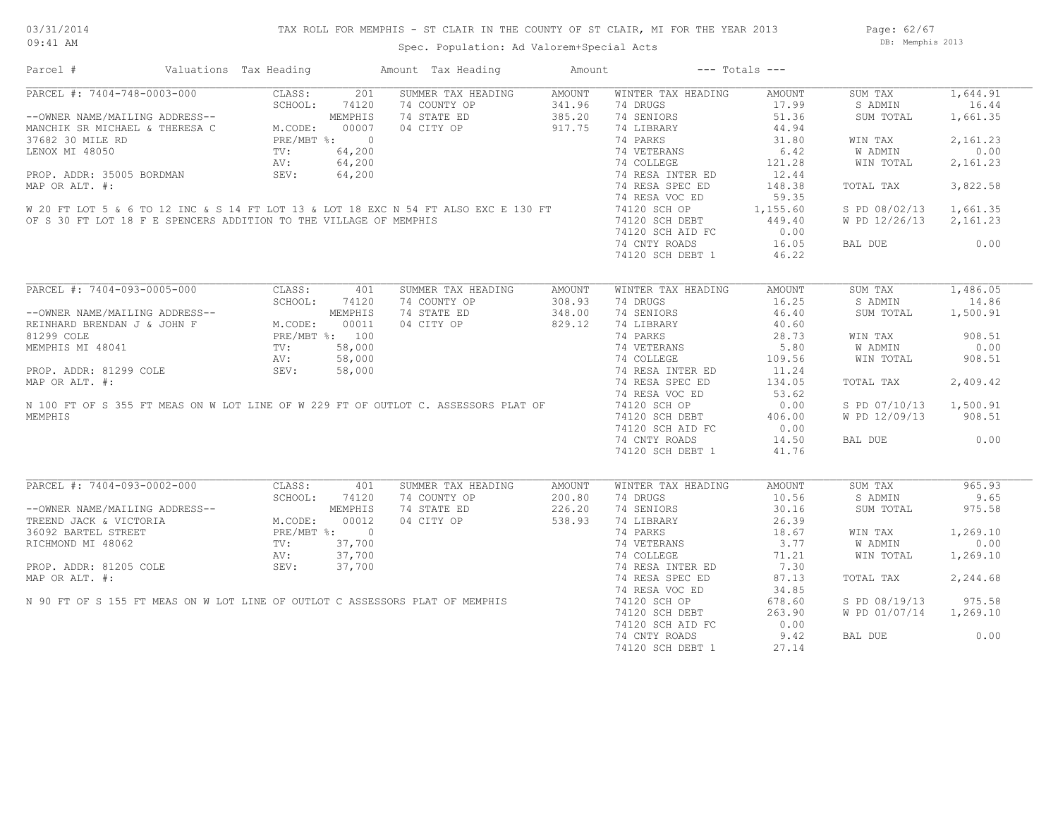# TAX ROLL FOR MEMPHIS - ST CLAIR IN THE COUNTY OF ST CLAIR, MI FOR THE YEAR 2013

03/31/2014
09:41 AM

Spec. Population: Ad Valorem+Special Acts

DB: Memphis 2013

| Parcel # | Valuations | Tax Heading | Amount | Tax Heading | Amount | --- Totals --- | |
|---|---|---|---|---|---|---|---|

## PARCEL #: 7404-748-0003-000

| | | | | | | | |
|---|---|---|---|---|---|---|---|
| CLASS: | 201 | SUMMER TAX HEADING | AMOUNT | WINTER TAX HEADING | AMOUNT | SUM TAX | 1,644.91 |
| SCHOOL: | 74120 | 74 COUNTY OP | 341.96 | 74 DRUGS | 17.99 | S ADMIN | 16.44 |
| | MEMPHIS | 74 STATE ED | 385.20 | 74 SENIORS | 51.36 | SUM TOTAL | 1,661.35 |
| M.CODE: | 00007 | 04 CITY OP | 917.75 | 74 LIBRARY | 44.94 | | |
| PRE/MBT %: | 0 | | | 74 PARKS | 31.80 | WIN TAX | 2,161.23 |
| TV: | 64,200 | | | 74 VETERANS | 6.42 | W ADMIN | 0.00 |
| AV: | 64,200 | | | 74 COLLEGE | 121.28 | WIN TOTAL | 2,161.23 |
| SEV: | 64,200 | | | 74 RESA INTER ED | 12.44 | | |
| | | | | 74 RESA SPEC ED | 148.38 | TOTAL TAX | 3,822.58 |
| | | | | 74 RESA VOC ED | 59.35 | | |
| | | | | 74120 SCH OP | 1,155.60 | S PD 08/02/13 | 1,661.35 |
| | | | | 74120 SCH DEBT | 449.40 | W PD 12/26/13 | 2,161.23 |
| | | | | 74120 SCH AID FC | 0.00 | | |
| | | | | 74 CNTY ROADS | 16.05 | BAL DUE | 0.00 |
| | | | | 74120 SCH DEBT 1 | 46.22 | | |

--OWNER NAME/MAILING ADDRESS--
MANCHIK SR MICHAEL & THERESA C
37682 30 MILE RD
LENOX MI 48050

PROP. ADDR: 35005 BORDMAN
MAP OR ALT. #:

W 20 FT LOT 5 & 6 TO 12 INC & S 14 FT LOT 13 & LOT 18 EXC N 54 FT ALSO EXC E 130 FT OF S 30 FT LOT 18 F E SPENCERS ADDITION TO THE VILLAGE OF MEMPHIS

## PARCEL #: 7404-093-0005-000

| | | | | | | | |
|---|---|---|---|---|---|---|---|
| CLASS: | 401 | SUMMER TAX HEADING | AMOUNT | WINTER TAX HEADING | AMOUNT | SUM TAX | 1,486.05 |
| SCHOOL: | 74120 | 74 COUNTY OP | 308.93 | 74 DRUGS | 16.25 | S ADMIN | 14.86 |
| | MEMPHIS | 74 STATE ED | 348.00 | 74 SENIORS | 46.40 | SUM TOTAL | 1,500.91 |
| M.CODE: | 00011 | 04 CITY OP | 829.12 | 74 LIBRARY | 40.60 | | |
| PRE/MBT %: | 100 | | | 74 PARKS | 28.73 | WIN TAX | 908.51 |
| TV: | 58,000 | | | 74 VETERANS | 5.80 | W ADMIN | 0.00 |
| AV: | 58,000 | | | 74 COLLEGE | 109.56 | WIN TOTAL | 908.51 |
| SEV: | 58,000 | | | 74 RESA INTER ED | 11.24 | | |
| | | | | 74 RESA SPEC ED | 134.05 | TOTAL TAX | 2,409.42 |
| | | | | 74 RESA VOC ED | 53.62 | | |
| | | | | 74120 SCH OP | 0.00 | S PD 07/10/13 | 1,500.91 |
| | | | | 74120 SCH DEBT | 406.00 | W PD 12/09/13 | 908.51 |
| | | | | 74120 SCH AID FC | 0.00 | | |
| | | | | 74 CNTY ROADS | 14.50 | BAL DUE | 0.00 |
| | | | | 74120 SCH DEBT 1 | 41.76 | | |

--OWNER NAME/MAILING ADDRESS--
REINHARD BRENDAN J & JOHN F
81299 COLE
MEMPHIS MI 48041

PROP. ADDR: 81299 COLE
MAP OR ALT. #:

N 100 FT OF S 355 FT MEAS ON W LOT LINE OF W 229 FT OF OUTLOT C. ASSESSORS PLAT OF MEMPHIS

## PARCEL #: 7404-093-0002-000

| | | | | | | | |
|---|---|---|---|---|---|---|---|
| CLASS: | 401 | SUMMER TAX HEADING | AMOUNT | WINTER TAX HEADING | AMOUNT | SUM TAX | 965.93 |
| SCHOOL: | 74120 | 74 COUNTY OP | 200.80 | 74 DRUGS | 10.56 | S ADMIN | 9.65 |
| | MEMPHIS | 74 STATE ED | 226.20 | 74 SENIORS | 30.16 | SUM TOTAL | 975.58 |
| M.CODE: | 00012 | 04 CITY OP | 538.93 | 74 LIBRARY | 26.39 | | |
| PRE/MBT %: | 0 | | | 74 PARKS | 18.67 | WIN TAX | 1,269.10 |
| TV: | 37,700 | | | 74 VETERANS | 3.77 | W ADMIN | 0.00 |
| AV: | 37,700 | | | 74 COLLEGE | 71.21 | WIN TOTAL | 1,269.10 |
| SEV: | 37,700 | | | 74 RESA INTER ED | 7.30 | | |
| | | | | 74 RESA SPEC ED | 87.13 | TOTAL TAX | 2,244.68 |
| | | | | 74 RESA VOC ED | 34.85 | | |
| | | | | 74120 SCH OP | 678.60 | S PD 08/19/13 | 975.58 |
| | | | | 74120 SCH DEBT | 263.90 | W PD 01/07/14 | 1,269.10 |
| | | | | 74120 SCH AID FC | 0.00 | | |
| | | | | 74 CNTY ROADS | 9.42 | BAL DUE | 0.00 |
| | | | | 74120 SCH DEBT 1 | 27.14 | | |

--OWNER NAME/MAILING ADDRESS--
TREEND JACK & VICTORIA
36092 BARTEL STREET
RICHMOND MI 48062

PROP. ADDR: 81205 COLE
MAP OR ALT. #:

N 90 FT OF S 155 FT MEAS ON W LOT LINE OF OUTLOT C ASSESSORS PLAT OF MEMPHIS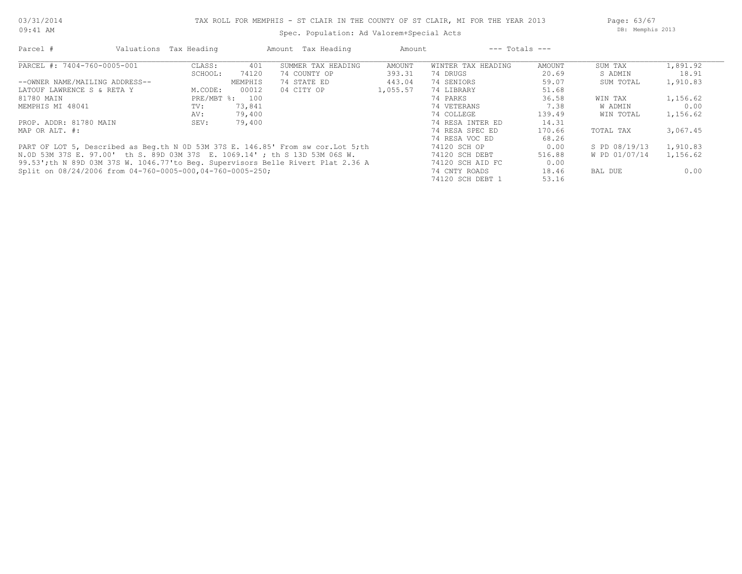TAX ROLL FOR MEMPHIS - ST CLAIR IN THE COUNTY OF ST CLAIR, MI FOR THE YEAR 2013

Spec. Population: Ad Valorem+Special Acts

| Parcel # | Valuations | Tax Heading | Amount | Tax Heading | Amount | --- Totals --- | |
|---|---|---|---|---|---|---|---|
| PARCEL #: 7404-760-0005-001 | CLASS: | 401 | SUMMER TAX HEADING | AMOUNT | WINTER TAX HEADING | AMOUNT | SUM TAX | 1,891.92 |
| | SCHOOL: | 74120 | 74 COUNTY OP | 393.31 | 74 DRUGS | 20.69 | S ADMIN | 18.91 |
| --OWNER NAME/MAILING ADDRESS-- | | MEMPHIS | 74 STATE ED | 443.04 | 74 SENIORS | 59.07 | SUM TOTAL | 1,910.83 |
| LATOUF LAWRENCE S & RETA Y | M.CODE: | 00012 | 04 CITY OP | 1,055.57 | 74 LIBRARY | 51.68 | | |
| 81780 MAIN | PRE/MBT %: | 100 | | | 74 PARKS | 36.58 | WIN TAX | 1,156.62 |
| MEMPHIS MI 48041 | TV: | 73,841 | | | 74 VETERANS | 7.38 | W ADMIN | 0.00 |
| | AV: | 79,400 | | | 74 COLLEGE | 139.49 | WIN TOTAL | 1,156.62 |
| PROP. ADDR: 81780 MAIN | SEV: | 79,400 | | | 74 RESA INTER ED | 14.31 | | |
| MAP OR ALT. #: | | | | | 74 RESA SPEC ED | 170.66 | TOTAL TAX | 3,067.45 |
| | | | | | 74 RESA VOC ED | 68.26 | | |
| | | | | | 74120 SCH OP | 0.00 | S PD 08/19/13 | 1,910.83 |
| | | | | | 74120 SCH DEBT | 516.88 | W PD 01/07/14 | 1,156.62 |
| | | | | | 74120 SCH AID FC | 0.00 | | |
| | | | | | 74 CNTY ROADS | 18.46 | BAL DUE | 0.00 |
| | | | | | 74120 SCH DEBT 1 | 53.16 | | |

PART OF LOT 5, Described as Beg.th N 0D 53M 37S E. 146.85' From sw cor.Lot 5;th N.0D 53M 37S E. 97.00' th S. 89D 03M 37S E. 1069.14' ; th S 13D 53M 06S W. 99.53';th N 89D 03M 37S W. 1046.77'to Beg. Supervisors Belle Rivert Plat 2.36 A Split on 08/24/2006 from 04-760-0005-000,04-760-0005-250;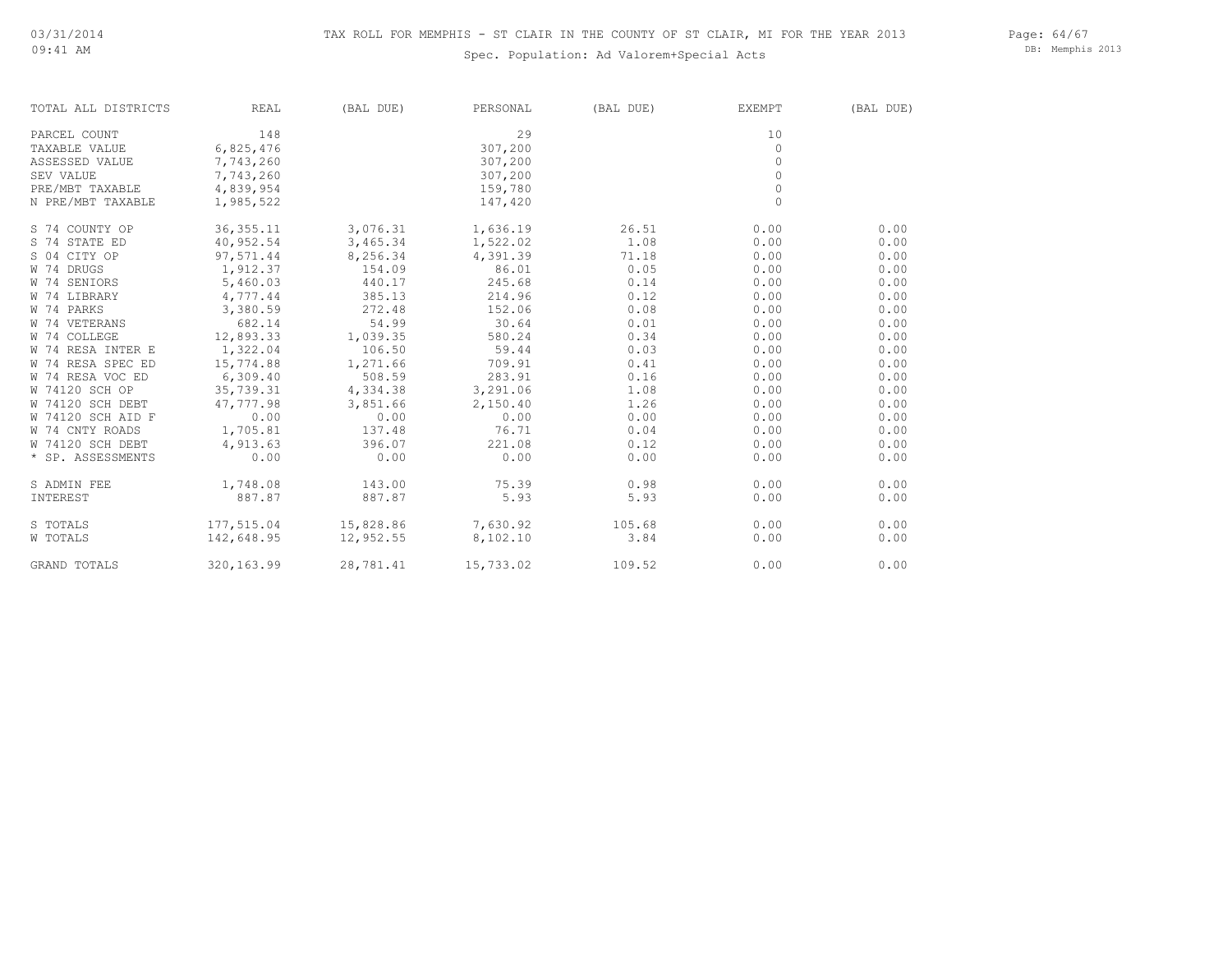# TAX ROLL FOR MEMPHIS - ST CLAIR IN THE COUNTY OF ST CLAIR, MI FOR THE YEAR 2013

Spec. Population: Ad Valorem+Special Acts

| TOTAL ALL DISTRICTS | REAL | (BAL DUE) | PERSONAL | (BAL DUE) | EXEMPT | (BAL DUE) |
|---|---|---|---|---|---|---|
| PARCEL COUNT | 148 | | 29 | | 10 | |
| TAXABLE VALUE | 6,825,476 | | 307,200 | | 0 | |
| ASSESSED VALUE | 7,743,260 | | 307,200 | | 0 | |
| SEV VALUE | 7,743,260 | | 307,200 | | 0 | |
| PRE/MBT TAXABLE | 4,839,954 | | 159,780 | | 0 | |
| N PRE/MBT TAXABLE | 1,985,522 | | 147,420 | | 0 | |
| S 74 COUNTY OP | 36,355.11 | 3,076.31 | 1,636.19 | 26.51 | 0.00 | 0.00 |
| S 74 STATE ED | 40,952.54 | 3,465.34 | 1,522.02 | 1.08 | 0.00 | 0.00 |
| S 04 CITY OP | 97,571.44 | 8,256.34 | 4,391.39 | 71.18 | 0.00 | 0.00 |
| W 74 DRUGS | 1,912.37 | 154.09 | 86.01 | 0.05 | 0.00 | 0.00 |
| W 74 SENIORS | 5,460.03 | 440.17 | 245.68 | 0.14 | 0.00 | 0.00 |
| W 74 LIBRARY | 4,777.44 | 385.13 | 214.96 | 0.12 | 0.00 | 0.00 |
| W 74 PARKS | 3,380.59 | 272.48 | 152.06 | 0.08 | 0.00 | 0.00 |
| W 74 VETERANS | 682.14 | 54.99 | 30.64 | 0.01 | 0.00 | 0.00 |
| W 74 COLLEGE | 12,893.33 | 1,039.35 | 580.24 | 0.34 | 0.00 | 0.00 |
| W 74 RESA INTER E | 1,322.04 | 106.50 | 59.44 | 0.03 | 0.00 | 0.00 |
| W 74 RESA SPEC ED | 15,774.88 | 1,271.66 | 709.91 | 0.41 | 0.00 | 0.00 |
| W 74 RESA VOC ED | 6,309.40 | 508.59 | 283.91 | 0.16 | 0.00 | 0.00 |
| W 74120 SCH OP | 35,739.31 | 4,334.38 | 3,291.06 | 1.08 | 0.00 | 0.00 |
| W 74120 SCH DEBT | 47,777.98 | 3,851.66 | 2,150.40 | 1.26 | 0.00 | 0.00 |
| W 74120 SCH AID F | 0.00 | 0.00 | 0.00 | 0.00 | 0.00 | 0.00 |
| W 74 CNTY ROADS | 1,705.81 | 137.48 | 76.71 | 0.04 | 0.00 | 0.00 |
| W 74120 SCH DEBT | 4,913.63 | 396.07 | 221.08 | 0.12 | 0.00 | 0.00 |
| * SP. ASSESSMENTS | 0.00 | 0.00 | 0.00 | 0.00 | 0.00 | 0.00 |
| S ADMIN FEE | 1,748.08 | 143.00 | 75.39 | 0.98 | 0.00 | 0.00 |
| INTEREST | 887.87 | 887.87 | 5.93 | 5.93 | 0.00 | 0.00 |
| S TOTALS | 177,515.04 | 15,828.86 | 7,630.92 | 105.68 | 0.00 | 0.00 |
| W TOTALS | 142,648.95 | 12,952.55 | 8,102.10 | 3.84 | 0.00 | 0.00 |
| GRAND TOTALS | 320,163.99 | 28,781.41 | 15,733.02 | 109.52 | 0.00 | 0.00 |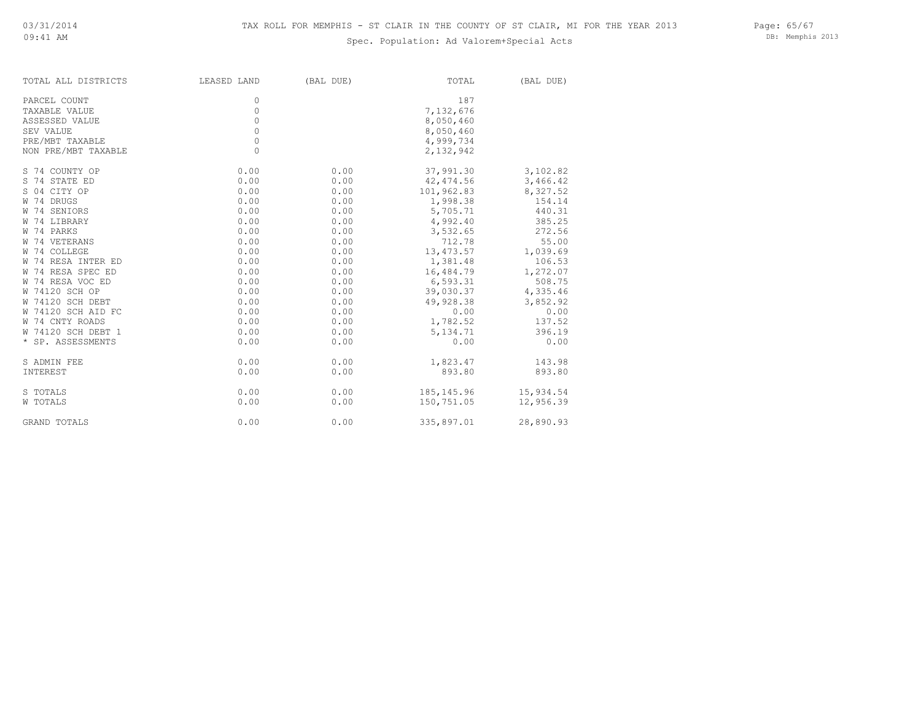# TAX ROLL FOR MEMPHIS - ST CLAIR IN THE COUNTY OF ST CLAIR, MI FOR THE YEAR 2013

Spec. Population: Ad Valorem+Special Acts

| TOTAL ALL DISTRICTS | LEASED LAND | (BAL DUE) | TOTAL | (BAL DUE) |
|---|---|---|---|---|
| PARCEL COUNT | 0 | | 187 | |
| TAXABLE VALUE | 0 | | 7,132,676 | |
| ASSESSED VALUE | 0 | | 8,050,460 | |
| SEV VALUE | 0 | | 8,050,460 | |
| PRE/MBT TAXABLE | 0 | | 4,999,734 | |
| NON PRE/MBT TAXABLE | 0 | | 2,132,942 | |
| S 74 COUNTY OP | 0.00 | 0.00 | 37,991.30 | 3,102.82 |
| S 74 STATE ED | 0.00 | 0.00 | 42,474.56 | 3,466.42 |
| S 04 CITY OP | 0.00 | 0.00 | 101,962.83 | 8,327.52 |
| W 74 DRUGS | 0.00 | 0.00 | 1,998.38 | 154.14 |
| W 74 SENIORS | 0.00 | 0.00 | 5,705.71 | 440.31 |
| W 74 LIBRARY | 0.00 | 0.00 | 4,992.40 | 385.25 |
| W 74 PARKS | 0.00 | 0.00 | 3,532.65 | 272.56 |
| W 74 VETERANS | 0.00 | 0.00 | 712.78 | 55.00 |
| W 74 COLLEGE | 0.00 | 0.00 | 13,473.57 | 1,039.69 |
| W 74 RESA INTER ED | 0.00 | 0.00 | 1,381.48 | 106.53 |
| W 74 RESA SPEC ED | 0.00 | 0.00 | 16,484.79 | 1,272.07 |
| W 74 RESA VOC ED | 0.00 | 0.00 | 6,593.31 | 508.75 |
| W 74120 SCH OP | 0.00 | 0.00 | 39,030.37 | 4,335.46 |
| W 74120 SCH DEBT | 0.00 | 0.00 | 49,928.38 | 3,852.92 |
| W 74120 SCH AID FC | 0.00 | 0.00 | 0.00 | 0.00 |
| W 74 CNTY ROADS | 0.00 | 0.00 | 1,782.52 | 137.52 |
| W 74120 SCH DEBT 1 | 0.00 | 0.00 | 5,134.71 | 396.19 |
| * SP. ASSESSMENTS | 0.00 | 0.00 | 0.00 | 0.00 |
| S ADMIN FEE | 0.00 | 0.00 | 1,823.47 | 143.98 |
| INTEREST | 0.00 | 0.00 | 893.80 | 893.80 |
| S TOTALS | 0.00 | 0.00 | 185,145.96 | 15,934.54 |
| W TOTALS | 0.00 | 0.00 | 150,751.05 | 12,956.39 |
| GRAND TOTALS | 0.00 | 0.00 | 335,897.01 | 28,890.93 |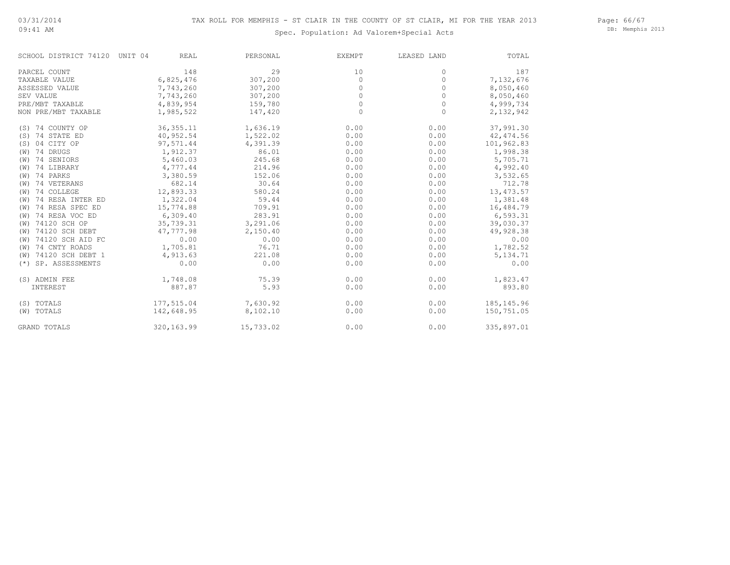TAX ROLL FOR MEMPHIS - ST CLAIR IN THE COUNTY OF ST CLAIR, MI FOR THE YEAR 2013

Spec. Population: Ad Valorem+Special Acts

03/31/2014
09:41 AM

DB: Memphis 2013

| SCHOOL DISTRICT 74120 UNIT 04 | REAL | PERSONAL | EXEMPT | LEASED LAND | TOTAL |
|---|---|---|---|---|---|
| PARCEL COUNT | 148 | 29 | 10 | 0 | 187 |
| TAXABLE VALUE | 6,825,476 | 307,200 | 0 | 0 | 7,132,676 |
| ASSESSED VALUE | 7,743,260 | 307,200 | 0 | 0 | 8,050,460 |
| SEV VALUE | 7,743,260 | 307,200 | 0 | 0 | 8,050,460 |
| PRE/MBT TAXABLE | 4,839,954 | 159,780 | 0 | 0 | 4,999,734 |
| NON PRE/MBT TAXABLE | 1,985,522 | 147,420 | 0 | 0 | 2,132,942 |
| (S) 74 COUNTY OP | 36,355.11 | 1,636.19 | 0.00 | 0.00 | 37,991.30 |
| (S) 74 STATE ED | 40,952.54 | 1,522.02 | 0.00 | 0.00 | 42,474.56 |
| (S) 04 CITY OP | 97,571.44 | 4,391.39 | 0.00 | 0.00 | 101,962.83 |
| (W) 74 DRUGS | 1,912.37 | 86.01 | 0.00 | 0.00 | 1,998.38 |
| (W) 74 SENIORS | 5,460.03 | 245.68 | 0.00 | 0.00 | 5,705.71 |
| (W) 74 LIBRARY | 4,777.44 | 214.96 | 0.00 | 0.00 | 4,992.40 |
| (W) 74 PARKS | 3,380.59 | 152.06 | 0.00 | 0.00 | 3,532.65 |
| (W) 74 VETERANS | 682.14 | 30.64 | 0.00 | 0.00 | 712.78 |
| (W) 74 COLLEGE | 12,893.33 | 580.24 | 0.00 | 0.00 | 13,473.57 |
| (W) 74 RESA INTER ED | 1,322.04 | 59.44 | 0.00 | 0.00 | 1,381.48 |
| (W) 74 RESA SPEC ED | 15,774.88 | 709.91 | 0.00 | 0.00 | 16,484.79 |
| (W) 74 RESA VOC ED | 6,309.40 | 283.91 | 0.00 | 0.00 | 6,593.31 |
| (W) 74120 SCH OP | 35,739.31 | 3,291.06 | 0.00 | 0.00 | 39,030.37 |
| (W) 74120 SCH DEBT | 47,777.98 | 2,150.40 | 0.00 | 0.00 | 49,928.38 |
| (W) 74120 SCH AID FC | 0.00 | 0.00 | 0.00 | 0.00 | 0.00 |
| (W) 74 CNTY ROADS | 1,705.81 | 76.71 | 0.00 | 0.00 | 1,782.52 |
| (W) 74120 SCH DEBT 1 | 4,913.63 | 221.08 | 0.00 | 0.00 | 5,134.71 |
| (*) SP. ASSESSMENTS | 0.00 | 0.00 | 0.00 | 0.00 | 0.00 |
| (S) ADMIN FEE | 1,748.08 | 75.39 | 0.00 | 0.00 | 1,823.47 |
| INTEREST | 887.87 | 5.93 | 0.00 | 0.00 | 893.80 |
| (S) TOTALS | 177,515.04 | 7,630.92 | 0.00 | 0.00 | 185,145.96 |
| (W) TOTALS | 142,648.95 | 8,102.10 | 0.00 | 0.00 | 150,751.05 |
| GRAND TOTALS | 320,163.99 | 15,733.02 | 0.00 | 0.00 | 335,897.01 |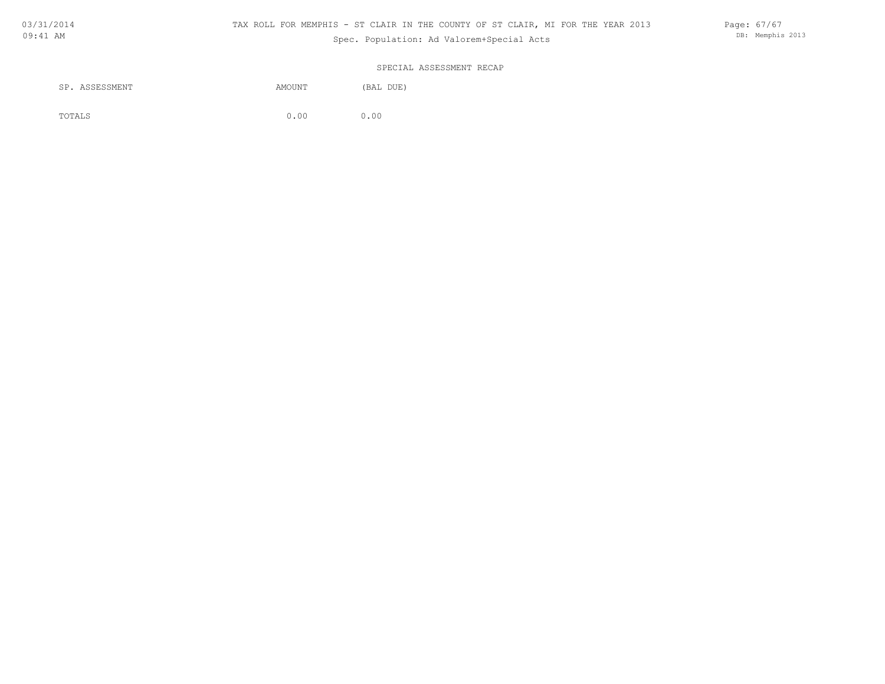## SPECIAL ASSESSMENT RECAP

| SP. ASSESSMENT | AMOUNT | (BAL DUE) |
| --- | --- | --- |
| TOTALS | 0.00 | 0.00 |